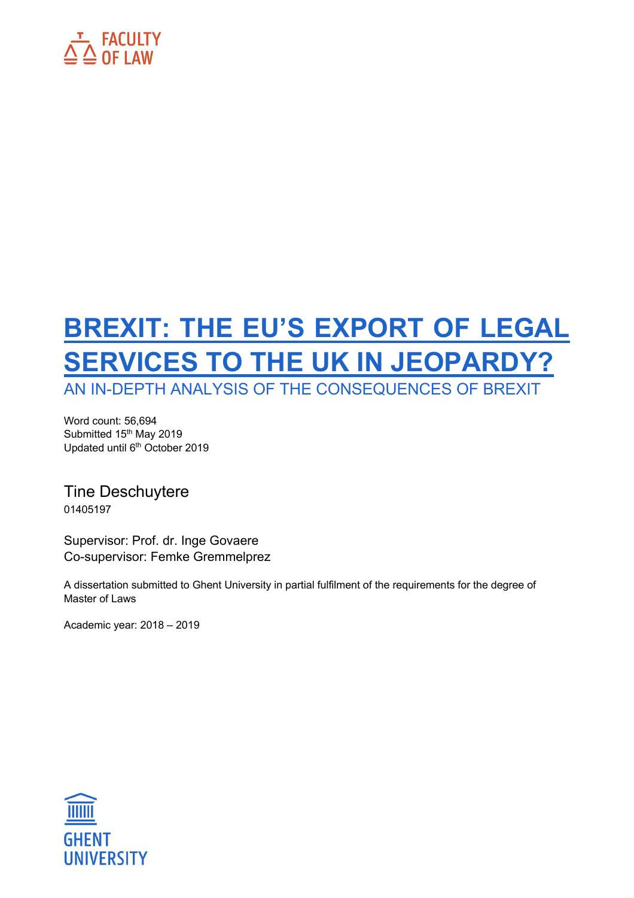FACULTY OF LAW

# BREXIT: THE EU'S EXPORT OF LEGAL SERVICES TO THE UK IN JEOPARDY?

## AN IN-DEPTH ANALYSIS OF THE CONSEQUENCES OF BREXIT

Word count: 56,694
Submitted 15th May 2019
Updated until 6th October 2019

Tine Deschuytere
01405197

Supervisor: Prof. dr. Inge Govaere
Co-supervisor: Femke Gremmelprez

A dissertation submitted to Ghent University in partial fulfilment of the requirements for the degree of Master of Laws

Academic year: 2018 – 2019

GHENT UNIVERSITY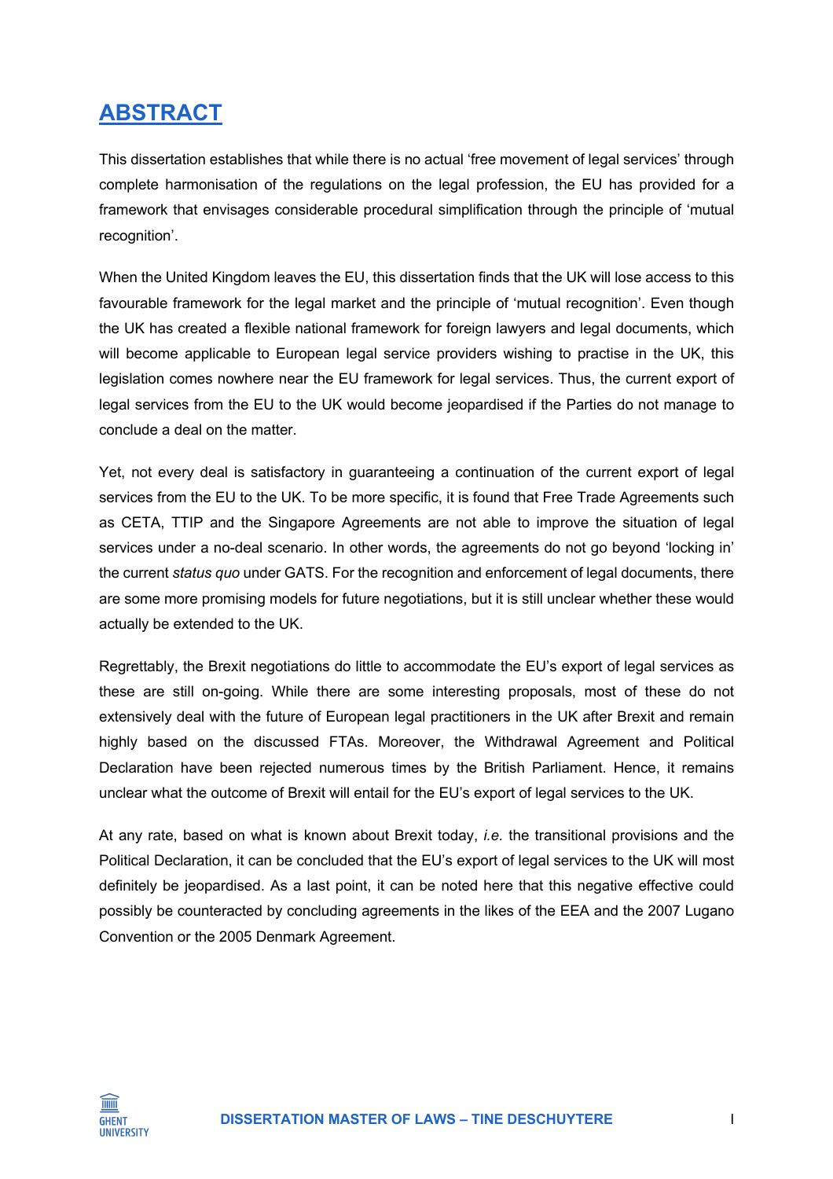# ABSTRACT

This dissertation establishes that while there is no actual 'free movement of legal services' through complete harmonisation of the regulations on the legal profession, the EU has provided for a framework that envisages considerable procedural simplification through the principle of 'mutual recognition'.

When the United Kingdom leaves the EU, this dissertation finds that the UK will lose access to this favourable framework for the legal market and the principle of 'mutual recognition'. Even though the UK has created a flexible national framework for foreign lawyers and legal documents, which will become applicable to European legal service providers wishing to practise in the UK, this legislation comes nowhere near the EU framework for legal services. Thus, the current export of legal services from the EU to the UK would become jeopardised if the Parties do not manage to conclude a deal on the matter.

Yet, not every deal is satisfactory in guaranteeing a continuation of the current export of legal services from the EU to the UK. To be more specific, it is found that Free Trade Agreements such as CETA, TTIP and the Singapore Agreements are not able to improve the situation of legal services under a no-deal scenario. In other words, the agreements do not go beyond 'locking in' the current *status quo* under GATS. For the recognition and enforcement of legal documents, there are some more promising models for future negotiations, but it is still unclear whether these would actually be extended to the UK.

Regrettably, the Brexit negotiations do little to accommodate the EU's export of legal services as these are still on-going. While there are some interesting proposals, most of these do not extensively deal with the future of European legal practitioners in the UK after Brexit and remain highly based on the discussed FTAs. Moreover, the Withdrawal Agreement and Political Declaration have been rejected numerous times by the British Parliament. Hence, it remains unclear what the outcome of Brexit will entail for the EU's export of legal services to the UK.

At any rate, based on what is known about Brexit today, *i.e.* the transitional provisions and the Political Declaration, it can be concluded that the EU's export of legal services to the UK will most definitely be jeopardised. As a last point, it can be noted here that this negative effective could possibly be counteracted by concluding agreements in the likes of the EEA and the 2007 Lugano Convention or the 2005 Denmark Agreement.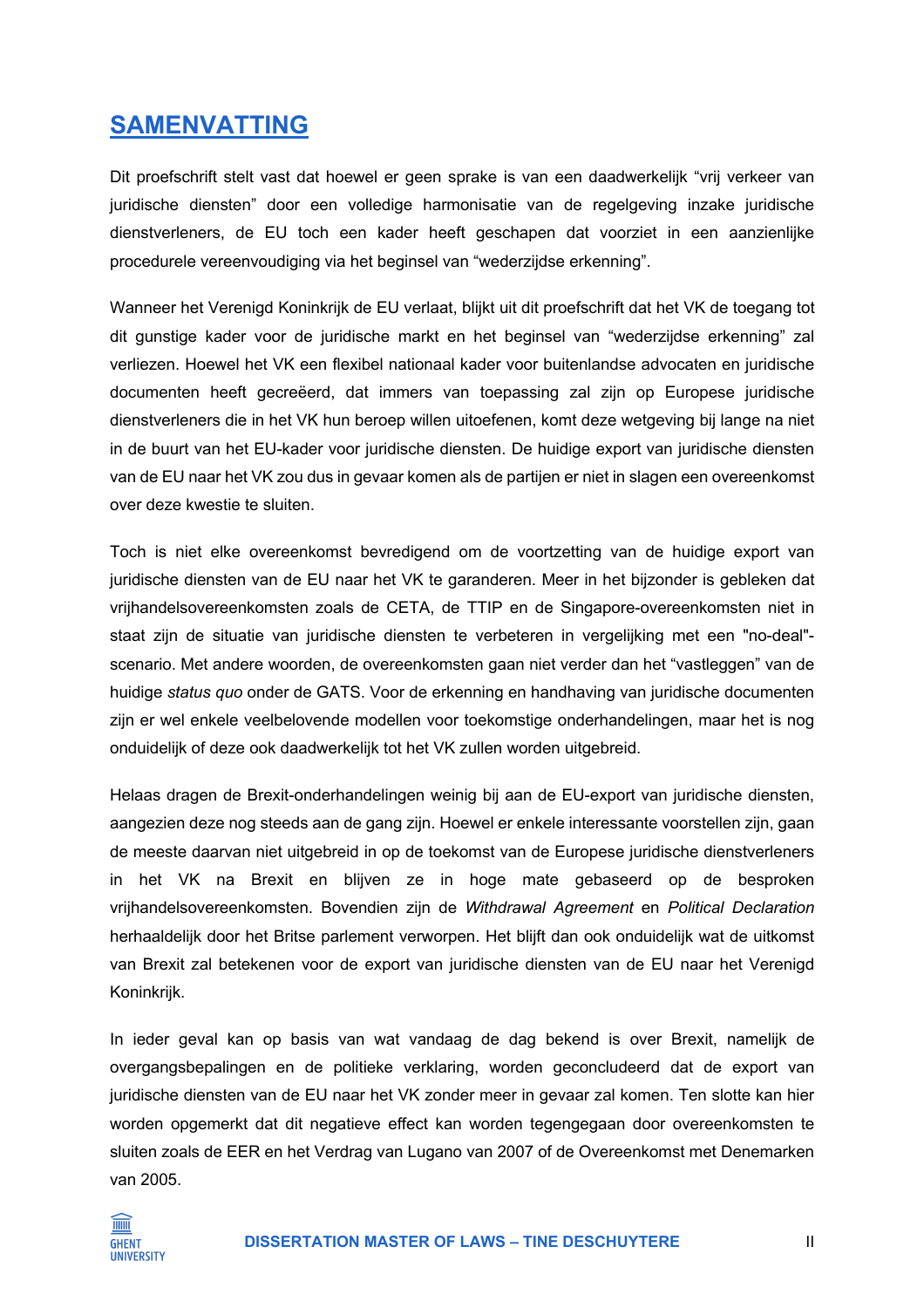# SAMENVATTING

Dit proefschrift stelt vast dat hoewel er geen sprake is van een daadwerkelijk "vrij verkeer van juridische diensten" door een volledige harmonisatie van de regelgeving inzake juridische dienstverleners, de EU toch een kader heeft geschapen dat voorziet in een aanzienlijke procedurele vereenvoudiging via het beginsel van "wederzijdse erkenning".

Wanneer het Verenigd Koninkrijk de EU verlaat, blijkt uit dit proefschrift dat het VK de toegang tot dit gunstige kader voor de juridische markt en het beginsel van "wederzijdse erkenning" zal verliezen. Hoewel het VK een flexibel nationaal kader voor buitenlandse advocaten en juridische documenten heeft gecreëerd, dat immers van toepassing zal zijn op Europese juridische dienstverleners die in het VK hun beroep willen uitoefenen, komt deze wetgeving bij lange na niet in de buurt van het EU-kader voor juridische diensten. De huidige export van juridische diensten van de EU naar het VK zou dus in gevaar komen als de partijen er niet in slagen een overeenkomst over deze kwestie te sluiten.

Toch is niet elke overeenkomst bevredigend om de voortzetting van de huidige export van juridische diensten van de EU naar het VK te garanderen. Meer in het bijzonder is gebleken dat vrijhandelsovereenkomsten zoals de CETA, de TTIP en de Singapore-overeenkomsten niet in staat zijn de situatie van juridische diensten te verbeteren in vergelijking met een "no-deal"-scenario. Met andere woorden, de overeenkomsten gaan niet verder dan het "vastleggen" van de huidige *status quo* onder de GATS. Voor de erkenning en handhaving van juridische documenten zijn er wel enkele veelbelovende modellen voor toekomstige onderhandelingen, maar het is nog onduidelijk of deze ook daadwerkelijk tot het VK zullen worden uitgebreid.

Helaas dragen de Brexit-onderhandelingen weinig bij aan de EU-export van juridische diensten, aangezien deze nog steeds aan de gang zijn. Hoewel er enkele interessante voorstellen zijn, gaan de meeste daarvan niet uitgebreid in op de toekomst van de Europese juridische dienstverleners in het VK na Brexit en blijven ze in hoge mate gebaseerd op de besproken vrijhandelsovereenkomsten. Bovendien zijn de *Withdrawal Agreement* en *Political Declaration* herhaaldelijk door het Britse parlement verworpen. Het blijft dan ook onduidelijk wat de uitkomst van Brexit zal betekenen voor de export van juridische diensten van de EU naar het Verenigd Koninkrijk.

In ieder geval kan op basis van wat vandaag de dag bekend is over Brexit, namelijk de overgangsbepalingen en de politieke verklaring, worden geconcludeerd dat de export van juridische diensten van de EU naar het VK zonder meer in gevaar zal komen. Ten slotte kan hier worden opgemerkt dat dit negatieve effect kan worden tegengegaan door overeenkomsten te sluiten zoals de EER en het Verdrag van Lugano van 2007 of de Overeenkomst met Denemarken van 2005.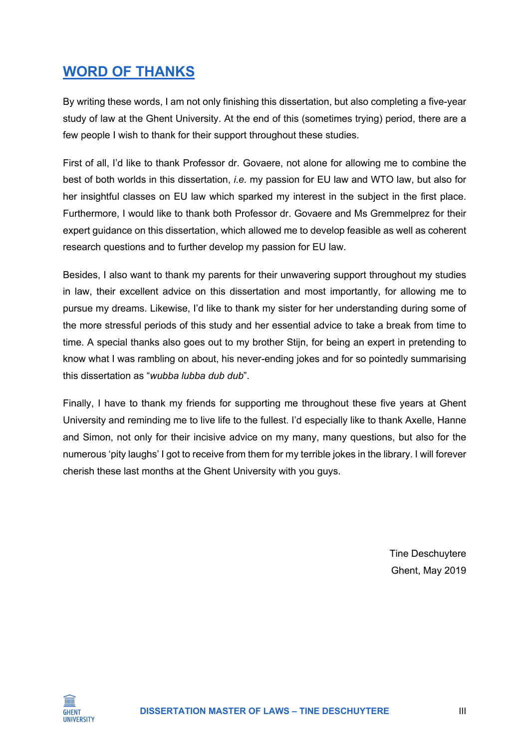# WORD OF THANKS

By writing these words, I am not only finishing this dissertation, but also completing a five-year study of law at the Ghent University. At the end of this (sometimes trying) period, there are a few people I wish to thank for their support throughout these studies.

First of all, I'd like to thank Professor dr. Govaere, not alone for allowing me to combine the best of both worlds in this dissertation, *i.e.* my passion for EU law and WTO law, but also for her insightful classes on EU law which sparked my interest in the subject in the first place. Furthermore, I would like to thank both Professor dr. Govaere and Ms Gremmelprez for their expert guidance on this dissertation, which allowed me to develop feasible as well as coherent research questions and to further develop my passion for EU law.

Besides, I also want to thank my parents for their unwavering support throughout my studies in law, their excellent advice on this dissertation and most importantly, for allowing me to pursue my dreams. Likewise, I'd like to thank my sister for her understanding during some of the more stressful periods of this study and her essential advice to take a break from time to time. A special thanks also goes out to my brother Stijn, for being an expert in pretending to know what I was rambling on about, his never-ending jokes and for so pointedly summarising this dissertation as "*wubba lubba dub dub*".

Finally, I have to thank my friends for supporting me throughout these five years at Ghent University and reminding me to live life to the fullest. I'd especially like to thank Axelle, Hanne and Simon, not only for their incisive advice on my many, many questions, but also for the numerous 'pity laughs' I got to receive from them for my terrible jokes in the library. I will forever cherish these last months at the Ghent University with you guys.

Tine Deschuytere
Ghent, May 2019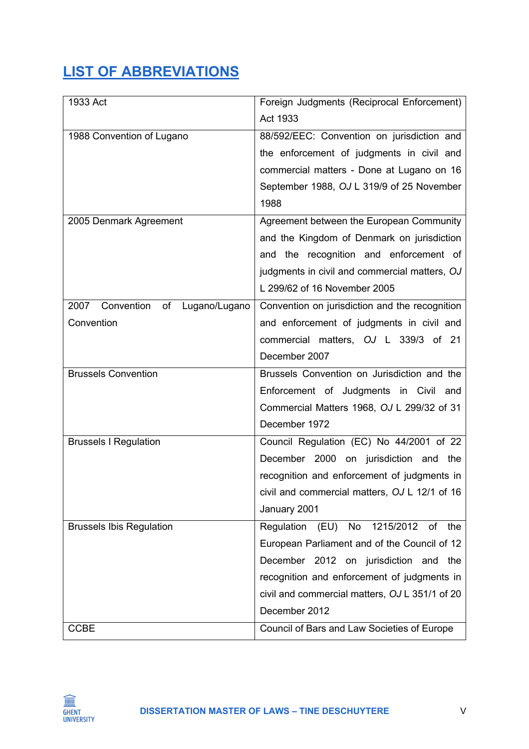# LIST OF ABBREVIATIONS

| | |
|---|---|
| 1933 Act | Foreign Judgments (Reciprocal Enforcement) Act 1933 |
| 1988 Convention of Lugano | 88/592/EEC: Convention on jurisdiction and the enforcement of judgments in civil and commercial matters - Done at Lugano on 16 September 1988, *OJ* L 319/9 of 25 November 1988 |
| 2005 Denmark Agreement | Agreement between the European Community and the Kingdom of Denmark on jurisdiction and the recognition and enforcement of judgments in civil and commercial matters, *OJ* L 299/62 of 16 November 2005 |
| 2007 Convention of Lugano/Lugano Convention | Convention on jurisdiction and the recognition and enforcement of judgments in civil and commercial matters, *OJ* L 339/3 of 21 December 2007 |
| Brussels Convention | Brussels Convention on Jurisdiction and the Enforcement of Judgments in Civil and Commercial Matters 1968, *OJ* L 299/32 of 31 December 1972 |
| Brussels I Regulation | Council Regulation (EC) No 44/2001 of 22 December 2000 on jurisdiction and the recognition and enforcement of judgments in civil and commercial matters, *OJ* L 12/1 of 16 January 2001 |
| Brussels Ibis Regulation | Regulation (EU) No 1215/2012 of the European Parliament and of the Council of 12 December 2012 on jurisdiction and the recognition and enforcement of judgments in civil and commercial matters, *OJ* L 351/1 of 20 December 2012 |
| CCBE | Council of Bars and Law Societies of Europe |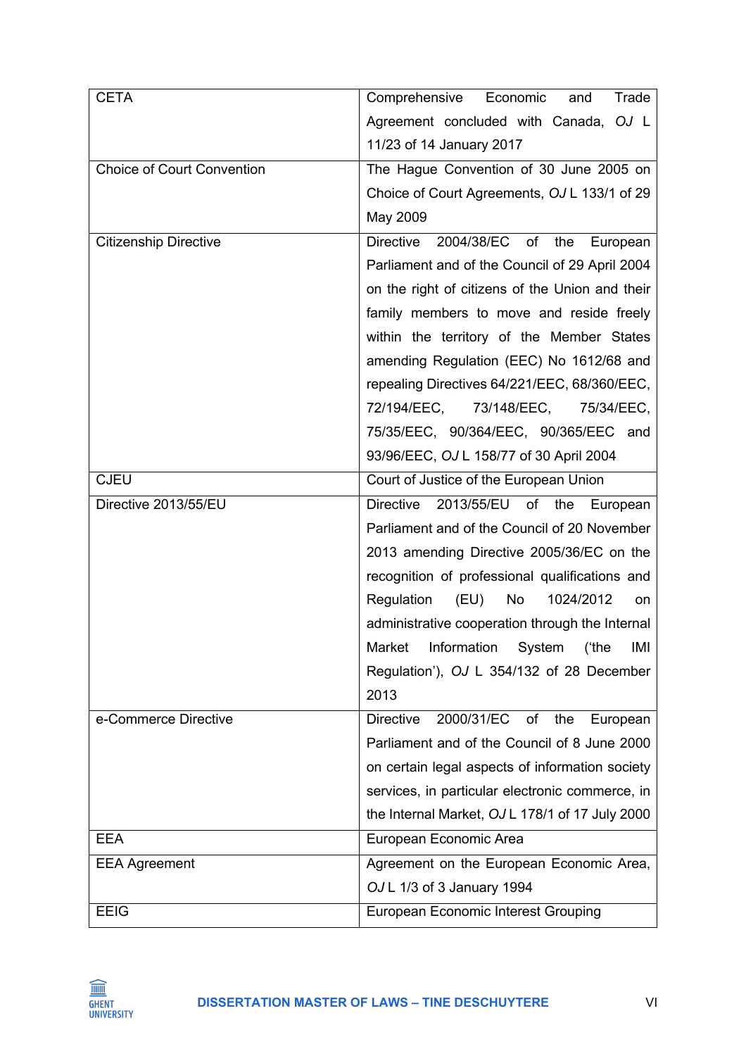| | |
|---|---|
| CETA | Comprehensive Economic and Trade Agreement concluded with Canada, *OJ* L 11/23 of 14 January 2017 |
| Choice of Court Convention | The Hague Convention of 30 June 2005 on Choice of Court Agreements, *OJ* L 133/1 of 29 May 2009 |
| Citizenship Directive | Directive 2004/38/EC of the European Parliament and of the Council of 29 April 2004 on the right of citizens of the Union and their family members to move and reside freely within the territory of the Member States amending Regulation (EEC) No 1612/68 and repealing Directives 64/221/EEC, 68/360/EEC, 72/194/EEC, 73/148/EEC, 75/34/EEC, 75/35/EEC, 90/364/EEC, 90/365/EEC and 93/96/EEC, *OJ* L 158/77 of 30 April 2004 |
| CJEU | Court of Justice of the European Union |
| Directive 2013/55/EU | Directive 2013/55/EU of the European Parliament and of the Council of 20 November 2013 amending Directive 2005/36/EC on the recognition of professional qualifications and Regulation (EU) No 1024/2012 on administrative cooperation through the Internal Market Information System ('the IMI Regulation'), *OJ* L 354/132 of 28 December 2013 |
| e-Commerce Directive | Directive 2000/31/EC of the European Parliament and of the Council of 8 June 2000 on certain legal aspects of information society services, in particular electronic commerce, in the Internal Market, *OJ* L 178/1 of 17 July 2000 |
| EEA | European Economic Area |
| EEA Agreement | Agreement on the European Economic Area, *OJ* L 1/3 of 3 January 1994 |
| EEIG | European Economic Interest Grouping |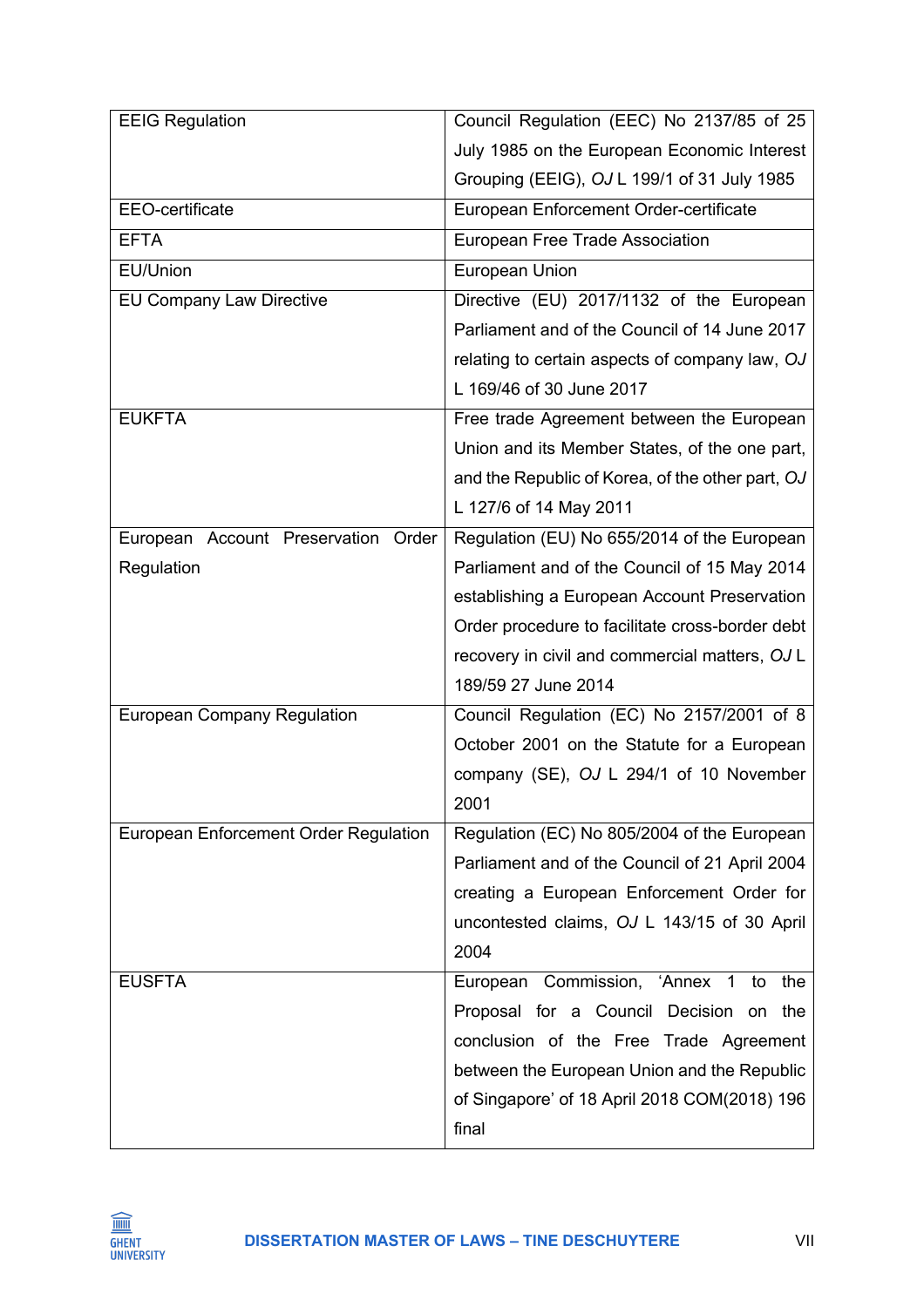| | |
|---|---|
| EEIG Regulation | Council Regulation (EEC) No 2137/85 of 25 July 1985 on the European Economic Interest Grouping (EEIG), *OJ* L 199/1 of 31 July 1985 |
| EEO-certificate | European Enforcement Order-certificate |
| EFTA | European Free Trade Association |
| EU/Union | European Union |
| EU Company Law Directive | Directive (EU) 2017/1132 of the European Parliament and of the Council of 14 June 2017 relating to certain aspects of company law, *OJ* L 169/46 of 30 June 2017 |
| EUKFTA | Free trade Agreement between the European Union and its Member States, of the one part, and the Republic of Korea, of the other part, *OJ* L 127/6 of 14 May 2011 |
| European Account Preservation Order Regulation | Regulation (EU) No 655/2014 of the European Parliament and of the Council of 15 May 2014 establishing a European Account Preservation Order procedure to facilitate cross-border debt recovery in civil and commercial matters, *OJ* L 189/59 27 June 2014 |
| European Company Regulation | Council Regulation (EC) No 2157/2001 of 8 October 2001 on the Statute for a European company (SE), *OJ* L 294/1 of 10 November 2001 |
| European Enforcement Order Regulation | Regulation (EC) No 805/2004 of the European Parliament and of the Council of 21 April 2004 creating a European Enforcement Order for uncontested claims, *OJ* L 143/15 of 30 April 2004 |
| EUSFTA | European Commission, 'Annex 1 to the Proposal for a Council Decision on the conclusion of the Free Trade Agreement between the European Union and the Republic of Singapore' of 18 April 2018 COM(2018) 196 final |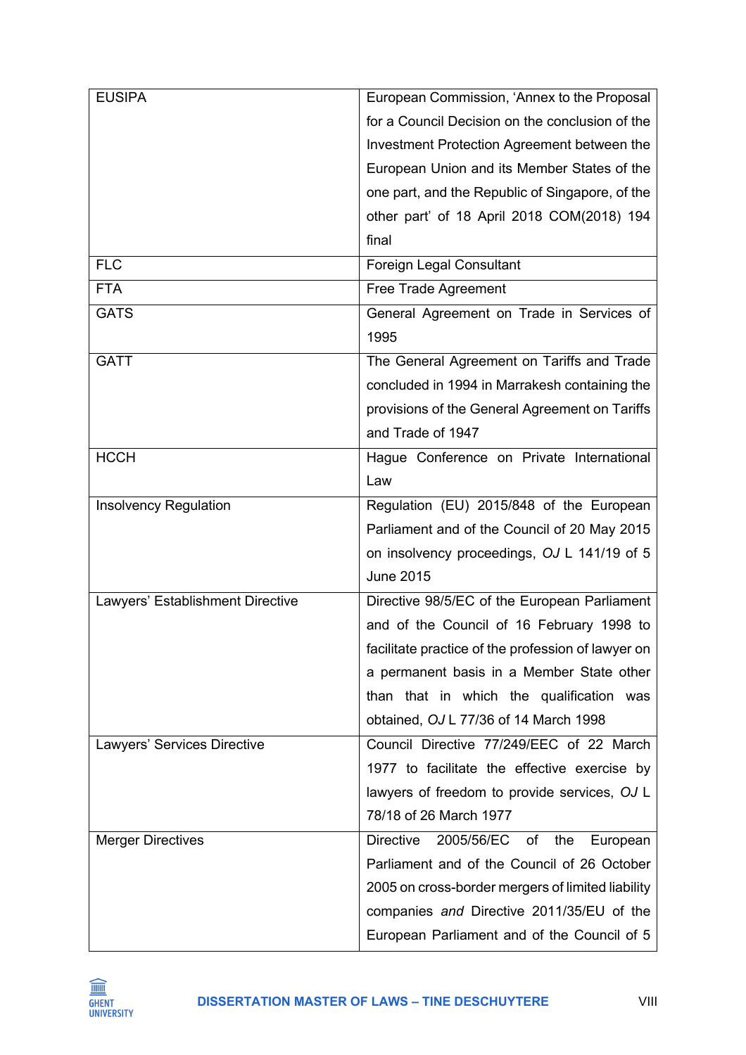| | |
|---|---|
| EUSIPA | European Commission, 'Annex to the Proposal for a Council Decision on the conclusion of the Investment Protection Agreement between the European Union and its Member States of the one part, and the Republic of Singapore, of the other part' of 18 April 2018 COM(2018) 194 final |
| FLC | Foreign Legal Consultant |
| FTA | Free Trade Agreement |
| GATS | General Agreement on Trade in Services of 1995 |
| GATT | The General Agreement on Tariffs and Trade concluded in 1994 in Marrakesh containing the provisions of the General Agreement on Tariffs and Trade of 1947 |
| HCCH | Hague Conference on Private International Law |
| Insolvency Regulation | Regulation (EU) 2015/848 of the European Parliament and of the Council of 20 May 2015 on insolvency proceedings, *OJ* L 141/19 of 5 June 2015 |
| Lawyers' Establishment Directive | Directive 98/5/EC of the European Parliament and of the Council of 16 February 1998 to facilitate practice of the profession of lawyer on a permanent basis in a Member State other than that in which the qualification was obtained, *OJ* L 77/36 of 14 March 1998 |
| Lawyers' Services Directive | Council Directive 77/249/EEC of 22 March 1977 to facilitate the effective exercise by lawyers of freedom to provide services, *OJ* L 78/18 of 26 March 1977 |
| Merger Directives | Directive 2005/56/EC of the European Parliament and of the Council of 26 October 2005 on cross-border mergers of limited liability companies *and* Directive 2011/35/EU of the European Parliament and of the Council of 5 |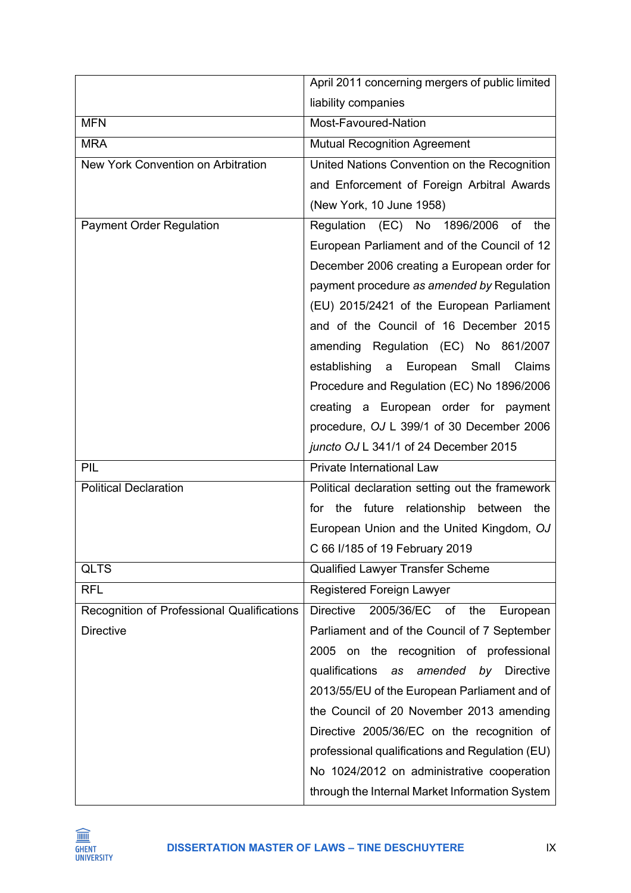| | |
|---|---|
| | April 2011 concerning mergers of public limited liability companies |
| MFN | Most-Favoured-Nation |
| MRA | Mutual Recognition Agreement |
| New York Convention on Arbitration | United Nations Convention on the Recognition and Enforcement of Foreign Arbitral Awards (New York, 10 June 1958) |
| Payment Order Regulation | Regulation (EC) No 1896/2006 of the European Parliament and of the Council of 12 December 2006 creating a European order for payment procedure *as amended by* Regulation (EU) 2015/2421 of the European Parliament and of the Council of 16 December 2015 amending Regulation (EC) No 861/2007 establishing a European Small Claims Procedure and Regulation (EC) No 1896/2006 creating a European order for payment procedure, *OJ* L 399/1 of 30 December 2006 *juncto OJ* L 341/1 of 24 December 2015 |
| PIL | Private International Law |
| Political Declaration | Political declaration setting out the framework for the future relationship between the European Union and the United Kingdom, *OJ* C 66 I/185 of 19 February 2019 |
| QLTS | Qualified Lawyer Transfer Scheme |
| RFL | Registered Foreign Lawyer |
| Recognition of Professional Qualifications Directive | Directive 2005/36/EC of the European Parliament and of the Council of 7 September 2005 on the recognition of professional qualifications *as amended by* Directive 2013/55/EU of the European Parliament and of the Council of 20 November 2013 amending Directive 2005/36/EC on the recognition of professional qualifications and Regulation (EU) No 1024/2012 on administrative cooperation through the Internal Market Information System |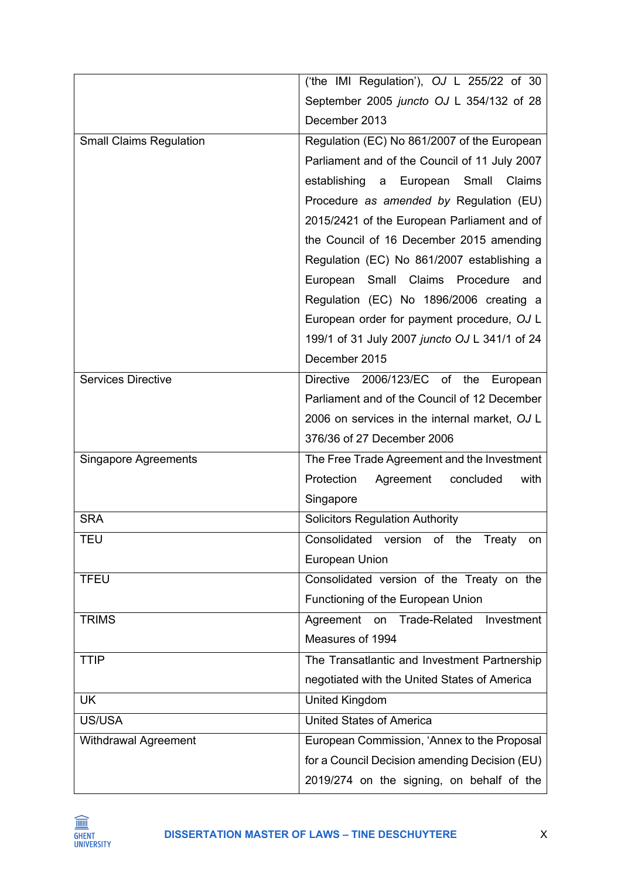| | |
|---|---|
| | ('the IMI Regulation'), *OJ* L 255/22 of 30 September 2005 *juncto OJ* L 354/132 of 28 December 2013 |
| Small Claims Regulation | Regulation (EC) No 861/2007 of the European Parliament and of the Council of 11 July 2007 establishing a European Small Claims Procedure *as amended by* Regulation (EU) 2015/2421 of the European Parliament and of the Council of 16 December 2015 amending Regulation (EC) No 861/2007 establishing a European Small Claims Procedure and Regulation (EC) No 1896/2006 creating a European order for payment procedure, *OJ* L 199/1 of 31 July 2007 *juncto OJ* L 341/1 of 24 December 2015 |
| Services Directive | Directive 2006/123/EC of the European Parliament and of the Council of 12 December 2006 on services in the internal market, *OJ* L 376/36 of 27 December 2006 |
| Singapore Agreements | The Free Trade Agreement and the Investment Protection Agreement concluded with Singapore |
| SRA | Solicitors Regulation Authority |
| TEU | Consolidated version of the Treaty on European Union |
| TFEU | Consolidated version of the Treaty on the Functioning of the European Union |
| TRIMS | Agreement on Trade-Related Investment Measures of 1994 |
| TTIP | The Transatlantic and Investment Partnership negotiated with the United States of America |
| UK | United Kingdom |
| US/USA | United States of America |
| Withdrawal Agreement | European Commission, 'Annex to the Proposal for a Council Decision amending Decision (EU) 2019/274 on the signing, on behalf of the |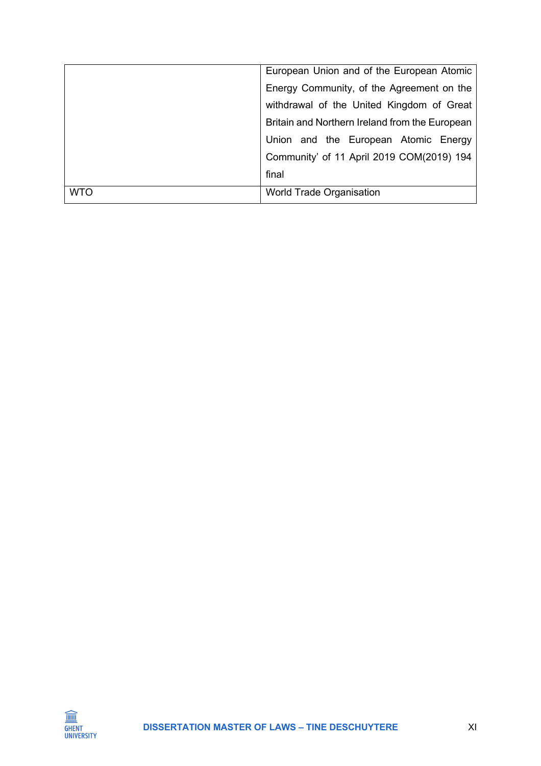| | |
|---|---|
| | European Union and of the European Atomic Energy Community, of the Agreement on the withdrawal of the United Kingdom of Great Britain and Northern Ireland from the European Union and the European Atomic Energy Community' of 11 April 2019 COM(2019) 194 final |
| WTO | World Trade Organisation |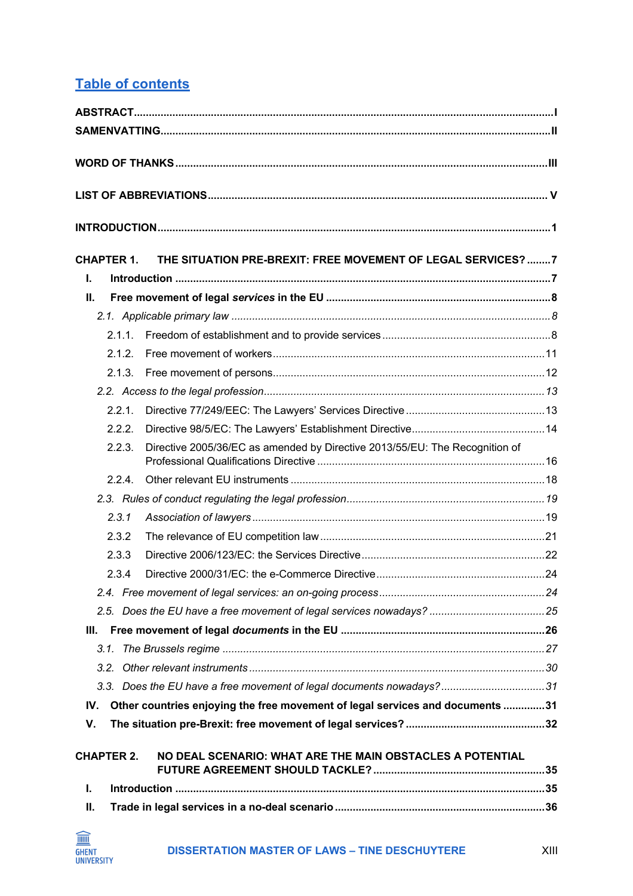## Table of contents

**ABSTRACT** .....I
**SAMENVATTING** .....II

**WORD OF THANKS** .....III

**LIST OF ABBREVIATIONS** ..... V

**INTRODUCTION** .....1

**CHAPTER 1. THE SITUATION PRE-BREXIT: FREE MOVEMENT OF LEGAL SERVICES?** .....7

- **I. Introduction** .....7
- **II. Free movement of legal *services* in the EU** .....8
  - *2.1. Applicable primary law* .....8
    - 2.1.1. Freedom of establishment and to provide services .....8
    - 2.1.2. Free movement of workers .....11
    - 2.1.3. Free movement of persons .....12
  - *2.2. Access to the legal profession* .....13
    - 2.2.1. Directive 77/249/EEC: The Lawyers' Services Directive .....13
    - 2.2.2. Directive 98/5/EC: The Lawyers' Establishment Directive .....14
    - 2.2.3. Directive 2005/36/EC as amended by Directive 2013/55/EU: The Recognition of Professional Qualifications Directive .....16
    - 2.2.4. Other relevant EU instruments .....18
  - *2.3. Rules of conduct regulating the legal profession* .....19
    - *2.3.1 Association of lawyers* .....19
    - 2.3.2 The relevance of EU competition law .....21
    - 2.3.3 Directive 2006/123/EC: the Services Directive .....22
    - 2.3.4 Directive 2000/31/EC: the e-Commerce Directive .....24
  - *2.4. Free movement of legal services: an on-going process* .....24
  - *2.5. Does the EU have a free movement of legal services nowadays?* .....25
- **III. Free movement of legal *documents* in the EU** .....26
  - *3.1. The Brussels regime* .....27
  - *3.2. Other relevant instruments* .....30
  - *3.3. Does the EU have a free movement of legal documents nowadays?* .....31
- **IV. Other countries enjoying the free movement of legal services and documents** .....31
- **V. The situation pre-Brexit: free movement of legal services?** .....32

**CHAPTER 2. NO DEAL SCENARIO: WHAT ARE THE MAIN OBSTACLES A POTENTIAL FUTURE AGREEMENT SHOULD TACKLE?** .....35

- **I. Introduction** .....35
- **II. Trade in legal services in a no-deal scenario** .....36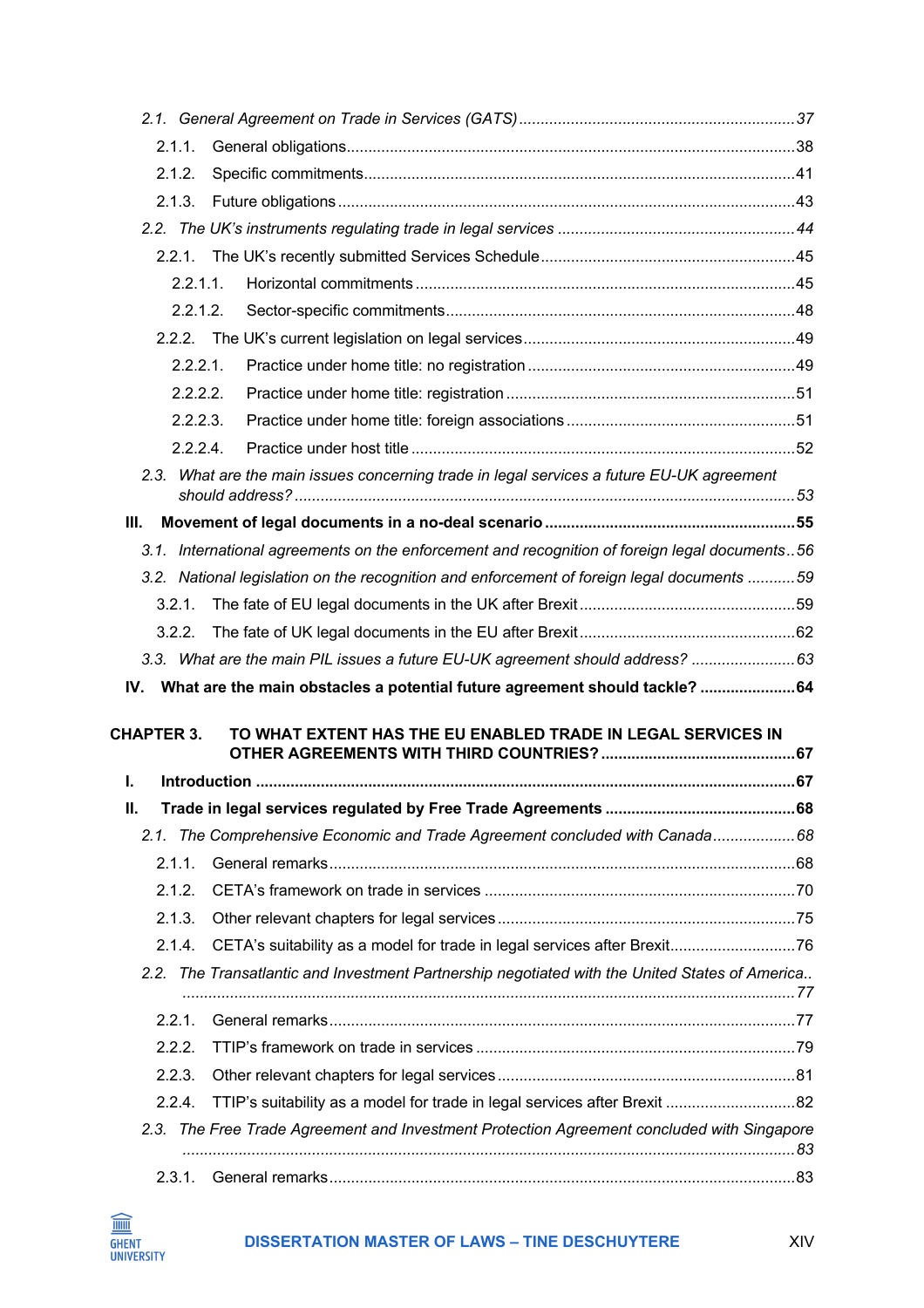*2.1. General Agreement on Trade in Services (GATS)* ........ *37*

2.1.1. General obligations ........ 38

2.1.2. Specific commitments ........ 41

2.1.3. Future obligations ........ 43

*2.2. The UK's instruments regulating trade in legal services* ........ *44*

2.2.1. The UK's recently submitted Services Schedule ........ 45

2.2.1.1. Horizontal commitments ........ 45

2.2.1.2. Sector-specific commitments ........ 48

2.2.2. The UK's current legislation on legal services ........ 49

2.2.2.1. Practice under home title: no registration ........ 49

2.2.2.2. Practice under home title: registration ........ 51

2.2.2.3. Practice under home title: foreign associations ........ 51

2.2.2.4. Practice under host title ........ 52

*2.3. What are the main issues concerning trade in legal services a future EU-UK agreement should address?* ........ *53*

**III. Movement of legal documents in a no-deal scenario ........ 55**

*3.1. International agreements on the enforcement and recognition of foreign legal documents* .. *56*

*3.2. National legislation on the recognition and enforcement of foreign legal documents* ........ *59*

3.2.1. The fate of EU legal documents in the UK after Brexit ........ 59

3.2.2. The fate of UK legal documents in the EU after Brexit ........ 62

*3.3. What are the main PIL issues a future EU-UK agreement should address?* ........ *63*

**IV. What are the main obstacles a potential future agreement should tackle? ........ 64**

**CHAPTER 3. TO WHAT EXTENT HAS THE EU ENABLED TRADE IN LEGAL SERVICES IN OTHER AGREEMENTS WITH THIRD COUNTRIES? ........ 67**

**I. Introduction ........ 67**

**II. Trade in legal services regulated by Free Trade Agreements ........ 68**

*2.1. The Comprehensive Economic and Trade Agreement concluded with Canada* ........ *68*

2.1.1. General remarks ........ 68

2.1.2. CETA's framework on trade in services ........ 70

2.1.3. Other relevant chapters for legal services ........ 75

2.1.4. CETA's suitability as a model for trade in legal services after Brexit ........ 76

*2.2. The Transatlantic and Investment Partnership negotiated with the United States of America* .. ........ *77*

2.2.1. General remarks ........ 77

2.2.2. TTIP's framework on trade in services ........ 79

2.2.3. Other relevant chapters for legal services ........ 81

2.2.4. TTIP's suitability as a model for trade in legal services after Brexit ........ 82

*2.3. The Free Trade Agreement and Investment Protection Agreement concluded with Singapore* ........ *83*

2.3.1. General remarks ........ 83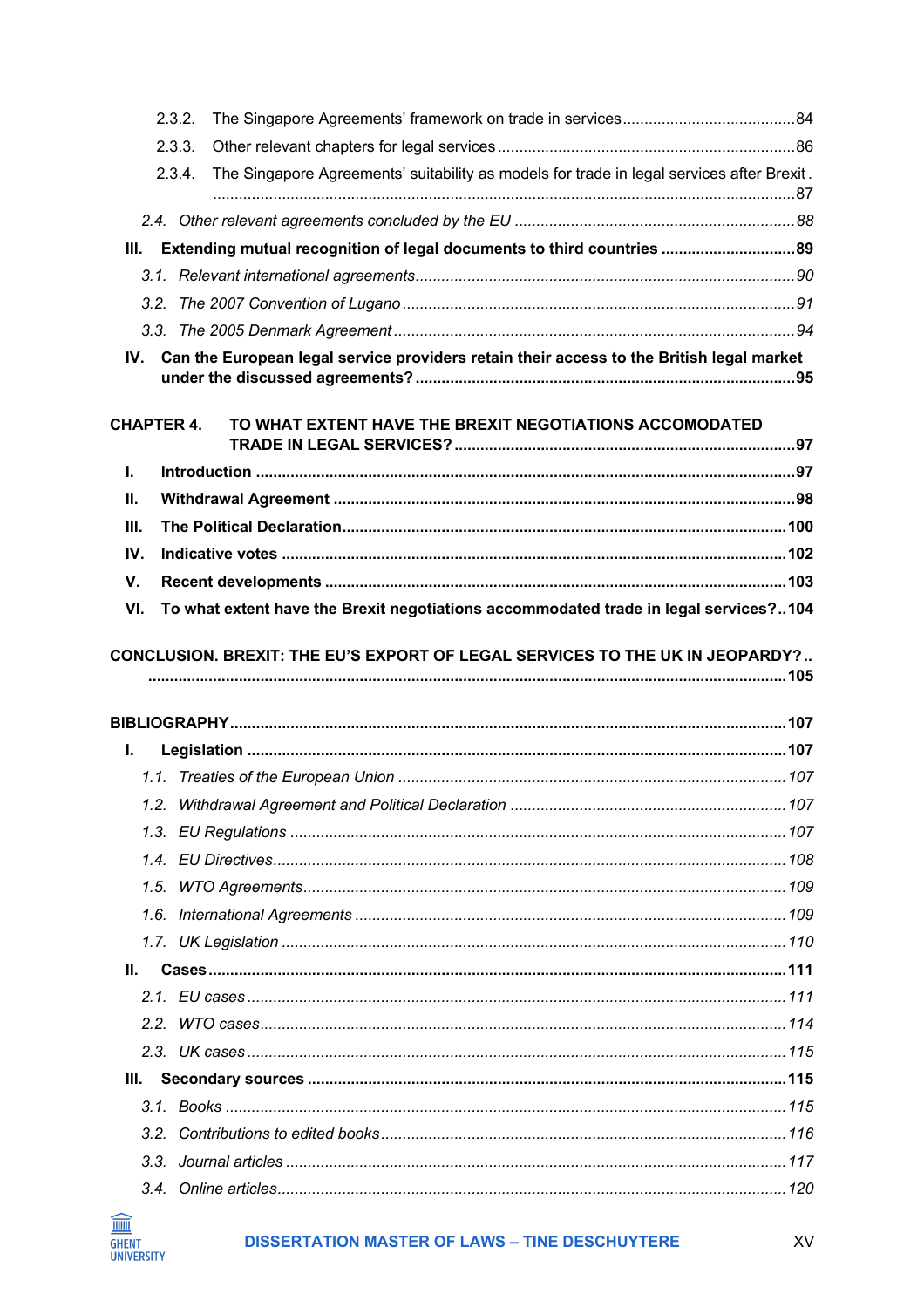2.3.2. The Singapore Agreements' framework on trade in services ........................................ 84

2.3.3. Other relevant chapters for legal services .................................................................... 86

2.3.4. The Singapore Agreements' suitability as models for trade in legal services after Brexit . ..................................................................................................................................... 87

*2.4. Other relevant agreements concluded by the EU ................................................................ 88*

**III. Extending mutual recognition of legal documents to third countries ............................... 89**

*3.1. Relevant international agreements ....................................................................................... 90*

*3.2. The 2007 Convention of Lugano ........................................................................................... 91*

*3.3. The 2005 Denmark Agreement ............................................................................................. 94*

**IV. Can the European legal service providers retain their access to the British legal market under the discussed agreements? ....................................................................................... 95**

**CHAPTER 4. TO WHAT EXTENT HAVE THE BREXIT NEGOTIATIONS ACCOMODATED TRADE IN LEGAL SERVICES? .............................................................................. 97**

**I. Introduction ........................................................................................................................... 97**

**II. Withdrawal Agreement ......................................................................................................... 98**

**III. The Political Declaration ..................................................................................................... 100**

**IV. Indicative votes ................................................................................................................... 102**

**V. Recent developments ......................................................................................................... 103**

**VI. To what extent have the Brexit negotiations accommodated trade in legal services? .. 104**

**CONCLUSION. BREXIT: THE EU'S EXPORT OF LEGAL SERVICES TO THE UK IN JEOPARDY? .. ................................................................................................................................... 105**

**BIBLIOGRAPHY .............................................................................................................................. 107**

**I. Legislation ........................................................................................................................... 107**

*1.1. Treaties of the European Union ......................................................................................... 107*

*1.2. Withdrawal Agreement and Political Declaration ............................................................... 107*

*1.3. EU Regulations ................................................................................................................. 107*

*1.4. EU Directives ..................................................................................................................... 108*

*1.5. WTO Agreements ............................................................................................................... 109*

*1.6. International Agreements .................................................................................................. 109*

*1.7. UK Legislation ................................................................................................................... 110*

**II. Cases .................................................................................................................................... 111**

*2.1. EU cases ........................................................................................................................... 111*

*2.2. WTO cases ........................................................................................................................ 114*

*2.3. UK cases ........................................................................................................................... 115*

**III. Secondary sources ............................................................................................................. 115**

*3.1. Books ................................................................................................................................. 115*

*3.2. Contributions to edited books ............................................................................................ 116*

*3.3. Journal articles .................................................................................................................. 117*

*3.4. Online articles .................................................................................................................... 120*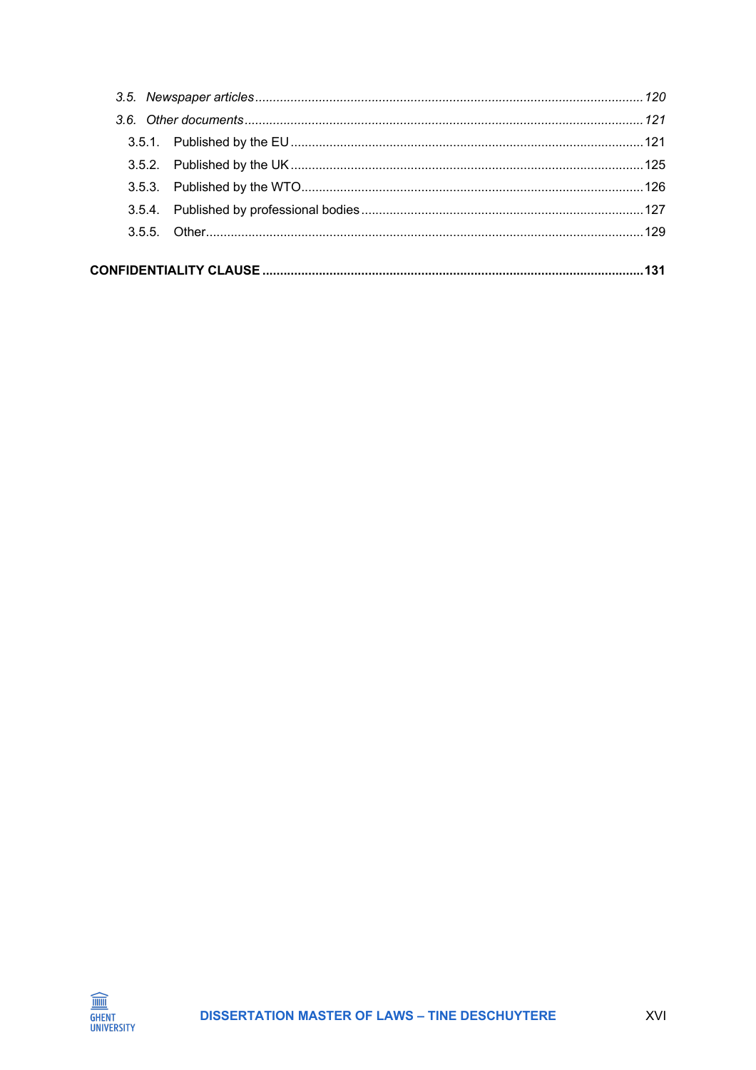*3.5. Newspaper articles* ........ *120*

*3.6. Other documents* ........ *121*

3.5.1. Published by the EU ........ 121

3.5.2. Published by the UK ........ 125

3.5.3. Published by the WTO ........ 126

3.5.4. Published by professional bodies ........ 127

3.5.5. Other ........ 129

**CONFIDENTIALITY CLAUSE ........ 131**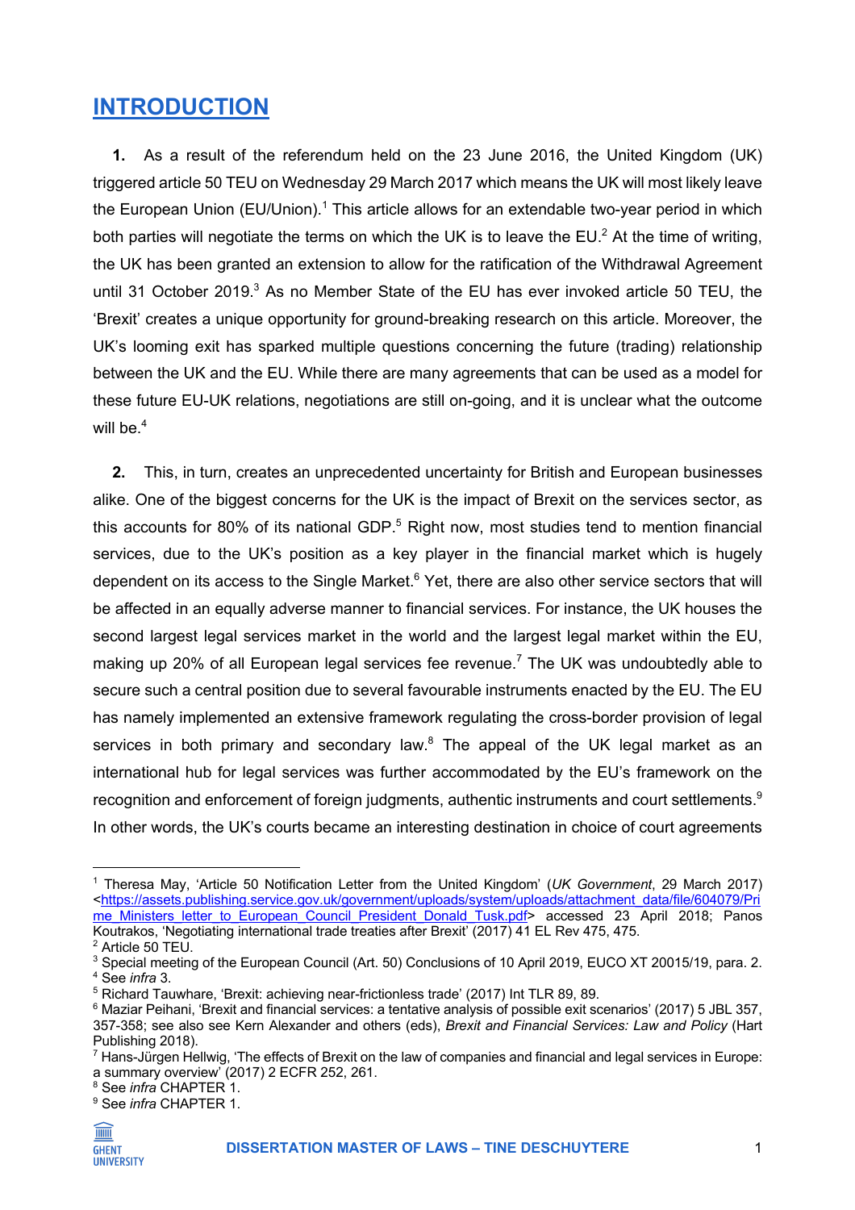# INTRODUCTION

**1.** As a result of the referendum held on the 23 June 2016, the United Kingdom (UK) triggered article 50 TEU on Wednesday 29 March 2017 which means the UK will most likely leave the European Union (EU/Union).[1] This article allows for an extendable two-year period in which both parties will negotiate the terms on which the UK is to leave the EU.[2] At the time of writing, the UK has been granted an extension to allow for the ratification of the Withdrawal Agreement until 31 October 2019.[3] As no Member State of the EU has ever invoked article 50 TEU, the 'Brexit' creates a unique opportunity for ground-breaking research on this article. Moreover, the UK's looming exit has sparked multiple questions concerning the future (trading) relationship between the UK and the EU. While there are many agreements that can be used as a model for these future EU-UK relations, negotiations are still on-going, and it is unclear what the outcome will be.[4]

**2.** This, in turn, creates an unprecedented uncertainty for British and European businesses alike. One of the biggest concerns for the UK is the impact of Brexit on the services sector, as this accounts for 80% of its national GDP.[5] Right now, most studies tend to mention financial services, due to the UK's position as a key player in the financial market which is hugely dependent on its access to the Single Market.[6] Yet, there are also other service sectors that will be affected in an equally adverse manner to financial services. For instance, the UK houses the second largest legal services market in the world and the largest legal market within the EU, making up 20% of all European legal services fee revenue.[7] The UK was undoubtedly able to secure such a central position due to several favourable instruments enacted by the EU. The EU has namely implemented an extensive framework regulating the cross-border provision of legal services in both primary and secondary law.[8] The appeal of the UK legal market as an international hub for legal services was further accommodated by the EU's framework on the recognition and enforcement of foreign judgments, authentic instruments and court settlements.[9] In other words, the UK's courts became an interesting destination in choice of court agreements

---

[1] Theresa May, 'Article 50 Notification Letter from the United Kingdom' (*UK Government*, 29 March 2017) <https://assets.publishing.service.gov.uk/government/uploads/system/uploads/attachment_data/file/604079/Prime_Ministers_letter_to_European_Council_President_Donald_Tusk.pdf> accessed 23 April 2018; Panos Koutrakos, 'Negotiating international trade treaties after Brexit' (2017) 41 EL Rev 475, 475.

[2] Article 50 TEU.

[3] Special meeting of the European Council (Art. 50) Conclusions of 10 April 2019, EUCO XT 20015/19, para. 2.

[4] See *infra* 3.

[5] Richard Tauwhare, 'Brexit: achieving near-frictionless trade' (2017) Int TLR 89, 89.

[6] Maziar Peihani, 'Brexit and financial services: a tentative analysis of possible exit scenarios' (2017) 5 JBL 357, 357-358; see also see Kern Alexander and others (eds), *Brexit and Financial Services: Law and Policy* (Hart Publishing 2018).

[7] Hans-Jürgen Hellwig, 'The effects of Brexit on the law of companies and financial and legal services in Europe: a summary overview' (2017) 2 ECFR 252, 261.

[8] See *infra* CHAPTER 1.

[9] See *infra* CHAPTER 1.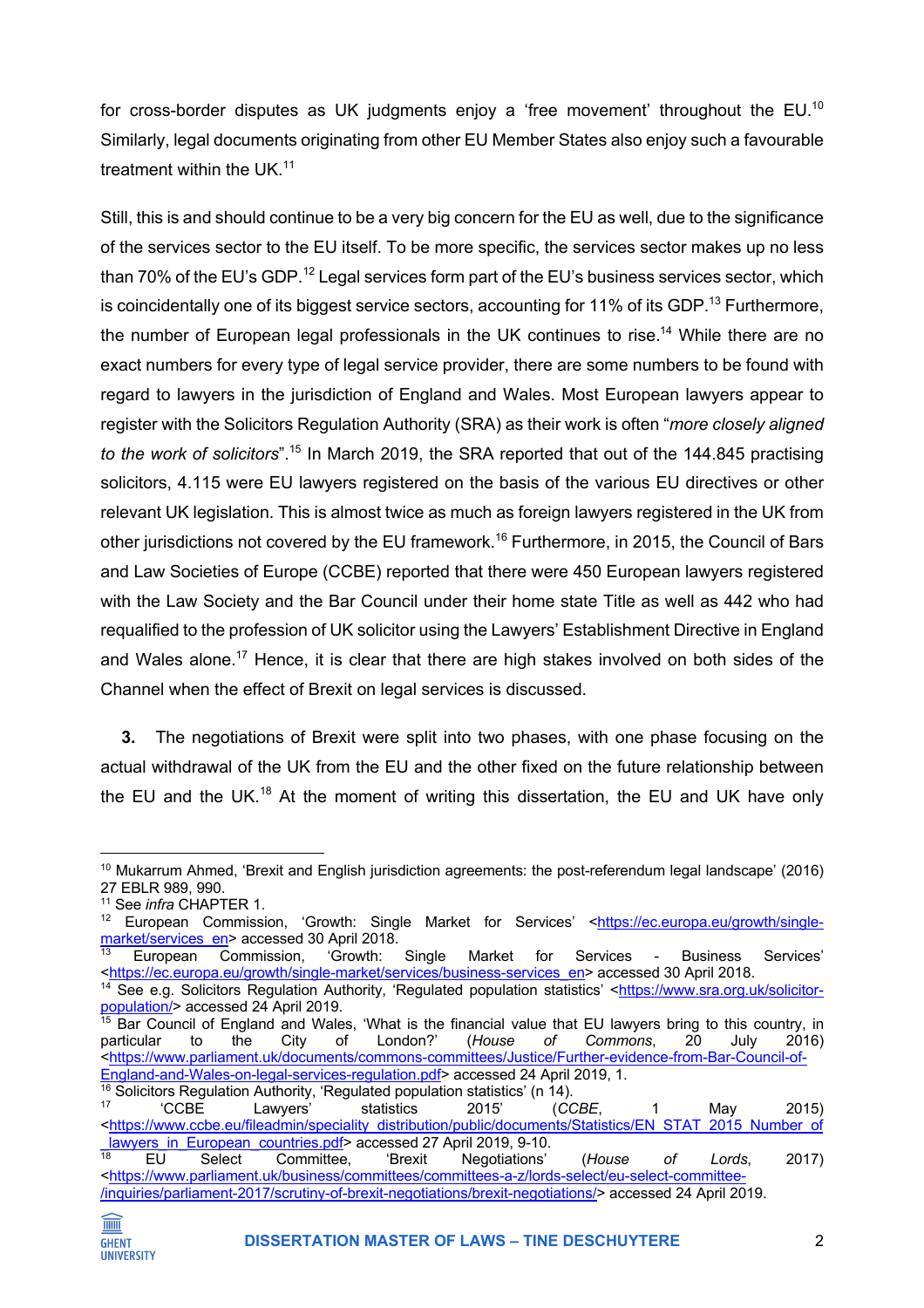for cross-border disputes as UK judgments enjoy a 'free movement' throughout the EU.[10] Similarly, legal documents originating from other EU Member States also enjoy such a favourable treatment within the UK.[11]

Still, this is and should continue to be a very big concern for the EU as well, due to the significance of the services sector to the EU itself. To be more specific, the services sector makes up no less than 70% of the EU's GDP.[12] Legal services form part of the EU's business services sector, which is coincidentally one of its biggest service sectors, accounting for 11% of its GDP.[13] Furthermore, the number of European legal professionals in the UK continues to rise.[14] While there are no exact numbers for every type of legal service provider, there are some numbers to be found with regard to lawyers in the jurisdiction of England and Wales. Most European lawyers appear to register with the Solicitors Regulation Authority (SRA) as their work is often "*more closely aligned to the work of solicitors*".[15] In March 2019, the SRA reported that out of the 144.845 practising solicitors, 4.115 were EU lawyers registered on the basis of the various EU directives or other relevant UK legislation. This is almost twice as much as foreign lawyers registered in the UK from other jurisdictions not covered by the EU framework.[16] Furthermore, in 2015, the Council of Bars and Law Societies of Europe (CCBE) reported that there were 450 European lawyers registered with the Law Society and the Bar Council under their home state Title as well as 442 who had requalified to the profession of UK solicitor using the Lawyers' Establishment Directive in England and Wales alone.[17] Hence, it is clear that there are high stakes involved on both sides of the Channel when the effect of Brexit on legal services is discussed.

**3.** The negotiations of Brexit were split into two phases, with one phase focusing on the actual withdrawal of the UK from the EU and the other fixed on the future relationship between the EU and the UK.[18] At the moment of writing this dissertation, the EU and UK have only

---

[10] Mukarrum Ahmed, 'Brexit and English jurisdiction agreements: the post-referendum legal landscape' (2016) 27 EBLR 989, 990.

[11] See *infra* CHAPTER 1.

[12] European Commission, 'Growth: Single Market for Services' <https://ec.europa.eu/growth/single-market/services_en> accessed 30 April 2018.

[13] European Commission, 'Growth: Single Market for Services - Business Services' <https://ec.europa.eu/growth/single-market/services/business-services_en> accessed 30 April 2018.

[14] See e.g. Solicitors Regulation Authority, 'Regulated population statistics' <https://www.sra.org.uk/solicitor-population/> accessed 24 April 2019.

[15] Bar Council of England and Wales, 'What is the financial value that EU lawyers bring to this country, in particular to the City of London?' (*House of Commons*, 20 July 2016) <https://www.parliament.uk/documents/commons-committees/Justice/Further-evidence-from-Bar-Council-of-England-and-Wales-on-legal-services-regulation.pdf> accessed 24 April 2019, 1.

[16] Solicitors Regulation Authority, 'Regulated population statistics' (n 14).

[17] 'CCBE Lawyers' statistics 2015' (*CCBE*, 1 May 2015) <https://www.ccbe.eu/fileadmin/speciality_distribution/public/documents/Statistics/EN_STAT_2015_Number_of_lawyers_in_European_countries.pdf> accessed 27 April 2019, 9-10.

[18] EU Select Committee, 'Brexit Negotiations' (*House of Lords*, 2017) <https://www.parliament.uk/business/committees/committees-a-z/lords-select/eu-select-committee-/inquiries/parliament-2017/scrutiny-of-brexit-negotiations/brexit-negotiations/> accessed 24 April 2019.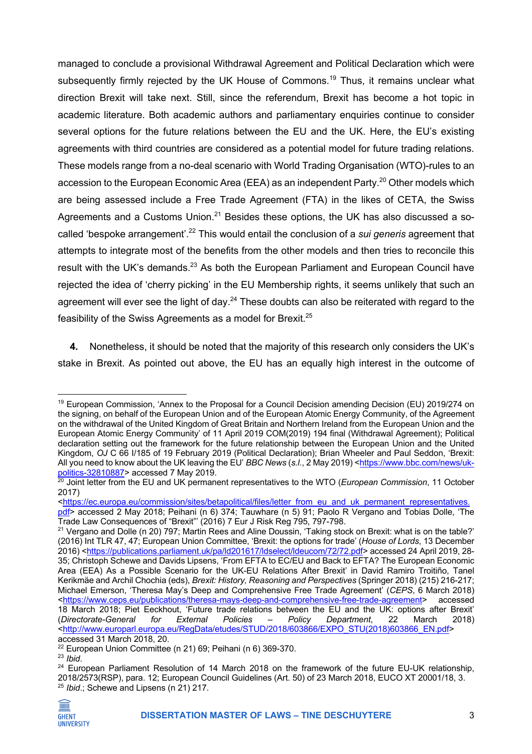managed to conclude a provisional Withdrawal Agreement and Political Declaration which were subsequently firmly rejected by the UK House of Commons.[19] Thus, it remains unclear what direction Brexit will take next. Still, since the referendum, Brexit has become a hot topic in academic literature. Both academic authors and parliamentary enquiries continue to consider several options for the future relations between the EU and the UK. Here, the EU's existing agreements with third countries are considered as a potential model for future trading relations. These models range from a no-deal scenario with World Trading Organisation (WTO)-rules to an accession to the European Economic Area (EEA) as an independent Party.[20] Other models which are being assessed include a Free Trade Agreement (FTA) in the likes of CETA, the Swiss Agreements and a Customs Union.[21] Besides these options, the UK has also discussed a so-called 'bespoke arrangement'.[22] This would entail the conclusion of a *sui generis* agreement that attempts to integrate most of the benefits from the other models and then tries to reconcile this result with the UK's demands.[23] As both the European Parliament and European Council have rejected the idea of 'cherry picking' in the EU Membership rights, it seems unlikely that such an agreement will ever see the light of day.[24] These doubts can also be reiterated with regard to the feasibility of the Swiss Agreements as a model for Brexit.[25]

**4.** Nonetheless, it should be noted that the majority of this research only considers the UK's stake in Brexit. As pointed out above, the EU has an equally high interest in the outcome of

---

[19] European Commission, 'Annex to the Proposal for a Council Decision amending Decision (EU) 2019/274 on the signing, on behalf of the European Union and of the European Atomic Energy Community, of the Agreement on the withdrawal of the United Kingdom of Great Britain and Northern Ireland from the European Union and the European Atomic Energy Community' of 11 April 2019 COM(2019) 194 final (Withdrawal Agreement); Political declaration setting out the framework for the future relationship between the European Union and the United Kingdom, *OJ* C 66 I/185 of 19 February 2019 (Political Declaration); Brian Wheeler and Paul Seddon, 'Brexit: All you need to know about the UK leaving the EU' *BBC News* (*s.l.*, 2 May 2019) <https://www.bbc.com/news/uk-politics-32810887> accessed 7 May 2019.

[20] Joint letter from the EU and UK permanent representatives to the WTO (*European Commission*, 11 October 2017) <https://ec.europa.eu/commission/sites/betapolitical/files/letter_from_eu_and_uk_permanent_representatives.pdf> accessed 2 May 2018; Peihani (n 6) 374; Tauwhare (n 5) 91; Paolo R Vergano and Tobias Dolle, 'The Trade Law Consequences of "Brexit"' (2016) 7 Eur J Risk Reg 795, 797-798.

[21] Vergano and Dolle (n 20) 797; Martin Rees and Aline Doussin, 'Taking stock on Brexit: what is on the table?' (2016) Int TLR 47, 47; European Union Committee, 'Brexit: the options for trade' (*House of Lords*, 13 December 2016) <https://publications.parliament.uk/pa/ld201617/ldselect/ldeucom/72/72.pdf> accessed 24 April 2019, 28-35; Christoph Schewe and Davids Lipsens, 'From EFTA to EC/EU and Back to EFTA? The European Economic Area (EEA) As a Possible Scenario for the UK-EU Relations After Brexit' in David Ramiro Troitiño, Tanel Kerikmäe and Archil Chochia (eds), *Brexit: History, Reasoning and Perspectives* (Springer 2018) (215) 216-217; Michael Emerson, 'Theresa May's Deep and Comprehensive Free Trade Agreement' (*CEPS*, 6 March 2018) <https://www.ceps.eu/publications/theresa-mays-deep-and-comprehensive-free-trade-agreement> accessed 18 March 2018; Piet Eeckhout, 'Future trade relations between the EU and the UK: options after Brexit' (*Directorate-General for External Policies – Policy Department*, 22 March 2018) <http://www.europarl.europa.eu/RegData/etudes/STUD/2018/603866/EXPO_STU(2018)603866_EN.pdf> accessed 31 March 2018, 20.

[22] European Union Committee (n 21) 69; Peihani (n 6) 369-370.

[23] *Ibid*.

[24] European Parliament Resolution of 14 March 2018 on the framework of the future EU-UK relationship, 2018/2573(RSP), para. 12; European Council Guidelines (Art. 50) of 23 March 2018, EUCO XT 20001/18, 3.

[25] *Ibid*.; Schewe and Lipsens (n 21) 217.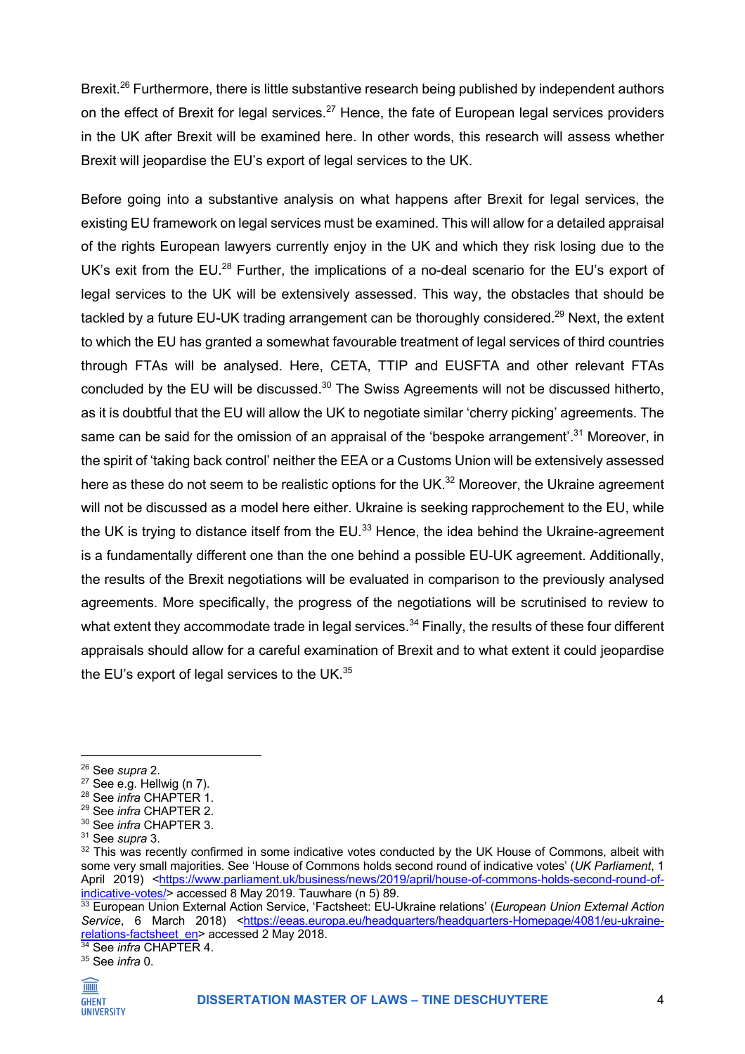Brexit.[26] Furthermore, there is little substantive research being published by independent authors on the effect of Brexit for legal services.[27] Hence, the fate of European legal services providers in the UK after Brexit will be examined here. In other words, this research will assess whether Brexit will jeopardise the EU's export of legal services to the UK.

Before going into a substantive analysis on what happens after Brexit for legal services, the existing EU framework on legal services must be examined. This will allow for a detailed appraisal of the rights European lawyers currently enjoy in the UK and which they risk losing due to the UK's exit from the EU.[28] Further, the implications of a no-deal scenario for the EU's export of legal services to the UK will be extensively assessed. This way, the obstacles that should be tackled by a future EU-UK trading arrangement can be thoroughly considered.[29] Next, the extent to which the EU has granted a somewhat favourable treatment of legal services of third countries through FTAs will be analysed. Here, CETA, TTIP and EUSFTA and other relevant FTAs concluded by the EU will be discussed.[30] The Swiss Agreements will not be discussed hitherto, as it is doubtful that the EU will allow the UK to negotiate similar 'cherry picking' agreements. The same can be said for the omission of an appraisal of the 'bespoke arrangement'.[31] Moreover, in the spirit of 'taking back control' neither the EEA or a Customs Union will be extensively assessed here as these do not seem to be realistic options for the UK.[32] Moreover, the Ukraine agreement will not be discussed as a model here either. Ukraine is seeking rapprochement to the EU, while the UK is trying to distance itself from the EU.[33] Hence, the idea behind the Ukraine-agreement is a fundamentally different one than the one behind a possible EU-UK agreement. Additionally, the results of the Brexit negotiations will be evaluated in comparison to the previously analysed agreements. More specifically, the progress of the negotiations will be scrutinised to review to what extent they accommodate trade in legal services.[34] Finally, the results of these four different appraisals should allow for a careful examination of Brexit and to what extent it could jeopardise the EU's export of legal services to the UK.[35]

---

[26] See *supra* 2.
[27] See e.g. Hellwig (n 7).
[28] See *infra* CHAPTER 1.
[29] See *infra* CHAPTER 2.
[30] See *infra* CHAPTER 3.
[31] See *supra* 3.
[32] This was recently confirmed in some indicative votes conducted by the UK House of Commons, albeit with some very small majorities. See 'House of Commons holds second round of indicative votes' (*UK Parliament*, 1 April 2019) <https://www.parliament.uk/business/news/2019/april/house-of-commons-holds-second-round-of-indicative-votes/> accessed 8 May 2019. Tauwhare (n 5) 89.
[33] European Union External Action Service, 'Factsheet: EU-Ukraine relations' (*European Union External Action Service*, 6 March 2018) <https://eeas.europa.eu/headquarters/headquarters-Homepage/4081/eu-ukraine-relations-factsheet_en> accessed 2 May 2018.
[34] See *infra* CHAPTER 4.
[35] See *infra* 0.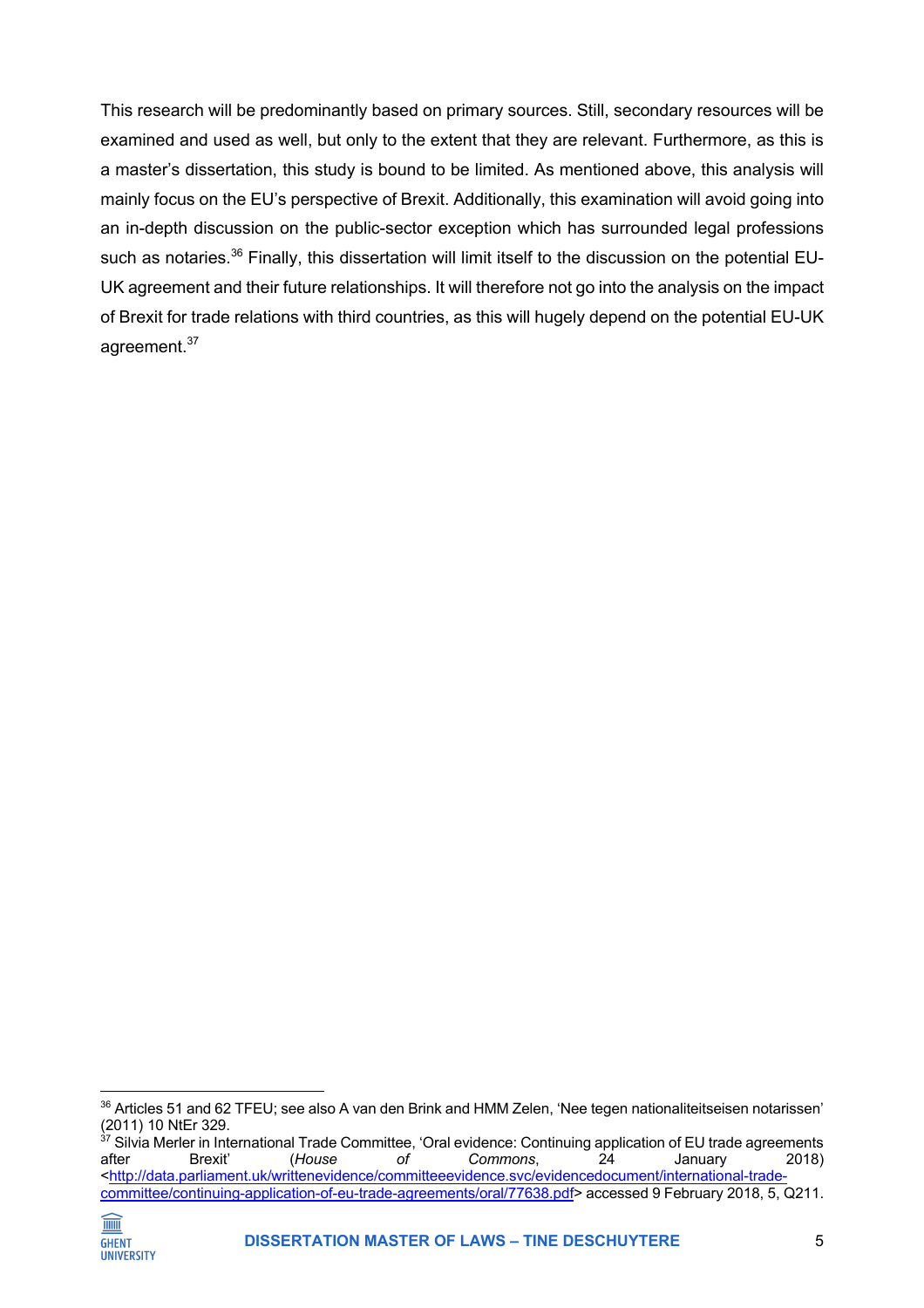This research will be predominantly based on primary sources. Still, secondary resources will be examined and used as well, but only to the extent that they are relevant. Furthermore, as this is a master's dissertation, this study is bound to be limited. As mentioned above, this analysis will mainly focus on the EU's perspective of Brexit. Additionally, this examination will avoid going into an in-depth discussion on the public-sector exception which has surrounded legal professions such as notaries.[36] Finally, this dissertation will limit itself to the discussion on the potential EU-UK agreement and their future relationships. It will therefore not go into the analysis on the impact of Brexit for trade relations with third countries, as this will hugely depend on the potential EU-UK agreement.[37]

---

[36] Articles 51 and 62 TFEU; see also A van den Brink and HMM Zelen, 'Nee tegen nationaliteitseisen notarissen' (2011) 10 NtEr 329.

[37] Silvia Merler in International Trade Committee, 'Oral evidence: Continuing application of EU trade agreements after Brexit' (*House of Commons*, 24 January 2018) <http://data.parliament.uk/writtenevidence/committeeevidence.svc/evidencedocument/international-trade-committee/continuing-application-of-eu-trade-agreements/oral/77638.pdf> accessed 9 February 2018, 5, Q211.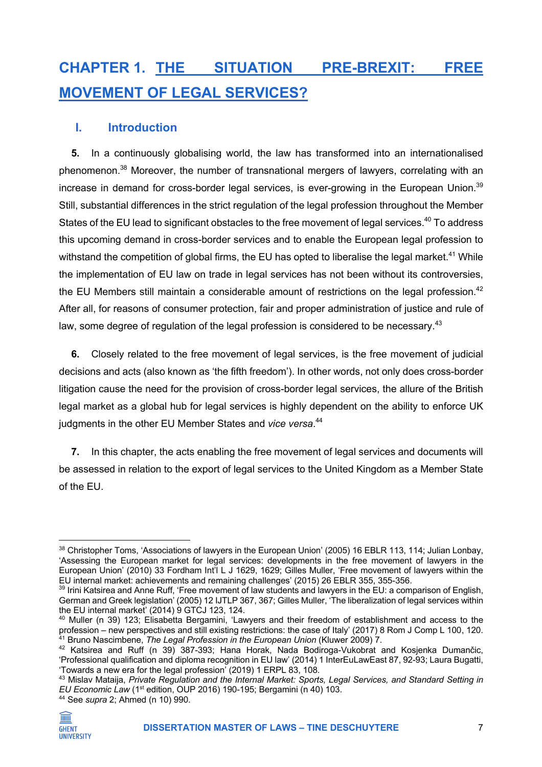# CHAPTER 1. THE SITUATION PRE-BREXIT: FREE MOVEMENT OF LEGAL SERVICES?

## I. Introduction

**5.** In a continuously globalising world, the law has transformed into an internationalised phenomenon.[38] Moreover, the number of transnational mergers of lawyers, correlating with an increase in demand for cross-border legal services, is ever-growing in the European Union.[39] Still, substantial differences in the strict regulation of the legal profession throughout the Member States of the EU lead to significant obstacles to the free movement of legal services.[40] To address this upcoming demand in cross-border services and to enable the European legal profession to withstand the competition of global firms, the EU has opted to liberalise the legal market.[41] While the implementation of EU law on trade in legal services has not been without its controversies, the EU Members still maintain a considerable amount of restrictions on the legal profession.[42] After all, for reasons of consumer protection, fair and proper administration of justice and rule of law, some degree of regulation of the legal profession is considered to be necessary.[43]

**6.** Closely related to the free movement of legal services, is the free movement of judicial decisions and acts (also known as 'the fifth freedom'). In other words, not only does cross-border litigation cause the need for the provision of cross-border legal services, the allure of the British legal market as a global hub for legal services is highly dependent on the ability to enforce UK judgments in the other EU Member States and *vice versa*.[44]

**7.** In this chapter, the acts enabling the free movement of legal services and documents will be assessed in relation to the export of legal services to the United Kingdom as a Member State of the EU.

---

[38] Christopher Toms, 'Associations of lawyers in the European Union' (2005) 16 EBLR 113, 114; Julian Lonbay, 'Assessing the European market for legal services: developments in the free movement of lawyers in the European Union' (2010) 33 Fordham Int'l L J 1629, 1629; Gilles Muller, 'Free movement of lawyers within the EU internal market: achievements and remaining challenges' (2015) 26 EBLR 355, 355-356.

[39] Irini Katsirea and Anne Ruff, 'Free movement of law students and lawyers in the EU: a comparison of English, German and Greek legislation' (2005) 12 IJTLP 367, 367; Gilles Muller, 'The liberalization of legal services within the EU internal market' (2014) 9 GTCJ 123, 124.

[40] Muller (n 39) 123; Elisabetta Bergamini, 'Lawyers and their freedom of establishment and access to the profession – new perspectives and still existing restrictions: the case of Italy' (2017) 8 Rom J Comp L 100, 120.

[41] Bruno Nascimbene, *The Legal Profession in the European Union* (Kluwer 2009) 7.

[42] Katsirea and Ruff (n 39) 387-393; Hana Horak, Nada Bodiroga-Vukobrat and Kosjenka Dumančic, 'Professional qualification and diploma recognition in EU law' (2014) 1 InterEuLawEast 87, 92-93; Laura Bugatti, 'Towards a new era for the legal profession' (2019) 1 ERPL 83, 108.

[43] Mislav Mataija, *Private Regulation and the Internal Market: Sports, Legal Services, and Standard Setting in EU Economic Law* (1st edition, OUP 2016) 190-195; Bergamini (n 40) 103.

[44] See *supra* 2; Ahmed (n 10) 990.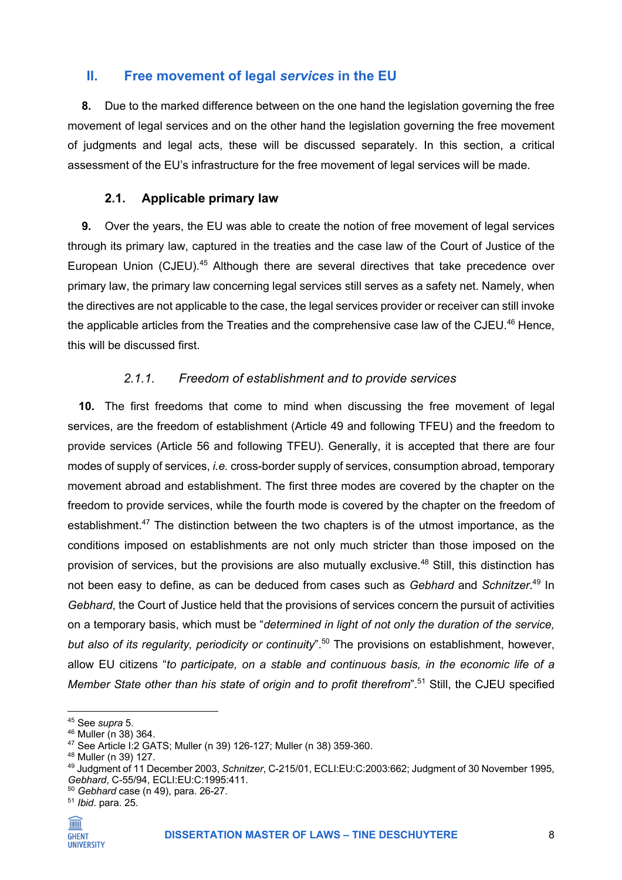## II. Free movement of legal *services* in the EU

**8.** Due to the marked difference between on the one hand the legislation governing the free movement of legal services and on the other hand the legislation governing the free movement of judgments and legal acts, these will be discussed separately. In this section, a critical assessment of the EU's infrastructure for the free movement of legal services will be made.

### 2.1. Applicable primary law

**9.** Over the years, the EU was able to create the notion of free movement of legal services through its primary law, captured in the treaties and the case law of the Court of Justice of the European Union (CJEU).[45] Although there are several directives that take precedence over primary law, the primary law concerning legal services still serves as a safety net. Namely, when the directives are not applicable to the case, the legal services provider or receiver can still invoke the applicable articles from the Treaties and the comprehensive case law of the CJEU.[46] Hence, this will be discussed first.

#### *2.1.1. Freedom of establishment and to provide services*

**10.** The first freedoms that come to mind when discussing the free movement of legal services, are the freedom of establishment (Article 49 and following TFEU) and the freedom to provide services (Article 56 and following TFEU). Generally, it is accepted that there are four modes of supply of services, *i.e.* cross-border supply of services, consumption abroad, temporary movement abroad and establishment. The first three modes are covered by the chapter on the freedom to provide services, while the fourth mode is covered by the chapter on the freedom of establishment.[47] The distinction between the two chapters is of the utmost importance, as the conditions imposed on establishments are not only much stricter than those imposed on the provision of services, but the provisions are also mutually exclusive.[48] Still, this distinction has not been easy to define, as can be deduced from cases such as *Gebhard* and *Schnitzer*.[49] In *Gebhard*, the Court of Justice held that the provisions of services concern the pursuit of activities on a temporary basis, which must be "*determined in light of not only the duration of the service, but also of its regularity, periodicity or continuity*".[50] The provisions on establishment, however, allow EU citizens "*to participate, on a stable and continuous basis, in the economic life of a Member State other than his state of origin and to profit therefrom*".[51] Still, the CJEU specified

---

[45] See *supra* 5.

[46] Muller (n 38) 364.

[47] See Article I:2 GATS; Muller (n 39) 126-127; Muller (n 38) 359-360.

[48] Muller (n 39) 127.

[49] Judgment of 11 December 2003, *Schnitzer*, C-215/01, ECLI:EU:C:2003:662; Judgment of 30 November 1995, *Gebhard*, C-55/94, ECLI:EU:C:1995:411.

[50] *Gebhard* case (n 49), para. 26-27.

[51] *Ibid*. para. 25.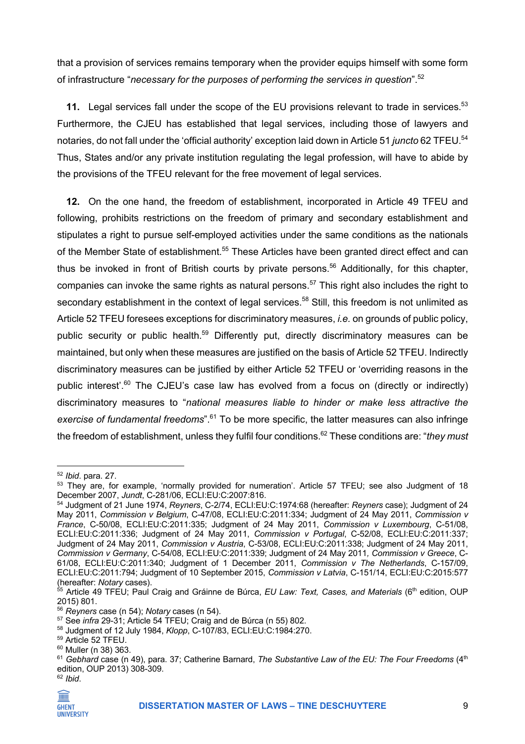that a provision of services remains temporary when the provider equips himself with some form of infrastructure "*necessary for the purposes of performing the services in question*".[52]

**11.** Legal services fall under the scope of the EU provisions relevant to trade in services.[53] Furthermore, the CJEU has established that legal services, including those of lawyers and notaries, do not fall under the 'official authority' exception laid down in Article 51 *juncto* 62 TFEU.[54] Thus, States and/or any private institution regulating the legal profession, will have to abide by the provisions of the TFEU relevant for the free movement of legal services.

**12.** On the one hand, the freedom of establishment, incorporated in Article 49 TFEU and following, prohibits restrictions on the freedom of primary and secondary establishment and stipulates a right to pursue self-employed activities under the same conditions as the nationals of the Member State of establishment.[55] These Articles have been granted direct effect and can thus be invoked in front of British courts by private persons.[56] Additionally, for this chapter, companies can invoke the same rights as natural persons.[57] This right also includes the right to secondary establishment in the context of legal services.[58] Still, this freedom is not unlimited as Article 52 TFEU foresees exceptions for discriminatory measures, *i.e.* on grounds of public policy, public security or public health.[59] Differently put, directly discriminatory measures can be maintained, but only when these measures are justified on the basis of Article 52 TFEU. Indirectly discriminatory measures can be justified by either Article 52 TFEU or 'overriding reasons in the public interest'.[60] The CJEU's case law has evolved from a focus on (directly or indirectly) discriminatory measures to "*national measures liable to hinder or make less attractive the exercise of fundamental freedoms*".[61] To be more specific, the latter measures can also infringe the freedom of establishment, unless they fulfil four conditions.[62] These conditions are: "*they must*

---

[52] *Ibid*. para. 27.

[53] They are, for example, 'normally provided for numeration'. Article 57 TFEU; see also Judgment of 18 December 2007, *Jundt*, C-281/06, ECLI:EU:C:2007:816.

[54] Judgment of 21 June 1974, *Reyners*, C-2/74, ECLI:EU:C:1974:68 (hereafter: *Reyners* case); Judgment of 24 May 2011, *Commission v Belgium*, C-47/08, ECLI:EU:C:2011:334; Judgment of 24 May 2011, *Commission v France*, C-50/08, ECLI:EU:C:2011:335; Judgment of 24 May 2011, *Commission v Luxembourg*, C-51/08, ECLI:EU:C:2011:336; Judgment of 24 May 2011, *Commission v Portugal*, C-52/08, ECLI:EU:C:2011:337; Judgment of 24 May 2011, *Commission v Austria*, C-53/08, ECLI:EU:C:2011:338; Judgment of 24 May 2011, *Commission v Germany*, C-54/08, ECLI:EU:C:2011:339; Judgment of 24 May 2011, *Commission v Greece*, C-61/08, ECLI:EU:C:2011:340; Judgment of 1 December 2011, *Commission v The Netherlands*, C-157/09, ECLI:EU:C:2011:794; Judgment of 10 September 2015, *Commission v Latvia*, C-151/14, ECLI:EU:C:2015:577 (hereafter: *Notary* cases).

[55] Article 49 TFEU; Paul Craig and Gráinne de Búrca, *EU Law: Text, Cases, and Materials* (6th edition, OUP 2015) 801.

[56] *Reyners* case (n 54); *Notary* cases (n 54).

[57] See *infra* 29-31; Article 54 TFEU; Craig and de Búrca (n 55) 802.

[58] Judgment of 12 July 1984, *Klopp*, C-107/83, ECLI:EU:C:1984:270.

[59] Article 52 TFEU.

[60] Muller (n 38) 363.

[61] *Gebhard* case (n 49), para. 37; Catherine Barnard, *The Substantive Law of the EU: The Four Freedoms* (4th edition, OUP 2013) 308-309.

[62] *Ibid*.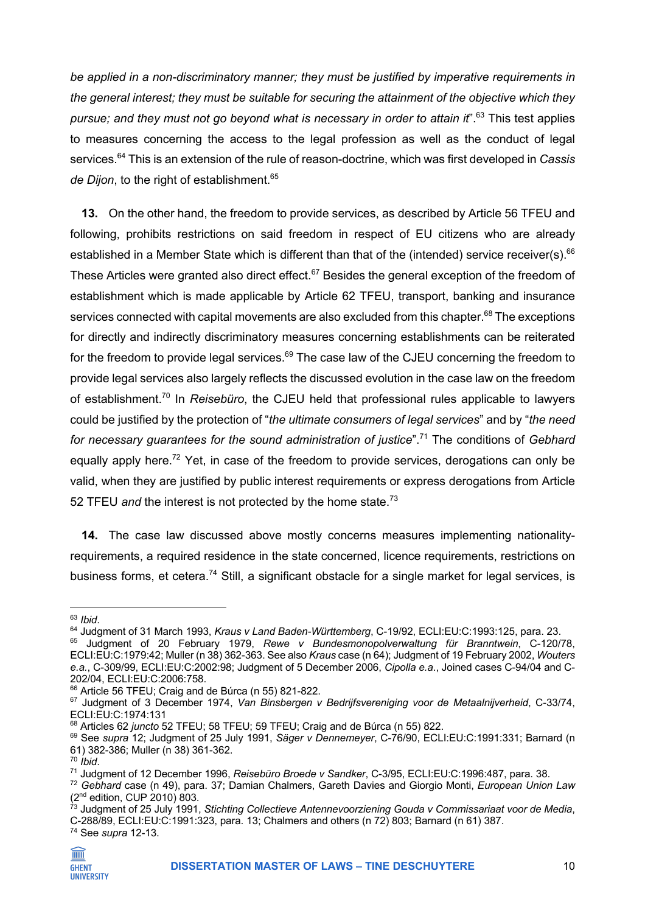*be applied in a non-discriminatory manner; they must be justified by imperative requirements in the general interest; they must be suitable for securing the attainment of the objective which they pursue; and they must not go beyond what is necessary in order to attain it*".[63] This test applies to measures concerning the access to the legal profession as well as the conduct of legal services.[64] This is an extension of the rule of reason-doctrine, which was first developed in *Cassis de Dijon*, to the right of establishment.[65]

**13.** On the other hand, the freedom to provide services, as described by Article 56 TFEU and following, prohibits restrictions on said freedom in respect of EU citizens who are already established in a Member State which is different than that of the (intended) service receiver(s).[66] These Articles were granted also direct effect.[67] Besides the general exception of the freedom of establishment which is made applicable by Article 62 TFEU, transport, banking and insurance services connected with capital movements are also excluded from this chapter.[68] The exceptions for directly and indirectly discriminatory measures concerning establishments can be reiterated for the freedom to provide legal services.[69] The case law of the CJEU concerning the freedom to provide legal services also largely reflects the discussed evolution in the case law on the freedom of establishment.[70] In *Reisebüro*, the CJEU held that professional rules applicable to lawyers could be justified by the protection of "*the ultimate consumers of legal services*" and by "*the need for necessary guarantees for the sound administration of justice*".[71] The conditions of *Gebhard* equally apply here.[72] Yet, in case of the freedom to provide services, derogations can only be valid, when they are justified by public interest requirements or express derogations from Article 52 TFEU *and* the interest is not protected by the home state.[73]

**14.** The case law discussed above mostly concerns measures implementing nationality-requirements, a required residence in the state concerned, licence requirements, restrictions on business forms, et cetera.[74] Still, a significant obstacle for a single market for legal services, is

---

[63] *Ibid*.
[64] Judgment of 31 March 1993, *Kraus v Land Baden-Württemberg*, C-19/92, ECLI:EU:C:1993:125, para. 23.
[65] Judgment of 20 February 1979, *Rewe v Bundesmonopolverwaltung für Branntwein*, C-120/78, ECLI:EU:C:1979:42; Muller (n 38) 362-363. See also *Kraus* case (n 64); Judgment of 19 February 2002, *Wouters e.a.*, C-309/99, ECLI:EU:C:2002:98; Judgment of 5 December 2006, *Cipolla e.a.*, Joined cases C-94/04 and C-202/04, ECLI:EU:C:2006:758.
[66] Article 56 TFEU; Craig and de Búrca (n 55) 821-822.
[67] Judgment of 3 December 1974, *Van Binsbergen v Bedrijfsvereniging voor de Metaalnijverheid*, C-33/74, ECLI:EU:C:1974:131
[68] Articles 62 *juncto* 52 TFEU; 58 TFEU; 59 TFEU; Craig and de Búrca (n 55) 822.
[69] See *supra* 12; Judgment of 25 July 1991, *Säger v Dennemeyer*, C-76/90, ECLI:EU:C:1991:331; Barnard (n 61) 382-386; Muller (n 38) 361-362.
[70] *Ibid*.
[71] Judgment of 12 December 1996, *Reisebüro Broede v Sandker*, C-3/95, ECLI:EU:C:1996:487, para. 38.
[72] *Gebhard* case (n 49), para. 37; Damian Chalmers, Gareth Davies and Giorgio Monti, *European Union Law* (2nd edition, CUP 2010) 803.
[73] Judgment of 25 July 1991, *Stichting Collectieve Antennevoorziening Gouda v Commissariaat voor de Media*, C-288/89, ECLI:EU:C:1991:323, para. 13; Chalmers and others (n 72) 803; Barnard (n 61) 387.
[74] See *supra* 12-13.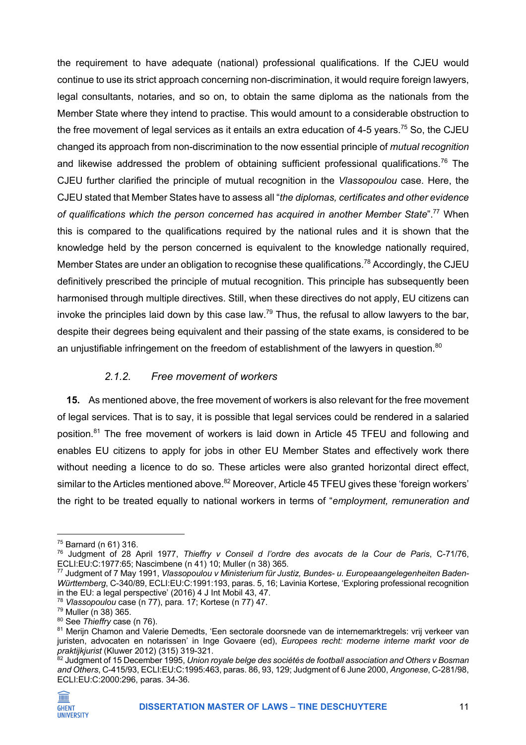the requirement to have adequate (national) professional qualifications. If the CJEU would continue to use its strict approach concerning non-discrimination, it would require foreign lawyers, legal consultants, notaries, and so on, to obtain the same diploma as the nationals from the Member State where they intend to practise. This would amount to a considerable obstruction to the free movement of legal services as it entails an extra education of 4-5 years.[75] So, the CJEU changed its approach from non-discrimination to the now essential principle of *mutual recognition* and likewise addressed the problem of obtaining sufficient professional qualifications.[76] The CJEU further clarified the principle of mutual recognition in the *Vlassopoulou* case. Here, the CJEU stated that Member States have to assess all "*the diplomas, certificates and other evidence of qualifications which the person concerned has acquired in another Member State*".[77] When this is compared to the qualifications required by the national rules and it is shown that the knowledge held by the person concerned is equivalent to the knowledge nationally required, Member States are under an obligation to recognise these qualifications.[78] Accordingly, the CJEU definitively prescribed the principle of mutual recognition. This principle has subsequently been harmonised through multiple directives. Still, when these directives do not apply, EU citizens can invoke the principles laid down by this case law.[79] Thus, the refusal to allow lawyers to the bar, despite their degrees being equivalent and their passing of the state exams, is considered to be an unjustifiable infringement on the freedom of establishment of the lawyers in question.[80]

#### *2.1.2. Free movement of workers*

**15.** As mentioned above, the free movement of workers is also relevant for the free movement of legal services. That is to say, it is possible that legal services could be rendered in a salaried position.[81] The free movement of workers is laid down in Article 45 TFEU and following and enables EU citizens to apply for jobs in other EU Member States and effectively work there without needing a licence to do so. These articles were also granted horizontal direct effect, similar to the Articles mentioned above.[82] Moreover, Article 45 TFEU gives these 'foreign workers' the right to be treated equally to national workers in terms of "*employment, remuneration and*

---

[75] Barnard (n 61) 316.

[76] Judgment of 28 April 1977, *Thieffry v Conseil d l'ordre des avocats de la Cour de Paris*, C-71/76, ECLI:EU:C:1977:65; Nascimbene (n 41) 10; Muller (n 38) 365.

[77] Judgment of 7 May 1991, *Vlassopoulou v Ministerium für Justiz, Bundes- u. Europeaangelegenheiten Baden-Württemberg*, C-340/89, ECLI:EU:C:1991:193, paras. 5, 16; Lavinia Kortese, 'Exploring professional recognition in the EU: a legal perspective' (2016) 4 J Int Mobil 43, 47.

[78] *Vlassopoulou* case (n 77), para. 17; Kortese (n 77) 47.

[79] Muller (n 38) 365.

[80] See *Thieffry* case (n 76).

[81] Merijn Chamon and Valerie Demedts, 'Een sectorale doorsnede van de internemarktregels: vrij verkeer van juristen, advocaten en notarissen' in Inge Govaere (ed), *Europees recht: moderne interne markt voor de praktijkjurist* (Kluwer 2012) (315) 319-321.

[82] Judgment of 15 December 1995, *Union royale belge des sociétés de football association and Others v Bosman and Others*, C-415/93, ECLI:EU:C:1995:463, paras. 86, 93, 129; Judgment of 6 June 2000, *Angonese*, C-281/98, ECLI:EU:C:2000:296, paras. 34-36.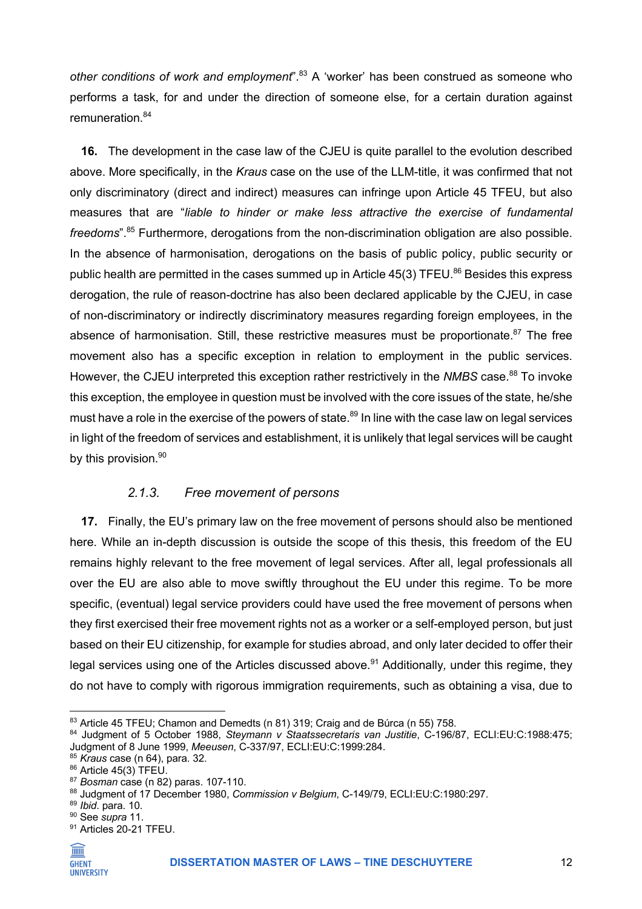*other conditions of work and employment*".[83] A 'worker' has been construed as someone who performs a task, for and under the direction of someone else, for a certain duration against remuneration.[84]

**16.** The development in the case law of the CJEU is quite parallel to the evolution described above. More specifically, in the *Kraus* case on the use of the LLM-title, it was confirmed that not only discriminatory (direct and indirect) measures can infringe upon Article 45 TFEU, but also measures that are "*liable to hinder or make less attractive the exercise of fundamental freedoms*".[85] Furthermore, derogations from the non-discrimination obligation are also possible. In the absence of harmonisation, derogations on the basis of public policy, public security or public health are permitted in the cases summed up in Article 45(3) TFEU.[86] Besides this express derogation, the rule of reason-doctrine has also been declared applicable by the CJEU, in case of non-discriminatory or indirectly discriminatory measures regarding foreign employees, in the absence of harmonisation. Still, these restrictive measures must be proportionate.[87] The free movement also has a specific exception in relation to employment in the public services. However, the CJEU interpreted this exception rather restrictively in the *NMBS* case.[88] To invoke this exception, the employee in question must be involved with the core issues of the state, he/she must have a role in the exercise of the powers of state.[89] In line with the case law on legal services in light of the freedom of services and establishment, it is unlikely that legal services will be caught by this provision.[90]

### *2.1.3. Free movement of persons*

**17.** Finally, the EU's primary law on the free movement of persons should also be mentioned here. While an in-depth discussion is outside the scope of this thesis, this freedom of the EU remains highly relevant to the free movement of legal services. After all, legal professionals all over the EU are also able to move swiftly throughout the EU under this regime. To be more specific, (eventual) legal service providers could have used the free movement of persons when they first exercised their free movement rights not as a worker or a self-employed person, but just based on their EU citizenship, for example for studies abroad, and only later decided to offer their legal services using one of the Articles discussed above.[91] Additionally, under this regime, they do not have to comply with rigorous immigration requirements, such as obtaining a visa, due to

---

[83] Article 45 TFEU; Chamon and Demedts (n 81) 319; Craig and de Búrca (n 55) 758.

[84] Judgment of 5 October 1988, *Steymann v Staatssecretaris van Justitie*, C-196/87, ECLI:EU:C:1988:475; Judgment of 8 June 1999, *Meeusen*, C-337/97, ECLI:EU:C:1999:284.

[85] *Kraus* case (n 64), para. 32.

[86] Article 45(3) TFEU.

[87] *Bosman* case (n 82) paras. 107-110.

[88] Judgment of 17 December 1980, *Commission v Belgium*, C-149/79, ECLI:EU:C:1980:297.

[89] *Ibid*. para. 10.

[90] See *supra* 11.

[91] Articles 20-21 TFEU.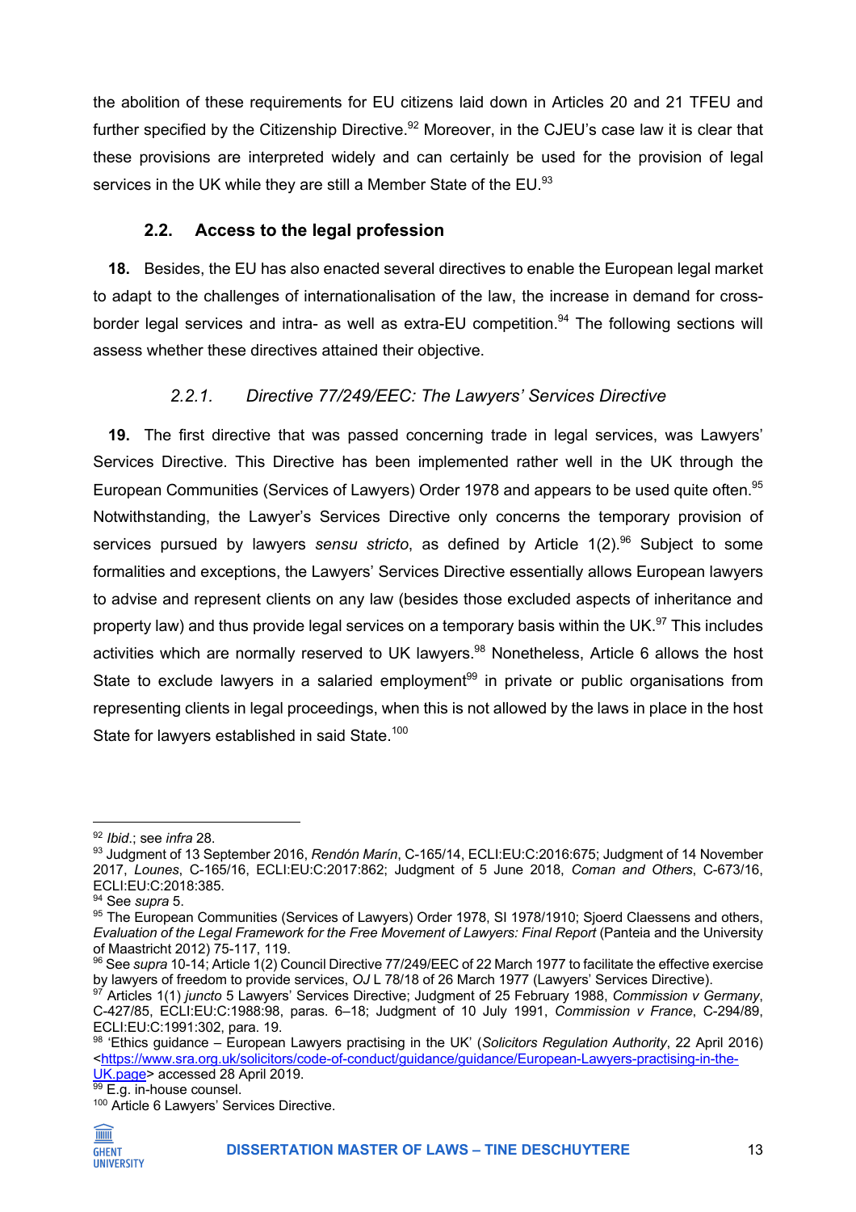the abolition of these requirements for EU citizens laid down in Articles 20 and 21 TFEU and further specified by the Citizenship Directive.[92] Moreover, in the CJEU's case law it is clear that these provisions are interpreted widely and can certainly be used for the provision of legal services in the UK while they are still a Member State of the EU.[93]

### 2.2. Access to the legal profession

**18.** Besides, the EU has also enacted several directives to enable the European legal market to adapt to the challenges of internationalisation of the law, the increase in demand for cross-border legal services and intra- as well as extra-EU competition.[94] The following sections will assess whether these directives attained their objective.

#### *2.2.1. Directive 77/249/EEC: The Lawyers' Services Directive*

**19.** The first directive that was passed concerning trade in legal services, was Lawyers' Services Directive. This Directive has been implemented rather well in the UK through the European Communities (Services of Lawyers) Order 1978 and appears to be used quite often.[95] Notwithstanding, the Lawyer's Services Directive only concerns the temporary provision of services pursued by lawyers *sensu stricto*, as defined by Article 1(2).[96] Subject to some formalities and exceptions, the Lawyers' Services Directive essentially allows European lawyers to advise and represent clients on any law (besides those excluded aspects of inheritance and property law) and thus provide legal services on a temporary basis within the UK.[97] This includes activities which are normally reserved to UK lawyers.[98] Nonetheless, Article 6 allows the host State to exclude lawyers in a salaried employment[99] in private or public organisations from representing clients in legal proceedings, when this is not allowed by the laws in place in the host State for lawyers established in said State.[100]

---

[92] *Ibid*.; see *infra* 28.

[93] Judgment of 13 September 2016, *Rendón Marín*, C-165/14, ECLI:EU:C:2016:675; Judgment of 14 November 2017, *Lounes*, C-165/16, ECLI:EU:C:2017:862; Judgment of 5 June 2018, *Coman and Others*, C-673/16, ECLI:EU:C:2018:385.

[94] See *supra* 5.

[95] The European Communities (Services of Lawyers) Order 1978, SI 1978/1910; Sjoerd Claessens and others, *Evaluation of the Legal Framework for the Free Movement of Lawyers: Final Report* (Panteia and the University of Maastricht 2012) 75-117, 119.

[96] See *supra* 10-14; Article 1(2) Council Directive 77/249/EEC of 22 March 1977 to facilitate the effective exercise by lawyers of freedom to provide services, *OJ* L 78/18 of 26 March 1977 (Lawyers' Services Directive).

[97] Articles 1(1) *juncto* 5 Lawyers' Services Directive; Judgment of 25 February 1988, *Commission v Germany*, C-427/85, ECLI:EU:C:1988:98, paras. 6–18; Judgment of 10 July 1991, *Commission v France*, C-294/89, ECLI:EU:C:1991:302, para. 19.

[98] 'Ethics guidance – European Lawyers practising in the UK' (*Solicitors Regulation Authority*, 22 April 2016) <https://www.sra.org.uk/solicitors/code-of-conduct/guidance/guidance/European-Lawyers-practising-in-the-UK.page> accessed 28 April 2019.

[99] E.g. in-house counsel.

[100] Article 6 Lawyers' Services Directive.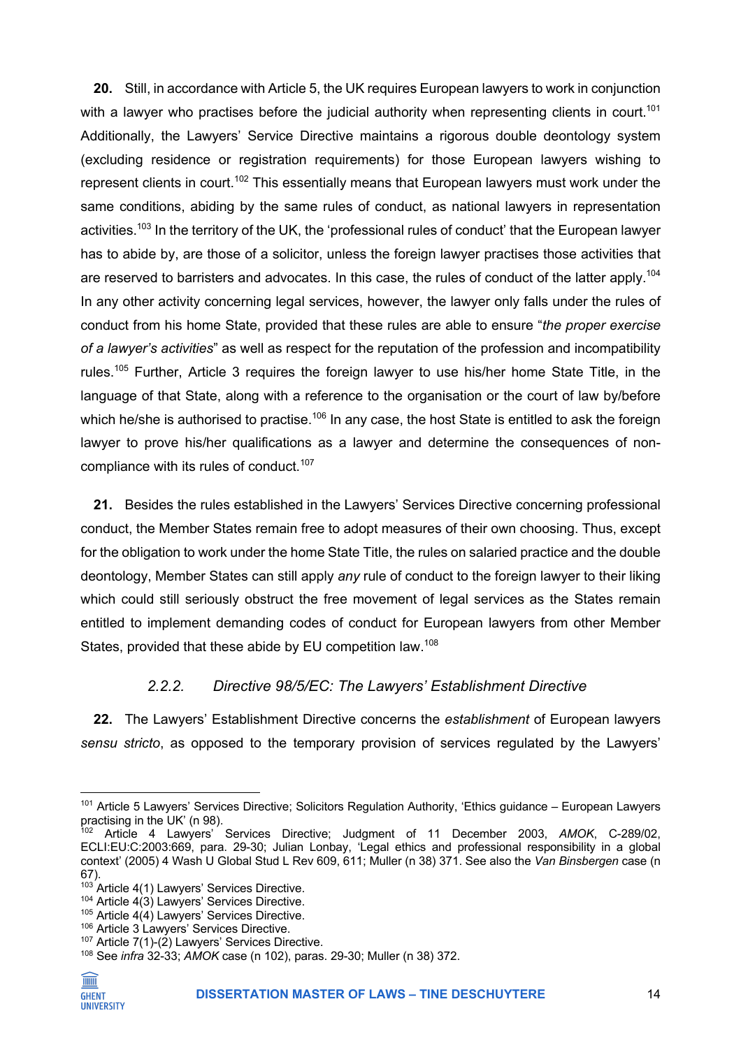**20.** Still, in accordance with Article 5, the UK requires European lawyers to work in conjunction with a lawyer who practises before the judicial authority when representing clients in court.[101] Additionally, the Lawyers' Service Directive maintains a rigorous double deontology system (excluding residence or registration requirements) for those European lawyers wishing to represent clients in court.[102] This essentially means that European lawyers must work under the same conditions, abiding by the same rules of conduct, as national lawyers in representation activities.[103] In the territory of the UK, the 'professional rules of conduct' that the European lawyer has to abide by, are those of a solicitor, unless the foreign lawyer practises those activities that are reserved to barristers and advocates. In this case, the rules of conduct of the latter apply.[104] In any other activity concerning legal services, however, the lawyer only falls under the rules of conduct from his home State, provided that these rules are able to ensure "*the proper exercise of a lawyer's activities*" as well as respect for the reputation of the profession and incompatibility rules.[105] Further, Article 3 requires the foreign lawyer to use his/her home State Title, in the language of that State, along with a reference to the organisation or the court of law by/before which he/she is authorised to practise.[106] In any case, the host State is entitled to ask the foreign lawyer to prove his/her qualifications as a lawyer and determine the consequences of non-compliance with its rules of conduct.[107]

**21.** Besides the rules established in the Lawyers' Services Directive concerning professional conduct, the Member States remain free to adopt measures of their own choosing. Thus, except for the obligation to work under the home State Title, the rules on salaried practice and the double deontology, Member States can still apply *any* rule of conduct to the foreign lawyer to their liking which could still seriously obstruct the free movement of legal services as the States remain entitled to implement demanding codes of conduct for European lawyers from other Member States, provided that these abide by EU competition law.[108]

### *2.2.2. Directive 98/5/EC: The Lawyers' Establishment Directive*

**22.** The Lawyers' Establishment Directive concerns the *establishment* of European lawyers *sensu stricto*, as opposed to the temporary provision of services regulated by the Lawyers'

---

[101] Article 5 Lawyers' Services Directive; Solicitors Regulation Authority, 'Ethics guidance – European Lawyers practising in the UK' (n 98).

[102] Article 4 Lawyers' Services Directive; Judgment of 11 December 2003, *AMOK*, C-289/02, ECLI:EU:C:2003:669, para. 29-30; Julian Lonbay, 'Legal ethics and professional responsibility in a global context' (2005) 4 Wash U Global Stud L Rev 609, 611; Muller (n 38) 371. See also the *Van Binsbergen* case (n 67).

[103] Article 4(1) Lawyers' Services Directive.

[104] Article 4(3) Lawyers' Services Directive.

[105] Article 4(4) Lawyers' Services Directive.

[106] Article 3 Lawyers' Services Directive.

[107] Article 7(1)-(2) Lawyers' Services Directive.

[108] See *infra* 32-33; *AMOK* case (n 102), paras. 29-30; Muller (n 38) 372.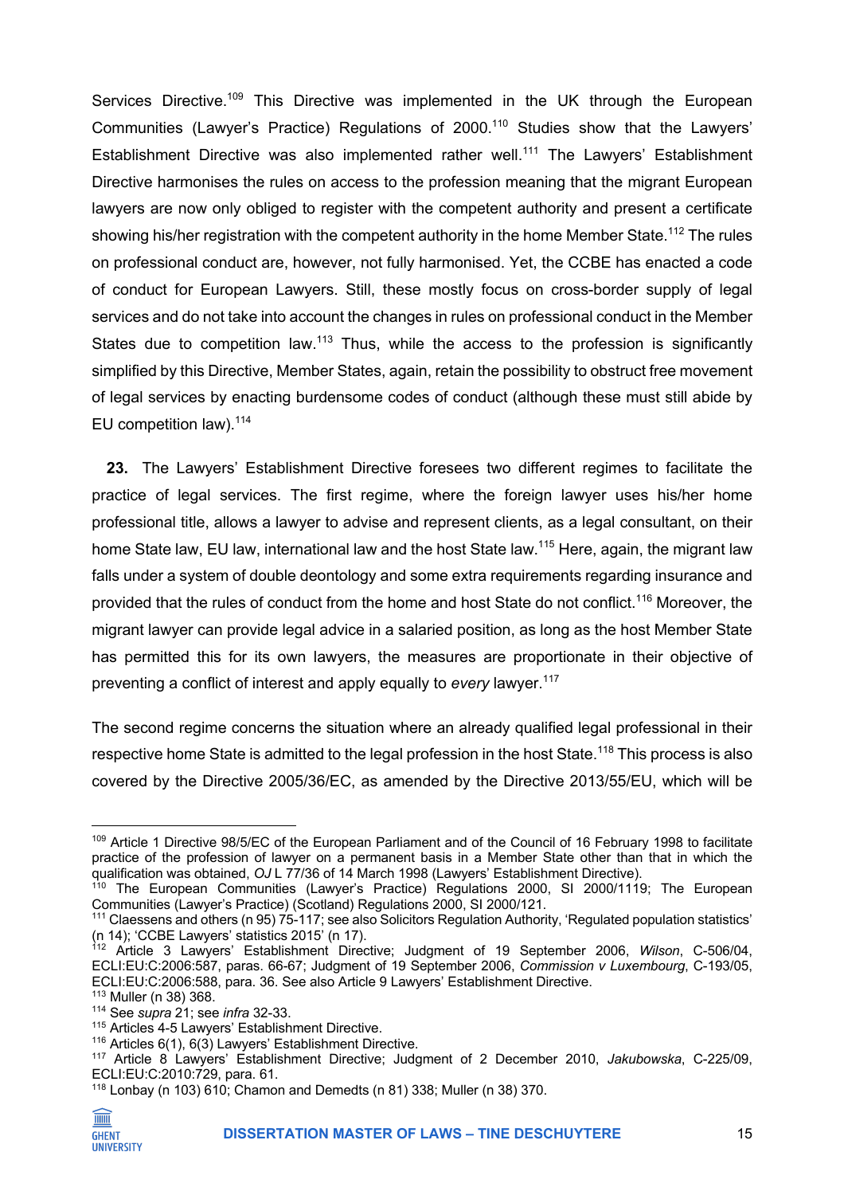Services Directive.[109] This Directive was implemented in the UK through the European Communities (Lawyer's Practice) Regulations of 2000.[110] Studies show that the Lawyers' Establishment Directive was also implemented rather well.[111] The Lawyers' Establishment Directive harmonises the rules on access to the profession meaning that the migrant European lawyers are now only obliged to register with the competent authority and present a certificate showing his/her registration with the competent authority in the home Member State.[112] The rules on professional conduct are, however, not fully harmonised. Yet, the CCBE has enacted a code of conduct for European Lawyers. Still, these mostly focus on cross-border supply of legal services and do not take into account the changes in rules on professional conduct in the Member States due to competition law.[113] Thus, while the access to the profession is significantly simplified by this Directive, Member States, again, retain the possibility to obstruct free movement of legal services by enacting burdensome codes of conduct (although these must still abide by EU competition law).[114]

**23.** The Lawyers' Establishment Directive foresees two different regimes to facilitate the practice of legal services. The first regime, where the foreign lawyer uses his/her home professional title, allows a lawyer to advise and represent clients, as a legal consultant, on their home State law, EU law, international law and the host State law.[115] Here, again, the migrant law falls under a system of double deontology and some extra requirements regarding insurance and provided that the rules of conduct from the home and host State do not conflict.[116] Moreover, the migrant lawyer can provide legal advice in a salaried position, as long as the host Member State has permitted this for its own lawyers, the measures are proportionate in their objective of preventing a conflict of interest and apply equally to *every* lawyer.[117]

The second regime concerns the situation where an already qualified legal professional in their respective home State is admitted to the legal profession in the host State.[118] This process is also covered by the Directive 2005/36/EC, as amended by the Directive 2013/55/EU, which will be

---

[109] Article 1 Directive 98/5/EC of the European Parliament and of the Council of 16 February 1998 to facilitate practice of the profession of lawyer on a permanent basis in a Member State other than that in which the qualification was obtained, *OJ* L 77/36 of 14 March 1998 (Lawyers' Establishment Directive).

[110] The European Communities (Lawyer's Practice) Regulations 2000, SI 2000/1119; The European Communities (Lawyer's Practice) (Scotland) Regulations 2000, SI 2000/121.

[111] Claessens and others (n 95) 75-117; see also Solicitors Regulation Authority, 'Regulated population statistics' (n 14); 'CCBE Lawyers' statistics 2015' (n 17).

[112] Article 3 Lawyers' Establishment Directive; Judgment of 19 September 2006, *Wilson*, C-506/04, ECLI:EU:C:2006:587, paras. 66-67; Judgment of 19 September 2006, *Commission v Luxembourg*, C-193/05, ECLI:EU:C:2006:588, para. 36. See also Article 9 Lawyers' Establishment Directive.

[113] Muller (n 38) 368.

[114] See *supra* 21; see *infra* 32-33.

[115] Articles 4-5 Lawyers' Establishment Directive.

[116] Articles 6(1), 6(3) Lawyers' Establishment Directive.

[117] Article 8 Lawyers' Establishment Directive; Judgment of 2 December 2010, *Jakubowska*, C-225/09, ECLI:EU:C:2010:729, para. 61.

[118] Lonbay (n 103) 610; Chamon and Demedts (n 81) 338; Muller (n 38) 370.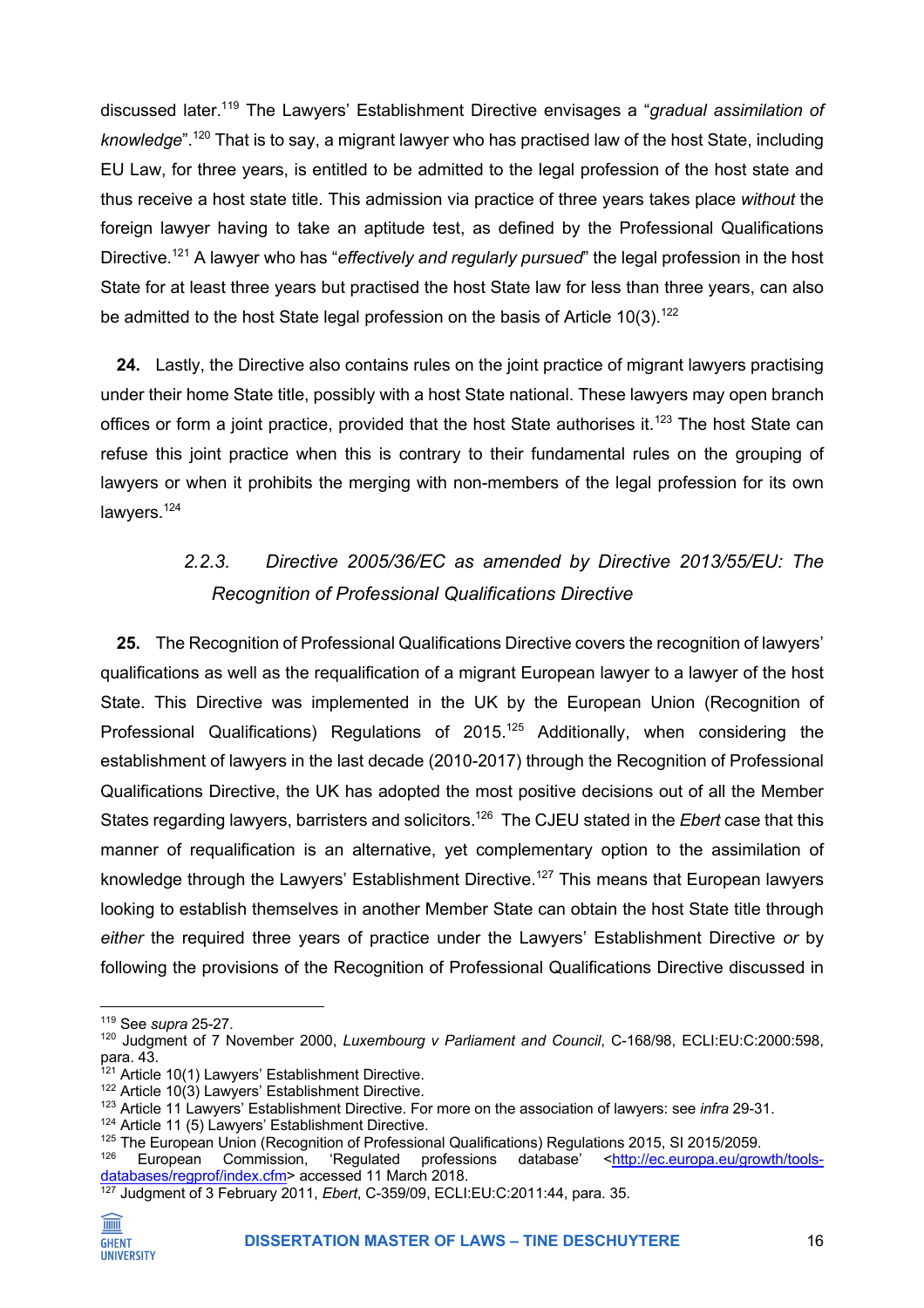discussed later.[119] The Lawyers' Establishment Directive envisages a "*gradual assimilation of knowledge*".[120] That is to say, a migrant lawyer who has practised law of the host State, including EU Law, for three years, is entitled to be admitted to the legal profession of the host state and thus receive a host state title. This admission via practice of three years takes place *without* the foreign lawyer having to take an aptitude test, as defined by the Professional Qualifications Directive.[121] A lawyer who has "*effectively and regularly pursued*" the legal profession in the host State for at least three years but practised the host State law for less than three years, can also be admitted to the host State legal profession on the basis of Article 10(3).[122]

**24.** Lastly, the Directive also contains rules on the joint practice of migrant lawyers practising under their home State title, possibly with a host State national. These lawyers may open branch offices or form a joint practice, provided that the host State authorises it.[123] The host State can refuse this joint practice when this is contrary to their fundamental rules on the grouping of lawyers or when it prohibits the merging with non-members of the legal profession for its own lawyers.[124]

### *2.2.3. Directive 2005/36/EC as amended by Directive 2013/55/EU: The Recognition of Professional Qualifications Directive*

**25.** The Recognition of Professional Qualifications Directive covers the recognition of lawyers' qualifications as well as the requalification of a migrant European lawyer to a lawyer of the host State. This Directive was implemented in the UK by the European Union (Recognition of Professional Qualifications) Regulations of 2015.[125] Additionally, when considering the establishment of lawyers in the last decade (2010-2017) through the Recognition of Professional Qualifications Directive, the UK has adopted the most positive decisions out of all the Member States regarding lawyers, barristers and solicitors.[126] The CJEU stated in the *Ebert* case that this manner of requalification is an alternative, yet complementary option to the assimilation of knowledge through the Lawyers' Establishment Directive.[127] This means that European lawyers looking to establish themselves in another Member State can obtain the host State title through *either* the required three years of practice under the Lawyers' Establishment Directive *or* by following the provisions of the Recognition of Professional Qualifications Directive discussed in

---

[119] See *supra* 25-27.

[120] Judgment of 7 November 2000, *Luxembourg v Parliament and Council*, C-168/98, ECLI:EU:C:2000:598, para. 43.

[121] Article 10(1) Lawyers' Establishment Directive.

[122] Article 10(3) Lawyers' Establishment Directive.

[123] Article 11 Lawyers' Establishment Directive. For more on the association of lawyers: see *infra* 29-31.

[124] Article 11 (5) Lawyers' Establishment Directive.

[125] The European Union (Recognition of Professional Qualifications) Regulations 2015, SI 2015/2059.

[126] European Commission, 'Regulated professions database' <http://ec.europa.eu/growth/tools-databases/regprof/index.cfm> accessed 11 March 2018.

[127] Judgment of 3 February 2011, *Ebert*, C-359/09, ECLI:EU:C:2011:44, para. 35.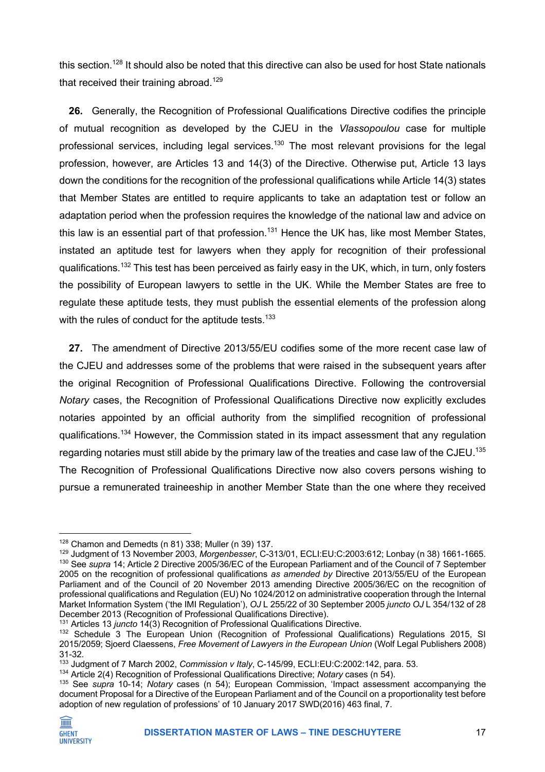this section.[128] It should also be noted that this directive can also be used for host State nationals that received their training abroad.[129]

**26.** Generally, the Recognition of Professional Qualifications Directive codifies the principle of mutual recognition as developed by the CJEU in the *Vlassopoulou* case for multiple professional services, including legal services.[130] The most relevant provisions for the legal profession, however, are Articles 13 and 14(3) of the Directive. Otherwise put, Article 13 lays down the conditions for the recognition of the professional qualifications while Article 14(3) states that Member States are entitled to require applicants to take an adaptation test or follow an adaptation period when the profession requires the knowledge of the national law and advice on this law is an essential part of that profession.[131] Hence the UK has, like most Member States, instated an aptitude test for lawyers when they apply for recognition of their professional qualifications.[132] This test has been perceived as fairly easy in the UK, which, in turn, only fosters the possibility of European lawyers to settle in the UK. While the Member States are free to regulate these aptitude tests, they must publish the essential elements of the profession along with the rules of conduct for the aptitude tests.[133]

**27.** The amendment of Directive 2013/55/EU codifies some of the more recent case law of the CJEU and addresses some of the problems that were raised in the subsequent years after the original Recognition of Professional Qualifications Directive. Following the controversial *Notary* cases, the Recognition of Professional Qualifications Directive now explicitly excludes notaries appointed by an official authority from the simplified recognition of professional qualifications.[134] However, the Commission stated in its impact assessment that any regulation regarding notaries must still abide by the primary law of the treaties and case law of the CJEU.[135] The Recognition of Professional Qualifications Directive now also covers persons wishing to pursue a remunerated traineeship in another Member State than the one where they received

---

[128] Chamon and Demedts (n 81) 338; Muller (n 39) 137.

[129] Judgment of 13 November 2003, *Morgenbesser*, C-313/01, ECLI:EU:C:2003:612; Lonbay (n 38) 1661-1665.

[130] See *supra* 14; Article 2 Directive 2005/36/EC of the European Parliament and of the Council of 7 September 2005 on the recognition of professional qualifications *as amended by* Directive 2013/55/EU of the European Parliament and of the Council of 20 November 2013 amending Directive 2005/36/EC on the recognition of professional qualifications and Regulation (EU) No 1024/2012 on administrative cooperation through the Internal Market Information System ('the IMI Regulation'), *OJ* L 255/22 of 30 September 2005 *juncto OJ* L 354/132 of 28 December 2013 (Recognition of Professional Qualifications Directive).

[131] Articles 13 *juncto* 14(3) Recognition of Professional Qualifications Directive.

[132] Schedule 3 The European Union (Recognition of Professional Qualifications) Regulations 2015, SI 2015/2059; Sjoerd Claessens, *Free Movement of Lawyers in the European Union* (Wolf Legal Publishers 2008) 31-32.

[133] Judgment of 7 March 2002, *Commission v Italy*, C-145/99, ECLI:EU:C:2002:142, para. 53.

[134] Article 2(4) Recognition of Professional Qualifications Directive; *Notary* cases (n 54).

[135] See *supra* 10-14; *Notary* cases (n 54); European Commission, 'Impact assessment accompanying the document Proposal for a Directive of the European Parliament and of the Council on a proportionality test before adoption of new regulation of professions' of 10 January 2017 SWD(2016) 463 final, 7.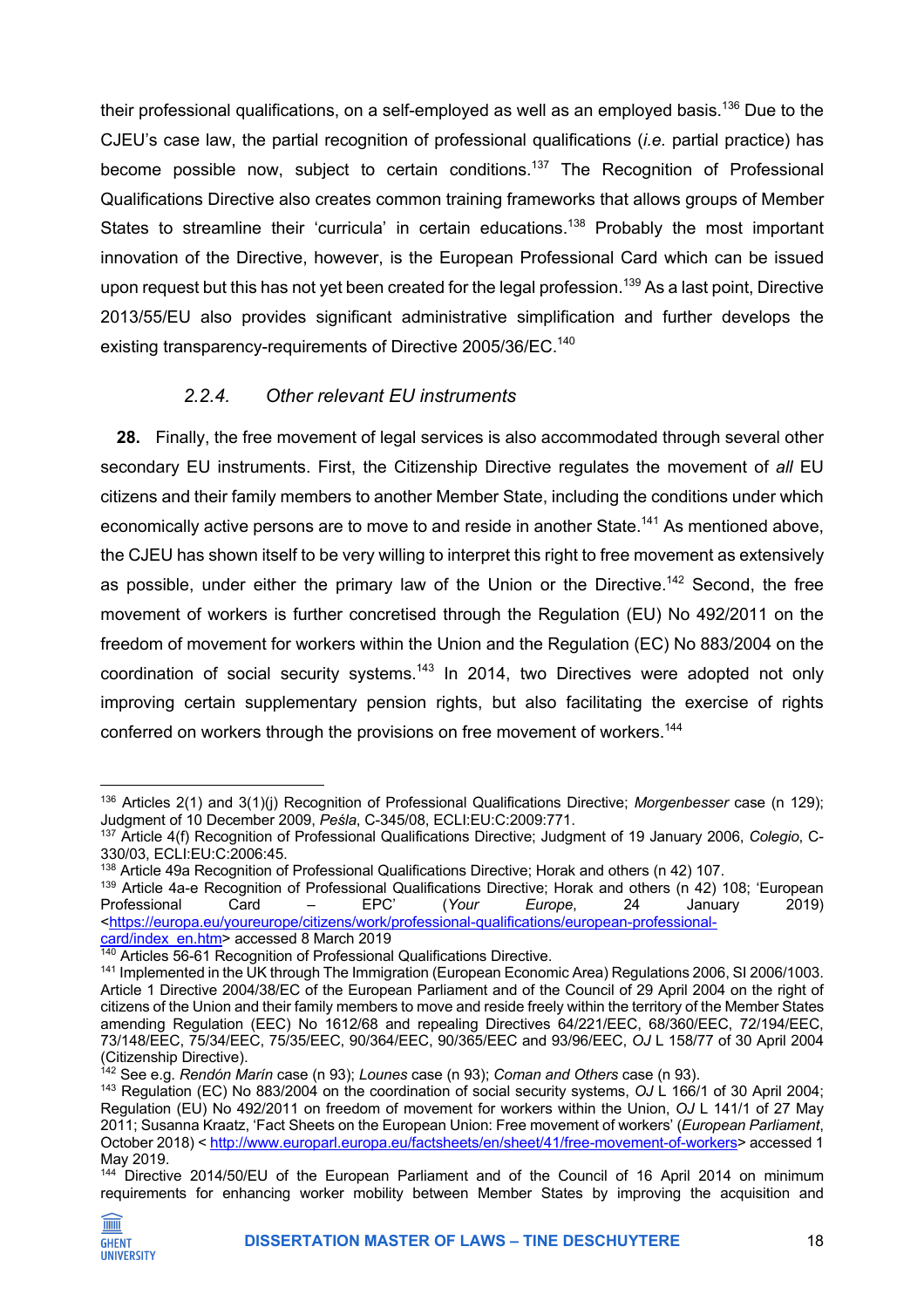their professional qualifications, on a self-employed as well as an employed basis.[136] Due to the CJEU's case law, the partial recognition of professional qualifications (*i.e.* partial practice) has become possible now, subject to certain conditions.[137] The Recognition of Professional Qualifications Directive also creates common training frameworks that allows groups of Member States to streamline their 'curricula' in certain educations.[138] Probably the most important innovation of the Directive, however, is the European Professional Card which can be issued upon request but this has not yet been created for the legal profession.[139] As a last point, Directive 2013/55/EU also provides significant administrative simplification and further develops the existing transparency-requirements of Directive 2005/36/EC.[140]

#### *2.2.4. Other relevant EU instruments*

**28.** Finally, the free movement of legal services is also accommodated through several other secondary EU instruments. First, the Citizenship Directive regulates the movement of *all* EU citizens and their family members to another Member State, including the conditions under which economically active persons are to move to and reside in another State.[141] As mentioned above, the CJEU has shown itself to be very willing to interpret this right to free movement as extensively as possible, under either the primary law of the Union or the Directive.[142] Second, the free movement of workers is further concretised through the Regulation (EU) No 492/2011 on the freedom of movement for workers within the Union and the Regulation (EC) No 883/2004 on the coordination of social security systems.[143] In 2014, two Directives were adopted not only improving certain supplementary pension rights, but also facilitating the exercise of rights conferred on workers through the provisions on free movement of workers.[144]

---

[136] Articles 2(1) and 3(1)(j) Recognition of Professional Qualifications Directive; *Morgenbesser* case (n 129); Judgment of 10 December 2009, *Peśla*, C-345/08, ECLI:EU:C:2009:771.

[137] Article 4(f) Recognition of Professional Qualifications Directive; Judgment of 19 January 2006, *Colegio*, C-330/03, ECLI:EU:C:2006:45.

[138] Article 49a Recognition of Professional Qualifications Directive; Horak and others (n 42) 107.

[139] Article 4a-e Recognition of Professional Qualifications Directive; Horak and others (n 42) 108; 'European Professional Card – EPC' (*Your Europe*, 24 January 2019) <https://europa.eu/youreurope/citizens/work/professional-qualifications/european-professional-card/index_en.htm> accessed 8 March 2019

[140] Articles 56-61 Recognition of Professional Qualifications Directive.

[141] Implemented in the UK through The Immigration (European Economic Area) Regulations 2006, SI 2006/1003. Article 1 Directive 2004/38/EC of the European Parliament and of the Council of 29 April 2004 on the right of citizens of the Union and their family members to move and reside freely within the territory of the Member States amending Regulation (EEC) No 1612/68 and repealing Directives 64/221/EEC, 68/360/EEC, 72/194/EEC, 73/148/EEC, 75/34/EEC, 75/35/EEC, 90/364/EEC, 90/365/EEC and 93/96/EEC, *OJ* L 158/77 of 30 April 2004 (Citizenship Directive).

[142] See e.g. *Rendón Marín* case (n 93); *Lounes* case (n 93); *Coman and Others* case (n 93).

[143] Regulation (EC) No 883/2004 on the coordination of social security systems, *OJ* L 166/1 of 30 April 2004; Regulation (EU) No 492/2011 on freedom of movement for workers within the Union, *OJ* L 141/1 of 27 May 2011; Susanna Kraatz, 'Fact Sheets on the European Union: Free movement of workers' (*European Parliament*, October 2018) < http://www.europarl.europa.eu/factsheets/en/sheet/41/free-movement-of-workers> accessed 1 May 2019.

[144] Directive 2014/50/EU of the European Parliament and of the Council of 16 April 2014 on minimum requirements for enhancing worker mobility between Member States by improving the acquisition and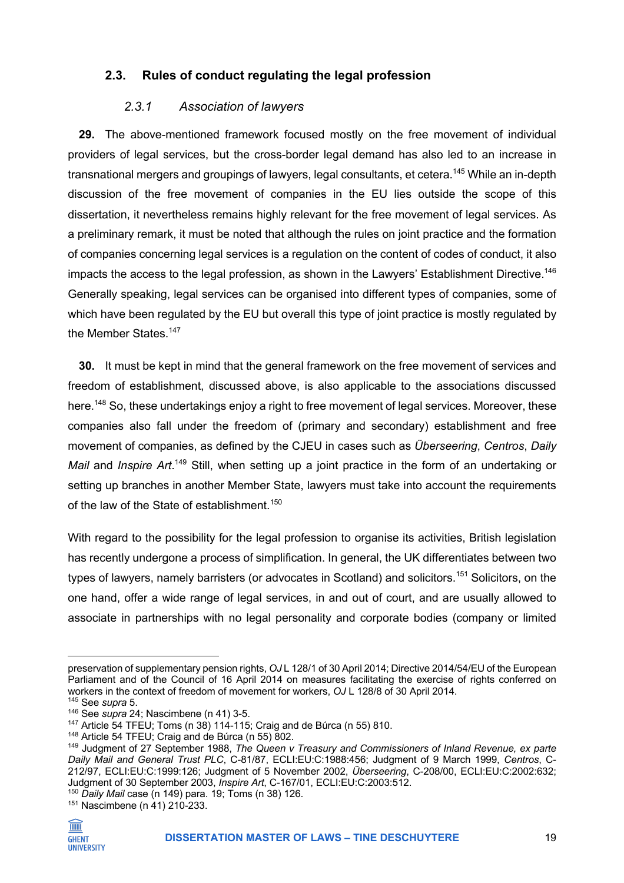## 2.3. Rules of conduct regulating the legal profession

### *2.3.1 Association of lawyers*

**29.** The above-mentioned framework focused mostly on the free movement of individual providers of legal services, but the cross-border legal demand has also led to an increase in transnational mergers and groupings of lawyers, legal consultants, et cetera.[145] While an in-depth discussion of the free movement of companies in the EU lies outside the scope of this dissertation, it nevertheless remains highly relevant for the free movement of legal services. As a preliminary remark, it must be noted that although the rules on joint practice and the formation of companies concerning legal services is a regulation on the content of codes of conduct, it also impacts the access to the legal profession, as shown in the Lawyers' Establishment Directive.[146] Generally speaking, legal services can be organised into different types of companies, some of which have been regulated by the EU but overall this type of joint practice is mostly regulated by the Member States.[147]

**30.** It must be kept in mind that the general framework on the free movement of services and freedom of establishment, discussed above, is also applicable to the associations discussed here.[148] So, these undertakings enjoy a right to free movement of legal services. Moreover, these companies also fall under the freedom of (primary and secondary) establishment and free movement of companies, as defined by the CJEU in cases such as *Überseering*, *Centros*, *Daily Mail* and *Inspire Art*.[149] Still, when setting up a joint practice in the form of an undertaking or setting up branches in another Member State, lawyers must take into account the requirements of the law of the State of establishment.[150]

With regard to the possibility for the legal profession to organise its activities, British legislation has recently undergone a process of simplification. In general, the UK differentiates between two types of lawyers, namely barristers (or advocates in Scotland) and solicitors.[151] Solicitors, on the one hand, offer a wide range of legal services, in and out of court, and are usually allowed to associate in partnerships with no legal personality and corporate bodies (company or limited

---

preservation of supplementary pension rights, *OJ* L 128/1 of 30 April 2014; Directive 2014/54/EU of the European Parliament and of the Council of 16 April 2014 on measures facilitating the exercise of rights conferred on workers in the context of freedom of movement for workers, *OJ* L 128/8 of 30 April 2014.

[145] See *supra* 5.

[146] See *supra* 24; Nascimbene (n 41) 3-5.

[147] Article 54 TFEU; Toms (n 38) 114-115; Craig and de Búrca (n 55) 810.

[148] Article 54 TFEU; Craig and de Búrca (n 55) 802.

[149] Judgment of 27 September 1988, *The Queen v Treasury and Commissioners of Inland Revenue, ex parte Daily Mail and General Trust PLC*, C-81/87, ECLI:EU:C:1988:456; Judgment of 9 March 1999, *Centros*, C-212/97, ECLI:EU:C:1999:126; Judgment of 5 November 2002, *Überseering*, C-208/00, ECLI:EU:C:2002:632; Judgment of 30 September 2003, *Inspire Art*, C-167/01, ECLI:EU:C:2003:512.

[150] *Daily Mail* case (n 149) para. 19; Toms (n 38) 126.

[151] Nascimbene (n 41) 210-233.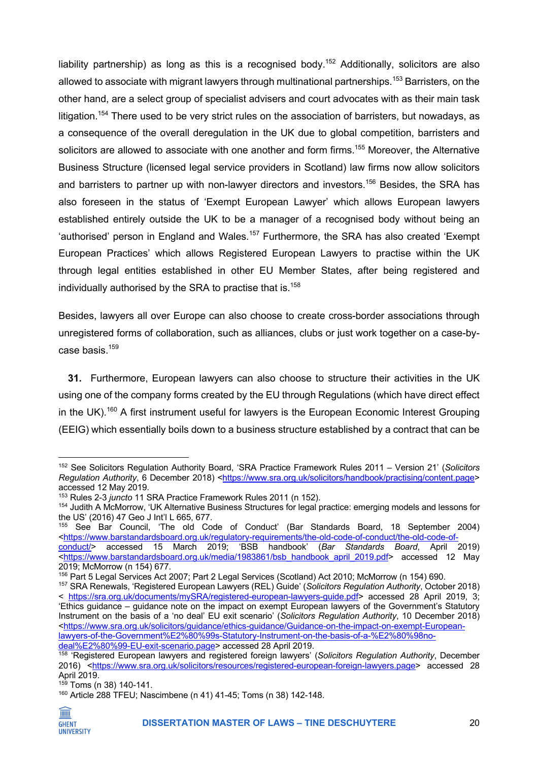liability partnership) as long as this is a recognised body.[152] Additionally, solicitors are also allowed to associate with migrant lawyers through multinational partnerships.[153] Barristers, on the other hand, are a select group of specialist advisers and court advocates with as their main task litigation.[154] There used to be very strict rules on the association of barristers, but nowadays, as a consequence of the overall deregulation in the UK due to global competition, barristers and solicitors are allowed to associate with one another and form firms.[155] Moreover, the Alternative Business Structure (licensed legal service providers in Scotland) law firms now allow solicitors and barristers to partner up with non-lawyer directors and investors.[156] Besides, the SRA has also foreseen in the status of 'Exempt European Lawyer' which allows European lawyers established entirely outside the UK to be a manager of a recognised body without being an 'authorised' person in England and Wales.[157] Furthermore, the SRA has also created 'Exempt European Practices' which allows Registered European Lawyers to practise within the UK through legal entities established in other EU Member States, after being registered and individually authorised by the SRA to practise that is.[158]

Besides, lawyers all over Europe can also choose to create cross-border associations through unregistered forms of collaboration, such as alliances, clubs or just work together on a case-by-case basis.[159]

**31.** Furthermore, European lawyers can also choose to structure their activities in the UK using one of the company forms created by the EU through Regulations (which have direct effect in the UK).[160] A first instrument useful for lawyers is the European Economic Interest Grouping (EEIG) which essentially boils down to a business structure established by a contract that can be

---

[152] See Solicitors Regulation Authority Board, 'SRA Practice Framework Rules 2011 – Version 21' (*Solicitors Regulation Authority*, 6 December 2018) <https://www.sra.org.uk/solicitors/handbook/practising/content.page> accessed 12 May 2019.

[153] Rules 2-3 *juncto* 11 SRA Practice Framework Rules 2011 (n 152).

[154] Judith A McMorrow, 'UK Alternative Business Structures for legal practice: emerging models and lessons for the US' (2016) 47 Geo J Int'l L 665, 677.

[155] See Bar Council, 'The old Code of Conduct' (Bar Standards Board, 18 September 2004) <https://www.barstandardsboard.org.uk/regulatory-requirements/the-old-code-of-conduct/the-old-code-of-conduct/> accessed 15 March 2019; 'BSB handbook' (*Bar Standards Board*, April 2019) <https://www.barstandardsboard.org.uk/media/1983861/bsb_handbook_april_2019.pdf> accessed 12 May 2019; McMorrow (n 154) 677.

[156] Part 5 Legal Services Act 2007; Part 2 Legal Services (Scotland) Act 2010; McMorrow (n 154) 690.

[157] SRA Renewals, 'Registered European Lawyers (REL) Guide' (*Solicitors Regulation Authority*, October 2018) < https://sra.org.uk/documents/mySRA/registered-european-lawyers-guide.pdf> accessed 28 April 2019, 3; 'Ethics guidance – guidance note on the impact on exempt European lawyers of the Government's Statutory Instrument on the basis of a 'no deal' EU exit scenario' (*Solicitors Regulation Authority*, 10 December 2018) <https://www.sra.org.uk/solicitors/guidance/ethics-guidance/Guidance-on-the-impact-on-exempt-European-lawyers-of-the-Government%E2%80%99s-Statutory-Instrument-on-the-basis-of-a-%E2%80%98no-deal%E2%80%99-EU-exit-scenario.page> accessed 28 April 2019.

[158] 'Registered European lawyers and registered foreign lawyers' (*Solicitors Regulation Authority*, December 2016) <https://www.sra.org.uk/solicitors/resources/registered-european-foreign-lawyers.page> accessed 28 April 2019.

[159] Toms (n 38) 140-141.

[160] Article 288 TFEU; Nascimbene (n 41) 41-45; Toms (n 38) 142-148.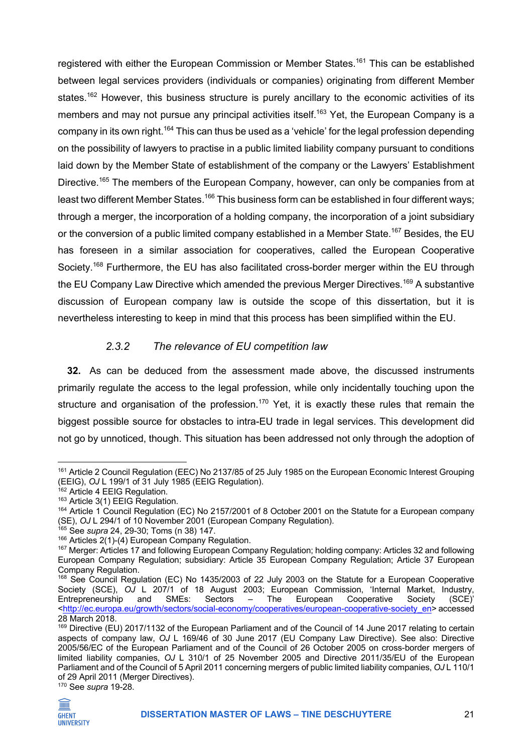registered with either the European Commission or Member States.[161] This can be established between legal services providers (individuals or companies) originating from different Member states.[162] However, this business structure is purely ancillary to the economic activities of its members and may not pursue any principal activities itself.[163] Yet, the European Company is a company in its own right.[164] This can thus be used as a 'vehicle' for the legal profession depending on the possibility of lawyers to practise in a public limited liability company pursuant to conditions laid down by the Member State of establishment of the company or the Lawyers' Establishment Directive.[165] The members of the European Company, however, can only be companies from at least two different Member States.[166] This business form can be established in four different ways; through a merger, the incorporation of a holding company, the incorporation of a joint subsidiary or the conversion of a public limited company established in a Member State.[167] Besides, the EU has foreseen in a similar association for cooperatives, called the European Cooperative Society.[168] Furthermore, the EU has also facilitated cross-border merger within the EU through the EU Company Law Directive which amended the previous Merger Directives.[169] A substantive discussion of European company law is outside the scope of this dissertation, but it is nevertheless interesting to keep in mind that this process has been simplified within the EU.

### *2.3.2 The relevance of EU competition law*

**32.** As can be deduced from the assessment made above, the discussed instruments primarily regulate the access to the legal profession, while only incidentally touching upon the structure and organisation of the profession.[170] Yet, it is exactly these rules that remain the biggest possible source for obstacles to intra-EU trade in legal services. This development did not go by unnoticed, though. This situation has been addressed not only through the adoption of

---

[161] Article 2 Council Regulation (EEC) No 2137/85 of 25 July 1985 on the European Economic Interest Grouping (EEIG), *OJ* L 199/1 of 31 July 1985 (EEIG Regulation).

[162] Article 4 EEIG Regulation.

[163] Article 3(1) EEIG Regulation.

[164] Article 1 Council Regulation (EC) No 2157/2001 of 8 October 2001 on the Statute for a European company (SE), *OJ* L 294/1 of 10 November 2001 (European Company Regulation).

[165] See *supra* 24, 29-30; Toms (n 38) 147.

[166] Articles 2(1)-(4) European Company Regulation.

[167] Merger: Articles 17 and following European Company Regulation; holding company: Articles 32 and following European Company Regulation; subsidiary: Article 35 European Company Regulation; Article 37 European Company Regulation.

[168] See Council Regulation (EC) No 1435/2003 of 22 July 2003 on the Statute for a European Cooperative Society (SCE), *OJ* L 207/1 of 18 August 2003; European Commission, 'Internal Market, Industry, Entrepreneurship and SMEs: Sectors – The European Cooperative Society (SCE)' <http://ec.europa.eu/growth/sectors/social-economy/cooperatives/european-cooperative-society_en> accessed 28 March 2018.

[169] Directive (EU) 2017/1132 of the European Parliament and of the Council of 14 June 2017 relating to certain aspects of company law, *OJ* L 169/46 of 30 June 2017 (EU Company Law Directive). See also: Directive 2005/56/EC of the European Parliament and of the Council of 26 October 2005 on cross-border mergers of limited liability companies, *OJ* L 310/1 of 25 November 2005 and Directive 2011/35/EU of the European Parliament and of the Council of 5 April 2011 concerning mergers of public limited liability companies, *OJ* L 110/1 of 29 April 2011 (Merger Directives).

[170] See *supra* 19-28.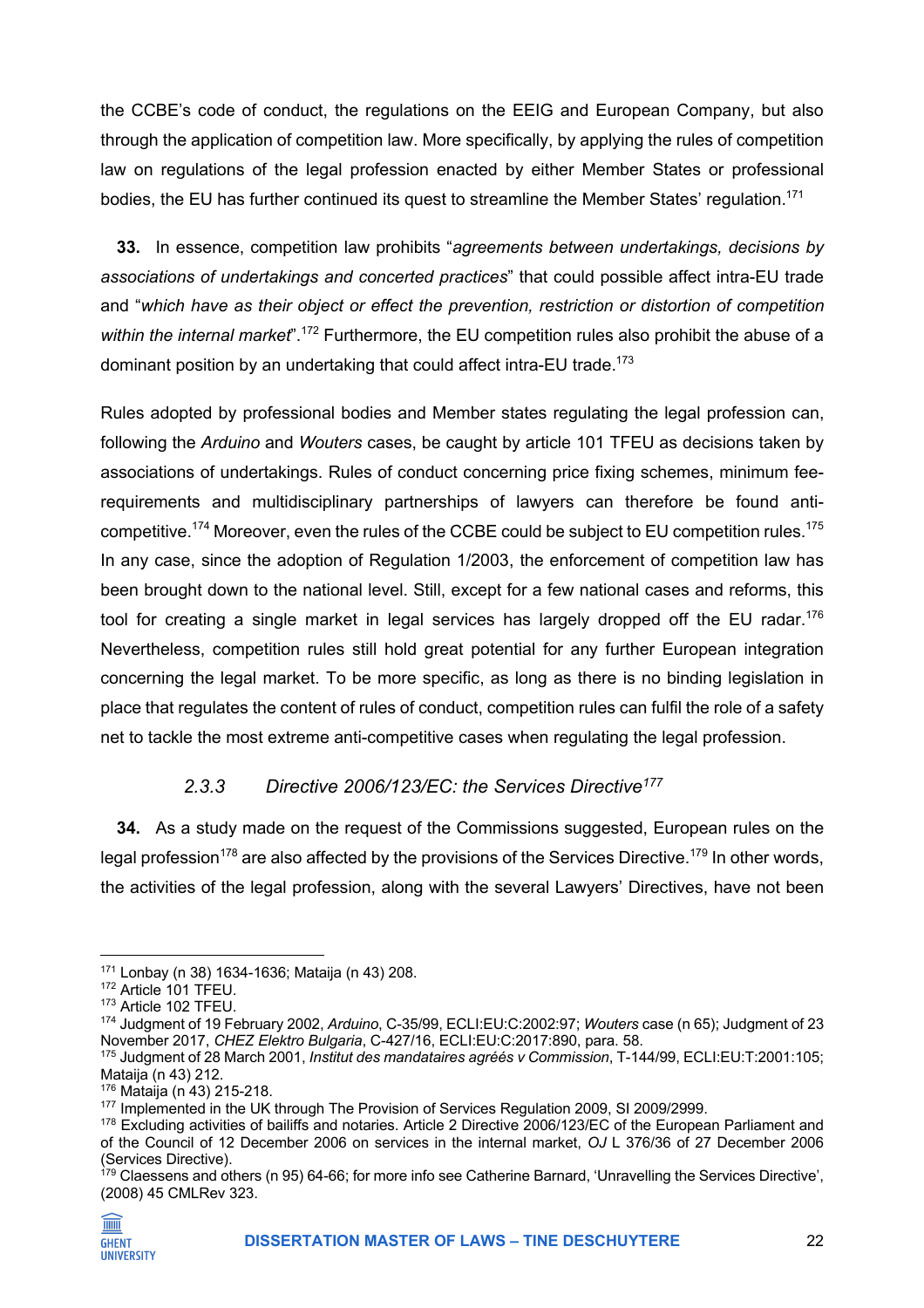the CCBE's code of conduct, the regulations on the EEIG and European Company, but also through the application of competition law. More specifically, by applying the rules of competition law on regulations of the legal profession enacted by either Member States or professional bodies, the EU has further continued its quest to streamline the Member States' regulation.[171]

**33.** In essence, competition law prohibits "*agreements between undertakings, decisions by associations of undertakings and concerted practices*" that could possible affect intra-EU trade and "*which have as their object or effect the prevention, restriction or distortion of competition within the internal market*".[172] Furthermore, the EU competition rules also prohibit the abuse of a dominant position by an undertaking that could affect intra-EU trade.[173]

Rules adopted by professional bodies and Member states regulating the legal profession can, following the *Arduino* and *Wouters* cases, be caught by article 101 TFEU as decisions taken by associations of undertakings. Rules of conduct concerning price fixing schemes, minimum fee-requirements and multidisciplinary partnerships of lawyers can therefore be found anti-competitive.[174] Moreover, even the rules of the CCBE could be subject to EU competition rules.[175] In any case, since the adoption of Regulation 1/2003, the enforcement of competition law has been brought down to the national level. Still, except for a few national cases and reforms, this tool for creating a single market in legal services has largely dropped off the EU radar.[176] Nevertheless, competition rules still hold great potential for any further European integration concerning the legal market. To be more specific, as long as there is no binding legislation in place that regulates the content of rules of conduct, competition rules can fulfil the role of a safety net to tackle the most extreme anti-competitive cases when regulating the legal profession.

### *2.3.3 Directive 2006/123/EC: the Services Directive*[177]

**34.** As a study made on the request of the Commissions suggested, European rules on the legal profession[178] are also affected by the provisions of the Services Directive.[179] In other words, the activities of the legal profession, along with the several Lawyers' Directives, have not been

---

[171] Lonbay (n 38) 1634-1636; Mataija (n 43) 208.

[172] Article 101 TFEU.

[173] Article 102 TFEU.

[174] Judgment of 19 February 2002, *Arduino*, C-35/99, ECLI:EU:C:2002:97; *Wouters* case (n 65); Judgment of 23 November 2017, *CHEZ Elektro Bulgaria*, C-427/16, ECLI:EU:C:2017:890, para. 58.

[175] Judgment of 28 March 2001, *Institut des mandataires agréés v Commission*, T-144/99, ECLI:EU:T:2001:105; Mataija (n 43) 212.

[176] Mataija (n 43) 215-218.

[177] Implemented in the UK through The Provision of Services Regulation 2009, SI 2009/2999.

[178] Excluding activities of bailiffs and notaries. Article 2 Directive 2006/123/EC of the European Parliament and of the Council of 12 December 2006 on services in the internal market, *OJ* L 376/36 of 27 December 2006 (Services Directive).

[179] Claessens and others (n 95) 64-66; for more info see Catherine Barnard, 'Unravelling the Services Directive', (2008) 45 CMLRev 323.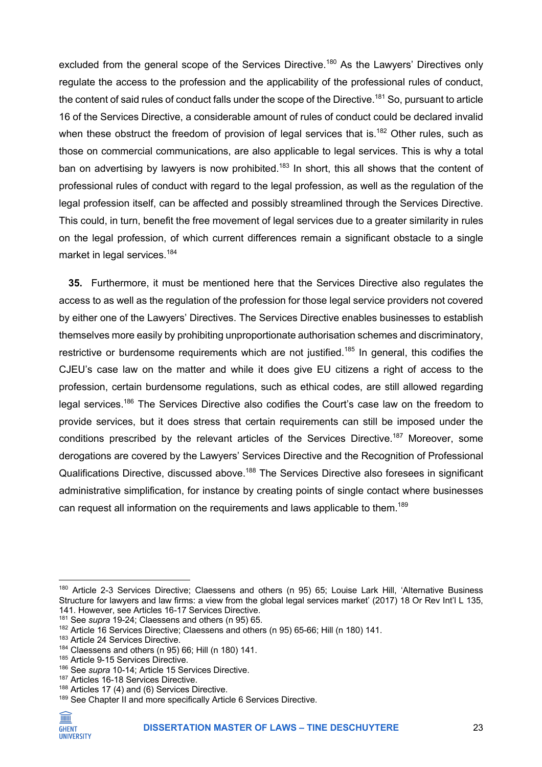excluded from the general scope of the Services Directive.[180] As the Lawyers' Directives only regulate the access to the profession and the applicability of the professional rules of conduct, the content of said rules of conduct falls under the scope of the Directive.[181] So, pursuant to article 16 of the Services Directive, a considerable amount of rules of conduct could be declared invalid when these obstruct the freedom of provision of legal services that is.[182] Other rules, such as those on commercial communications, are also applicable to legal services. This is why a total ban on advertising by lawyers is now prohibited.[183] In short, this all shows that the content of professional rules of conduct with regard to the legal profession, as well as the regulation of the legal profession itself, can be affected and possibly streamlined through the Services Directive. This could, in turn, benefit the free movement of legal services due to a greater similarity in rules on the legal profession, of which current differences remain a significant obstacle to a single market in legal services.[184]

**35.** Furthermore, it must be mentioned here that the Services Directive also regulates the access to as well as the regulation of the profession for those legal service providers not covered by either one of the Lawyers' Directives. The Services Directive enables businesses to establish themselves more easily by prohibiting unproportionate authorisation schemes and discriminatory, restrictive or burdensome requirements which are not justified.[185] In general, this codifies the CJEU's case law on the matter and while it does give EU citizens a right of access to the profession, certain burdensome regulations, such as ethical codes, are still allowed regarding legal services.[186] The Services Directive also codifies the Court's case law on the freedom to provide services, but it does stress that certain requirements can still be imposed under the conditions prescribed by the relevant articles of the Services Directive.[187] Moreover, some derogations are covered by the Lawyers' Services Directive and the Recognition of Professional Qualifications Directive, discussed above.[188] The Services Directive also foresees in significant administrative simplification, for instance by creating points of single contact where businesses can request all information on the requirements and laws applicable to them.[189]

---

[180] Article 2-3 Services Directive; Claessens and others (n 95) 65; Louise Lark Hill, 'Alternative Business Structure for lawyers and law firms: a view from the global legal services market' (2017) 18 Or Rev Int'l L 135, 141. However, see Articles 16-17 Services Directive.

[181] See *supra* 19-24; Claessens and others (n 95) 65.

[182] Article 16 Services Directive; Claessens and others (n 95) 65-66; Hill (n 180) 141.

[183] Article 24 Services Directive.

[184] Claessens and others (n 95) 66; Hill (n 180) 141.

[185] Article 9-15 Services Directive.

[186] See *supra* 10-14; Article 15 Services Directive.

[187] Articles 16-18 Services Directive.

[188] Articles 17 (4) and (6) Services Directive.

[189] See Chapter II and more specifically Article 6 Services Directive.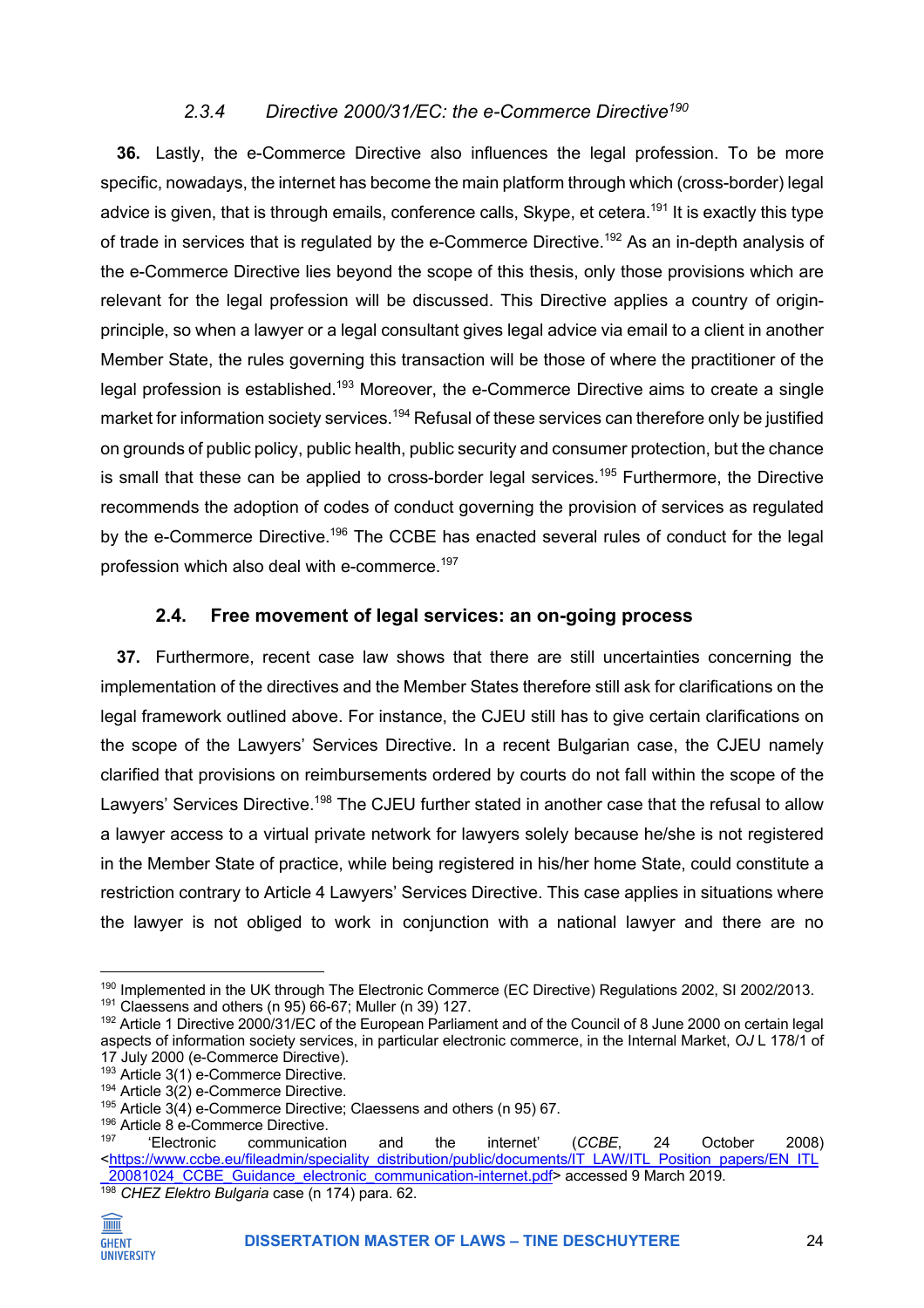### 2.3.4 *Directive 2000/31/EC: the e-Commerce Directive*[190]

**36.** Lastly, the e-Commerce Directive also influences the legal profession. To be more specific, nowadays, the internet has become the main platform through which (cross-border) legal advice is given, that is through emails, conference calls, Skype, et cetera.[191] It is exactly this type of trade in services that is regulated by the e-Commerce Directive.[192] As an in-depth analysis of the e-Commerce Directive lies beyond the scope of this thesis, only those provisions which are relevant for the legal profession will be discussed. This Directive applies a country of origin-principle, so when a lawyer or a legal consultant gives legal advice via email to a client in another Member State, the rules governing this transaction will be those of where the practitioner of the legal profession is established.[193] Moreover, the e-Commerce Directive aims to create a single market for information society services.[194] Refusal of these services can therefore only be justified on grounds of public policy, public health, public security and consumer protection, but the chance is small that these can be applied to cross-border legal services.[195] Furthermore, the Directive recommends the adoption of codes of conduct governing the provision of services as regulated by the e-Commerce Directive.[196] The CCBE has enacted several rules of conduct for the legal profession which also deal with e-commerce.[197]

## 2.4. Free movement of legal services: an on-going process

**37.** Furthermore, recent case law shows that there are still uncertainties concerning the implementation of the directives and the Member States therefore still ask for clarifications on the legal framework outlined above. For instance, the CJEU still has to give certain clarifications on the scope of the Lawyers' Services Directive. In a recent Bulgarian case, the CJEU namely clarified that provisions on reimbursements ordered by courts do not fall within the scope of the Lawyers' Services Directive.[198] The CJEU further stated in another case that the refusal to allow a lawyer access to a virtual private network for lawyers solely because he/she is not registered in the Member State of practice, while being registered in his/her home State, could constitute a restriction contrary to Article 4 Lawyers' Services Directive. This case applies in situations where the lawyer is not obliged to work in conjunction with a national lawyer and there are no

---

[190] Implemented in the UK through The Electronic Commerce (EC Directive) Regulations 2002, SI 2002/2013.
[191] Claessens and others (n 95) 66-67; Muller (n 39) 127.
[192] Article 1 Directive 2000/31/EC of the European Parliament and of the Council of 8 June 2000 on certain legal aspects of information society services, in particular electronic commerce, in the Internal Market, *OJ* L 178/1 of 17 July 2000 (e-Commerce Directive).
[193] Article 3(1) e-Commerce Directive.
[194] Article 3(2) e-Commerce Directive.
[195] Article 3(4) e-Commerce Directive; Claessens and others (n 95) 67.
[196] Article 8 e-Commerce Directive.
[197] 'Electronic communication and the internet' (*CCBE*, 24 October 2008) <https://www.ccbe.eu/fileadmin/speciality_distribution/public/documents/IT_LAW/ITL_Position_papers/EN_ITL_20081024_CCBE_Guidance_electronic_communication-internet.pdf> accessed 9 March 2019.
[198] *CHEZ Elektro Bulgaria* case (n 174) para. 62.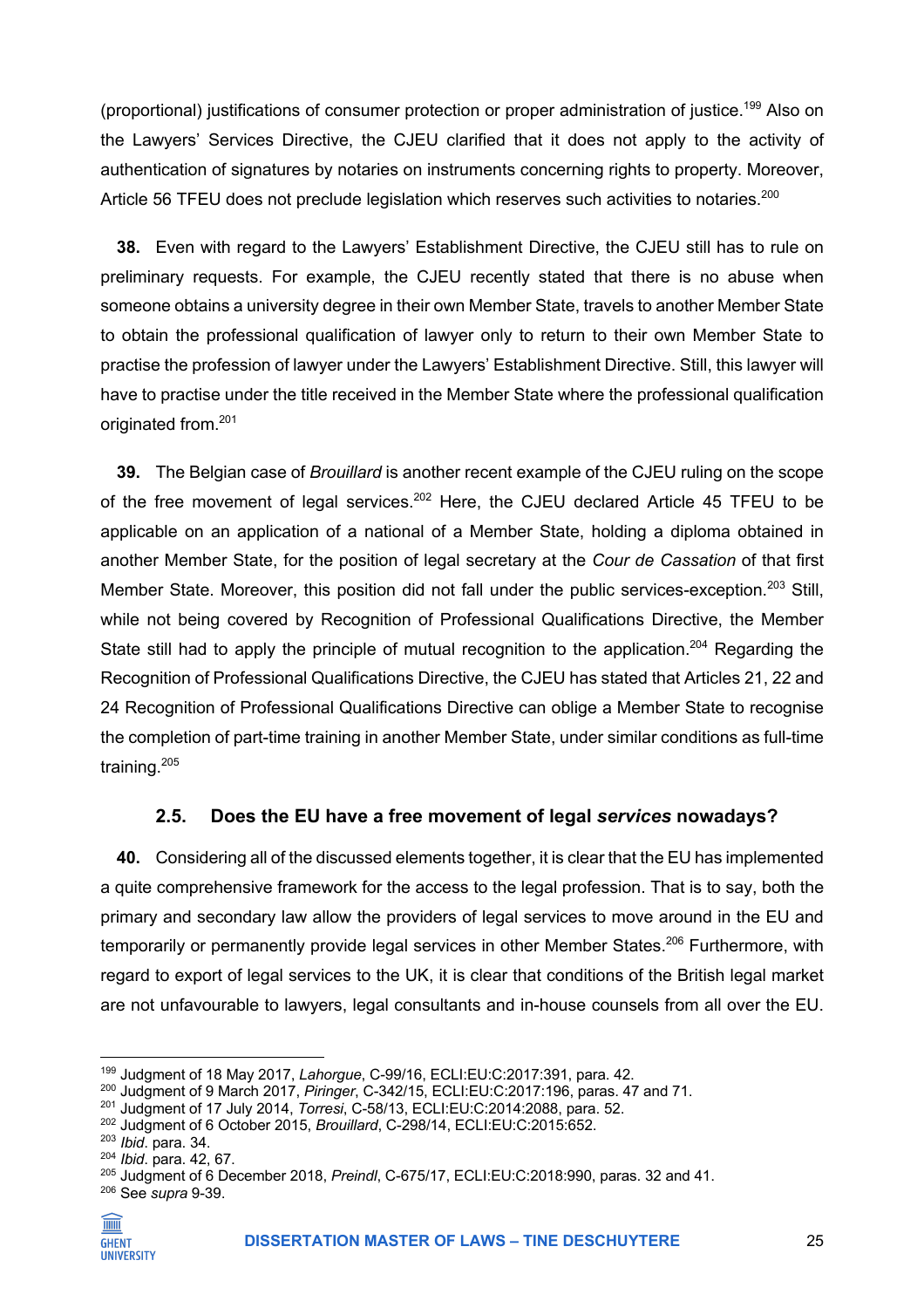(proportional) justifications of consumer protection or proper administration of justice.[199] Also on the Lawyers' Services Directive, the CJEU clarified that it does not apply to the activity of authentication of signatures by notaries on instruments concerning rights to property. Moreover, Article 56 TFEU does not preclude legislation which reserves such activities to notaries.[200]

**38.** Even with regard to the Lawyers' Establishment Directive, the CJEU still has to rule on preliminary requests. For example, the CJEU recently stated that there is no abuse when someone obtains a university degree in their own Member State, travels to another Member State to obtain the professional qualification of lawyer only to return to their own Member State to practise the profession of lawyer under the Lawyers' Establishment Directive. Still, this lawyer will have to practise under the title received in the Member State where the professional qualification originated from.[201]

**39.** The Belgian case of *Brouillard* is another recent example of the CJEU ruling on the scope of the free movement of legal services.[202] Here, the CJEU declared Article 45 TFEU to be applicable on an application of a national of a Member State, holding a diploma obtained in another Member State, for the position of legal secretary at the *Cour de Cassation* of that first Member State. Moreover, this position did not fall under the public services-exception.[203] Still, while not being covered by Recognition of Professional Qualifications Directive, the Member State still had to apply the principle of mutual recognition to the application.[204] Regarding the Recognition of Professional Qualifications Directive, the CJEU has stated that Articles 21, 22 and 24 Recognition of Professional Qualifications Directive can oblige a Member State to recognise the completion of part-time training in another Member State, under similar conditions as full-time training.[205]

### 2.5. Does the EU have a free movement of legal *services* nowadays?

**40.** Considering all of the discussed elements together, it is clear that the EU has implemented a quite comprehensive framework for the access to the legal profession. That is to say, both the primary and secondary law allow the providers of legal services to move around in the EU and temporarily or permanently provide legal services in other Member States.[206] Furthermore, with regard to export of legal services to the UK, it is clear that conditions of the British legal market are not unfavourable to lawyers, legal consultants and in-house counsels from all over the EU.

---

[199] Judgment of 18 May 2017, *Lahorgue*, C-99/16, ECLI:EU:C:2017:391, para. 42.

[200] Judgment of 9 March 2017, *Piringer*, C-342/15, ECLI:EU:C:2017:196, paras. 47 and 71.

[201] Judgment of 17 July 2014, *Torresi*, C-58/13, ECLI:EU:C:2014:2088, para. 52.

[202] Judgment of 6 October 2015, *Brouillard*, C-298/14, ECLI:EU:C:2015:652.

[203] *Ibid*. para. 34.

[204] *Ibid*. para. 42, 67.

[205] Judgment of 6 December 2018, *Preindl*, C-675/17, ECLI:EU:C:2018:990, paras. 32 and 41.

[206] See *supra* 9-39.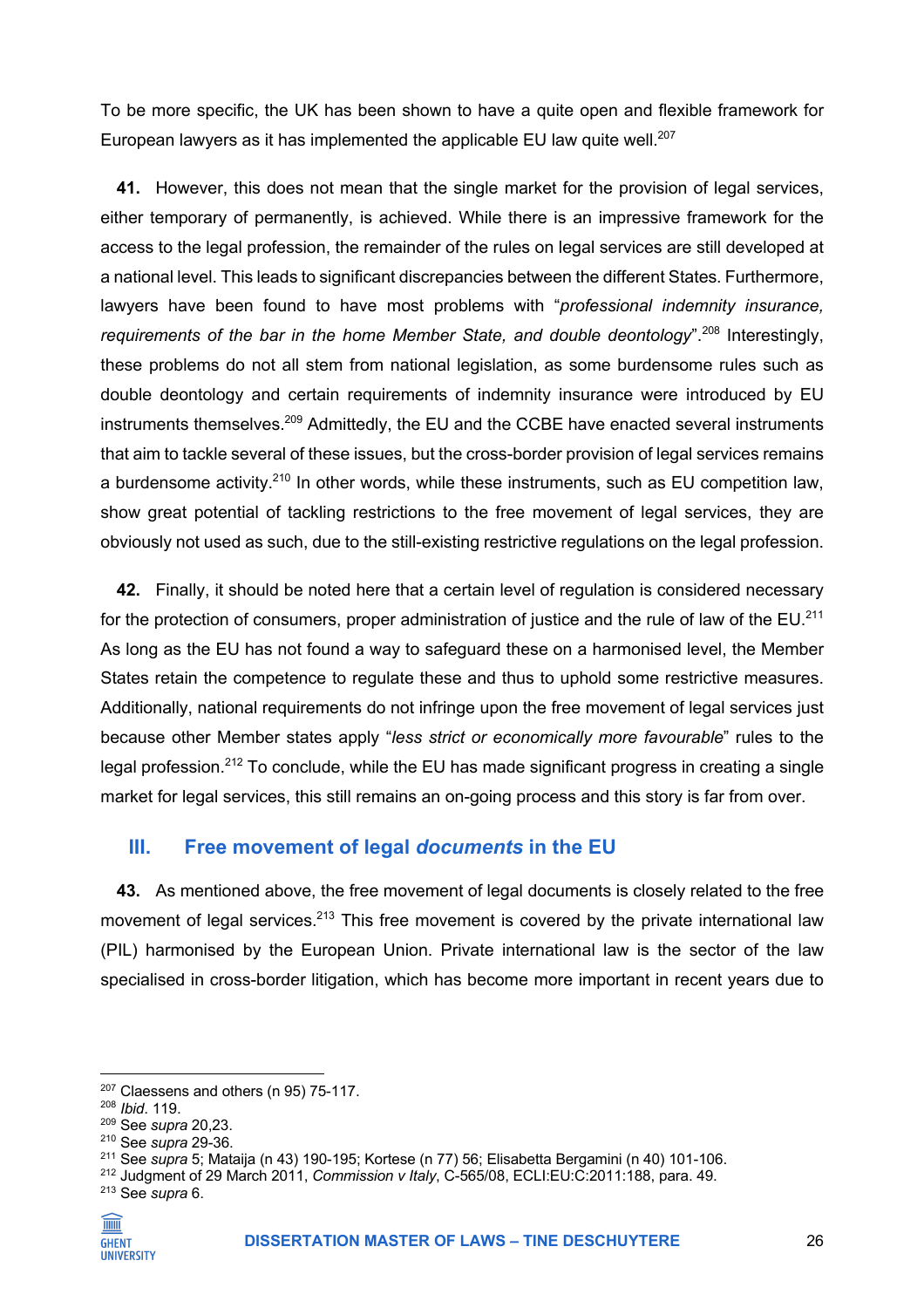To be more specific, the UK has been shown to have a quite open and flexible framework for European lawyers as it has implemented the applicable EU law quite well.[207]

**41.** However, this does not mean that the single market for the provision of legal services, either temporary of permanently, is achieved. While there is an impressive framework for the access to the legal profession, the remainder of the rules on legal services are still developed at a national level. This leads to significant discrepancies between the different States. Furthermore, lawyers have been found to have most problems with "*professional indemnity insurance, requirements of the bar in the home Member State, and double deontology*".[208] Interestingly, these problems do not all stem from national legislation, as some burdensome rules such as double deontology and certain requirements of indemnity insurance were introduced by EU instruments themselves.[209] Admittedly, the EU and the CCBE have enacted several instruments that aim to tackle several of these issues, but the cross-border provision of legal services remains a burdensome activity.[210] In other words, while these instruments, such as EU competition law, show great potential of tackling restrictions to the free movement of legal services, they are obviously not used as such, due to the still-existing restrictive regulations on the legal profession.

**42.** Finally, it should be noted here that a certain level of regulation is considered necessary for the protection of consumers, proper administration of justice and the rule of law of the EU.[211] As long as the EU has not found a way to safeguard these on a harmonised level, the Member States retain the competence to regulate these and thus to uphold some restrictive measures. Additionally, national requirements do not infringe upon the free movement of legal services just because other Member states apply "*less strict or economically more favourable*" rules to the legal profession.[212] To conclude, while the EU has made significant progress in creating a single market for legal services, this still remains an on-going process and this story is far from over.

## III. Free movement of legal *documents* in the EU

**43.** As mentioned above, the free movement of legal documents is closely related to the free movement of legal services.[213] This free movement is covered by the private international law (PIL) harmonised by the European Union. Private international law is the sector of the law specialised in cross-border litigation, which has become more important in recent years due to

---

[207] Claessens and others (n 95) 75-117.
[208] *Ibid*. 119.
[209] See *supra* 20,23.
[210] See *supra* 29-36.
[211] See *supra* 5; Mataija (n 43) 190-195; Kortese (n 77) 56; Elisabetta Bergamini (n 40) 101-106.
[212] Judgment of 29 March 2011, *Commission v Italy*, C-565/08, ECLI:EU:C:2011:188, para. 49.
[213] See *supra* 6.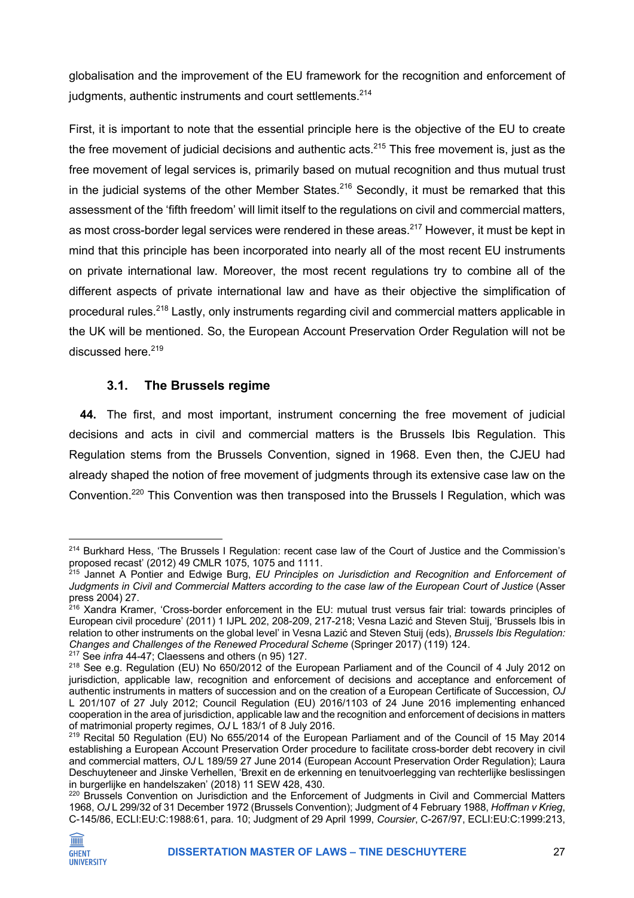globalisation and the improvement of the EU framework for the recognition and enforcement of judgments, authentic instruments and court settlements.[214]

First, it is important to note that the essential principle here is the objective of the EU to create the free movement of judicial decisions and authentic acts.[215] This free movement is, just as the free movement of legal services is, primarily based on mutual recognition and thus mutual trust in the judicial systems of the other Member States.[216] Secondly, it must be remarked that this assessment of the 'fifth freedom' will limit itself to the regulations on civil and commercial matters, as most cross-border legal services were rendered in these areas.[217] However, it must be kept in mind that this principle has been incorporated into nearly all of the most recent EU instruments on private international law. Moreover, the most recent regulations try to combine all of the different aspects of private international law and have as their objective the simplification of procedural rules.[218] Lastly, only instruments regarding civil and commercial matters applicable in the UK will be mentioned. So, the European Account Preservation Order Regulation will not be discussed here.[219]

### 3.1. The Brussels regime

**44.** The first, and most important, instrument concerning the free movement of judicial decisions and acts in civil and commercial matters is the Brussels Ibis Regulation. This Regulation stems from the Brussels Convention, signed in 1968. Even then, the CJEU had already shaped the notion of free movement of judgments through its extensive case law on the Convention.[220] This Convention was then transposed into the Brussels I Regulation, which was

---

[214] Burkhard Hess, 'The Brussels I Regulation: recent case law of the Court of Justice and the Commission's proposed recast' (2012) 49 CMLR 1075, 1075 and 1111.

[215] Jannet A Pontier and Edwige Burg, *EU Principles on Jurisdiction and Recognition and Enforcement of Judgments in Civil and Commercial Matters according to the case law of the European Court of Justice* (Asser press 2004) 27.

[216] Xandra Kramer, 'Cross-border enforcement in the EU: mutual trust versus fair trial: towards principles of European civil procedure' (2011) 1 IJPL 202, 208-209, 217-218; Vesna Lazić and Steven Stuij, 'Brussels Ibis in relation to other instruments on the global level' in Vesna Lazić and Steven Stuij (eds), *Brussels Ibis Regulation: Changes and Challenges of the Renewed Procedural Scheme* (Springer 2017) (119) 124.

[217] See *infra* 44-47; Claessens and others (n 95) 127.

[218] See e.g. Regulation (EU) No 650/2012 of the European Parliament and of the Council of 4 July 2012 on jurisdiction, applicable law, recognition and enforcement of decisions and acceptance and enforcement of authentic instruments in matters of succession and on the creation of a European Certificate of Succession, *OJ* L 201/107 of 27 July 2012; Council Regulation (EU) 2016/1103 of 24 June 2016 implementing enhanced cooperation in the area of jurisdiction, applicable law and the recognition and enforcement of decisions in matters of matrimonial property regimes, *OJ* L 183/1 of 8 July 2016.

[219] Recital 50 Regulation (EU) No 655/2014 of the European Parliament and of the Council of 15 May 2014 establishing a European Account Preservation Order procedure to facilitate cross-border debt recovery in civil and commercial matters, *OJ* L 189/59 27 June 2014 (European Account Preservation Order Regulation); Laura Deschuyteneer and Jinske Verhellen, 'Brexit en de erkenning en tenuitvoerlegging van rechterlijke beslissingen in burgerlijke en handelszaken' (2018) 11 SEW 428, 430.

[220] Brussels Convention on Jurisdiction and the Enforcement of Judgments in Civil and Commercial Matters 1968, *OJ* L 299/32 of 31 December 1972 (Brussels Convention); Judgment of 4 February 1988, *Hoffman v Krieg*, C-145/86, ECLI:EU:C:1988:61, para. 10; Judgment of 29 April 1999, *Coursier*, C-267/97, ECLI:EU:C:1999:213,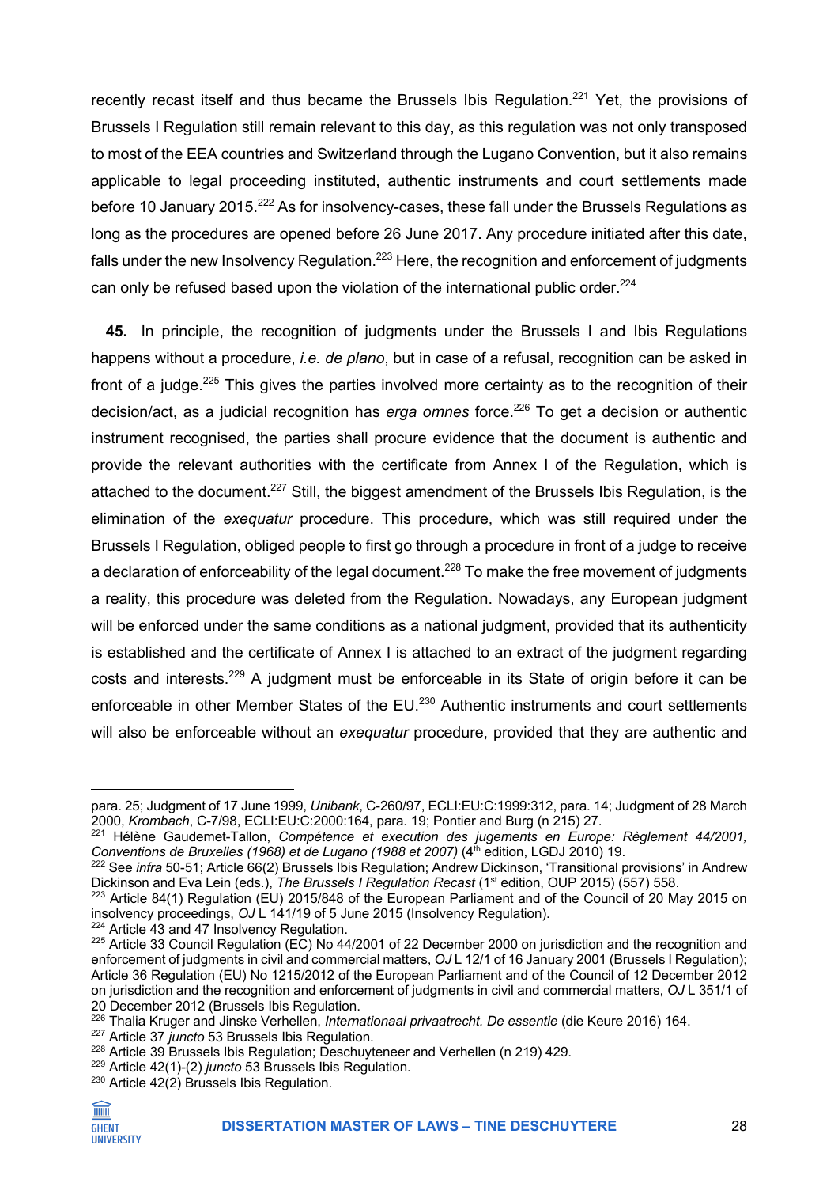recently recast itself and thus became the Brussels Ibis Regulation.[221] Yet, the provisions of Brussels I Regulation still remain relevant to this day, as this regulation was not only transposed to most of the EEA countries and Switzerland through the Lugano Convention, but it also remains applicable to legal proceeding instituted, authentic instruments and court settlements made before 10 January 2015.[222] As for insolvency-cases, these fall under the Brussels Regulations as long as the procedures are opened before 26 June 2017. Any procedure initiated after this date, falls under the new Insolvency Regulation.[223] Here, the recognition and enforcement of judgments can only be refused based upon the violation of the international public order.[224]

**45.** In principle, the recognition of judgments under the Brussels I and Ibis Regulations happens without a procedure, *i.e. de plano*, but in case of a refusal, recognition can be asked in front of a judge.[225] This gives the parties involved more certainty as to the recognition of their decision/act, as a judicial recognition has *erga omnes* force.[226] To get a decision or authentic instrument recognised, the parties shall procure evidence that the document is authentic and provide the relevant authorities with the certificate from Annex I of the Regulation, which is attached to the document.[227] Still, the biggest amendment of the Brussels Ibis Regulation, is the elimination of the *exequatur* procedure. This procedure, which was still required under the Brussels I Regulation, obliged people to first go through a procedure in front of a judge to receive a declaration of enforceability of the legal document.[228] To make the free movement of judgments a reality, this procedure was deleted from the Regulation. Nowadays, any European judgment will be enforced under the same conditions as a national judgment, provided that its authenticity is established and the certificate of Annex I is attached to an extract of the judgment regarding costs and interests.[229] A judgment must be enforceable in its State of origin before it can be enforceable in other Member States of the EU.[230] Authentic instruments and court settlements will also be enforceable without an *exequatur* procedure, provided that they are authentic and

---

para. 25; Judgment of 17 June 1999, *Unibank*, C-260/97, ECLI:EU:C:1999:312, para. 14; Judgment of 28 March 2000, *Krombach*, C-7/98, ECLI:EU:C:2000:164, para. 19; Pontier and Burg (n 215) 27.

[221] Hélène Gaudemet-Tallon, *Compétence et execution des jugements en Europe: Règlement 44/2001, Conventions de Bruxelles (1968) et de Lugano (1988 et 2007)* (4th edition, LGDJ 2010) 19.

[222] See *infra* 50-51; Article 66(2) Brussels Ibis Regulation; Andrew Dickinson, 'Transitional provisions' in Andrew Dickinson and Eva Lein (eds.), *The Brussels I Regulation Recast* (1st edition, OUP 2015) (557) 558.

[223] Article 84(1) Regulation (EU) 2015/848 of the European Parliament and of the Council of 20 May 2015 on insolvency proceedings, *OJ* L 141/19 of 5 June 2015 (Insolvency Regulation).

[224] Article 43 and 47 Insolvency Regulation.

[225] Article 33 Council Regulation (EC) No 44/2001 of 22 December 2000 on jurisdiction and the recognition and enforcement of judgments in civil and commercial matters, *OJ* L 12/1 of 16 January 2001 (Brussels I Regulation); Article 36 Regulation (EU) No 1215/2012 of the European Parliament and of the Council of 12 December 2012 on jurisdiction and the recognition and enforcement of judgments in civil and commercial matters, *OJ* L 351/1 of 20 December 2012 (Brussels Ibis Regulation.

[226] Thalia Kruger and Jinske Verhellen, *Internationaal privaatrecht. De essentie* (die Keure 2016) 164.

[227] Article 37 *juncto* 53 Brussels Ibis Regulation.

[228] Article 39 Brussels Ibis Regulation; Deschuyteneer and Verhellen (n 219) 429.

[229] Article 42(1)-(2) *juncto* 53 Brussels Ibis Regulation.

[230] Article 42(2) Brussels Ibis Regulation.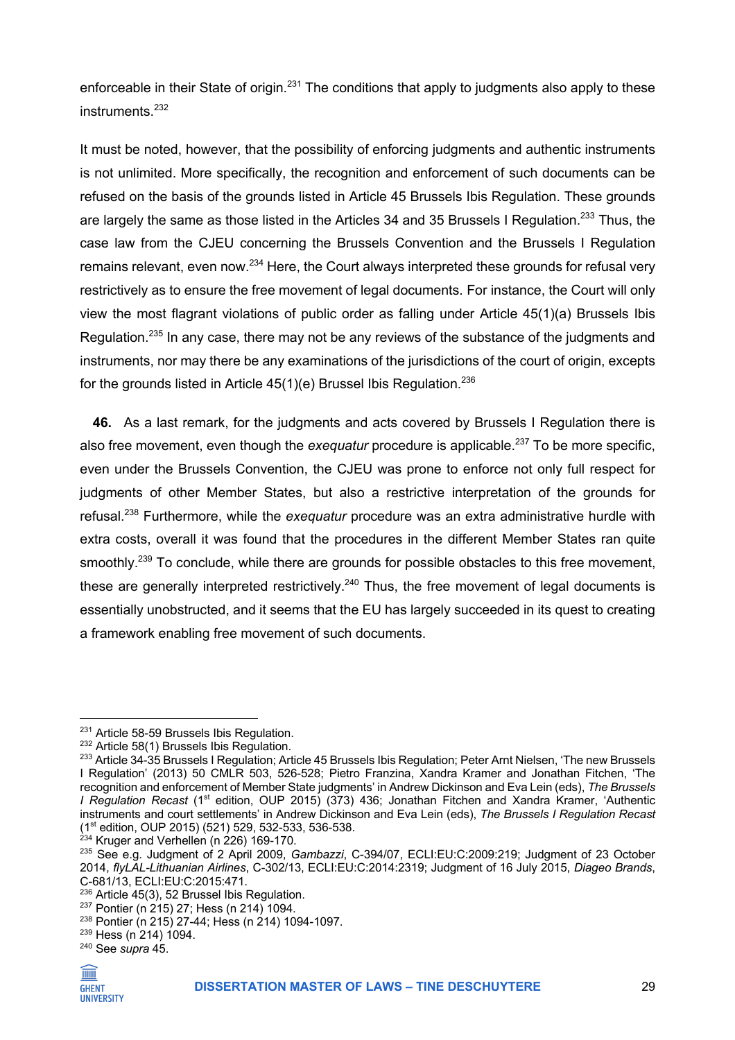enforceable in their State of origin.[231] The conditions that apply to judgments also apply to these instruments.[232]

It must be noted, however, that the possibility of enforcing judgments and authentic instruments is not unlimited. More specifically, the recognition and enforcement of such documents can be refused on the basis of the grounds listed in Article 45 Brussels Ibis Regulation. These grounds are largely the same as those listed in the Articles 34 and 35 Brussels I Regulation.[233] Thus, the case law from the CJEU concerning the Brussels Convention and the Brussels I Regulation remains relevant, even now.[234] Here, the Court always interpreted these grounds for refusal very restrictively as to ensure the free movement of legal documents. For instance, the Court will only view the most flagrant violations of public order as falling under Article 45(1)(a) Brussels Ibis Regulation.[235] In any case, there may not be any reviews of the substance of the judgments and instruments, nor may there be any examinations of the jurisdictions of the court of origin, excepts for the grounds listed in Article 45(1)(e) Brussel Ibis Regulation.[236]

**46.** As a last remark, for the judgments and acts covered by Brussels I Regulation there is also free movement, even though the *exequatur* procedure is applicable.[237] To be more specific, even under the Brussels Convention, the CJEU was prone to enforce not only full respect for judgments of other Member States, but also a restrictive interpretation of the grounds for refusal.[238] Furthermore, while the *exequatur* procedure was an extra administrative hurdle with extra costs, overall it was found that the procedures in the different Member States ran quite smoothly.[239] To conclude, while there are grounds for possible obstacles to this free movement, these are generally interpreted restrictively.[240] Thus, the free movement of legal documents is essentially unobstructed, and it seems that the EU has largely succeeded in its quest to creating a framework enabling free movement of such documents.

---

[231] Article 58-59 Brussels Ibis Regulation.
[232] Article 58(1) Brussels Ibis Regulation.
[233] Article 34-35 Brussels I Regulation; Article 45 Brussels Ibis Regulation; Peter Arnt Nielsen, 'The new Brussels I Regulation' (2013) 50 CMLR 503, 526-528; Pietro Franzina, Xandra Kramer and Jonathan Fitchen, 'The recognition and enforcement of Member State judgments' in Andrew Dickinson and Eva Lein (eds), *The Brussels I Regulation Recast* (1st edition, OUP 2015) (373) 436; Jonathan Fitchen and Xandra Kramer, 'Authentic instruments and court settlements' in Andrew Dickinson and Eva Lein (eds), *The Brussels I Regulation Recast* (1st edition, OUP 2015) (521) 529, 532-533, 536-538.
[234] Kruger and Verhellen (n 226) 169-170.
[235] See e.g. Judgment of 2 April 2009, *Gambazzi*, C-394/07, ECLI:EU:C:2009:219; Judgment of 23 October 2014, *flyLAL-Lithuanian Airlines*, C-302/13, ECLI:EU:C:2014:2319; Judgment of 16 July 2015, *Diageo Brands*, C-681/13, ECLI:EU:C:2015:471.
[236] Article 45(3), 52 Brussel Ibis Regulation.
[237] Pontier (n 215) 27; Hess (n 214) 1094.
[238] Pontier (n 215) 27-44; Hess (n 214) 1094-1097.
[239] Hess (n 214) 1094.
[240] See *supra* 45.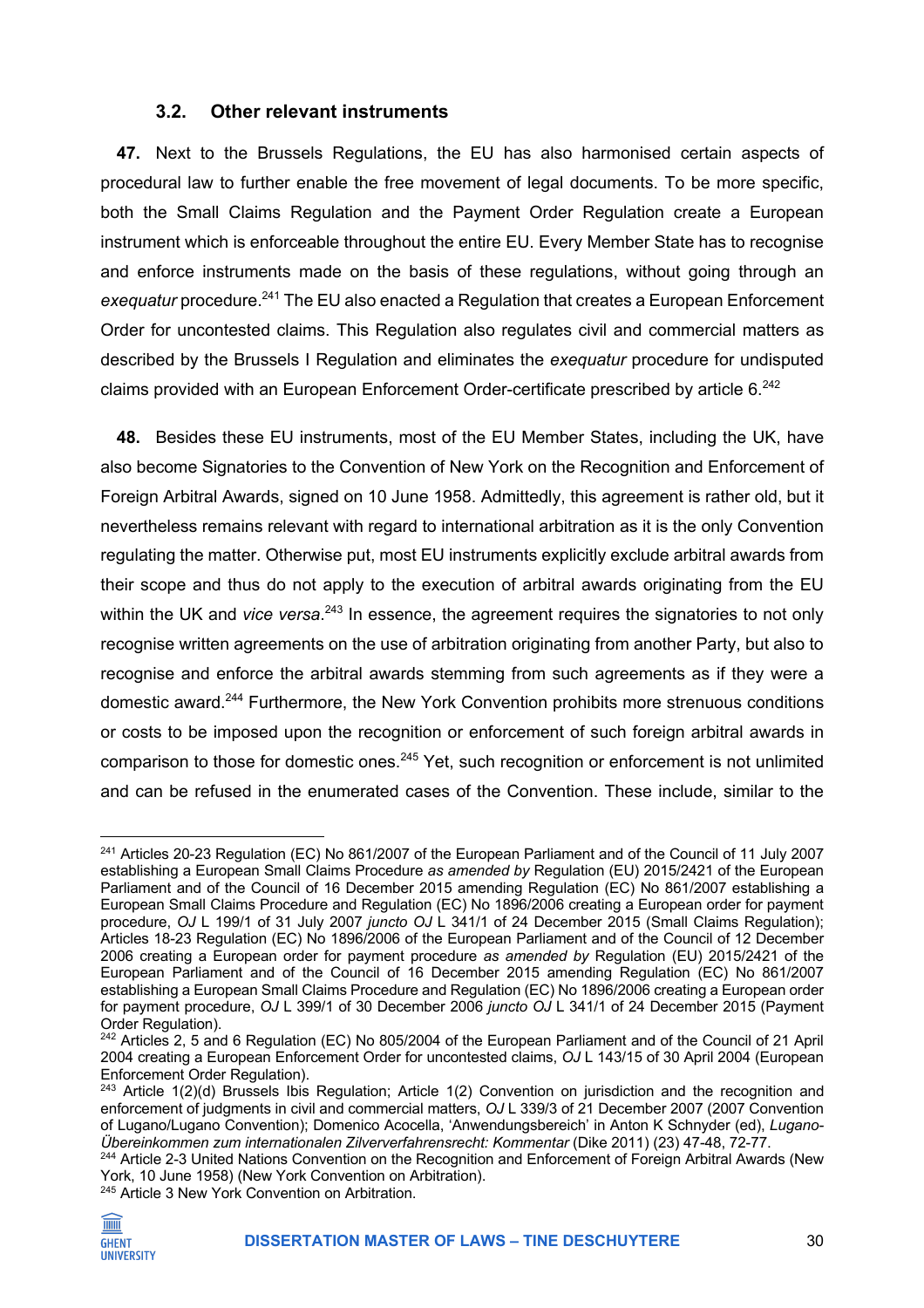### 3.2. Other relevant instruments

**47.** Next to the Brussels Regulations, the EU has also harmonised certain aspects of procedural law to further enable the free movement of legal documents. To be more specific, both the Small Claims Regulation and the Payment Order Regulation create a European instrument which is enforceable throughout the entire EU. Every Member State has to recognise and enforce instruments made on the basis of these regulations, without going through an *exequatur* procedure.[241] The EU also enacted a Regulation that creates a European Enforcement Order for uncontested claims. This Regulation also regulates civil and commercial matters as described by the Brussels I Regulation and eliminates the *exequatur* procedure for undisputed claims provided with an European Enforcement Order-certificate prescribed by article 6.[242]

**48.** Besides these EU instruments, most of the EU Member States, including the UK, have also become Signatories to the Convention of New York on the Recognition and Enforcement of Foreign Arbitral Awards, signed on 10 June 1958. Admittedly, this agreement is rather old, but it nevertheless remains relevant with regard to international arbitration as it is the only Convention regulating the matter. Otherwise put, most EU instruments explicitly exclude arbitral awards from their scope and thus do not apply to the execution of arbitral awards originating from the EU within the UK and *vice versa*.[243] In essence, the agreement requires the signatories to not only recognise written agreements on the use of arbitration originating from another Party, but also to recognise and enforce the arbitral awards stemming from such agreements as if they were a domestic award.[244] Furthermore, the New York Convention prohibits more strenuous conditions or costs to be imposed upon the recognition or enforcement of such foreign arbitral awards in comparison to those for domestic ones.[245] Yet, such recognition or enforcement is not unlimited and can be refused in the enumerated cases of the Convention. These include, similar to the

---

[241] Articles 20-23 Regulation (EC) No 861/2007 of the European Parliament and of the Council of 11 July 2007 establishing a European Small Claims Procedure *as amended by* Regulation (EU) 2015/2421 of the European Parliament and of the Council of 16 December 2015 amending Regulation (EC) No 861/2007 establishing a European Small Claims Procedure and Regulation (EC) No 1896/2006 creating a European order for payment procedure, *OJ* L 199/1 of 31 July 2007 *juncto OJ* L 341/1 of 24 December 2015 (Small Claims Regulation); Articles 18-23 Regulation (EC) No 1896/2006 of the European Parliament and of the Council of 12 December 2006 creating a European order for payment procedure *as amended by* Regulation (EU) 2015/2421 of the European Parliament and of the Council of 16 December 2015 amending Regulation (EC) No 861/2007 establishing a European Small Claims Procedure and Regulation (EC) No 1896/2006 creating a European order for payment procedure, *OJ* L 399/1 of 30 December 2006 *juncto OJ* L 341/1 of 24 December 2015 (Payment Order Regulation).

[242] Articles 2, 5 and 6 Regulation (EC) No 805/2004 of the European Parliament and of the Council of 21 April 2004 creating a European Enforcement Order for uncontested claims, *OJ* L 143/15 of 30 April 2004 (European Enforcement Order Regulation).

[243] Article 1(2)(d) Brussels Ibis Regulation; Article 1(2) Convention on jurisdiction and the recognition and enforcement of judgments in civil and commercial matters, *OJ* L 339/3 of 21 December 2007 (2007 Convention of Lugano/Lugano Convention); Domenico Acocella, 'Anwendungsbereich' in Anton K Schnyder (ed), *Lugano-Übereinkommen zum internationalen Zilverfahrensrecht: Kommentar* (Dike 2011) (23) 47-48, 72-77.

[244] Article 2-3 United Nations Convention on the Recognition and Enforcement of Foreign Arbitral Awards (New York, 10 June 1958) (New York Convention on Arbitration).

[245] Article 3 New York Convention on Arbitration.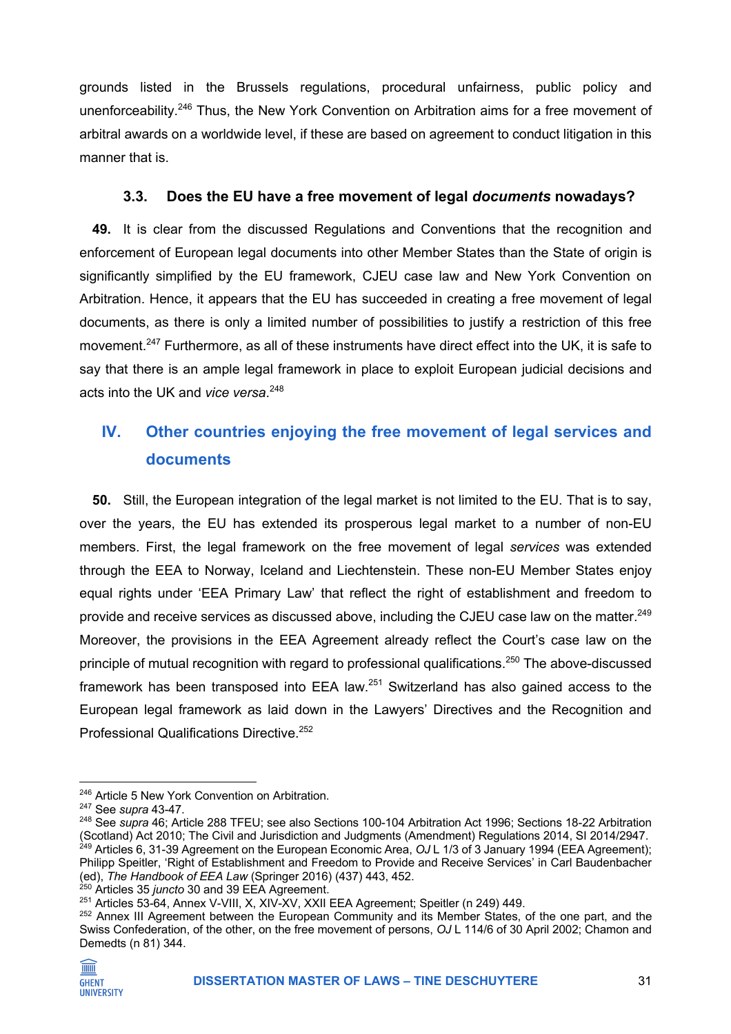grounds listed in the Brussels regulations, procedural unfairness, public policy and unenforceability.[246] Thus, the New York Convention on Arbitration aims for a free movement of arbitral awards on a worldwide level, if these are based on agreement to conduct litigation in this manner that is.

### 3.3. Does the EU have a free movement of legal *documents* nowadays?

**49.** It is clear from the discussed Regulations and Conventions that the recognition and enforcement of European legal documents into other Member States than the State of origin is significantly simplified by the EU framework, CJEU case law and New York Convention on Arbitration. Hence, it appears that the EU has succeeded in creating a free movement of legal documents, as there is only a limited number of possibilities to justify a restriction of this free movement.[247] Furthermore, as all of these instruments have direct effect into the UK, it is safe to say that there is an ample legal framework in place to exploit European judicial decisions and acts into the UK and *vice versa*.[248]

## IV. Other countries enjoying the free movement of legal services and documents

**50.** Still, the European integration of the legal market is not limited to the EU. That is to say, over the years, the EU has extended its prosperous legal market to a number of non-EU members. First, the legal framework on the free movement of legal *services* was extended through the EEA to Norway, Iceland and Liechtenstein. These non-EU Member States enjoy equal rights under 'EEA Primary Law' that reflect the right of establishment and freedom to provide and receive services as discussed above, including the CJEU case law on the matter.[249] Moreover, the provisions in the EEA Agreement already reflect the Court's case law on the principle of mutual recognition with regard to professional qualifications.[250] The above-discussed framework has been transposed into EEA law.[251] Switzerland has also gained access to the European legal framework as laid down in the Lawyers' Directives and the Recognition and Professional Qualifications Directive.[252]

---

[246] Article 5 New York Convention on Arbitration.

[247] See *supra* 43-47.

[248] See *supra* 46; Article 288 TFEU; see also Sections 100-104 Arbitration Act 1996; Sections 18-22 Arbitration (Scotland) Act 2010; The Civil and Jurisdiction and Judgments (Amendment) Regulations 2014, SI 2014/2947.

[249] Articles 6, 31-39 Agreement on the European Economic Area, *OJ* L 1/3 of 3 January 1994 (EEA Agreement); Philipp Speitler, 'Right of Establishment and Freedom to Provide and Receive Services' in Carl Baudenbacher (ed), *The Handbook of EEA Law* (Springer 2016) (437) 443, 452.

[250] Articles 35 *juncto* 30 and 39 EEA Agreement.

[251] Articles 53-64, Annex V-VIII, X, XIV-XV, XXII EEA Agreement; Speitler (n 249) 449.

[252] Annex III Agreement between the European Community and its Member States, of the one part, and the Swiss Confederation, of the other, on the free movement of persons, *OJ* L 114/6 of 30 April 2002; Chamon and Demedts (n 81) 344.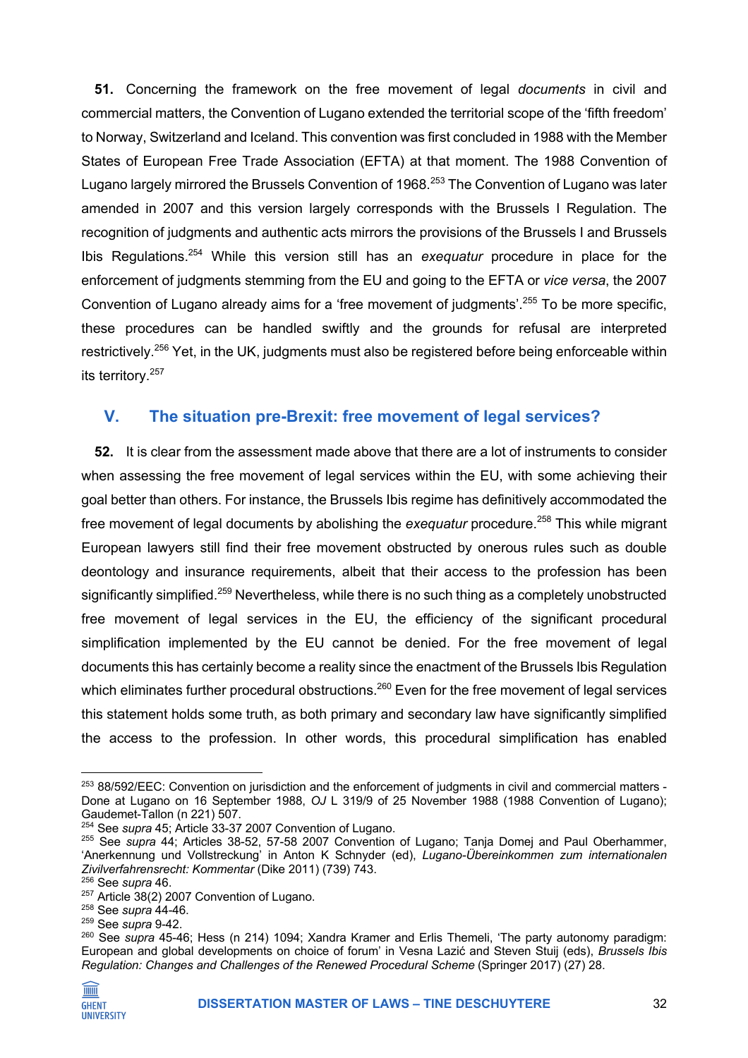**51.** Concerning the framework on the free movement of legal *documents* in civil and commercial matters, the Convention of Lugano extended the territorial scope of the 'fifth freedom' to Norway, Switzerland and Iceland. This convention was first concluded in 1988 with the Member States of European Free Trade Association (EFTA) at that moment. The 1988 Convention of Lugano largely mirrored the Brussels Convention of 1968.[253] The Convention of Lugano was later amended in 2007 and this version largely corresponds with the Brussels I Regulation. The recognition of judgments and authentic acts mirrors the provisions of the Brussels I and Brussels Ibis Regulations.[254] While this version still has an *exequatur* procedure in place for the enforcement of judgments stemming from the EU and going to the EFTA or *vice versa*, the 2007 Convention of Lugano already aims for a 'free movement of judgments'.[255] To be more specific, these procedures can be handled swiftly and the grounds for refusal are interpreted restrictively.[256] Yet, in the UK, judgments must also be registered before being enforceable within its territory.[257]

## V. The situation pre-Brexit: free movement of legal services?

**52.** It is clear from the assessment made above that there are a lot of instruments to consider when assessing the free movement of legal services within the EU, with some achieving their goal better than others. For instance, the Brussels Ibis regime has definitively accommodated the free movement of legal documents by abolishing the *exequatur* procedure.[258] This while migrant European lawyers still find their free movement obstructed by onerous rules such as double deontology and insurance requirements, albeit that their access to the profession has been significantly simplified.[259] Nevertheless, while there is no such thing as a completely unobstructed free movement of legal services in the EU, the efficiency of the significant procedural simplification implemented by the EU cannot be denied. For the free movement of legal documents this has certainly become a reality since the enactment of the Brussels Ibis Regulation which eliminates further procedural obstructions.[260] Even for the free movement of legal services this statement holds some truth, as both primary and secondary law have significantly simplified the access to the profession. In other words, this procedural simplification has enabled

---

[253] 88/592/EEC: Convention on jurisdiction and the enforcement of judgments in civil and commercial matters - Done at Lugano on 16 September 1988, *OJ* L 319/9 of 25 November 1988 (1988 Convention of Lugano); Gaudemet-Tallon (n 221) 507.

[254] See *supra* 45; Article 33-37 2007 Convention of Lugano.

[255] See *supra* 44; Articles 38-52, 57-58 2007 Convention of Lugano; Tanja Domej and Paul Oberhammer, 'Anerkennung und Vollstreckung' in Anton K Schnyder (ed), *Lugano-Übereinkommen zum internationalen Zivilverfahrensrecht: Kommentar* (Dike 2011) (739) 743.

[256] See *supra* 46.

[257] Article 38(2) 2007 Convention of Lugano.

[258] See *supra* 44-46.

[259] See *supra* 9-42.

[260] See *supra* 45-46; Hess (n 214) 1094; Xandra Kramer and Erlis Themeli, 'The party autonomy paradigm: European and global developments on choice of forum' in Vesna Lazić and Steven Stuij (eds), *Brussels Ibis Regulation: Changes and Challenges of the Renewed Procedural Scheme* (Springer 2017) (27) 28.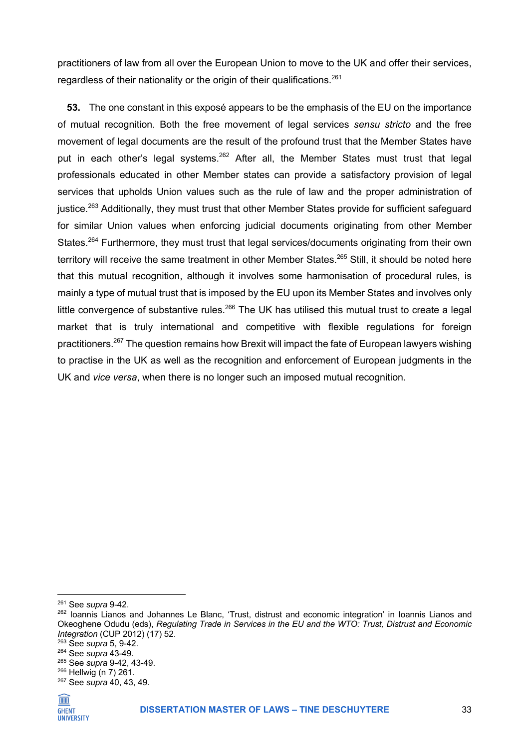practitioners of law from all over the European Union to move to the UK and offer their services, regardless of their nationality or the origin of their qualifications.[261]

**53.** The one constant in this exposé appears to be the emphasis of the EU on the importance of mutual recognition. Both the free movement of legal services *sensu stricto* and the free movement of legal documents are the result of the profound trust that the Member States have put in each other's legal systems.[262] After all, the Member States must trust that legal professionals educated in other Member states can provide a satisfactory provision of legal services that upholds Union values such as the rule of law and the proper administration of justice.[263] Additionally, they must trust that other Member States provide for sufficient safeguard for similar Union values when enforcing judicial documents originating from other Member States.[264] Furthermore, they must trust that legal services/documents originating from their own territory will receive the same treatment in other Member States.[265] Still, it should be noted here that this mutual recognition, although it involves some harmonisation of procedural rules, is mainly a type of mutual trust that is imposed by the EU upon its Member States and involves only little convergence of substantive rules.[266] The UK has utilised this mutual trust to create a legal market that is truly international and competitive with flexible regulations for foreign practitioners.[267] The question remains how Brexit will impact the fate of European lawyers wishing to practise in the UK as well as the recognition and enforcement of European judgments in the UK and *vice versa*, when there is no longer such an imposed mutual recognition.

---

[261] See *supra* 9-42.
[262] Ioannis Lianos and Johannes Le Blanc, 'Trust, distrust and economic integration' in Ioannis Lianos and Okeoghene Odudu (eds), *Regulating Trade in Services in the EU and the WTO: Trust, Distrust and Economic Integration* (CUP 2012) (17) 52.
[263] See *supra* 5, 9-42.
[264] See *supra* 43-49.
[265] See *supra* 9-42, 43-49.
[266] Hellwig (n 7) 261.
[267] See *supra* 40, 43, 49.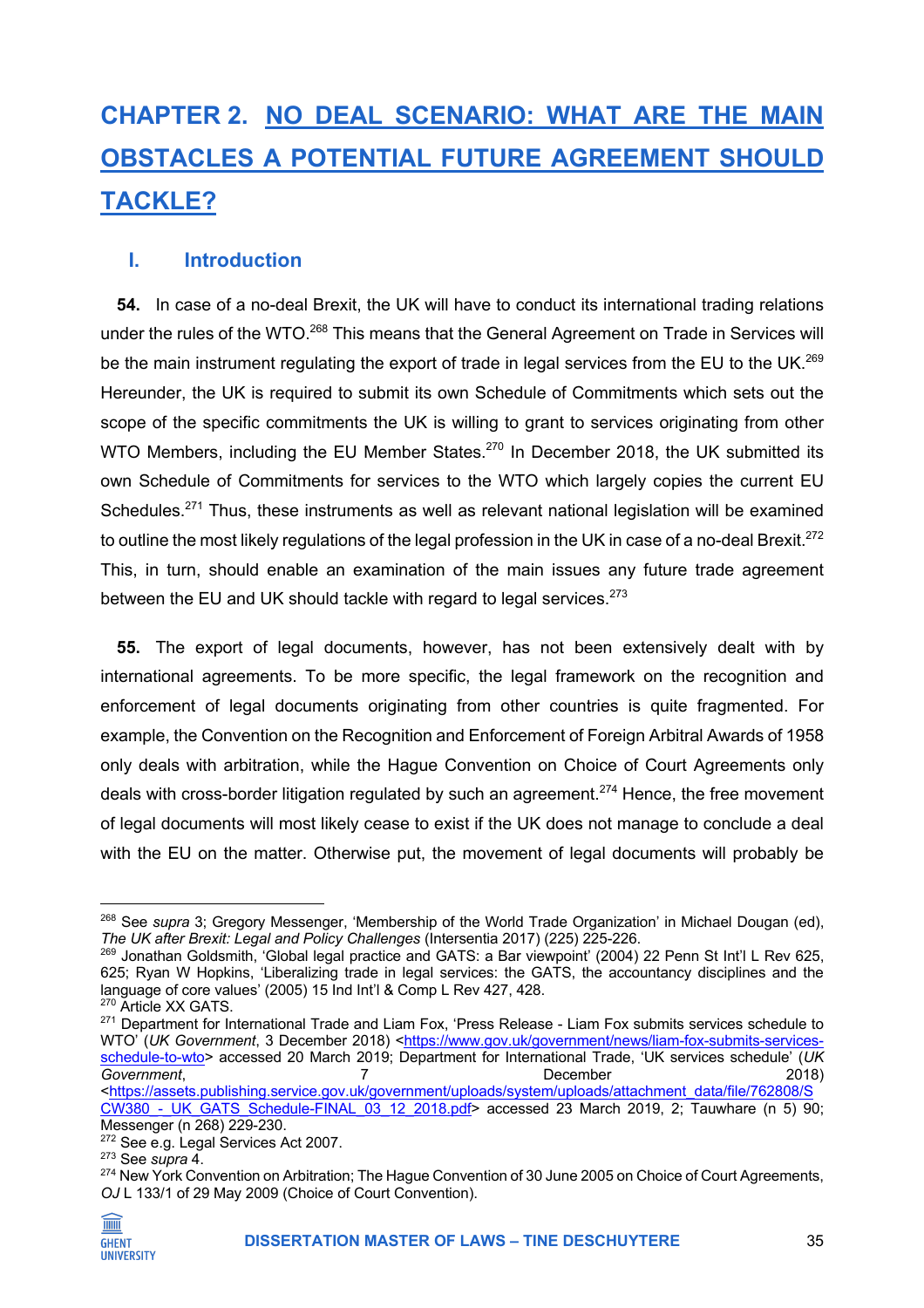# CHAPTER 2. NO DEAL SCENARIO: WHAT ARE THE MAIN OBSTACLES A POTENTIAL FUTURE AGREEMENT SHOULD TACKLE?

## I. Introduction

**54.** In case of a no-deal Brexit, the UK will have to conduct its international trading relations under the rules of the WTO.[268] This means that the General Agreement on Trade in Services will be the main instrument regulating the export of trade in legal services from the EU to the UK.[269] Hereunder, the UK is required to submit its own Schedule of Commitments which sets out the scope of the specific commitments the UK is willing to grant to services originating from other WTO Members, including the EU Member States.[270] In December 2018, the UK submitted its own Schedule of Commitments for services to the WTO which largely copies the current EU Schedules.[271] Thus, these instruments as well as relevant national legislation will be examined to outline the most likely regulations of the legal profession in the UK in case of a no-deal Brexit.[272] This, in turn, should enable an examination of the main issues any future trade agreement between the EU and UK should tackle with regard to legal services.[273]

**55.** The export of legal documents, however, has not been extensively dealt with by international agreements. To be more specific, the legal framework on the recognition and enforcement of legal documents originating from other countries is quite fragmented. For example, the Convention on the Recognition and Enforcement of Foreign Arbitral Awards of 1958 only deals with arbitration, while the Hague Convention on Choice of Court Agreements only deals with cross-border litigation regulated by such an agreement.[274] Hence, the free movement of legal documents will most likely cease to exist if the UK does not manage to conclude a deal with the EU on the matter. Otherwise put, the movement of legal documents will probably be

---

[268] See *supra* 3; Gregory Messenger, 'Membership of the World Trade Organization' in Michael Dougan (ed), *The UK after Brexit: Legal and Policy Challenges* (Intersentia 2017) (225) 225-226.

[269] Jonathan Goldsmith, 'Global legal practice and GATS: a Bar viewpoint' (2004) 22 Penn St Int'l L Rev 625, 625; Ryan W Hopkins, 'Liberalizing trade in legal services: the GATS, the accountancy disciplines and the language of core values' (2005) 15 Ind Int'l & Comp L Rev 427, 428.

[270] Article XX GATS.

[271] Department for International Trade and Liam Fox, 'Press Release - Liam Fox submits services schedule to WTO' (*UK Government*, 3 December 2018) <https://www.gov.uk/government/news/liam-fox-submits-services-schedule-to-wto> accessed 20 March 2019; Department for International Trade, 'UK services schedule' (*UK Government*, 7 December 2018) <https://assets.publishing.service.gov.uk/government/uploads/system/uploads/attachment_data/file/762808/SCW380_-_UK_GATS_Schedule-FINAL_03_12_2018.pdf> accessed 23 March 2019, 2; Tauwhare (n 5) 90; Messenger (n 268) 229-230.

[272] See e.g. Legal Services Act 2007.

[273] See *supra* 4.

[274] New York Convention on Arbitration; The Hague Convention of 30 June 2005 on Choice of Court Agreements, *OJ* L 133/1 of 29 May 2009 (Choice of Court Convention).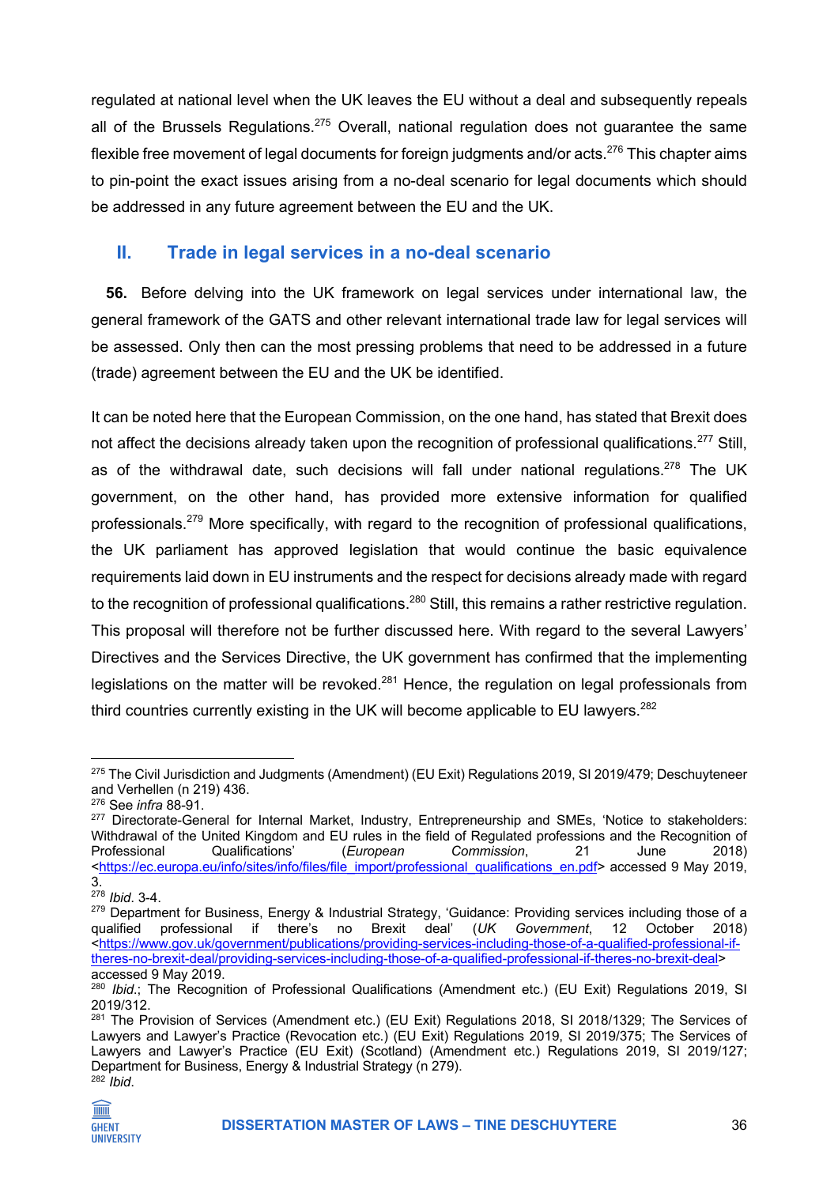regulated at national level when the UK leaves the EU without a deal and subsequently repeals all of the Brussels Regulations.[275] Overall, national regulation does not guarantee the same flexible free movement of legal documents for foreign judgments and/or acts.[276] This chapter aims to pin-point the exact issues arising from a no-deal scenario for legal documents which should be addressed in any future agreement between the EU and the UK.

## II. Trade in legal services in a no-deal scenario

**56.** Before delving into the UK framework on legal services under international law, the general framework of the GATS and other relevant international trade law for legal services will be assessed. Only then can the most pressing problems that need to be addressed in a future (trade) agreement between the EU and the UK be identified.

It can be noted here that the European Commission, on the one hand, has stated that Brexit does not affect the decisions already taken upon the recognition of professional qualifications.[277] Still, as of the withdrawal date, such decisions will fall under national regulations.[278] The UK government, on the other hand, has provided more extensive information for qualified professionals.[279] More specifically, with regard to the recognition of professional qualifications, the UK parliament has approved legislation that would continue the basic equivalence requirements laid down in EU instruments and the respect for decisions already made with regard to the recognition of professional qualifications.[280] Still, this remains a rather restrictive regulation. This proposal will therefore not be further discussed here. With regard to the several Lawyers' Directives and the Services Directive, the UK government has confirmed that the implementing legislations on the matter will be revoked.[281] Hence, the regulation on legal professionals from third countries currently existing in the UK will become applicable to EU lawyers.[282]

---

[275] The Civil Jurisdiction and Judgments (Amendment) (EU Exit) Regulations 2019, SI 2019/479; Deschuyteneer and Verhellen (n 219) 436.

[276] See *infra* 88-91.

[277] Directorate-General for Internal Market, Industry, Entrepreneurship and SMEs, 'Notice to stakeholders: Withdrawal of the United Kingdom and EU rules in the field of Regulated professions and the Recognition of Professional Qualifications' (*European Commission*, 21 June 2018) <https://ec.europa.eu/info/sites/info/files/file_import/professional_qualifications_en.pdf> accessed 9 May 2019, 3.

[278] *Ibid*. 3-4.

[279] Department for Business, Energy & Industrial Strategy, 'Guidance: Providing services including those of a qualified professional if there's no Brexit deal' (*UK Government*, 12 October 2018) <https://www.gov.uk/government/publications/providing-services-including-those-of-a-qualified-professional-if-theres-no-brexit-deal/providing-services-including-those-of-a-qualified-professional-if-theres-no-brexit-deal> accessed 9 May 2019.

[280] *Ibid*.; The Recognition of Professional Qualifications (Amendment etc.) (EU Exit) Regulations 2019, SI 2019/312.

[281] The Provision of Services (Amendment etc.) (EU Exit) Regulations 2018, SI 2018/1329; The Services of Lawyers and Lawyer's Practice (Revocation etc.) (EU Exit) Regulations 2019, SI 2019/375; The Services of Lawyers and Lawyer's Practice (EU Exit) (Scotland) (Amendment etc.) Regulations 2019, SI 2019/127; Department for Business, Energy & Industrial Strategy (n 279).

[282] *Ibid*.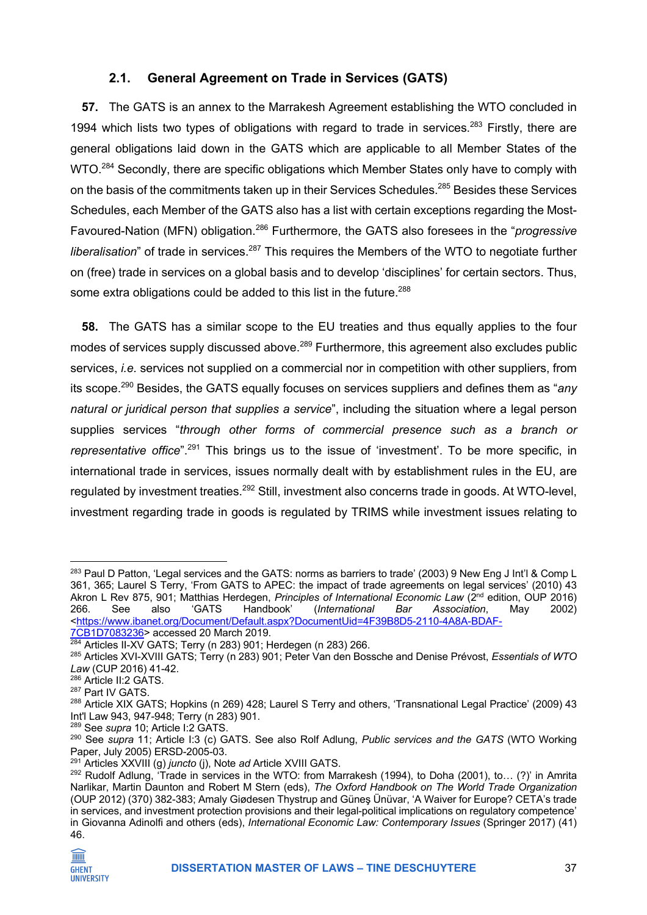### 2.1. General Agreement on Trade in Services (GATS)

**57.** The GATS is an annex to the Marrakesh Agreement establishing the WTO concluded in 1994 which lists two types of obligations with regard to trade in services.[283] Firstly, there are general obligations laid down in the GATS which are applicable to all Member States of the WTO.[284] Secondly, there are specific obligations which Member States only have to comply with on the basis of the commitments taken up in their Services Schedules.[285] Besides these Services Schedules, each Member of the GATS also has a list with certain exceptions regarding the Most-Favoured-Nation (MFN) obligation.[286] Furthermore, the GATS also foresees in the "*progressive liberalisation*" of trade in services.[287] This requires the Members of the WTO to negotiate further on (free) trade in services on a global basis and to develop 'disciplines' for certain sectors. Thus, some extra obligations could be added to this list in the future.[288]

**58.** The GATS has a similar scope to the EU treaties and thus equally applies to the four modes of services supply discussed above.[289] Furthermore, this agreement also excludes public services, *i.e.* services not supplied on a commercial nor in competition with other suppliers, from its scope.[290] Besides, the GATS equally focuses on services suppliers and defines them as "*any natural or juridical person that supplies a service*", including the situation where a legal person supplies services "*through other forms of commercial presence such as a branch or representative office*".[291] This brings us to the issue of 'investment'. To be more specific, in international trade in services, issues normally dealt with by establishment rules in the EU, are regulated by investment treaties.[292] Still, investment also concerns trade in goods. At WTO-level, investment regarding trade in goods is regulated by TRIMS while investment issues relating to

---

[283] Paul D Patton, 'Legal services and the GATS: norms as barriers to trade' (2003) 9 New Eng J Int'l & Comp L 361, 365; Laurel S Terry, 'From GATS to APEC: the impact of trade agreements on legal services' (2010) 43 Akron L Rev 875, 901; Matthias Herdegen, *Principles of International Economic Law* (2nd edition, OUP 2016) 266. See also 'GATS Handbook' (*International Bar Association*, May 2002) <https://www.ibanet.org/Document/Default.aspx?DocumentUid=4F39B8D5-2110-4A8A-BDAF-7CB1D7083236> accessed 20 March 2019.

[284] Articles II-XV GATS; Terry (n 283) 901; Herdegen (n 283) 266.

[285] Articles XVI-XVIII GATS; Terry (n 283) 901; Peter Van den Bossche and Denise Prévost, *Essentials of WTO Law* (CUP 2016) 41-42.

[286] Article II:2 GATS.

[287] Part IV GATS.

[288] Article XIX GATS; Hopkins (n 269) 428; Laurel S Terry and others, 'Transnational Legal Practice' (2009) 43 Int'l Law 943, 947-948; Terry (n 283) 901.

[289] See *supra* 10; Article I:2 GATS.

[290] See *supra* 11; Article I:3 (c) GATS. See also Rolf Adlung, *Public services and the GATS* (WTO Working Paper, July 2005) ERSD-2005-03.

[291] Articles XXVIII (g) *juncto* (j), Note *ad* Article XVIII GATS.

[292] Rudolf Adlung, 'Trade in services in the WTO: from Marrakesh (1994), to Doha (2001), to… (?)' in Amrita Narlikar, Martin Daunton and Robert M Stern (eds), *The Oxford Handbook on The World Trade Organization* (OUP 2012) (370) 382-383; Amaly Giødesen Thystrup and Güneş Ünüvar, 'A Waiver for Europe? CETA's trade in services, and investment protection provisions and their legal-political implications on regulatory competence' in Giovanna Adinolfi and others (eds), *International Economic Law: Contemporary Issues* (Springer 2017) (41) 46.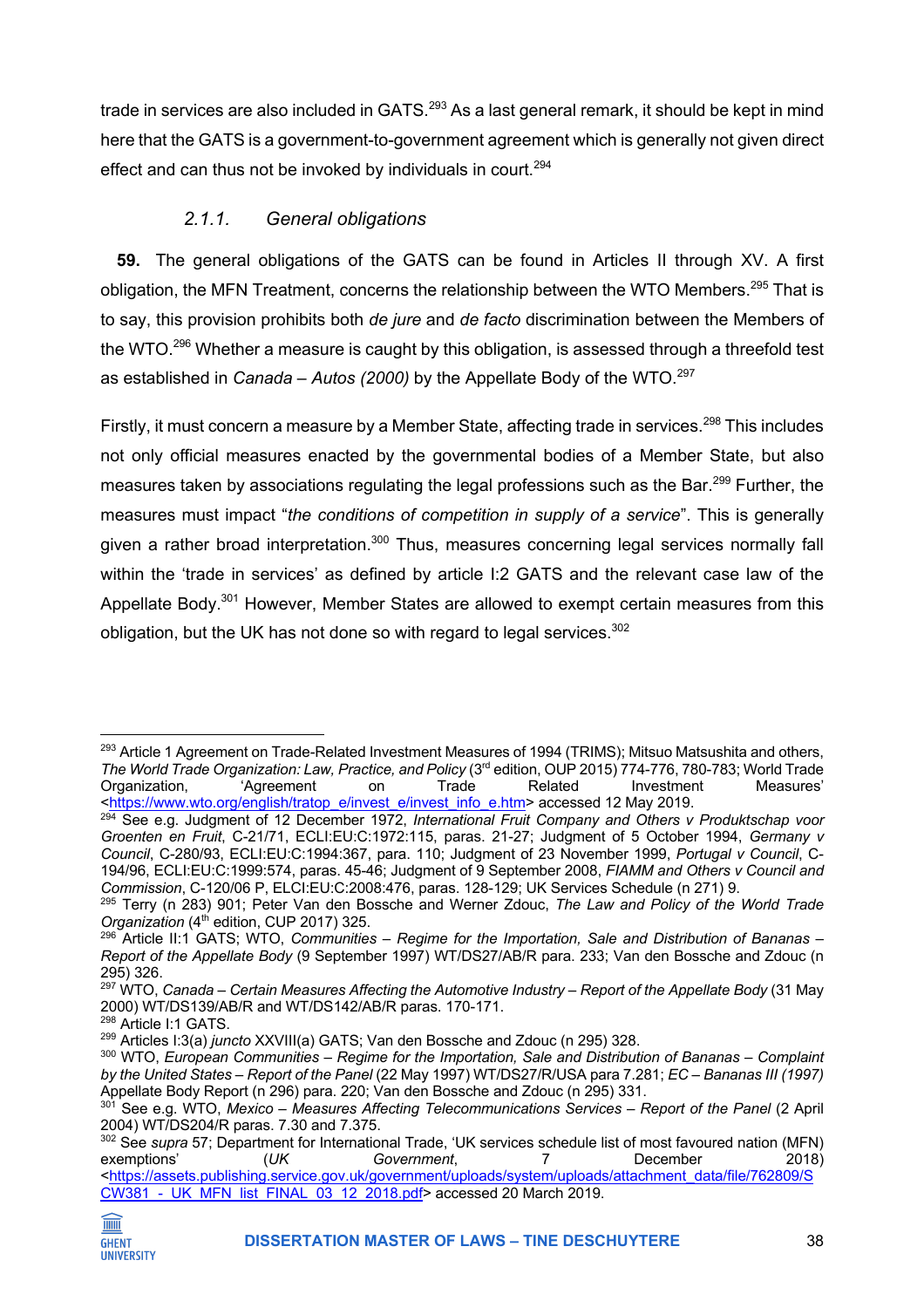trade in services are also included in GATS.[293] As a last general remark, it should be kept in mind here that the GATS is a government-to-government agreement which is generally not given direct effect and can thus not be invoked by individuals in court.[294]

#### *2.1.1. General obligations*

**59.** The general obligations of the GATS can be found in Articles II through XV. A first obligation, the MFN Treatment, concerns the relationship between the WTO Members.[295] That is to say, this provision prohibits both *de jure* and *de facto* discrimination between the Members of the WTO.[296] Whether a measure is caught by this obligation, is assessed through a threefold test as established in *Canada – Autos (2000)* by the Appellate Body of the WTO.[297]

Firstly, it must concern a measure by a Member State, affecting trade in services.[298] This includes not only official measures enacted by the governmental bodies of a Member State, but also measures taken by associations regulating the legal professions such as the Bar.[299] Further, the measures must impact "*the conditions of competition in supply of a service*". This is generally given a rather broad interpretation.[300] Thus, measures concerning legal services normally fall within the 'trade in services' as defined by article I:2 GATS and the relevant case law of the Appellate Body.[301] However, Member States are allowed to exempt certain measures from this obligation, but the UK has not done so with regard to legal services.[302]

---

[293] Article 1 Agreement on Trade-Related Investment Measures of 1994 (TRIMS); Mitsuo Matsushita and others, *The World Trade Organization: Law, Practice, and Policy* (3rd edition, OUP 2015) 774-776, 780-783; World Trade Organization, 'Agreement on Trade Related Investment Measures' <https://www.wto.org/english/tratop_e/invest_e/invest_info_e.htm> accessed 12 May 2019.

[294] See e.g. Judgment of 12 December 1972, *International Fruit Company and Others v Produktschap voor Groenten en Fruit*, C-21/71, ECLI:EU:C:1972:115, paras. 21-27; Judgment of 5 October 1994, *Germany v Council*, C-280/93, ECLI:EU:C:1994:367, para. 110; Judgment of 23 November 1999, *Portugal v Council*, C-194/96, ECLI:EU:C:1999:574, paras. 45-46; Judgment of 9 September 2008, *FIAMM and Others v Council and Commission*, C-120/06 P, ELCI:EU:C:2008:476, paras. 128-129; UK Services Schedule (n 271) 9.

[295] Terry (n 283) 901; Peter Van den Bossche and Werner Zdouc, *The Law and Policy of the World Trade Organization* (4th edition, CUP 2017) 325.

[296] Article II:1 GATS; WTO, *Communities – Regime for the Importation, Sale and Distribution of Bananas – Report of the Appellate Body* (9 September 1997) WT/DS27/AB/R para. 233; Van den Bossche and Zdouc (n 295) 326.

[297] WTO, *Canada – Certain Measures Affecting the Automotive Industry – Report of the Appellate Body* (31 May 2000) WT/DS139/AB/R and WT/DS142/AB/R paras. 170-171.

[298] Article I:1 GATS.

[299] Articles I:3(a) *juncto* XXVIII(a) GATS; Van den Bossche and Zdouc (n 295) 328.

[300] WTO, *European Communities – Regime for the Importation, Sale and Distribution of Bananas – Complaint by the United States – Report of the Panel* (22 May 1997) WT/DS27/R/USA para 7.281; *EC – Bananas III (1997)* Appellate Body Report (n 296) para. 220; Van den Bossche and Zdouc (n 295) 331.

[301] See e.g. WTO, *Mexico – Measures Affecting Telecommunications Services – Report of the Panel* (2 April 2004) WT/DS204/R paras. 7.30 and 7.375.

[302] See *supra* 57; Department for International Trade, 'UK services schedule list of most favoured nation (MFN) exemptions' (*UK Government*, 7 December 2018) <https://assets.publishing.service.gov.uk/government/uploads/system/uploads/attachment_data/file/762809/SCW381_-_UK_MFN_list_FINAL_03_12_2018.pdf> accessed 20 March 2019.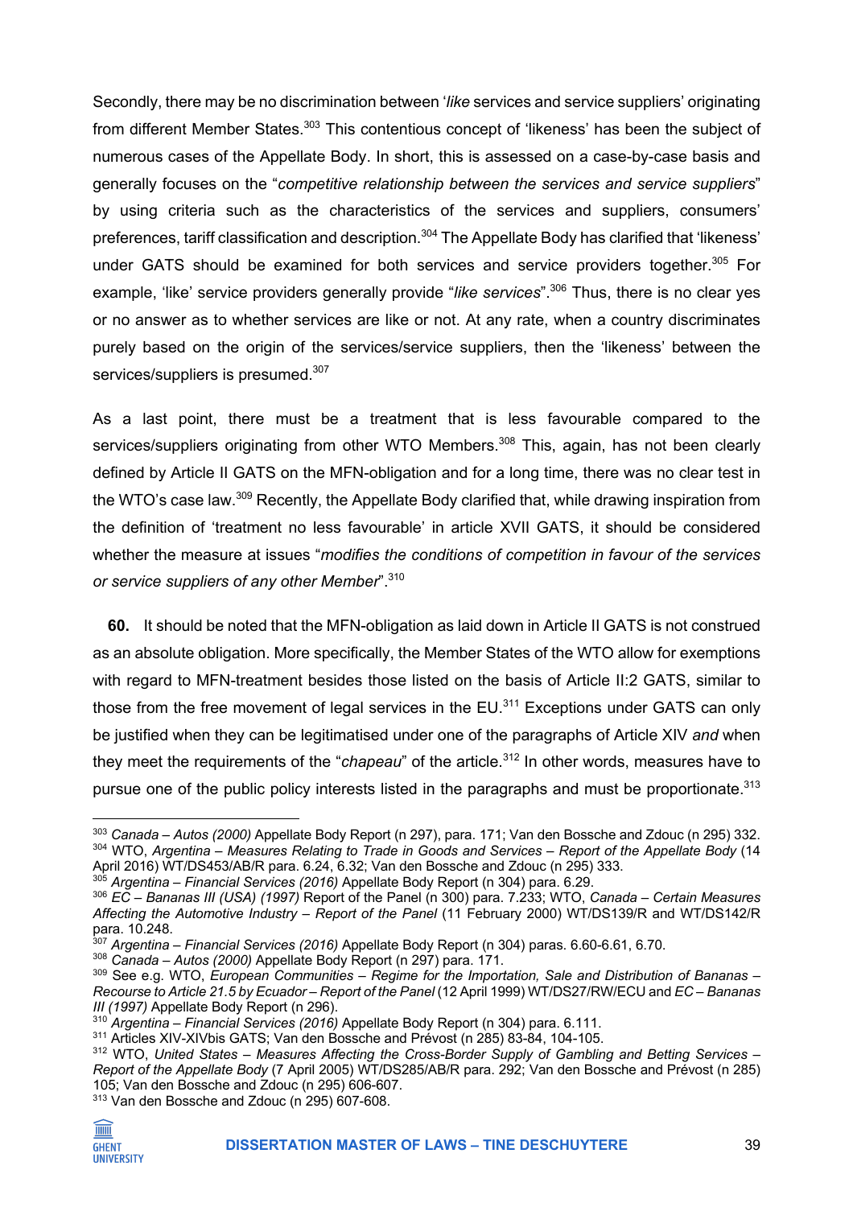Secondly, there may be no discrimination between '*like* services and service suppliers' originating from different Member States.[303] This contentious concept of 'likeness' has been the subject of numerous cases of the Appellate Body. In short, this is assessed on a case-by-case basis and generally focuses on the "*competitive relationship between the services and service suppliers*" by using criteria such as the characteristics of the services and suppliers, consumers' preferences, tariff classification and description.[304] The Appellate Body has clarified that 'likeness' under GATS should be examined for both services and service providers together.[305] For example, 'like' service providers generally provide "*like services*".[306] Thus, there is no clear yes or no answer as to whether services are like or not. At any rate, when a country discriminates purely based on the origin of the services/service suppliers, then the 'likeness' between the services/suppliers is presumed.[307]

As a last point, there must be a treatment that is less favourable compared to the services/suppliers originating from other WTO Members.[308] This, again, has not been clearly defined by Article II GATS on the MFN-obligation and for a long time, there was no clear test in the WTO's case law.[309] Recently, the Appellate Body clarified that, while drawing inspiration from the definition of 'treatment no less favourable' in article XVII GATS, it should be considered whether the measure at issues "*modifies the conditions of competition in favour of the services or service suppliers of any other Member*".[310]

**60.** It should be noted that the MFN-obligation as laid down in Article II GATS is not construed as an absolute obligation. More specifically, the Member States of the WTO allow for exemptions with regard to MFN-treatment besides those listed on the basis of Article II:2 GATS, similar to those from the free movement of legal services in the EU.[311] Exceptions under GATS can only be justified when they can be legitimised under one of the paragraphs of Article XIV *and* when they meet the requirements of the "*chapeau*" of the article.[312] In other words, measures have to pursue one of the public policy interests listed in the paragraphs and must be proportionate.[313]

---

[303] *Canada – Autos (2000)* Appellate Body Report (n 297), para. 171; Van den Bossche and Zdouc (n 295) 332.

[304] WTO, *Argentina – Measures Relating to Trade in Goods and Services – Report of the Appellate Body* (14 April 2016) WT/DS453/AB/R para. 6.24, 6.32; Van den Bossche and Zdouc (n 295) 333.

[305] *Argentina – Financial Services (2016)* Appellate Body Report (n 304) para. 6.29.

[306] *EC – Bananas III (USA) (1997)* Report of the Panel (n 300) para. 7.233; WTO, *Canada – Certain Measures Affecting the Automotive Industry – Report of the Panel* (11 February 2000) WT/DS139/R and WT/DS142/R para. 10.248.

[307] *Argentina – Financial Services (2016)* Appellate Body Report (n 304) paras. 6.60-6.61, 6.70.

[308] *Canada – Autos (2000)* Appellate Body Report (n 297) para. 171.

[309] See e.g. WTO, *European Communities – Regime for the Importation, Sale and Distribution of Bananas – Recourse to Article 21.5 by Ecuador – Report of the Panel* (12 April 1999) WT/DS27/RW/ECU and *EC – Bananas III (1997)* Appellate Body Report (n 296).

[310] *Argentina – Financial Services (2016)* Appellate Body Report (n 304) para. 6.111.

[311] Articles XIV-XIVbis GATS; Van den Bossche and Prévost (n 285) 83-84, 104-105.

[312] WTO, *United States – Measures Affecting the Cross-Border Supply of Gambling and Betting Services – Report of the Appellate Body* (7 April 2005) WT/DS285/AB/R para. 292; Van den Bossche and Prévost (n 285) 105; Van den Bossche and Zdouc (n 295) 606-607.

[313] Van den Bossche and Zdouc (n 295) 607-608.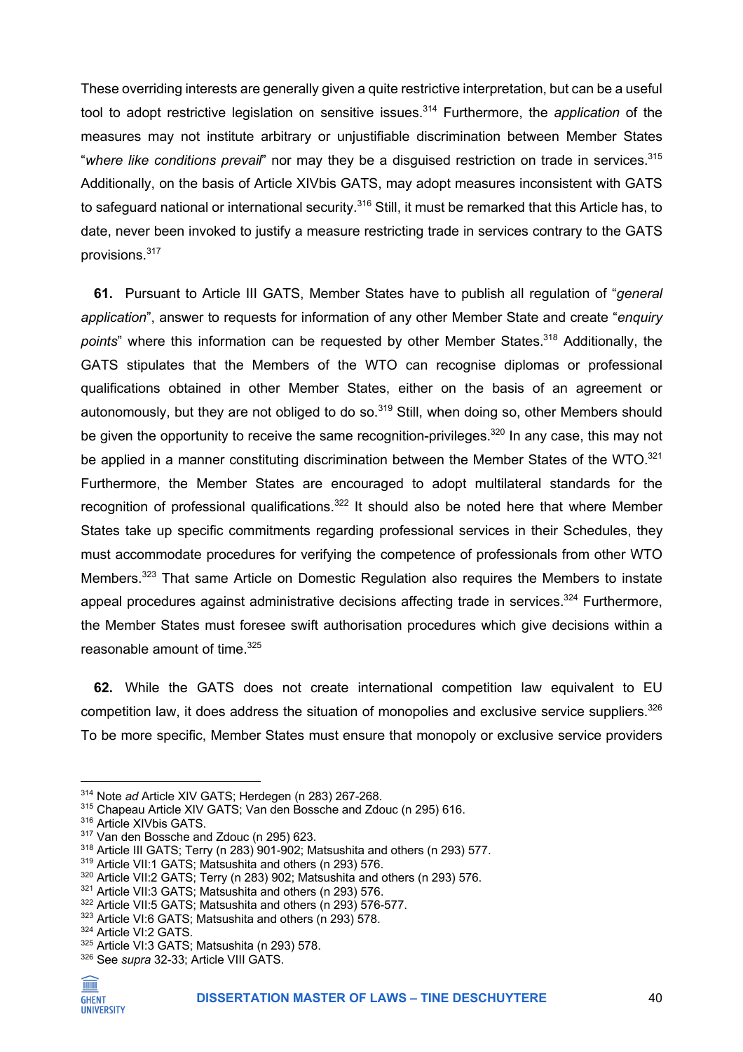These overriding interests are generally given a quite restrictive interpretation, but can be a useful tool to adopt restrictive legislation on sensitive issues.[314] Furthermore, the *application* of the measures may not institute arbitrary or unjustifiable discrimination between Member States "*where like conditions prevail*" nor may they be a disguised restriction on trade in services.[315] Additionally, on the basis of Article XIVbis GATS, may adopt measures inconsistent with GATS to safeguard national or international security.[316] Still, it must be remarked that this Article has, to date, never been invoked to justify a measure restricting trade in services contrary to the GATS provisions.[317]

**61.** Pursuant to Article III GATS, Member States have to publish all regulation of "*general application*", answer to requests for information of any other Member State and create "*enquiry points*" where this information can be requested by other Member States.[318] Additionally, the GATS stipulates that the Members of the WTO can recognise diplomas or professional qualifications obtained in other Member States, either on the basis of an agreement or autonomously, but they are not obliged to do so.[319] Still, when doing so, other Members should be given the opportunity to receive the same recognition-privileges.[320] In any case, this may not be applied in a manner constituting discrimination between the Member States of the WTO.[321] Furthermore, the Member States are encouraged to adopt multilateral standards for the recognition of professional qualifications.[322] It should also be noted here that where Member States take up specific commitments regarding professional services in their Schedules, they must accommodate procedures for verifying the competence of professionals from other WTO Members.[323] That same Article on Domestic Regulation also requires the Members to instate appeal procedures against administrative decisions affecting trade in services.[324] Furthermore, the Member States must foresee swift authorisation procedures which give decisions within a reasonable amount of time.[325]

**62.** While the GATS does not create international competition law equivalent to EU competition law, it does address the situation of monopolies and exclusive service suppliers.[326] To be more specific, Member States must ensure that monopoly or exclusive service providers

---

[314] Note *ad* Article XIV GATS; Herdegen (n 283) 267-268.
[315] Chapeau Article XIV GATS; Van den Bossche and Zdouc (n 295) 616.
[316] Article XIVbis GATS.
[317] Van den Bossche and Zdouc (n 295) 623.
[318] Article III GATS; Terry (n 283) 901-902; Matsushita and others (n 293) 577.
[319] Article VII:1 GATS; Matsushita and others (n 293) 576.
[320] Article VII:2 GATS; Terry (n 283) 902; Matsushita and others (n 293) 576.
[321] Article VII:3 GATS; Matsushita and others (n 293) 576.
[322] Article VII:5 GATS; Matsushita and others (n 293) 576-577.
[323] Article VI:6 GATS; Matsushita and others (n 293) 578.
[324] Article VI:2 GATS.
[325] Article VI:3 GATS; Matsushita (n 293) 578.
[326] See *supra* 32-33; Article VIII GATS.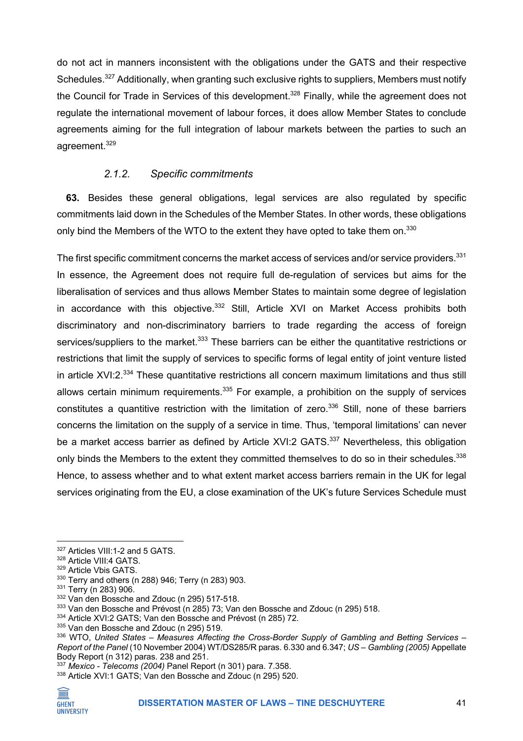do not act in manners inconsistent with the obligations under the GATS and their respective Schedules.[327] Additionally, when granting such exclusive rights to suppliers, Members must notify the Council for Trade in Services of this development.[328] Finally, while the agreement does not regulate the international movement of labour forces, it does allow Member States to conclude agreements aiming for the full integration of labour markets between the parties to such an agreement.[329]

### *2.1.2. Specific commitments*

**63.** Besides these general obligations, legal services are also regulated by specific commitments laid down in the Schedules of the Member States. In other words, these obligations only bind the Members of the WTO to the extent they have opted to take them on.[330]

The first specific commitment concerns the market access of services and/or service providers.[331] In essence, the Agreement does not require full de-regulation of services but aims for the liberalisation of services and thus allows Member States to maintain some degree of legislation in accordance with this objective.[332] Still, Article XVI on Market Access prohibits both discriminatory and non-discriminatory barriers to trade regarding the access of foreign services/suppliers to the market.[333] These barriers can be either the quantitative restrictions or restrictions that limit the supply of services to specific forms of legal entity of joint venture listed in article XVI:2.[334] These quantitative restrictions all concern maximum limitations and thus still allows certain minimum requirements.[335] For example, a prohibition on the supply of services constitutes a quantitive restriction with the limitation of zero.[336] Still, none of these barriers concerns the limitation on the supply of a service in time. Thus, 'temporal limitations' can never be a market access barrier as defined by Article XVI:2 GATS.[337] Nevertheless, this obligation only binds the Members to the extent they committed themselves to do so in their schedules.[338] Hence, to assess whether and to what extent market access barriers remain in the UK for legal services originating from the EU, a close examination of the UK's future Services Schedule must

---

[327] Articles VIII:1-2 and 5 GATS.
[328] Article VIII:4 GATS.
[329] Article Vbis GATS.
[330] Terry and others (n 288) 946; Terry (n 283) 903.
[331] Terry (n 283) 906.
[332] Van den Bossche and Zdouc (n 295) 517-518.
[333] Van den Bossche and Prévost (n 285) 73; Van den Bossche and Zdouc (n 295) 518.
[334] Article XVI:2 GATS; Van den Bossche and Prévost (n 285) 72.
[335] Van den Bossche and Zdouc (n 295) 519.
[336] WTO, *United States – Measures Affecting the Cross-Border Supply of Gambling and Betting Services – Report of the Panel* (10 November 2004) WT/DS285/R paras. 6.330 and 6.347; *US – Gambling (2005)* Appellate Body Report (n 312) paras. 238 and 251.
[337] *Mexico - Telecoms (2004)* Panel Report (n 301) para. 7.358.
[338] Article XVI:1 GATS; Van den Bossche and Zdouc (n 295) 520.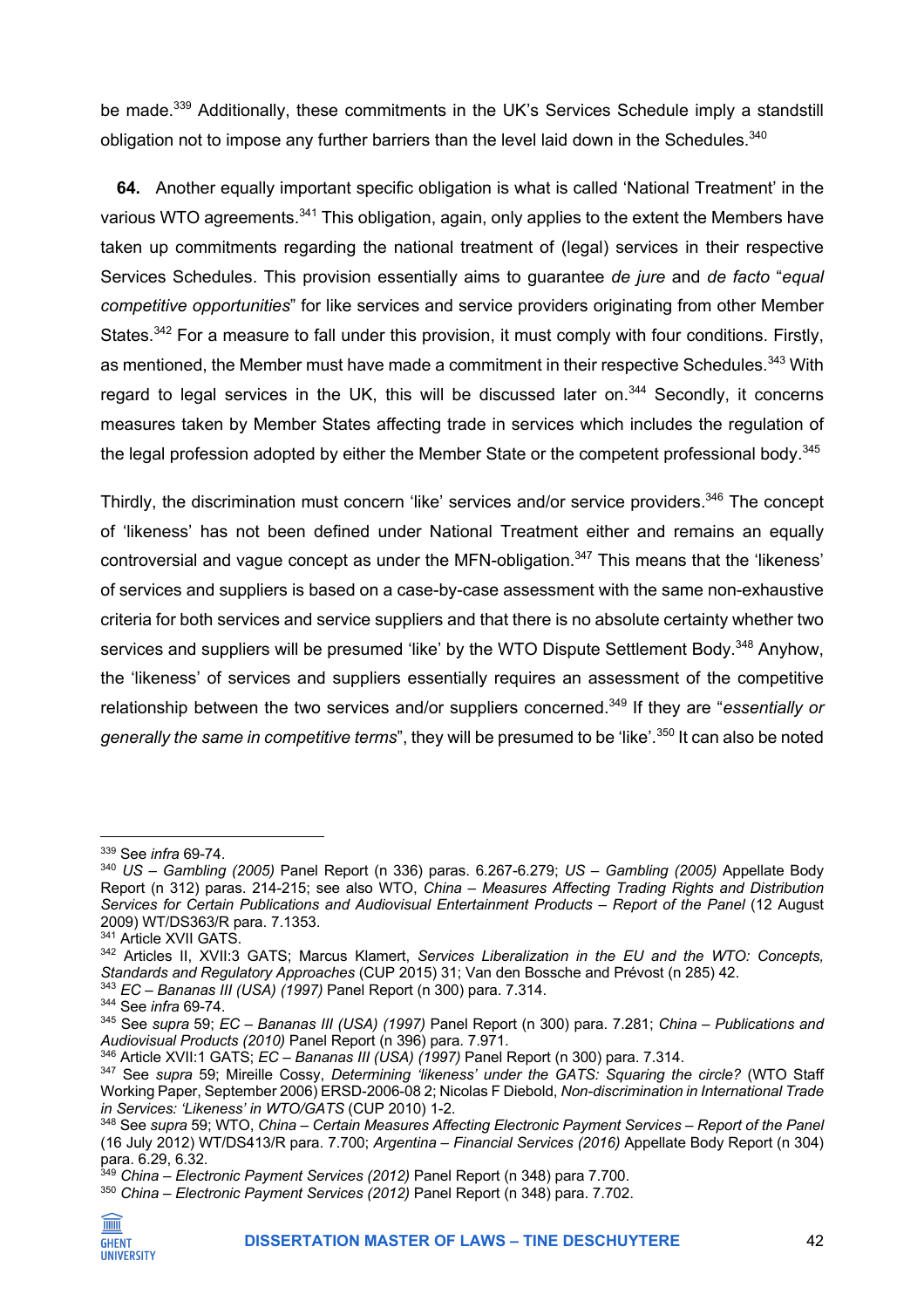be made.[339] Additionally, these commitments in the UK's Services Schedule imply a standstill obligation not to impose any further barriers than the level laid down in the Schedules.[340]

**64.** Another equally important specific obligation is what is called 'National Treatment' in the various WTO agreements.[341] This obligation, again, only applies to the extent the Members have taken up commitments regarding the national treatment of (legal) services in their respective Services Schedules. This provision essentially aims to guarantee *de jure* and *de facto* "*equal competitive opportunities*" for like services and service providers originating from other Member States.[342] For a measure to fall under this provision, it must comply with four conditions. Firstly, as mentioned, the Member must have made a commitment in their respective Schedules.[343] With regard to legal services in the UK, this will be discussed later on.[344] Secondly, it concerns measures taken by Member States affecting trade in services which includes the regulation of the legal profession adopted by either the Member State or the competent professional body.[345]

Thirdly, the discrimination must concern 'like' services and/or service providers.[346] The concept of 'likeness' has not been defined under National Treatment either and remains an equally controversial and vague concept as under the MFN-obligation.[347] This means that the 'likeness' of services and suppliers is based on a case-by-case assessment with the same non-exhaustive criteria for both services and service suppliers and that there is no absolute certainty whether two services and suppliers will be presumed 'like' by the WTO Dispute Settlement Body.[348] Anyhow, the 'likeness' of services and suppliers essentially requires an assessment of the competitive relationship between the two services and/or suppliers concerned.[349] If they are "*essentially or generally the same in competitive terms*", they will be presumed to be 'like'.[350] It can also be noted

---

[339] See *infra* 69-74.

[340] *US – Gambling (2005)* Panel Report (n 336) paras. 6.267-6.279; *US – Gambling (2005)* Appellate Body Report (n 312) paras. 214-215; see also WTO, *China – Measures Affecting Trading Rights and Distribution Services for Certain Publications and Audiovisual Entertainment Products – Report of the Panel* (12 August 2009) WT/DS363/R para. 7.1353.

[341] Article XVII GATS.

[342] Articles II, XVII:3 GATS; Marcus Klamert, *Services Liberalization in the EU and the WTO: Concepts, Standards and Regulatory Approaches* (CUP 2015) 31; Van den Bossche and Prévost (n 285) 42.

[343] *EC – Bananas III (USA) (1997)* Panel Report (n 300) para. 7.314.

[344] See *infra* 69-74.

[345] See *supra* 59; *EC – Bananas III (USA) (1997)* Panel Report (n 300) para. 7.281; *China – Publications and Audiovisual Products (2010)* Panel Report (n 396) para. 7.971.

[346] Article XVII:1 GATS; *EC – Bananas III (USA) (1997)* Panel Report (n 300) para. 7.314.

[347] See *supra* 59; Mireille Cossy, *Determining 'likeness' under the GATS: Squaring the circle?* (WTO Staff Working Paper, September 2006) ERSD-2006-08 2; Nicolas F Diebold, *Non-discrimination in International Trade in Services: 'Likeness' in WTO/GATS* (CUP 2010) 1-2.

[348] See *supra* 59; WTO, *China – Certain Measures Affecting Electronic Payment Services – Report of the Panel* (16 July 2012) WT/DS413/R para. 7.700; *Argentina – Financial Services (2016)* Appellate Body Report (n 304) para. 6.29, 6.32.

[349] *China – Electronic Payment Services (2012)* Panel Report (n 348) para 7.700.

[350] *China – Electronic Payment Services (2012)* Panel Report (n 348) para. 7.702.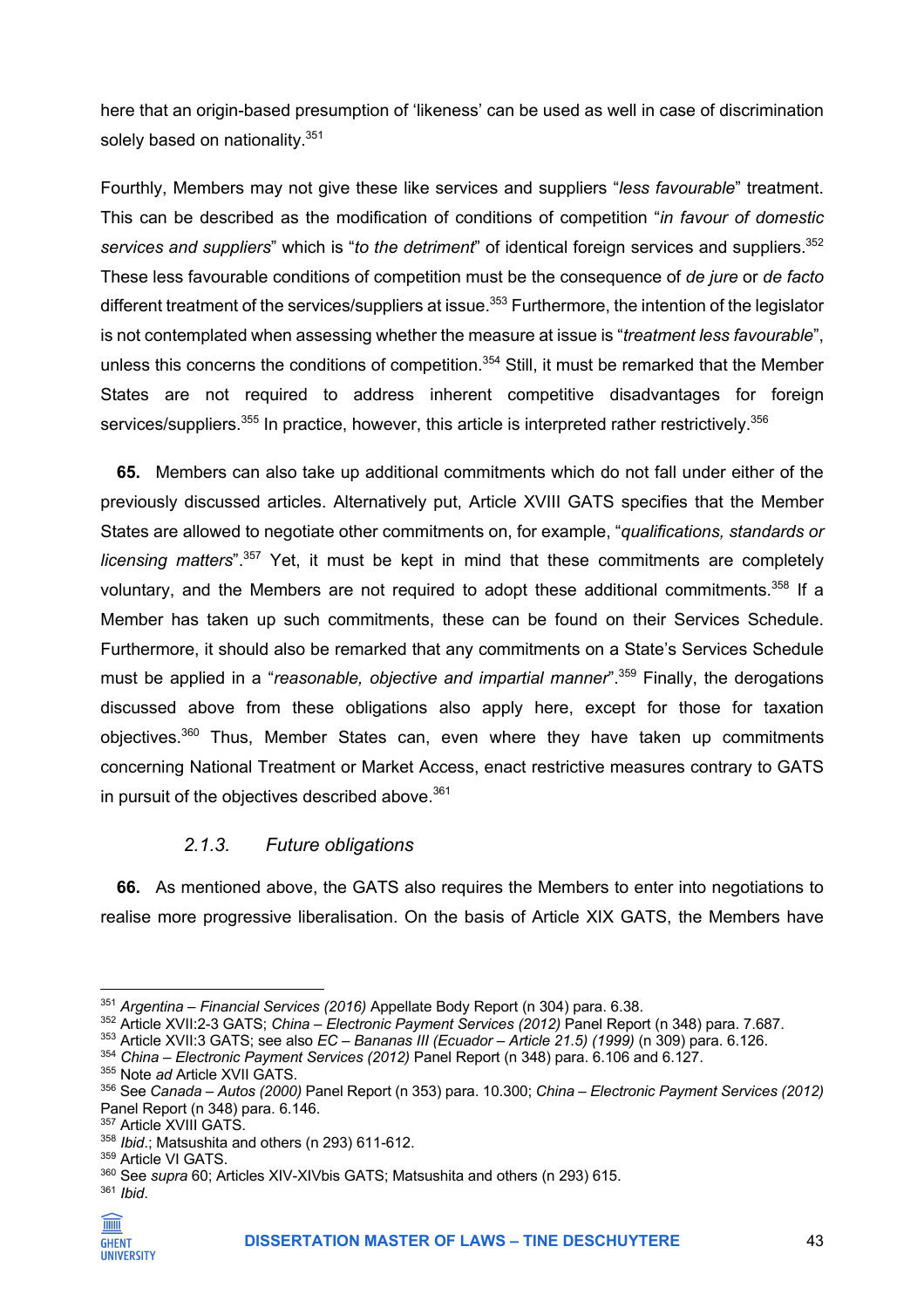here that an origin-based presumption of 'likeness' can be used as well in case of discrimination solely based on nationality.[351]

Fourthly, Members may not give these like services and suppliers "*less favourable*" treatment. This can be described as the modification of conditions of competition "*in favour of domestic services and suppliers*" which is "*to the detriment*" of identical foreign services and suppliers.[352] These less favourable conditions of competition must be the consequence of *de jure* or *de facto* different treatment of the services/suppliers at issue.[353] Furthermore, the intention of the legislator is not contemplated when assessing whether the measure at issue is "*treatment less favourable*", unless this concerns the conditions of competition.[354] Still, it must be remarked that the Member States are not required to address inherent competitive disadvantages for foreign services/suppliers.[355] In practice, however, this article is interpreted rather restrictively.[356]

**65.** Members can also take up additional commitments which do not fall under either of the previously discussed articles. Alternatively put, Article XVIII GATS specifies that the Member States are allowed to negotiate other commitments on, for example, "*qualifications, standards or licensing matters*".[357] Yet, it must be kept in mind that these commitments are completely voluntary, and the Members are not required to adopt these additional commitments.[358] If a Member has taken up such commitments, these can be found on their Services Schedule. Furthermore, it should also be remarked that any commitments on a State's Services Schedule must be applied in a "*reasonable, objective and impartial manner*".[359] Finally, the derogations discussed above from these obligations also apply here, except for those for taxation objectives.[360] Thus, Member States can, even where they have taken up commitments concerning National Treatment or Market Access, enact restrictive measures contrary to GATS in pursuit of the objectives described above.[361]

### *2.1.3. Future obligations*

**66.** As mentioned above, the GATS also requires the Members to enter into negotiations to realise more progressive liberalisation. On the basis of Article XIX GATS, the Members have

---

[351] *Argentina – Financial Services (2016)* Appellate Body Report (n 304) para. 6.38.
[352] Article XVII:2-3 GATS; *China – Electronic Payment Services (2012)* Panel Report (n 348) para. 7.687.
[353] Article XVII:3 GATS; see also *EC – Bananas III (Ecuador – Article 21.5) (1999)* (n 309) para. 6.126.
[354] *China – Electronic Payment Services (2012)* Panel Report (n 348) para. 6.106 and 6.127.
[355] Note *ad* Article XVII GATS.
[356] See *Canada – Autos (2000)* Panel Report (n 353) para. 10.300; *China – Electronic Payment Services (2012)* Panel Report (n 348) para. 6.146.
[357] Article XVIII GATS.
[358] *Ibid*.; Matsushita and others (n 293) 611-612.
[359] Article VI GATS.
[360] See *supra* 60; Articles XIV-XIVbis GATS; Matsushita and others (n 293) 615.
[361] *Ibid*.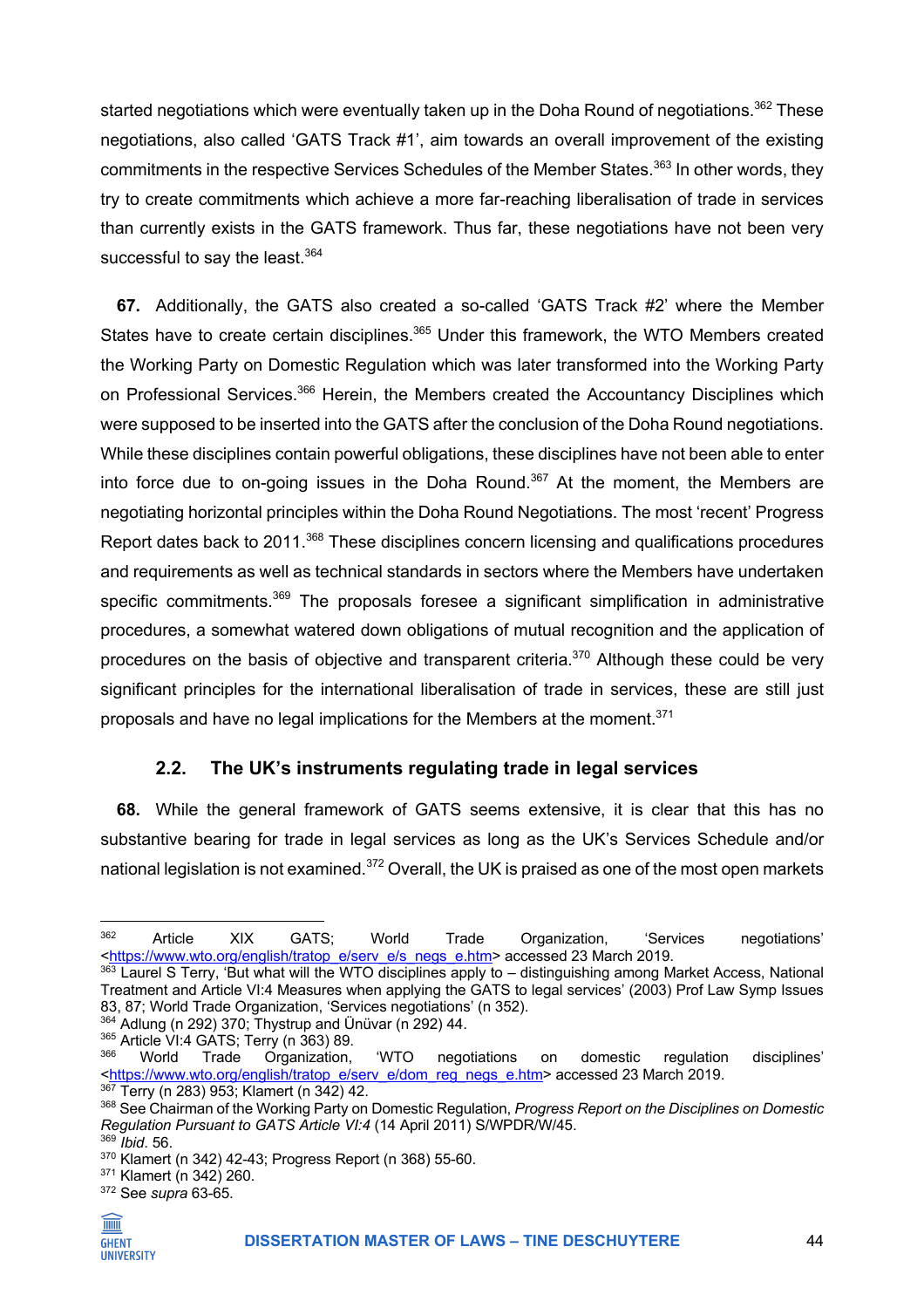started negotiations which were eventually taken up in the Doha Round of negotiations.[362] These negotiations, also called 'GATS Track #1', aim towards an overall improvement of the existing commitments in the respective Services Schedules of the Member States.[363] In other words, they try to create commitments which achieve a more far-reaching liberalisation of trade in services than currently exists in the GATS framework. Thus far, these negotiations have not been very successful to say the least.[364]

**67.** Additionally, the GATS also created a so-called 'GATS Track #2' where the Member States have to create certain disciplines.[365] Under this framework, the WTO Members created the Working Party on Domestic Regulation which was later transformed into the Working Party on Professional Services.[366] Herein, the Members created the Accountancy Disciplines which were supposed to be inserted into the GATS after the conclusion of the Doha Round negotiations. While these disciplines contain powerful obligations, these disciplines have not been able to enter into force due to on-going issues in the Doha Round.[367] At the moment, the Members are negotiating horizontal principles within the Doha Round Negotiations. The most 'recent' Progress Report dates back to 2011.[368] These disciplines concern licensing and qualifications procedures and requirements as well as technical standards in sectors where the Members have undertaken specific commitments.[369] The proposals foresee a significant simplification in administrative procedures, a somewhat watered down obligations of mutual recognition and the application of procedures on the basis of objective and transparent criteria.[370] Although these could be very significant principles for the international liberalisation of trade in services, these are still just proposals and have no legal implications for the Members at the moment.[371]

### 2.2. The UK's instruments regulating trade in legal services

**68.** While the general framework of GATS seems extensive, it is clear that this has no substantive bearing for trade in legal services as long as the UK's Services Schedule and/or national legislation is not examined.[372] Overall, the UK is praised as one of the most open markets

---

[362] Article XIX GATS; World Trade Organization, 'Services negotiations' <https://www.wto.org/english/tratop_e/serv_e/s_negs_e.htm> accessed 23 March 2019.

[363] Laurel S Terry, 'But what will the WTO disciplines apply to – distinguishing among Market Access, National Treatment and Article VI:4 Measures when applying the GATS to legal services' (2003) Prof Law Symp Issues 83, 87; World Trade Organization, 'Services negotiations' (n 352).

[364] Adlung (n 292) 370; Thystrup and Ünüvar (n 292) 44.

[365] Article VI:4 GATS; Terry (n 363) 89.

[366] World Trade Organization, 'WTO negotiations on domestic regulation disciplines' <https://www.wto.org/english/tratop_e/serv_e/dom_reg_negs_e.htm> accessed 23 March 2019.

[367] Terry (n 283) 953; Klamert (n 342) 42.

[368] See Chairman of the Working Party on Domestic Regulation, *Progress Report on the Disciplines on Domestic Regulation Pursuant to GATS Article VI:4* (14 April 2011) S/WPDR/W/45.

[369] *Ibid*. 56.

[370] Klamert (n 342) 42-43; Progress Report (n 368) 55-60.

[371] Klamert (n 342) 260.

[372] See *supra* 63-65.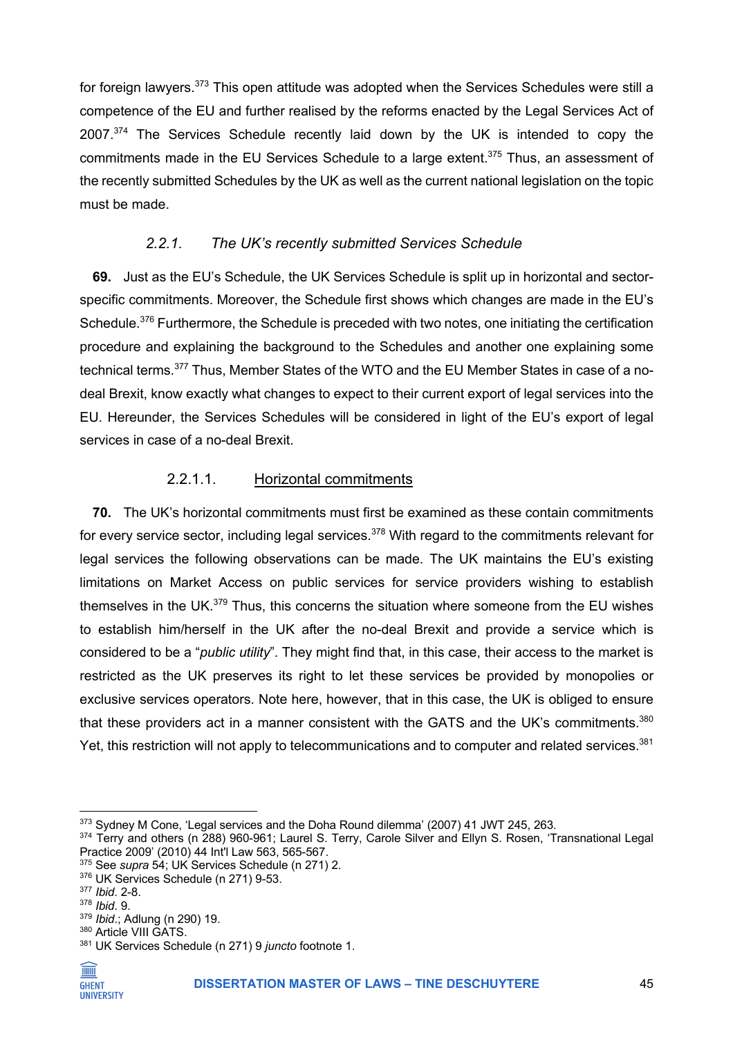for foreign lawyers.[373] This open attitude was adopted when the Services Schedules were still a competence of the EU and further realised by the reforms enacted by the Legal Services Act of 2007.[374] The Services Schedule recently laid down by the UK is intended to copy the commitments made in the EU Services Schedule to a large extent.[375] Thus, an assessment of the recently submitted Schedules by the UK as well as the current national legislation on the topic must be made.

### *2.2.1. The UK's recently submitted Services Schedule*

**69.** Just as the EU's Schedule, the UK Services Schedule is split up in horizontal and sector-specific commitments. Moreover, the Schedule first shows which changes are made in the EU's Schedule.[376] Furthermore, the Schedule is preceded with two notes, one initiating the certification procedure and explaining the background to the Schedules and another one explaining some technical terms.[377] Thus, Member States of the WTO and the EU Member States in case of a no-deal Brexit, know exactly what changes to expect to their current export of legal services into the EU. Hereunder, the Services Schedules will be considered in light of the EU's export of legal services in case of a no-deal Brexit.

#### 2.2.1.1. Horizontal commitments

**70.** The UK's horizontal commitments must first be examined as these contain commitments for every service sector, including legal services.[378] With regard to the commitments relevant for legal services the following observations can be made. The UK maintains the EU's existing limitations on Market Access on public services for service providers wishing to establish themselves in the UK.[379] Thus, this concerns the situation where someone from the EU wishes to establish him/herself in the UK after the no-deal Brexit and provide a service which is considered to be a "*public utility*". They might find that, in this case, their access to the market is restricted as the UK preserves its right to let these services be provided by monopolies or exclusive services operators. Note here, however, that in this case, the UK is obliged to ensure that these providers act in a manner consistent with the GATS and the UK's commitments.[380] Yet, this restriction will not apply to telecommunications and to computer and related services.[381]

---

[373] Sydney M Cone, 'Legal services and the Doha Round dilemma' (2007) 41 JWT 245, 263.
[374] Terry and others (n 288) 960-961; Laurel S. Terry, Carole Silver and Ellyn S. Rosen, 'Transnational Legal Practice 2009' (2010) 44 Int'l Law 563, 565-567.
[375] See *supra* 54; UK Services Schedule (n 271) 2.
[376] UK Services Schedule (n 271) 9-53.
[377] *Ibid*. 2-8.
[378] *Ibid*. 9.
[379] *Ibid*.; Adlung (n 290) 19.
[380] Article VIII GATS.
[381] UK Services Schedule (n 271) 9 *juncto* footnote 1.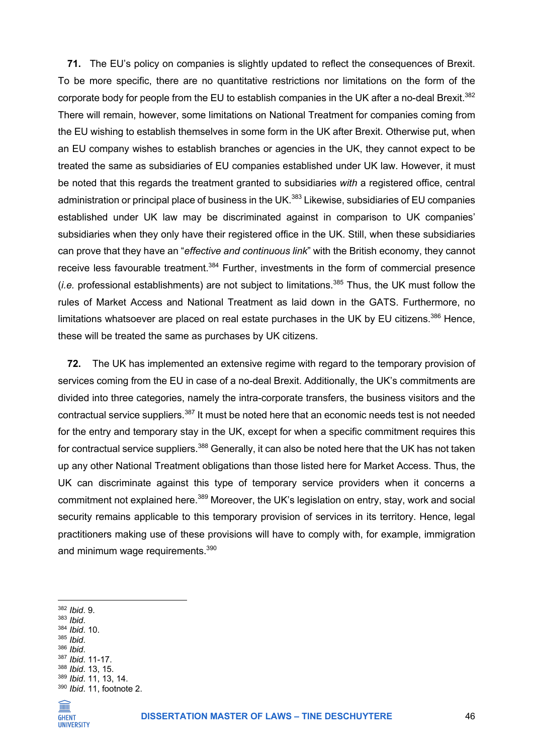**71.** The EU's policy on companies is slightly updated to reflect the consequences of Brexit. To be more specific, there are no quantitative restrictions nor limitations on the form of the corporate body for people from the EU to establish companies in the UK after a no-deal Brexit.[382] There will remain, however, some limitations on National Treatment for companies coming from the EU wishing to establish themselves in some form in the UK after Brexit. Otherwise put, when an EU company wishes to establish branches or agencies in the UK, they cannot expect to be treated the same as subsidiaries of EU companies established under UK law. However, it must be noted that this regards the treatment granted to subsidiaries *with* a registered office, central administration or principal place of business in the UK.[383] Likewise, subsidiaries of EU companies established under UK law may be discriminated against in comparison to UK companies' subsidiaries when they only have their registered office in the UK. Still, when these subsidiaries can prove that they have an "*effective and continuous link*" with the British economy, they cannot receive less favourable treatment.[384] Further, investments in the form of commercial presence (*i.e.* professional establishments) are not subject to limitations.[385] Thus, the UK must follow the rules of Market Access and National Treatment as laid down in the GATS. Furthermore, no limitations whatsoever are placed on real estate purchases in the UK by EU citizens.[386] Hence, these will be treated the same as purchases by UK citizens.

**72.** The UK has implemented an extensive regime with regard to the temporary provision of services coming from the EU in case of a no-deal Brexit. Additionally, the UK's commitments are divided into three categories, namely the intra-corporate transfers, the business visitors and the contractual service suppliers.[387] It must be noted here that an economic needs test is not needed for the entry and temporary stay in the UK, except for when a specific commitment requires this for contractual service suppliers.[388] Generally, it can also be noted here that the UK has not taken up any other National Treatment obligations than those listed here for Market Access. Thus, the UK can discriminate against this type of temporary service providers when it concerns a commitment not explained here.[389] Moreover, the UK's legislation on entry, stay, work and social security remains applicable to this temporary provision of services in its territory. Hence, legal practitioners making use of these provisions will have to comply with, for example, immigration and minimum wage requirements.[390]

---

[382] *Ibid*. 9.
[383] *Ibid*.
[384] *Ibid*. 10.
[385] *Ibid*.
[386] *Ibid*.
[387] *Ibid*. 11-17.
[388] *Ibid*. 13, 15.
[389] *Ibid*. 11, 13, 14.
[390] *Ibid*. 11, footnote 2.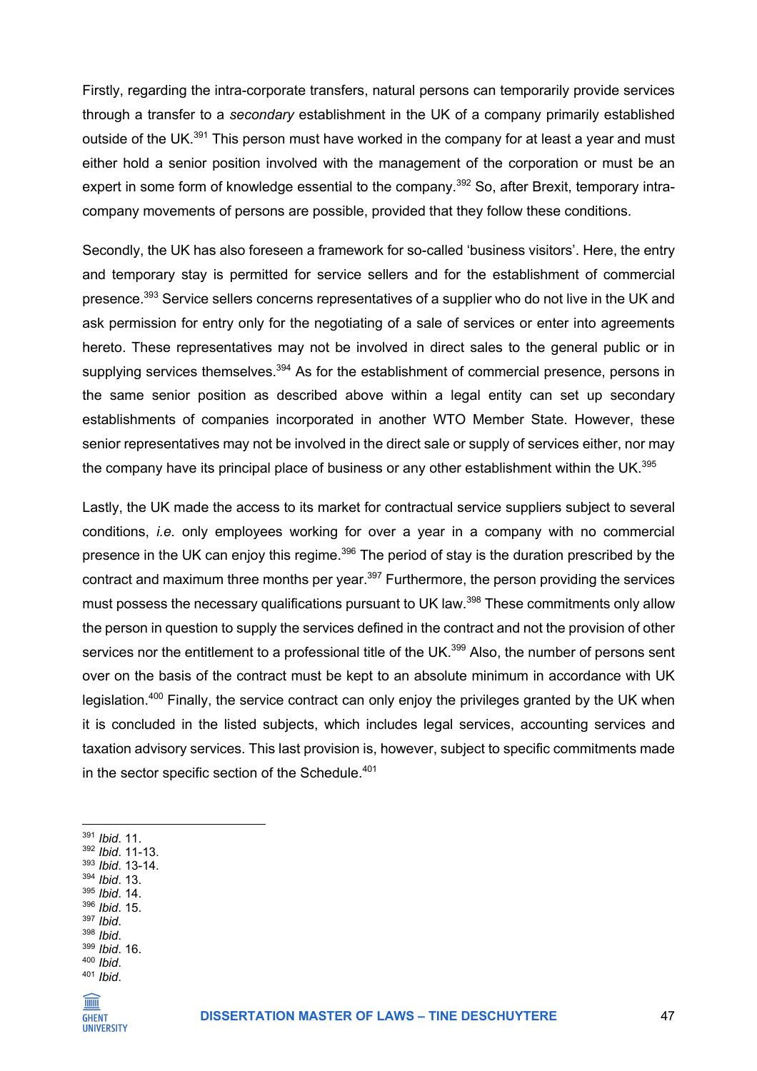Firstly, regarding the intra-corporate transfers, natural persons can temporarily provide services through a transfer to a *secondary* establishment in the UK of a company primarily established outside of the UK.[391] This person must have worked in the company for at least a year and must either hold a senior position involved with the management of the corporation or must be an expert in some form of knowledge essential to the company.[392] So, after Brexit, temporary intra-company movements of persons are possible, provided that they follow these conditions.

Secondly, the UK has also foreseen a framework for so-called 'business visitors'. Here, the entry and temporary stay is permitted for service sellers and for the establishment of commercial presence.[393] Service sellers concerns representatives of a supplier who do not live in the UK and ask permission for entry only for the negotiating of a sale of services or enter into agreements hereto. These representatives may not be involved in direct sales to the general public or in supplying services themselves.[394] As for the establishment of commercial presence, persons in the same senior position as described above within a legal entity can set up secondary establishments of companies incorporated in another WTO Member State. However, these senior representatives may not be involved in the direct sale or supply of services either, nor may the company have its principal place of business or any other establishment within the UK.[395]

Lastly, the UK made the access to its market for contractual service suppliers subject to several conditions, *i.e.* only employees working for over a year in a company with no commercial presence in the UK can enjoy this regime.[396] The period of stay is the duration prescribed by the contract and maximum three months per year.[397] Furthermore, the person providing the services must possess the necessary qualifications pursuant to UK law.[398] These commitments only allow the person in question to supply the services defined in the contract and not the provision of other services nor the entitlement to a professional title of the UK.[399] Also, the number of persons sent over on the basis of the contract must be kept to an absolute minimum in accordance with UK legislation.[400] Finally, the service contract can only enjoy the privileges granted by the UK when it is concluded in the listed subjects, which includes legal services, accounting services and taxation advisory services. This last provision is, however, subject to specific commitments made in the sector specific section of the Schedule.[401]

---

[391] *Ibid*. 11.
[392] *Ibid*. 11-13.
[393] *Ibid*. 13-14.
[394] *Ibid*. 13.
[395] *Ibid*. 14.
[396] *Ibid*. 15.
[397] *Ibid*.
[398] *Ibid*.
[399] *Ibid*. 16.
[400] *Ibid*.
[401] *Ibid*.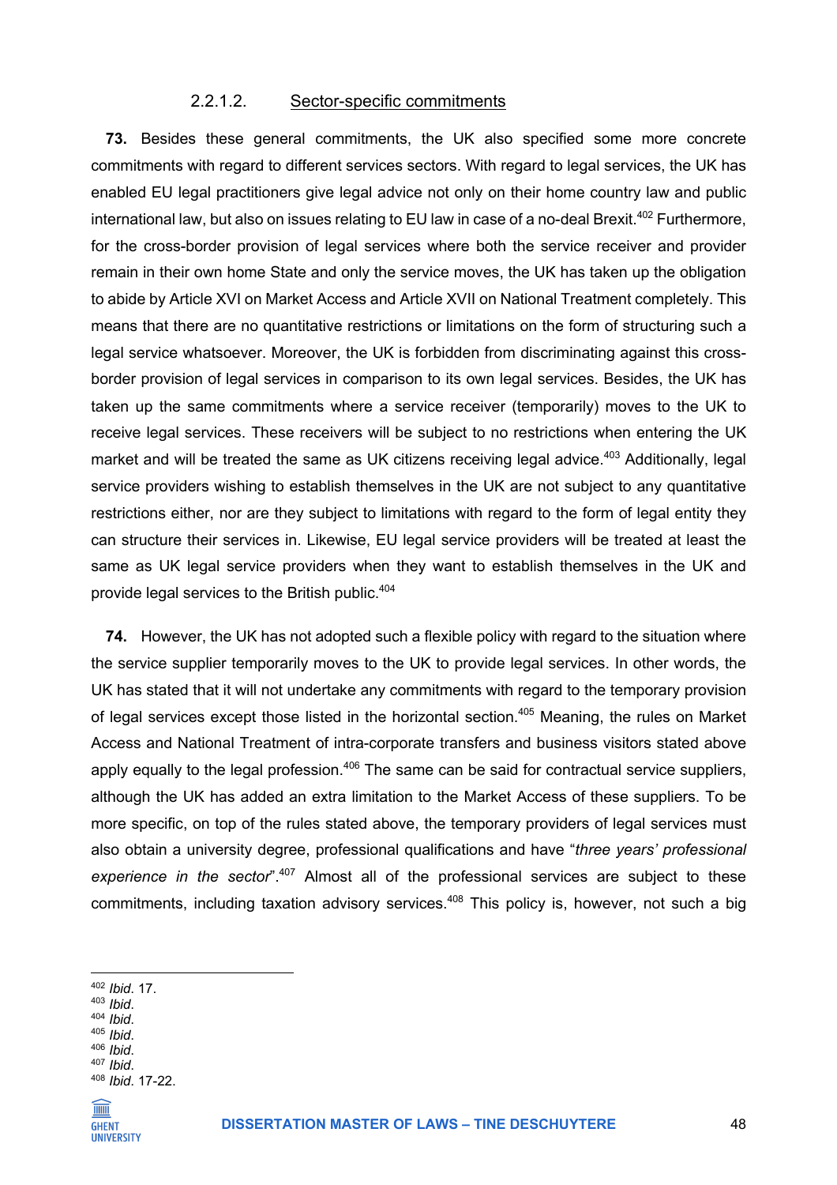#### 2.2.1.2. Sector-specific commitments

**73.** Besides these general commitments, the UK also specified some more concrete commitments with regard to different services sectors. With regard to legal services, the UK has enabled EU legal practitioners give legal advice not only on their home country law and public international law, but also on issues relating to EU law in case of a no-deal Brexit.[402] Furthermore, for the cross-border provision of legal services where both the service receiver and provider remain in their own home State and only the service moves, the UK has taken up the obligation to abide by Article XVI on Market Access and Article XVII on National Treatment completely. This means that there are no quantitative restrictions or limitations on the form of structuring such a legal service whatsoever. Moreover, the UK is forbidden from discriminating against this cross-border provision of legal services in comparison to its own legal services. Besides, the UK has taken up the same commitments where a service receiver (temporarily) moves to the UK to receive legal services. These receivers will be subject to no restrictions when entering the UK market and will be treated the same as UK citizens receiving legal advice.[403] Additionally, legal service providers wishing to establish themselves in the UK are not subject to any quantitative restrictions either, nor are they subject to limitations with regard to the form of legal entity they can structure their services in. Likewise, EU legal service providers will be treated at least the same as UK legal service providers when they want to establish themselves in the UK and provide legal services to the British public.[404]

**74.** However, the UK has not adopted such a flexible policy with regard to the situation where the service supplier temporarily moves to the UK to provide legal services. In other words, the UK has stated that it will not undertake any commitments with regard to the temporary provision of legal services except those listed in the horizontal section.[405] Meaning, the rules on Market Access and National Treatment of intra-corporate transfers and business visitors stated above apply equally to the legal profession.[406] The same can be said for contractual service suppliers, although the UK has added an extra limitation to the Market Access of these suppliers. To be more specific, on top of the rules stated above, the temporary providers of legal services must also obtain a university degree, professional qualifications and have "*three years' professional experience in the sector*".[407] Almost all of the professional services are subject to these commitments, including taxation advisory services.[408] This policy is, however, not such a big

---

[402] *Ibid*. 17.
[403] *Ibid*.
[404] *Ibid*.
[405] *Ibid*.
[406] *Ibid*.
[407] *Ibid*.
[408] *Ibid*. 17-22.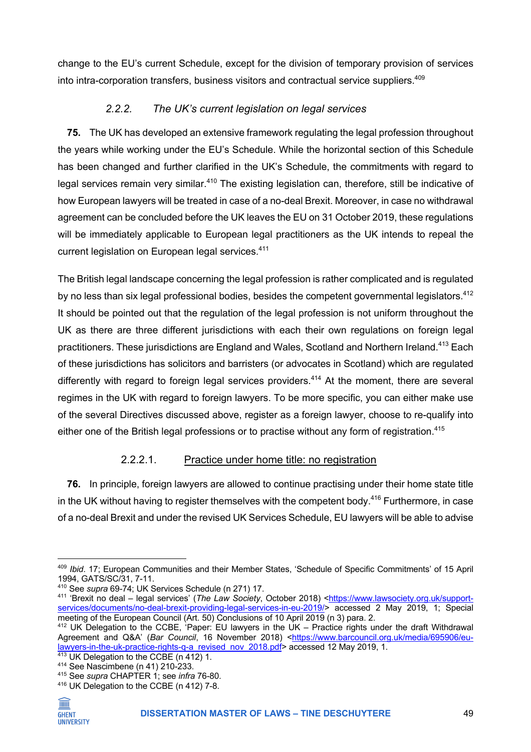change to the EU's current Schedule, except for the division of temporary provision of services into intra-corporation transfers, business visitors and contractual service suppliers.[409]

### 2.2.2. *The UK's current legislation on legal services*

**75.** The UK has developed an extensive framework regulating the legal profession throughout the years while working under the EU's Schedule. While the horizontal section of this Schedule has been changed and further clarified in the UK's Schedule, the commitments with regard to legal services remain very similar.[410] The existing legislation can, therefore, still be indicative of how European lawyers will be treated in case of a no-deal Brexit. Moreover, in case no withdrawal agreement can be concluded before the UK leaves the EU on 31 October 2019, these regulations will be immediately applicable to European legal practitioners as the UK intends to repeal the current legislation on European legal services.[411]

The British legal landscape concerning the legal profession is rather complicated and is regulated by no less than six legal professional bodies, besides the competent governmental legislators.[412] It should be pointed out that the regulation of the legal profession is not uniform throughout the UK as there are three different jurisdictions with each their own regulations on foreign legal practitioners. These jurisdictions are England and Wales, Scotland and Northern Ireland.[413] Each of these jurisdictions has solicitors and barristers (or advocates in Scotland) which are regulated differently with regard to foreign legal services providers.[414] At the moment, there are several regimes in the UK with regard to foreign lawyers. To be more specific, you can either make use of the several Directives discussed above, register as a foreign lawyer, choose to re-qualify into either one of the British legal professions or to practise without any form of registration.[415]

#### 2.2.2.1. Practice under home title: no registration

**76.** In principle, foreign lawyers are allowed to continue practising under their home state title in the UK without having to register themselves with the competent body.[416] Furthermore, in case of a no-deal Brexit and under the revised UK Services Schedule, EU lawyers will be able to advise

---

[409] *Ibid*. 17; European Communities and their Member States, 'Schedule of Specific Commitments' of 15 April 1994, GATS/SC/31, 7-11.

[410] See *supra* 69-74; UK Services Schedule (n 271) 17.

[411] 'Brexit no deal – legal services' (*The Law Society*, October 2018) <https://www.lawsociety.org.uk/support-services/documents/no-deal-brexit-providing-legal-services-in-eu-2019/> accessed 2 May 2019, 1; Special meeting of the European Council (Art. 50) Conclusions of 10 April 2019 (n 3) para. 2.

[412] UK Delegation to the CCBE, 'Paper: EU lawyers in the UK – Practice rights under the draft Withdrawal Agreement and Q&A' (*Bar Council*, 16 November 2018) <https://www.barcouncil.org.uk/media/695906/eu-lawyers-in-the-uk-practice-rights-q-a_revised_nov_2018.pdf> accessed 12 May 2019, 1.

[413] UK Delegation to the CCBE (n 412) 1.

[414] See Nascimbene (n 41) 210-233.

[415] See *supra* CHAPTER 1; see *infra* 76-80.

[416] UK Delegation to the CCBE (n 412) 7-8.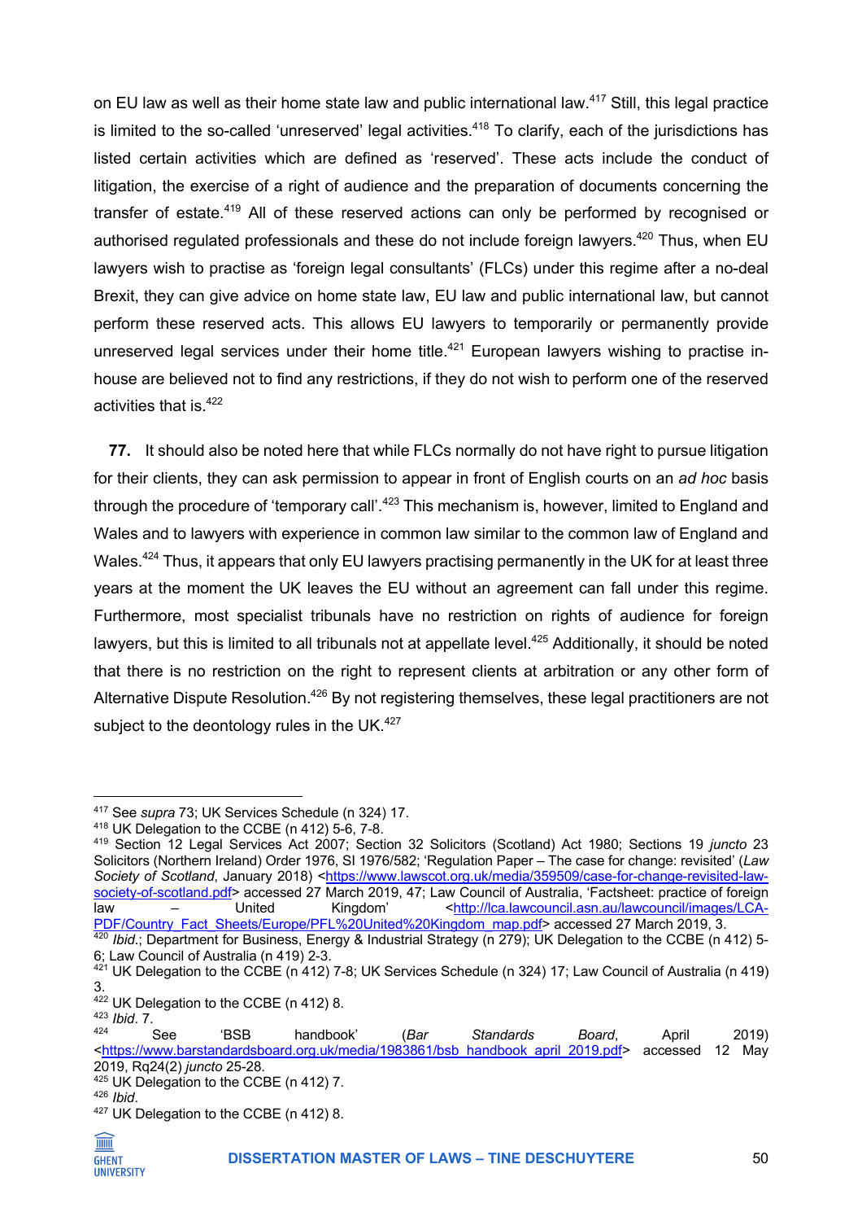on EU law as well as their home state law and public international law.[417] Still, this legal practice is limited to the so-called 'unreserved' legal activities.[418] To clarify, each of the jurisdictions has listed certain activities which are defined as 'reserved'. These acts include the conduct of litigation, the exercise of a right of audience and the preparation of documents concerning the transfer of estate.[419] All of these reserved actions can only be performed by recognised or authorised regulated professionals and these do not include foreign lawyers.[420] Thus, when EU lawyers wish to practise as 'foreign legal consultants' (FLCs) under this regime after a no-deal Brexit, they can give advice on home state law, EU law and public international law, but cannot perform these reserved acts. This allows EU lawyers to temporarily or permanently provide unreserved legal services under their home title.[421] European lawyers wishing to practise in-house are believed not to find any restrictions, if they do not wish to perform one of the reserved activities that is.[422]

**77.** It should also be noted here that while FLCs normally do not have right to pursue litigation for their clients, they can ask permission to appear in front of English courts on an *ad hoc* basis through the procedure of 'temporary call'.[423] This mechanism is, however, limited to England and Wales and to lawyers with experience in common law similar to the common law of England and Wales.[424] Thus, it appears that only EU lawyers practising permanently in the UK for at least three years at the moment the UK leaves the EU without an agreement can fall under this regime. Furthermore, most specialist tribunals have no restriction on rights of audience for foreign lawyers, but this is limited to all tribunals not at appellate level.[425] Additionally, it should be noted that there is no restriction on the right to represent clients at arbitration or any other form of Alternative Dispute Resolution.[426] By not registering themselves, these legal practitioners are not subject to the deontology rules in the UK.[427]

---

[417] See *supra* 73; UK Services Schedule (n 324) 17.

[418] UK Delegation to the CCBE (n 412) 5-6, 7-8.

[419] Section 12 Legal Services Act 2007; Section 32 Solicitors (Scotland) Act 1980; Sections 19 *juncto* 23 Solicitors (Northern Ireland) Order 1976, SI 1976/582; 'Regulation Paper – The case for change: revisited' (*Law Society of Scotland*, January 2018) <https://www.lawscot.org.uk/media/359509/case-for-change-revisited-law-society-of-scotland.pdf> accessed 27 March 2019, 47; Law Council of Australia, 'Factsheet: practice of foreign law – United Kingdom' <http://lca.lawcouncil.asn.au/lawcouncil/images/LCA-PDF/Country_Fact_Sheets/Europe/PFL%20United%20Kingdom_map.pdf> accessed 27 March 2019, 3.

[420] *Ibid*.; Department for Business, Energy & Industrial Strategy (n 279); UK Delegation to the CCBE (n 412) 5-6; Law Council of Australia (n 419) 2-3.

[421] UK Delegation to the CCBE (n 412) 7-8; UK Services Schedule (n 324) 17; Law Council of Australia (n 419) 3.

[422] UK Delegation to the CCBE (n 412) 8.

[423] *Ibid*. 7.

[424] See 'BSB handbook' (*Bar Standards Board*, April 2019) <https://www.barstandardsboard.org.uk/media/1983861/bsb_handbook_april_2019.pdf> accessed 12 May 2019, Rq24(2) *juncto* 25-28.

[425] UK Delegation to the CCBE (n 412) 7.

[426] *Ibid*.

[427] UK Delegation to the CCBE (n 412) 8.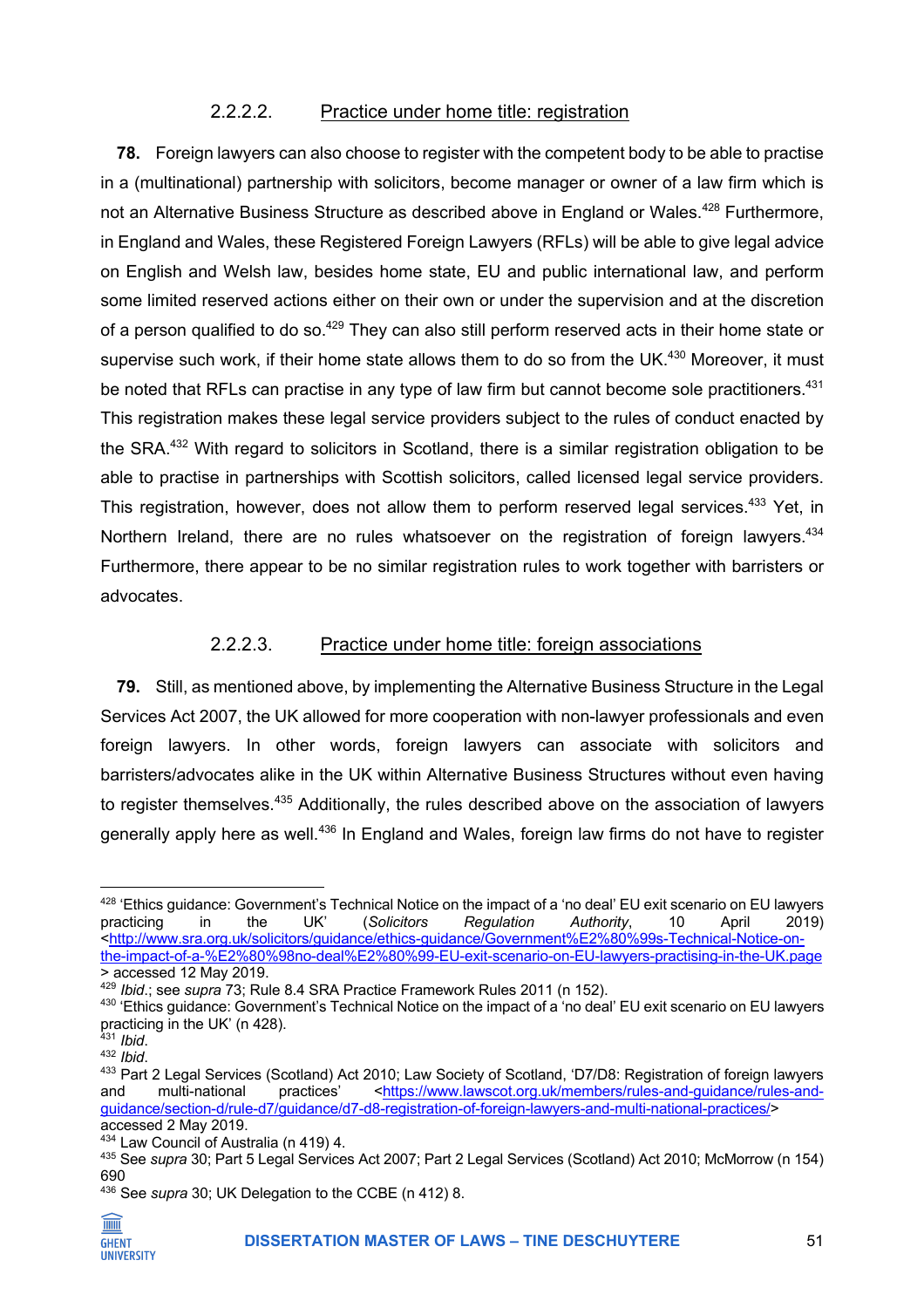#### 2.2.2.2. Practice under home title: registration

**78.** Foreign lawyers can also choose to register with the competent body to be able to practise in a (multinational) partnership with solicitors, become manager or owner of a law firm which is not an Alternative Business Structure as described above in England or Wales.[428] Furthermore, in England and Wales, these Registered Foreign Lawyers (RFLs) will be able to give legal advice on English and Welsh law, besides home state, EU and public international law, and perform some limited reserved actions either on their own or under the supervision and at the discretion of a person qualified to do so.[429] They can also still perform reserved acts in their home state or supervise such work, if their home state allows them to do so from the UK.[430] Moreover, it must be noted that RFLs can practise in any type of law firm but cannot become sole practitioners.[431] This registration makes these legal service providers subject to the rules of conduct enacted by the SRA.[432] With regard to solicitors in Scotland, there is a similar registration obligation to be able to practise in partnerships with Scottish solicitors, called licensed legal service providers. This registration, however, does not allow them to perform reserved legal services.[433] Yet, in Northern Ireland, there are no rules whatsoever on the registration of foreign lawyers.[434] Furthermore, there appear to be no similar registration rules to work together with barristers or advocates.

#### 2.2.2.3. Practice under home title: foreign associations

**79.** Still, as mentioned above, by implementing the Alternative Business Structure in the Legal Services Act 2007, the UK allowed for more cooperation with non-lawyer professionals and even foreign lawyers. In other words, foreign lawyers can associate with solicitors and barristers/advocates alike in the UK within Alternative Business Structures without even having to register themselves.[435] Additionally, the rules described above on the association of lawyers generally apply here as well.[436] In England and Wales, foreign law firms do not have to register

---

[428] 'Ethics guidance: Government's Technical Notice on the impact of a 'no deal' EU exit scenario on EU lawyers practicing in the UK' (*Solicitors Regulation Authority*, 10 April 2019) <http://www.sra.org.uk/solicitors/guidance/ethics-guidance/Government%E2%80%99s-Technical-Notice-on-the-impact-of-a-%E2%80%98no-deal%E2%80%99-EU-exit-scenario-on-EU-lawyers-practising-in-the-UK.page> accessed 12 May 2019.

[429] *Ibid*.; see *supra* 73; Rule 8.4 SRA Practice Framework Rules 2011 (n 152).

[430] 'Ethics guidance: Government's Technical Notice on the impact of a 'no deal' EU exit scenario on EU lawyers practicing in the UK' (n 428).

[431] *Ibid*.

[432] *Ibid*.

[433] Part 2 Legal Services (Scotland) Act 2010; Law Society of Scotland, 'D7/D8: Registration of foreign lawyers and multi-national practices' <https://www.lawscot.org.uk/members/rules-and-guidance/rules-and-guidance/section-d/rule-d7/guidance/d7-d8-registration-of-foreign-lawyers-and-multi-national-practices/> accessed 2 May 2019.

[434] Law Council of Australia (n 419) 4.

[435] See *supra* 30; Part 5 Legal Services Act 2007; Part 2 Legal Services (Scotland) Act 2010; McMorrow (n 154) 690

[436] See *supra* 30; UK Delegation to the CCBE (n 412) 8.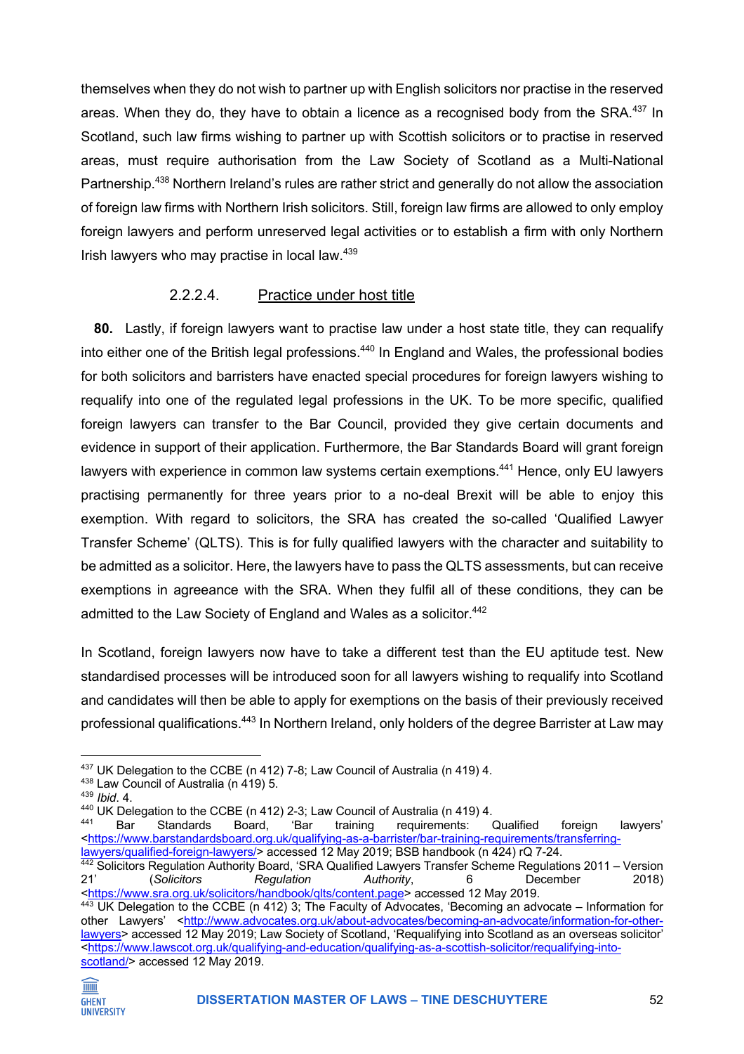themselves when they do not wish to partner up with English solicitors nor practise in the reserved areas. When they do, they have to obtain a licence as a recognised body from the SRA.[437] In Scotland, such law firms wishing to partner up with Scottish solicitors or to practise in reserved areas, must require authorisation from the Law Society of Scotland as a Multi-National Partnership.[438] Northern Ireland's rules are rather strict and generally do not allow the association of foreign law firms with Northern Irish solicitors. Still, foreign law firms are allowed to only employ foreign lawyers and perform unreserved legal activities or to establish a firm with only Northern Irish lawyers who may practise in local law.[439]

#### 2.2.2.4. Practice under host title

**80.** Lastly, if foreign lawyers want to practise law under a host state title, they can requalify into either one of the British legal professions.[440] In England and Wales, the professional bodies for both solicitors and barristers have enacted special procedures for foreign lawyers wishing to requalify into one of the regulated legal professions in the UK. To be more specific, qualified foreign lawyers can transfer to the Bar Council, provided they give certain documents and evidence in support of their application. Furthermore, the Bar Standards Board will grant foreign lawyers with experience in common law systems certain exemptions.[441] Hence, only EU lawyers practising permanently for three years prior to a no-deal Brexit will be able to enjoy this exemption. With regard to solicitors, the SRA has created the so-called 'Qualified Lawyer Transfer Scheme' (QLTS). This is for fully qualified lawyers with the character and suitability to be admitted as a solicitor. Here, the lawyers have to pass the QLTS assessments, but can receive exemptions in agreeance with the SRA. When they fulfil all of these conditions, they can be admitted to the Law Society of England and Wales as a solicitor.[442]

In Scotland, foreign lawyers now have to take a different test than the EU aptitude test. New standardised processes will be introduced soon for all lawyers wishing to requalify into Scotland and candidates will then be able to apply for exemptions on the basis of their previously received professional qualifications.[443] In Northern Ireland, only holders of the degree Barrister at Law may

---

[437] UK Delegation to the CCBE (n 412) 7-8; Law Council of Australia (n 419) 4.

[438] Law Council of Australia (n 419) 5.

[439] *Ibid*. 4.

[440] UK Delegation to the CCBE (n 412) 2-3; Law Council of Australia (n 419) 4.

[441] Bar Standards Board, 'Bar training requirements: Qualified foreign lawyers' <https://www.barstandardsboard.org.uk/qualifying-as-a-barrister/bar-training-requirements/transferring-lawyers/qualified-foreign-lawyers/> accessed 12 May 2019; BSB handbook (n 424) rQ 7-24.

[442] Solicitors Regulation Authority Board, 'SRA Qualified Lawyers Transfer Scheme Regulations 2011 – Version 21' (*Solicitors Regulation Authority*, 6 December 2018) <https://www.sra.org.uk/solicitors/handbook/qlts/content.page> accessed 12 May 2019.

[443] UK Delegation to the CCBE (n 412) 3; The Faculty of Advocates, 'Becoming an advocate – Information for other Lawyers' <http://www.advocates.org.uk/about-advocates/becoming-an-advocate/information-for-other-lawyers> accessed 12 May 2019; Law Society of Scotland, 'Requalifying into Scotland as an overseas solicitor' <https://www.lawscot.org.uk/qualifying-and-education/qualifying-as-a-scottish-solicitor/requalifying-into-scotland/> accessed 12 May 2019.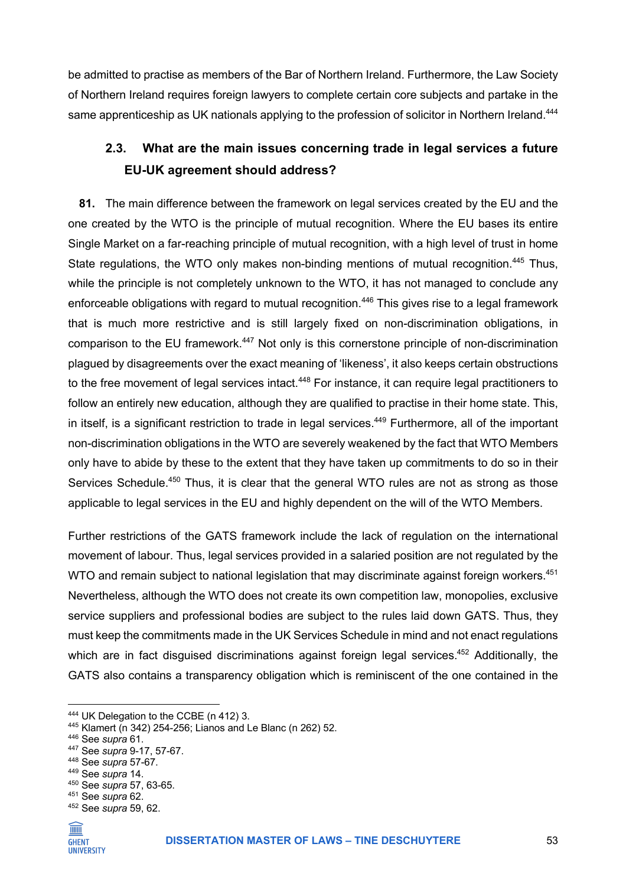be admitted to practise as members of the Bar of Northern Ireland. Furthermore, the Law Society of Northern Ireland requires foreign lawyers to complete certain core subjects and partake in the same apprenticeship as UK nationals applying to the profession of solicitor in Northern Ireland.[444]

### 2.3. What are the main issues concerning trade in legal services a future EU-UK agreement should address?

**81.** The main difference between the framework on legal services created by the EU and the one created by the WTO is the principle of mutual recognition. Where the EU bases its entire Single Market on a far-reaching principle of mutual recognition, with a high level of trust in home State regulations, the WTO only makes non-binding mentions of mutual recognition.[445] Thus, while the principle is not completely unknown to the WTO, it has not managed to conclude any enforceable obligations with regard to mutual recognition.[446] This gives rise to a legal framework that is much more restrictive and is still largely fixed on non-discrimination obligations, in comparison to the EU framework.[447] Not only is this cornerstone principle of non-discrimination plagued by disagreements over the exact meaning of 'likeness', it also keeps certain obstructions to the free movement of legal services intact.[448] For instance, it can require legal practitioners to follow an entirely new education, although they are qualified to practise in their home state. This, in itself, is a significant restriction to trade in legal services.[449] Furthermore, all of the important non-discrimination obligations in the WTO are severely weakened by the fact that WTO Members only have to abide by these to the extent that they have taken up commitments to do so in their Services Schedule.[450] Thus, it is clear that the general WTO rules are not as strong as those applicable to legal services in the EU and highly dependent on the will of the WTO Members.

Further restrictions of the GATS framework include the lack of regulation on the international movement of labour. Thus, legal services provided in a salaried position are not regulated by the WTO and remain subject to national legislation that may discriminate against foreign workers.[451] Nevertheless, although the WTO does not create its own competition law, monopolies, exclusive service suppliers and professional bodies are subject to the rules laid down GATS. Thus, they must keep the commitments made in the UK Services Schedule in mind and not enact regulations which are in fact disguised discriminations against foreign legal services.[452] Additionally, the GATS also contains a transparency obligation which is reminiscent of the one contained in the

---

[444] UK Delegation to the CCBE (n 412) 3.
[445] Klamert (n 342) 254-256; Lianos and Le Blanc (n 262) 52.
[446] See *supra* 61.
[447] See *supra* 9-17, 57-67.
[448] See *supra* 57-67.
[449] See *supra* 14.
[450] See *supra* 57, 63-65.
[451] See *supra* 62.
[452] See *supra* 59, 62.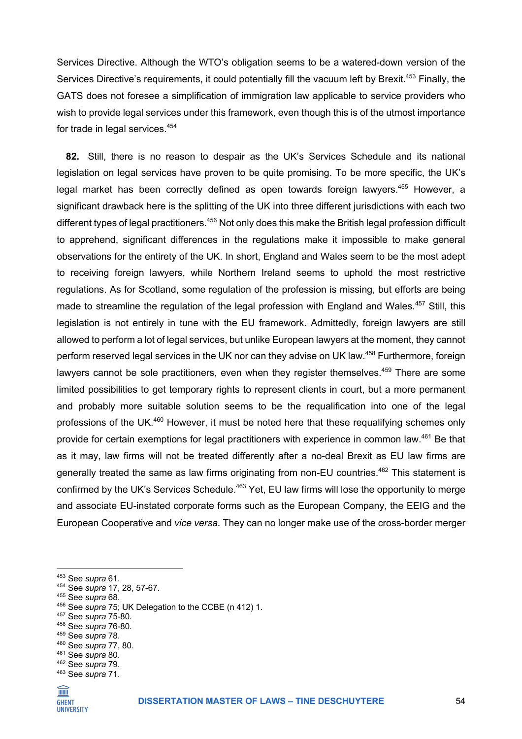Services Directive. Although the WTO's obligation seems to be a watered-down version of the Services Directive's requirements, it could potentially fill the vacuum left by Brexit.[453] Finally, the GATS does not foresee a simplification of immigration law applicable to service providers who wish to provide legal services under this framework, even though this is of the utmost importance for trade in legal services.[454]

**82.** Still, there is no reason to despair as the UK's Services Schedule and its national legislation on legal services have proven to be quite promising. To be more specific, the UK's legal market has been correctly defined as open towards foreign lawyers.[455] However, a significant drawback here is the splitting of the UK into three different jurisdictions with each two different types of legal practitioners.[456] Not only does this make the British legal profession difficult to apprehend, significant differences in the regulations make it impossible to make general observations for the entirety of the UK. In short, England and Wales seem to be the most adept to receiving foreign lawyers, while Northern Ireland seems to uphold the most restrictive regulations. As for Scotland, some regulation of the profession is missing, but efforts are being made to streamline the regulation of the legal profession with England and Wales.[457] Still, this legislation is not entirely in tune with the EU framework. Admittedly, foreign lawyers are still allowed to perform a lot of legal services, but unlike European lawyers at the moment, they cannot perform reserved legal services in the UK nor can they advise on UK law.[458] Furthermore, foreign lawyers cannot be sole practitioners, even when they register themselves.[459] There are some limited possibilities to get temporary rights to represent clients in court, but a more permanent and probably more suitable solution seems to be the requalification into one of the legal professions of the UK.[460] However, it must be noted here that these requalifying schemes only provide for certain exemptions for legal practitioners with experience in common law.[461] Be that as it may, law firms will not be treated differently after a no-deal Brexit as EU law firms are generally treated the same as law firms originating from non-EU countries.[462] This statement is confirmed by the UK's Services Schedule.[463] Yet, EU law firms will lose the opportunity to merge and associate EU-instated corporate forms such as the European Company, the EEIG and the European Cooperative and *vice versa*. They can no longer make use of the cross-border merger

---

[453] See *supra* 61.
[454] See *supra* 17, 28, 57-67.
[455] See *supra* 68.
[456] See *supra* 75; UK Delegation to the CCBE (n 412) 1.
[457] See *supra* 75-80.
[458] See *supra* 76-80.
[459] See *supra* 78.
[460] See *supra* 77, 80.
[461] See *supra* 80.
[462] See *supra* 79.
[463] See *supra* 71.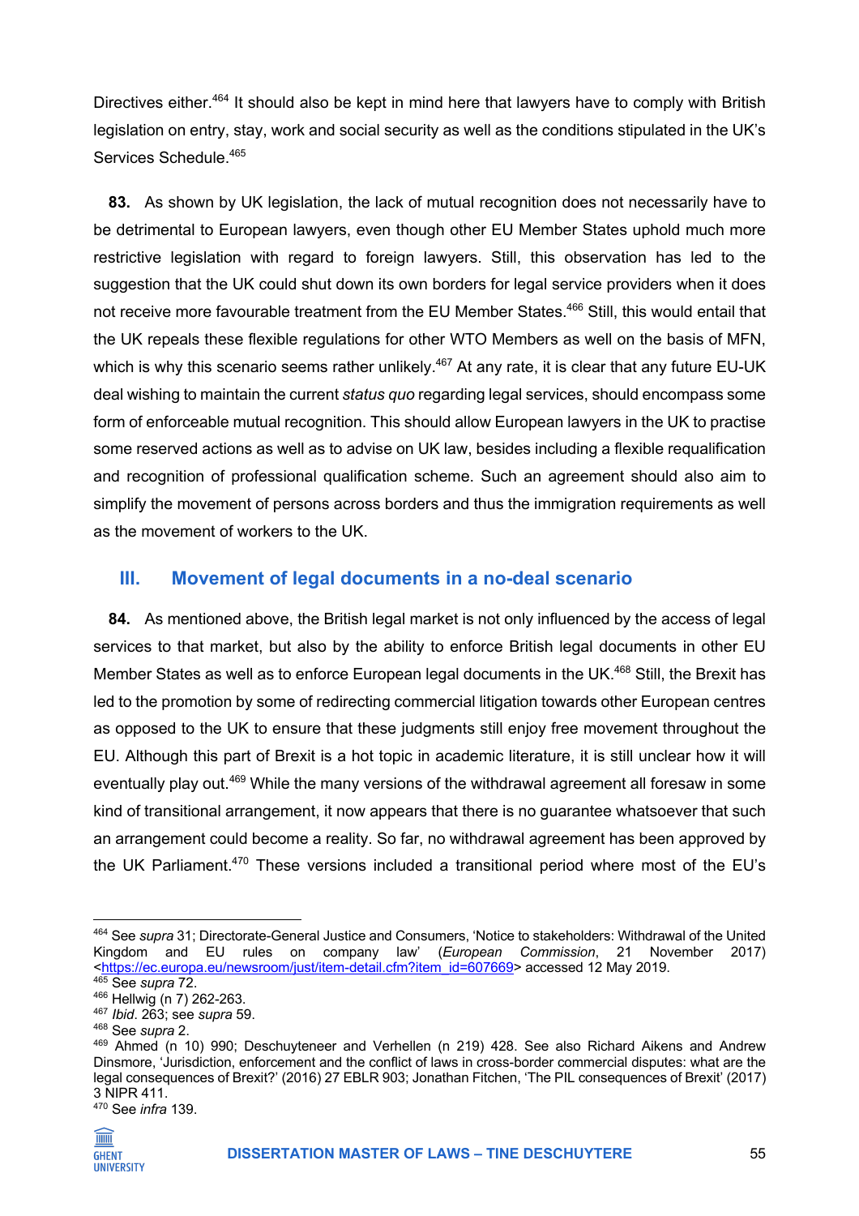Directives either.[464] It should also be kept in mind here that lawyers have to comply with British legislation on entry, stay, work and social security as well as the conditions stipulated in the UK's Services Schedule.[465]

**83.** As shown by UK legislation, the lack of mutual recognition does not necessarily have to be detrimental to European lawyers, even though other EU Member States uphold much more restrictive legislation with regard to foreign lawyers. Still, this observation has led to the suggestion that the UK could shut down its own borders for legal service providers when it does not receive more favourable treatment from the EU Member States.[466] Still, this would entail that the UK repeals these flexible regulations for other WTO Members as well on the basis of MFN, which is why this scenario seems rather unlikely.[467] At any rate, it is clear that any future EU-UK deal wishing to maintain the current *status quo* regarding legal services, should encompass some form of enforceable mutual recognition. This should allow European lawyers in the UK to practise some reserved actions as well as to advise on UK law, besides including a flexible requalification and recognition of professional qualification scheme. Such an agreement should also aim to simplify the movement of persons across borders and thus the immigration requirements as well as the movement of workers to the UK.

## III. Movement of legal documents in a no-deal scenario

**84.** As mentioned above, the British legal market is not only influenced by the access of legal services to that market, but also by the ability to enforce British legal documents in other EU Member States as well as to enforce European legal documents in the UK.[468] Still, the Brexit has led to the promotion by some of redirecting commercial litigation towards other European centres as opposed to the UK to ensure that these judgments still enjoy free movement throughout the EU. Although this part of Brexit is a hot topic in academic literature, it is still unclear how it will eventually play out.[469] While the many versions of the withdrawal agreement all foresaw in some kind of transitional arrangement, it now appears that there is no guarantee whatsoever that such an arrangement could become a reality. So far, no withdrawal agreement has been approved by the UK Parliament.[470] These versions included a transitional period where most of the EU's

---

[464] See *supra* 31; Directorate-General Justice and Consumers, 'Notice to stakeholders: Withdrawal of the United Kingdom and EU rules on company law' (*European Commission*, 21 November 2017) <https://ec.europa.eu/newsroom/just/item-detail.cfm?item_id=607669> accessed 12 May 2019.

[465] See *supra* 72.

[466] Hellwig (n 7) 262-263.

[467] *Ibid*. 263; see *supra* 59.

[468] See *supra* 2.

[469] Ahmed (n 10) 990; Deschuyteneer and Verhellen (n 219) 428. See also Richard Aikens and Andrew Dinsmore, 'Jurisdiction, enforcement and the conflict of laws in cross-border commercial disputes: what are the legal consequences of Brexit?' (2016) 27 EBLR 903; Jonathan Fitchen, 'The PIL consequences of Brexit' (2017) 3 NIPR 411.

[470] See *infra* 139.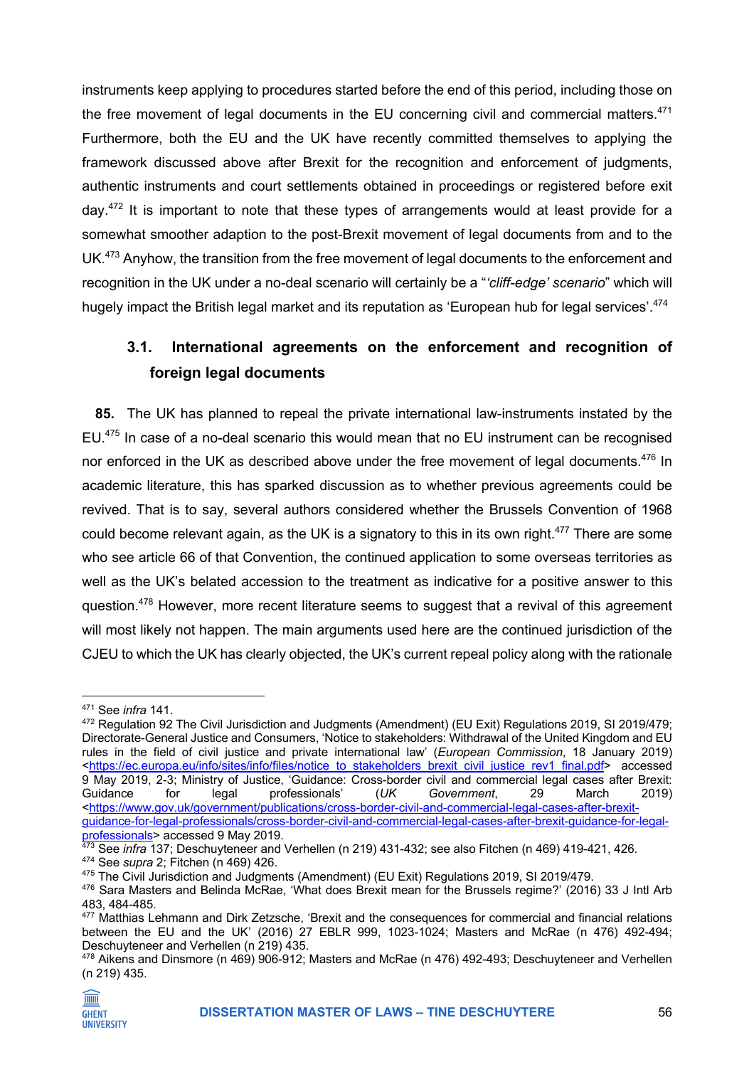instruments keep applying to procedures started before the end of this period, including those on the free movement of legal documents in the EU concerning civil and commercial matters.[471] Furthermore, both the EU and the UK have recently committed themselves to applying the framework discussed above after Brexit for the recognition and enforcement of judgments, authentic instruments and court settlements obtained in proceedings or registered before exit day.[472] It is important to note that these types of arrangements would at least provide for a somewhat smoother adaption to the post-Brexit movement of legal documents from and to the UK.[473] Anyhow, the transition from the free movement of legal documents to the enforcement and recognition in the UK under a no-deal scenario will certainly be a "*'cliff-edge' scenario*" which will hugely impact the British legal market and its reputation as 'European hub for legal services'.[474]

### 3.1. International agreements on the enforcement and recognition of foreign legal documents

**85.** The UK has planned to repeal the private international law-instruments instated by the EU.[475] In case of a no-deal scenario this would mean that no EU instrument can be recognised nor enforced in the UK as described above under the free movement of legal documents.[476] In academic literature, this has sparked discussion as to whether previous agreements could be revived. That is to say, several authors considered whether the Brussels Convention of 1968 could become relevant again, as the UK is a signatory to this in its own right.[477] There are some who see article 66 of that Convention, the continued application to some overseas territories as well as the UK's belated accession to the treatment as indicative for a positive answer to this question.[478] However, more recent literature seems to suggest that a revival of this agreement will most likely not happen. The main arguments used here are the continued jurisdiction of the CJEU to which the UK has clearly objected, the UK's current repeal policy along with the rationale

---

[471] See *infra* 141.

[472] Regulation 92 The Civil Jurisdiction and Judgments (Amendment) (EU Exit) Regulations 2019, SI 2019/479; Directorate-General Justice and Consumers, 'Notice to stakeholders: Withdrawal of the United Kingdom and EU rules in the field of civil justice and private international law' (*European Commission*, 18 January 2019) <https://ec.europa.eu/info/sites/info/files/notice_to_stakeholders_brexit_civil_justice_rev1_final.pdf> accessed 9 May 2019, 2-3; Ministry of Justice, 'Guidance: Cross-border civil and commercial legal cases after Brexit: Guidance for legal professionals' (*UK Government*, 29 March 2019) <https://www.gov.uk/government/publications/cross-border-civil-and-commercial-legal-cases-after-brexit-guidance-for-legal-professionals/cross-border-civil-and-commercial-legal-cases-after-brexit-guidance-for-legal-professionals> accessed 9 May 2019.

[473] See *infra* 137; Deschuyteneer and Verhellen (n 219) 431-432; see also Fitchen (n 469) 419-421, 426.

[474] See *supra* 2; Fitchen (n 469) 426.

[475] The Civil Jurisdiction and Judgments (Amendment) (EU Exit) Regulations 2019, SI 2019/479.

[476] Sara Masters and Belinda McRae, 'What does Brexit mean for the Brussels regime?' (2016) 33 J Intl Arb 483, 484-485.

[477] Matthias Lehmann and Dirk Zetzsche, 'Brexit and the consequences for commercial and financial relations between the EU and the UK' (2016) 27 EBLR 999, 1023-1024; Masters and McRae (n 476) 492-494; Deschuyteneer and Verhellen (n 219) 435.

[478] Aikens and Dinsmore (n 469) 906-912; Masters and McRae (n 476) 492-493; Deschuyteneer and Verhellen (n 219) 435.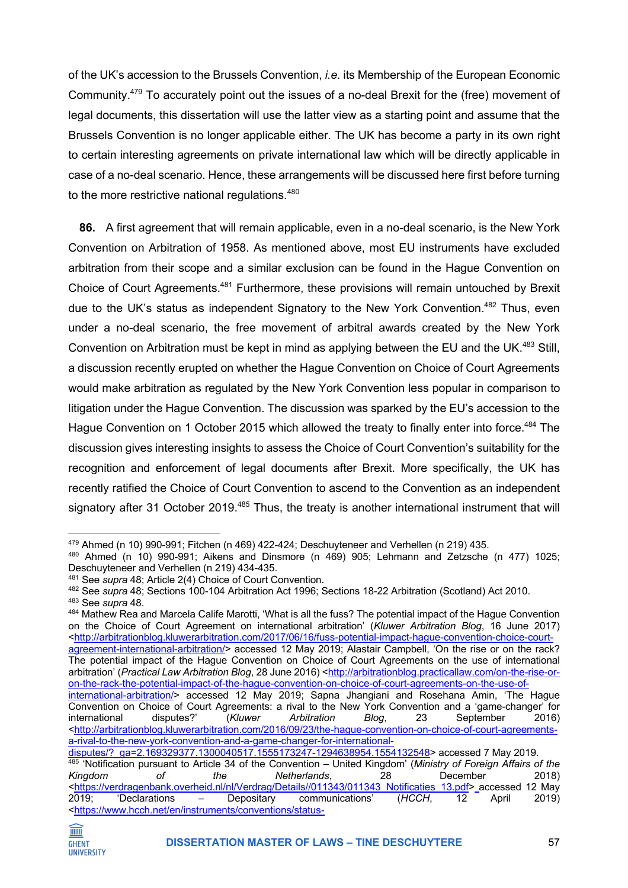of the UK's accession to the Brussels Convention, *i.e.* its Membership of the European Economic Community.[479] To accurately point out the issues of a no-deal Brexit for the (free) movement of legal documents, this dissertation will use the latter view as a starting point and assume that the Brussels Convention is no longer applicable either. The UK has become a party in its own right to certain interesting agreements on private international law which will be directly applicable in case of a no-deal scenario. Hence, these arrangements will be discussed here first before turning to the more restrictive national regulations.[480]

**86.** A first agreement that will remain applicable, even in a no-deal scenario, is the New York Convention on Arbitration of 1958. As mentioned above, most EU instruments have excluded arbitration from their scope and a similar exclusion can be found in the Hague Convention on Choice of Court Agreements.[481] Furthermore, these provisions will remain untouched by Brexit due to the UK's status as independent Signatory to the New York Convention.[482] Thus, even under a no-deal scenario, the free movement of arbitral awards created by the New York Convention on Arbitration must be kept in mind as applying between the EU and the UK.[483] Still, a discussion recently erupted on whether the Hague Convention on Choice of Court Agreements would make arbitration as regulated by the New York Convention less popular in comparison to litigation under the Hague Convention. The discussion was sparked by the EU's accession to the Hague Convention on 1 October 2015 which allowed the treaty to finally enter into force.[484] The discussion gives interesting insights to assess the Choice of Court Convention's suitability for the recognition and enforcement of legal documents after Brexit. More specifically, the UK has recently ratified the Choice of Court Convention to ascend to the Convention as an independent signatory after 31 October 2019.[485] Thus, the treaty is another international instrument that will

---

[479] Ahmed (n 10) 990-991; Fitchen (n 469) 422-424; Deschuyteneer and Verhellen (n 219) 435.

[480] Ahmed (n 10) 990-991; Aikens and Dinsmore (n 469) 905; Lehmann and Zetzsche (n 477) 1025; Deschuyteneer and Verhellen (n 219) 434-435.

[481] See *supra* 48; Article 2(4) Choice of Court Convention.

[482] See *supra* 48; Sections 100-104 Arbitration Act 1996; Sections 18-22 Arbitration (Scotland) Act 2010.

[483] See *supra* 48.

[484] Mathew Rea and Marcela Calife Marotti, 'What is all the fuss? The potential impact of the Hague Convention on the Choice of Court Agreement on international arbitration' (*Kluwer Arbitration Blog*, 16 June 2017) <http://arbitrationblog.kluwerarbitration.com/2017/06/16/fuss-potential-impact-hague-convention-choice-court-agreement-international-arbitration/> accessed 12 May 2019; Alastair Campbell, 'On the rise or on the rack? The potential impact of the Hague Convention on Choice of Court Agreements on the use of international arbitration' (*Practical Law Arbitration Blog*, 28 June 2016) <http://arbitrationblog.practicallaw.com/on-the-rise-or-on-the-rack-the-potential-impact-of-the-hague-convention-on-choice-of-court-agreements-on-the-use-of-international-arbitration/> accessed 12 May 2019; Sapna Jhangiani and Rosehana Amin, 'The Hague Convention on Choice of Court Agreements: a rival to the New York Convention and a 'game-changer' for international disputes?' (*Kluwer Arbitration Blog*, 23 September 2016) <http://arbitrationblog.kluwerarbitration.com/2016/09/23/the-hague-convention-on-choice-of-court-agreements-a-rival-to-the-new-york-convention-and-a-game-changer-for-international-disputes/?_ga=2.169329377.1300040517.1555173247-1294638954.1554132548> accessed 7 May 2019.

[485] 'Notification pursuant to Article 34 of the Convention – United Kingdom' (*Ministry of Foreign Affairs of the Kingdom of the Netherlands*, 28 December 2018) <https://verdragenbank.overheid.nl/nl/Verdrag/Details//011343/011343_Notificaties_13.pdf> accessed 12 May 2019; 'Declarations – Depositary communications' (*HCCH*, 12 April 2019) <https://www.hcch.net/en/instruments/conventions/status-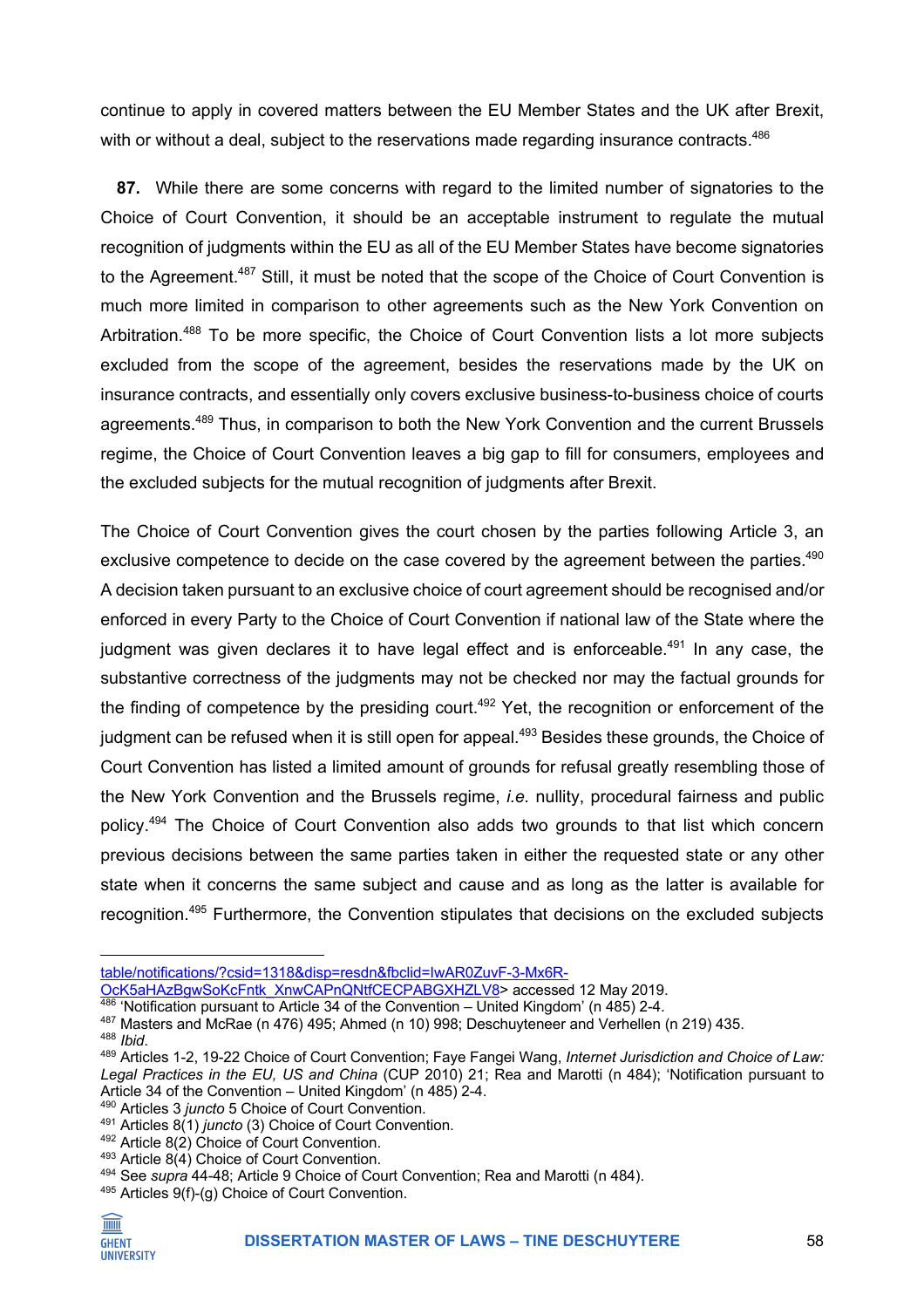continue to apply in covered matters between the EU Member States and the UK after Brexit, with or without a deal, subject to the reservations made regarding insurance contracts.[486]

**87.** While there are some concerns with regard to the limited number of signatories to the Choice of Court Convention, it should be an acceptable instrument to regulate the mutual recognition of judgments within the EU as all of the EU Member States have become signatories to the Agreement.[487] Still, it must be noted that the scope of the Choice of Court Convention is much more limited in comparison to other agreements such as the New York Convention on Arbitration.[488] To be more specific, the Choice of Court Convention lists a lot more subjects excluded from the scope of the agreement, besides the reservations made by the UK on insurance contracts, and essentially only covers exclusive business-to-business choice of courts agreements.[489] Thus, in comparison to both the New York Convention and the current Brussels regime, the Choice of Court Convention leaves a big gap to fill for consumers, employees and the excluded subjects for the mutual recognition of judgments after Brexit.

The Choice of Court Convention gives the court chosen by the parties following Article 3, an exclusive competence to decide on the case covered by the agreement between the parties.[490] A decision taken pursuant to an exclusive choice of court agreement should be recognised and/or enforced in every Party to the Choice of Court Convention if national law of the State where the judgment was given declares it to have legal effect and is enforceable.[491] In any case, the substantive correctness of the judgments may not be checked nor may the factual grounds for the finding of competence by the presiding court.[492] Yet, the recognition or enforcement of the judgment can be refused when it is still open for appeal.[493] Besides these grounds, the Choice of Court Convention has listed a limited amount of grounds for refusal greatly resembling those of the New York Convention and the Brussels regime, *i.e.* nullity, procedural fairness and public policy.[494] The Choice of Court Convention also adds two grounds to that list which concern previous decisions between the same parties taken in either the requested state or any other state when it concerns the same subject and cause and as long as the latter is available for recognition.[495] Furthermore, the Convention stipulates that decisions on the excluded subjects

---

table/notifications/?csid=1318&disp=resdn&fbclid=IwAR0ZuvF-3-Mx6R-OcK5aHAzBgwSoKcFntk_XnwCAPnQNtfCECPABGXHZLV8> accessed 12 May 2019.

[486] 'Notification pursuant to Article 34 of the Convention – United Kingdom' (n 485) 2-4.

[487] Masters and McRae (n 476) 495; Ahmed (n 10) 998; Deschuyteneer and Verhellen (n 219) 435.

[488] *Ibid*.

[489] Articles 1-2, 19-22 Choice of Court Convention; Faye Fangei Wang, *Internet Jurisdiction and Choice of Law: Legal Practices in the EU, US and China* (CUP 2010) 21; Rea and Marotti (n 484); 'Notification pursuant to Article 34 of the Convention – United Kingdom' (n 485) 2-4.

[490] Articles 3 *juncto* 5 Choice of Court Convention.

[491] Articles 8(1) *juncto* (3) Choice of Court Convention.

[492] Article 8(2) Choice of Court Convention.

[493] Article 8(4) Choice of Court Convention.

[494] See *supra* 44-48; Article 9 Choice of Court Convention; Rea and Marotti (n 484).

[495] Articles 9(f)-(g) Choice of Court Convention.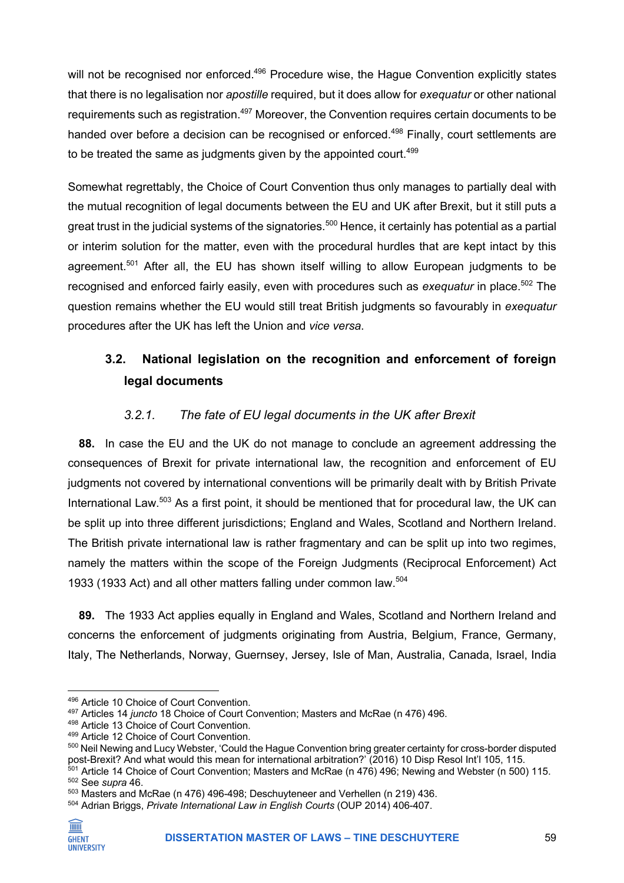will not be recognised nor enforced.[496] Procedure wise, the Hague Convention explicitly states that there is no legalisation nor *apostille* required, but it does allow for *exequatur* or other national requirements such as registration.[497] Moreover, the Convention requires certain documents to be handed over before a decision can be recognised or enforced.[498] Finally, court settlements are to be treated the same as judgments given by the appointed court.[499]

Somewhat regrettably, the Choice of Court Convention thus only manages to partially deal with the mutual recognition of legal documents between the EU and UK after Brexit, but it still puts a great trust in the judicial systems of the signatories.[500] Hence, it certainly has potential as a partial or interim solution for the matter, even with the procedural hurdles that are kept intact by this agreement.[501] After all, the EU has shown itself willing to allow European judgments to be recognised and enforced fairly easily, even with procedures such as *exequatur* in place.[502] The question remains whether the EU would still treat British judgments so favourably in *exequatur* procedures after the UK has left the Union and *vice versa*.

## 3.2. National legislation on the recognition and enforcement of foreign legal documents

### *3.2.1. The fate of EU legal documents in the UK after Brexit*

**88.** In case the EU and the UK do not manage to conclude an agreement addressing the consequences of Brexit for private international law, the recognition and enforcement of EU judgments not covered by international conventions will be primarily dealt with by British Private International Law.[503] As a first point, it should be mentioned that for procedural law, the UK can be split up into three different jurisdictions; England and Wales, Scotland and Northern Ireland. The British private international law is rather fragmentary and can be split up into two regimes, namely the matters within the scope of the Foreign Judgments (Reciprocal Enforcement) Act 1933 (1933 Act) and all other matters falling under common law.[504]

**89.** The 1933 Act applies equally in England and Wales, Scotland and Northern Ireland and concerns the enforcement of judgments originating from Austria, Belgium, France, Germany, Italy, The Netherlands, Norway, Guernsey, Jersey, Isle of Man, Australia, Canada, Israel, India

---

[496] Article 10 Choice of Court Convention.
[497] Articles 14 *juncto* 18 Choice of Court Convention; Masters and McRae (n 476) 496.
[498] Article 13 Choice of Court Convention.
[499] Article 12 Choice of Court Convention.
[500] Neil Newing and Lucy Webster, 'Could the Hague Convention bring greater certainty for cross-border disputed post-Brexit? And what would this mean for international arbitration?' (2016) 10 Disp Resol Int'l 105, 115.
[501] Article 14 Choice of Court Convention; Masters and McRae (n 476) 496; Newing and Webster (n 500) 115.
[502] See *supra* 46.
[503] Masters and McRae (n 476) 496-498; Deschuyteneer and Verhellen (n 219) 436.
[504] Adrian Briggs, *Private International Law in English Courts* (OUP 2014) 406-407.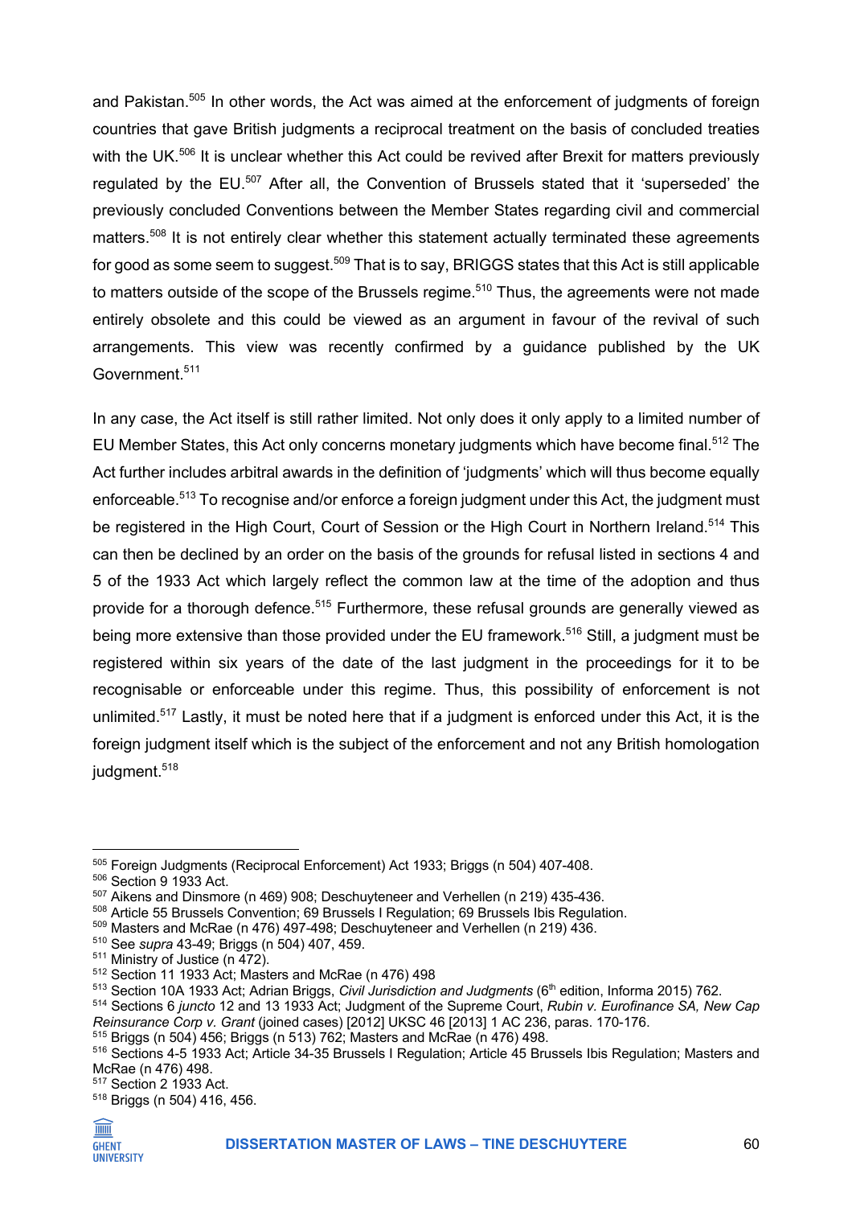and Pakistan.[505] In other words, the Act was aimed at the enforcement of judgments of foreign countries that gave British judgments a reciprocal treatment on the basis of concluded treaties with the UK.[506] It is unclear whether this Act could be revived after Brexit for matters previously regulated by the EU.[507] After all, the Convention of Brussels stated that it 'superseded' the previously concluded Conventions between the Member States regarding civil and commercial matters.[508] It is not entirely clear whether this statement actually terminated these agreements for good as some seem to suggest.[509] That is to say, BRIGGS states that this Act is still applicable to matters outside of the scope of the Brussels regime.[510] Thus, the agreements were not made entirely obsolete and this could be viewed as an argument in favour of the revival of such arrangements. This view was recently confirmed by a guidance published by the UK Government.[511]

In any case, the Act itself is still rather limited. Not only does it only apply to a limited number of EU Member States, this Act only concerns monetary judgments which have become final.[512] The Act further includes arbitral awards in the definition of 'judgments' which will thus become equally enforceable.[513] To recognise and/or enforce a foreign judgment under this Act, the judgment must be registered in the High Court, Court of Session or the High Court in Northern Ireland.[514] This can then be declined by an order on the basis of the grounds for refusal listed in sections 4 and 5 of the 1933 Act which largely reflect the common law at the time of the adoption and thus provide for a thorough defence.[515] Furthermore, these refusal grounds are generally viewed as being more extensive than those provided under the EU framework.[516] Still, a judgment must be registered within six years of the date of the last judgment in the proceedings for it to be recognisable or enforceable under this regime. Thus, this possibility of enforcement is not unlimited.[517] Lastly, it must be noted here that if a judgment is enforced under this Act, it is the foreign judgment itself which is the subject of the enforcement and not any British homologation judgment.[518]

---

[505] Foreign Judgments (Reciprocal Enforcement) Act 1933; Briggs (n 504) 407-408.
[506] Section 9 1933 Act.
[507] Aikens and Dinsmore (n 469) 908; Deschuyteneer and Verhellen (n 219) 435-436.
[508] Article 55 Brussels Convention; 69 Brussels I Regulation; 69 Brussels Ibis Regulation.
[509] Masters and McRae (n 476) 497-498; Deschuyteneer and Verhellen (n 219) 436.
[510] See *supra* 43-49; Briggs (n 504) 407, 459.
[511] Ministry of Justice (n 472).
[512] Section 11 1933 Act; Masters and McRae (n 476) 498
[513] Section 10A 1933 Act; Adrian Briggs, *Civil Jurisdiction and Judgments* (6th edition, Informa 2015) 762.
[514] Sections 6 *juncto* 12 and 13 1933 Act; Judgment of the Supreme Court, *Rubin v. Eurofinance SA, New Cap Reinsurance Corp v. Grant* (joined cases) [2012] UKSC 46 [2013] 1 AC 236, paras. 170-176.
[515] Briggs (n 504) 456; Briggs (n 513) 762; Masters and McRae (n 476) 498.
[516] Sections 4-5 1933 Act; Article 34-35 Brussels I Regulation; Article 45 Brussels Ibis Regulation; Masters and McRae (n 476) 498.
[517] Section 2 1933 Act.
[518] Briggs (n 504) 416, 456.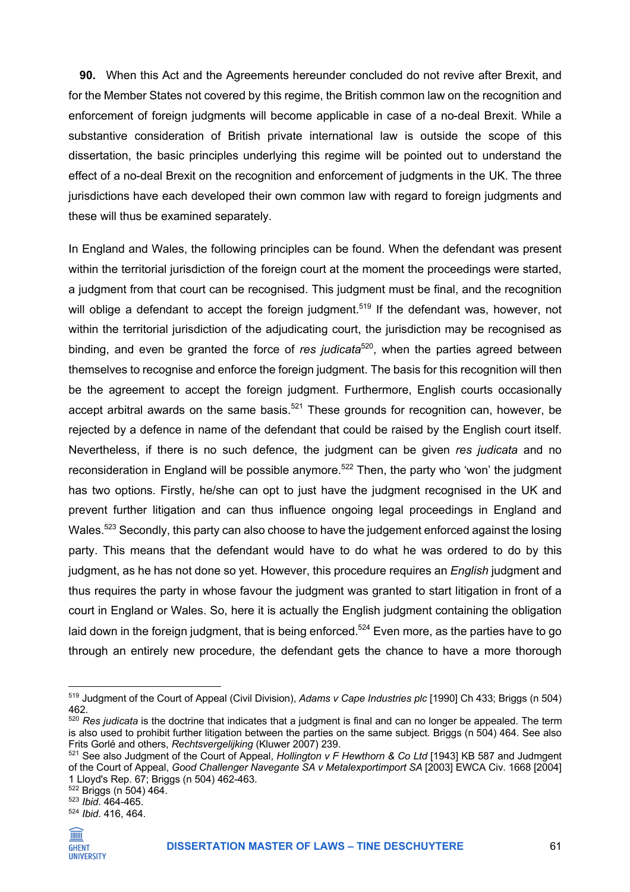**90.** When this Act and the Agreements hereunder concluded do not revive after Brexit, and for the Member States not covered by this regime, the British common law on the recognition and enforcement of foreign judgments will become applicable in case of a no-deal Brexit. While a substantive consideration of British private international law is outside the scope of this dissertation, the basic principles underlying this regime will be pointed out to understand the effect of a no-deal Brexit on the recognition and enforcement of judgments in the UK. The three jurisdictions have each developed their own common law with regard to foreign judgments and these will thus be examined separately.

In England and Wales, the following principles can be found. When the defendant was present within the territorial jurisdiction of the foreign court at the moment the proceedings were started, a judgment from that court can be recognised. This judgment must be final, and the recognition will oblige a defendant to accept the foreign judgment.[519] If the defendant was, however, not within the territorial jurisdiction of the adjudicating court, the jurisdiction may be recognised as binding, and even be granted the force of *res judicata*[520], when the parties agreed between themselves to recognise and enforce the foreign judgment. The basis for this recognition will then be the agreement to accept the foreign judgment. Furthermore, English courts occasionally accept arbitral awards on the same basis.[521] These grounds for recognition can, however, be rejected by a defence in name of the defendant that could be raised by the English court itself. Nevertheless, if there is no such defence, the judgment can be given *res judicata* and no reconsideration in England will be possible anymore.[522] Then, the party who 'won' the judgment has two options. Firstly, he/she can opt to just have the judgment recognised in the UK and prevent further litigation and can thus influence ongoing legal proceedings in England and Wales.[523] Secondly, this party can also choose to have the judgement enforced against the losing party. This means that the defendant would have to do what he was ordered to do by this judgment, as he has not done so yet. However, this procedure requires an *English* judgment and thus requires the party in whose favour the judgment was granted to start litigation in front of a court in England or Wales. So, here it is actually the English judgment containing the obligation laid down in the foreign judgment, that is being enforced.[524] Even more, as the parties have to go through an entirely new procedure, the defendant gets the chance to have a more thorough

---

[519] Judgment of the Court of Appeal (Civil Division), *Adams v Cape Industries plc* [1990] Ch 433; Briggs (n 504) 462.

[520] *Res judicata* is the doctrine that indicates that a judgment is final and can no longer be appealed. The term is also used to prohibit further litigation between the parties on the same subject. Briggs (n 504) 464. See also Frits Gorlé and others, *Rechtsvergelijking* (Kluwer 2007) 239.

[521] See also Judgment of the Court of Appeal, *Hollington v F Hewthorn & Co Ltd* [1943] KB 587 and Judmgent of the Court of Appeal, *Good Challenger Navegante SA v Metalexportimport SA* [2003] EWCA Civ. 1668 [2004] 1 Lloyd's Rep. 67; Briggs (n 504) 462-463.

[522] Briggs (n 504) 464.

[523] *Ibid*. 464-465.

[524] *Ibid*. 416, 464.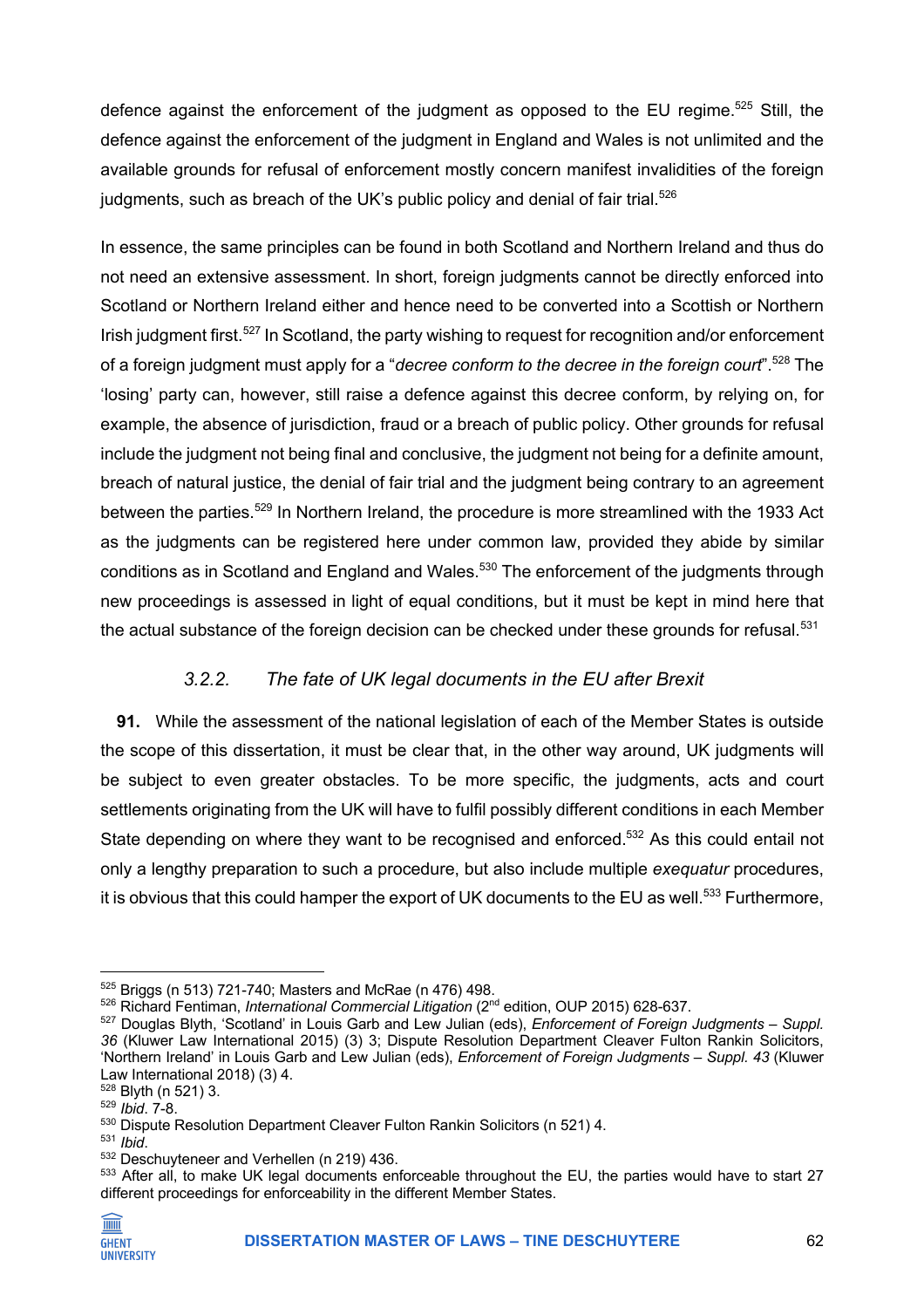defence against the enforcement of the judgment as opposed to the EU regime.[525] Still, the defence against the enforcement of the judgment in England and Wales is not unlimited and the available grounds for refusal of enforcement mostly concern manifest invalidities of the foreign judgments, such as breach of the UK's public policy and denial of fair trial.[526]

In essence, the same principles can be found in both Scotland and Northern Ireland and thus do not need an extensive assessment. In short, foreign judgments cannot be directly enforced into Scotland or Northern Ireland either and hence need to be converted into a Scottish or Northern Irish judgment first.[527] In Scotland, the party wishing to request for recognition and/or enforcement of a foreign judgment must apply for a "*decree conform to the decree in the foreign court*".[528] The 'losing' party can, however, still raise a defence against this decree conform, by relying on, for example, the absence of jurisdiction, fraud or a breach of public policy. Other grounds for refusal include the judgment not being final and conclusive, the judgment not being for a definite amount, breach of natural justice, the denial of fair trial and the judgment being contrary to an agreement between the parties.[529] In Northern Ireland, the procedure is more streamlined with the 1933 Act as the judgments can be registered here under common law, provided they abide by similar conditions as in Scotland and England and Wales.[530] The enforcement of the judgments through new proceedings is assessed in light of equal conditions, but it must be kept in mind here that the actual substance of the foreign decision can be checked under these grounds for refusal.[531]

#### *3.2.2. The fate of UK legal documents in the EU after Brexit*

**91.** While the assessment of the national legislation of each of the Member States is outside the scope of this dissertation, it must be clear that, in the other way around, UK judgments will be subject to even greater obstacles. To be more specific, the judgments, acts and court settlements originating from the UK will have to fulfil possibly different conditions in each Member State depending on where they want to be recognised and enforced.[532] As this could entail not only a lengthy preparation to such a procedure, but also include multiple *exequatur* procedures, it is obvious that this could hamper the export of UK documents to the EU as well.[533] Furthermore,

---

[525] Briggs (n 513) 721-740; Masters and McRae (n 476) 498.

[526] Richard Fentiman, *International Commercial Litigation* (2nd edition, OUP 2015) 628-637.

[527] Douglas Blyth, 'Scotland' in Louis Garb and Lew Julian (eds), *Enforcement of Foreign Judgments – Suppl. 36* (Kluwer Law International 2015) (3) 3; Dispute Resolution Department Cleaver Fulton Rankin Solicitors, 'Northern Ireland' in Louis Garb and Lew Julian (eds), *Enforcement of Foreign Judgments – Suppl. 43* (Kluwer Law International 2018) (3) 4.

[528] Blyth (n 521) 3.

[529] *Ibid*. 7-8.

[530] Dispute Resolution Department Cleaver Fulton Rankin Solicitors (n 521) 4.

[531] *Ibid*.

[532] Deschuyteneer and Verhellen (n 219) 436.

[533] After all, to make UK legal documents enforceable throughout the EU, the parties would have to start 27 different proceedings for enforceability in the different Member States.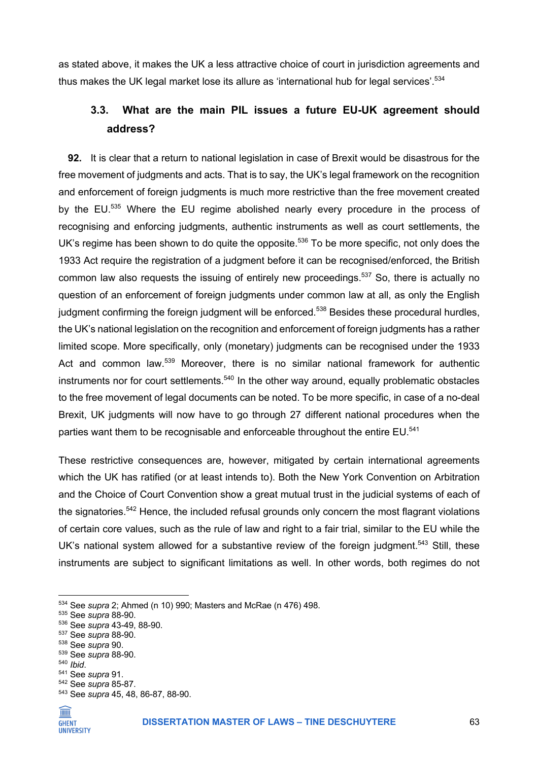as stated above, it makes the UK a less attractive choice of court in jurisdiction agreements and thus makes the UK legal market lose its allure as 'international hub for legal services'.[534]

### 3.3. What are the main PIL issues a future EU-UK agreement should address?

**92.** It is clear that a return to national legislation in case of Brexit would be disastrous for the free movement of judgments and acts. That is to say, the UK's legal framework on the recognition and enforcement of foreign judgments is much more restrictive than the free movement created by the EU.[535] Where the EU regime abolished nearly every procedure in the process of recognising and enforcing judgments, authentic instruments as well as court settlements, the UK's regime has been shown to do quite the opposite.[536] To be more specific, not only does the 1933 Act require the registration of a judgment before it can be recognised/enforced, the British common law also requests the issuing of entirely new proceedings.[537] So, there is actually no question of an enforcement of foreign judgments under common law at all, as only the English judgment confirming the foreign judgment will be enforced.[538] Besides these procedural hurdles, the UK's national legislation on the recognition and enforcement of foreign judgments has a rather limited scope. More specifically, only (monetary) judgments can be recognised under the 1933 Act and common law.[539] Moreover, there is no similar national framework for authentic instruments nor for court settlements.[540] In the other way around, equally problematic obstacles to the free movement of legal documents can be noted. To be more specific, in case of a no-deal Brexit, UK judgments will now have to go through 27 different national procedures when the parties want them to be recognisable and enforceable throughout the entire EU.[541]

These restrictive consequences are, however, mitigated by certain international agreements which the UK has ratified (or at least intends to). Both the New York Convention on Arbitration and the Choice of Court Convention show a great mutual trust in the judicial systems of each of the signatories.[542] Hence, the included refusal grounds only concern the most flagrant violations of certain core values, such as the rule of law and right to a fair trial, similar to the EU while the UK's national system allowed for a substantive review of the foreign judgment.[543] Still, these instruments are subject to significant limitations as well. In other words, both regimes do not

---

[534] See *supra* 2; Ahmed (n 10) 990; Masters and McRae (n 476) 498.
[535] See *supra* 88-90.
[536] See *supra* 43-49, 88-90.
[537] See *supra* 88-90.
[538] See *supra* 90.
[539] See *supra* 88-90.
[540] *Ibid*.
[541] See *supra* 91.
[542] See *supra* 85-87.
[543] See *supra* 45, 48, 86-87, 88-90.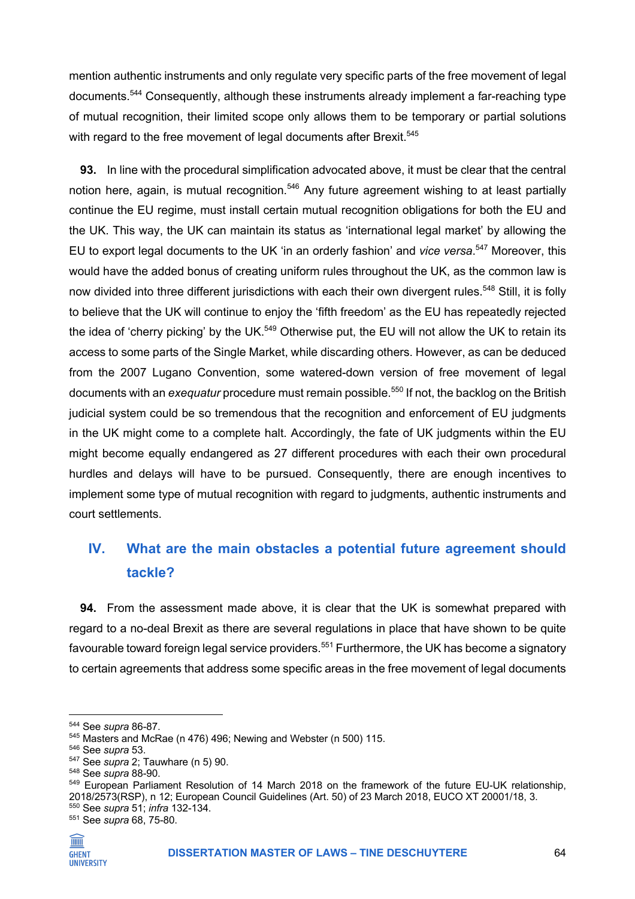mention authentic instruments and only regulate very specific parts of the free movement of legal documents.[544] Consequently, although these instruments already implement a far-reaching type of mutual recognition, their limited scope only allows them to be temporary or partial solutions with regard to the free movement of legal documents after Brexit.[545]

**93.** In line with the procedural simplification advocated above, it must be clear that the central notion here, again, is mutual recognition.[546] Any future agreement wishing to at least partially continue the EU regime, must install certain mutual recognition obligations for both the EU and the UK. This way, the UK can maintain its status as 'international legal market' by allowing the EU to export legal documents to the UK 'in an orderly fashion' and *vice versa*.[547] Moreover, this would have the added bonus of creating uniform rules throughout the UK, as the common law is now divided into three different jurisdictions with each their own divergent rules.[548] Still, it is folly to believe that the UK will continue to enjoy the 'fifth freedom' as the EU has repeatedly rejected the idea of 'cherry picking' by the UK.[549] Otherwise put, the EU will not allow the UK to retain its access to some parts of the Single Market, while discarding others. However, as can be deduced from the 2007 Lugano Convention, some watered-down version of free movement of legal documents with an *exequatur* procedure must remain possible.[550] If not, the backlog on the British judicial system could be so tremendous that the recognition and enforcement of EU judgments in the UK might come to a complete halt. Accordingly, the fate of UK judgments within the EU might become equally endangered as 27 different procedures with each their own procedural hurdles and delays will have to be pursued. Consequently, there are enough incentives to implement some type of mutual recognition with regard to judgments, authentic instruments and court settlements.

## IV. What are the main obstacles a potential future agreement should tackle?

**94.** From the assessment made above, it is clear that the UK is somewhat prepared with regard to a no-deal Brexit as there are several regulations in place that have shown to be quite favourable toward foreign legal service providers.[551] Furthermore, the UK has become a signatory to certain agreements that address some specific areas in the free movement of legal documents

---

[544] See *supra* 86-87.

[545] Masters and McRae (n 476) 496; Newing and Webster (n 500) 115.

[546] See *supra* 53.

[547] See *supra* 2; Tauwhare (n 5) 90.

[548] See *supra* 88-90.

[549] European Parliament Resolution of 14 March 2018 on the framework of the future EU-UK relationship, 2018/2573(RSP), n 12; European Council Guidelines (Art. 50) of 23 March 2018, EUCO XT 20001/18, 3.

[550] See *supra* 51; *infra* 132-134.

[551] See *supra* 68, 75-80.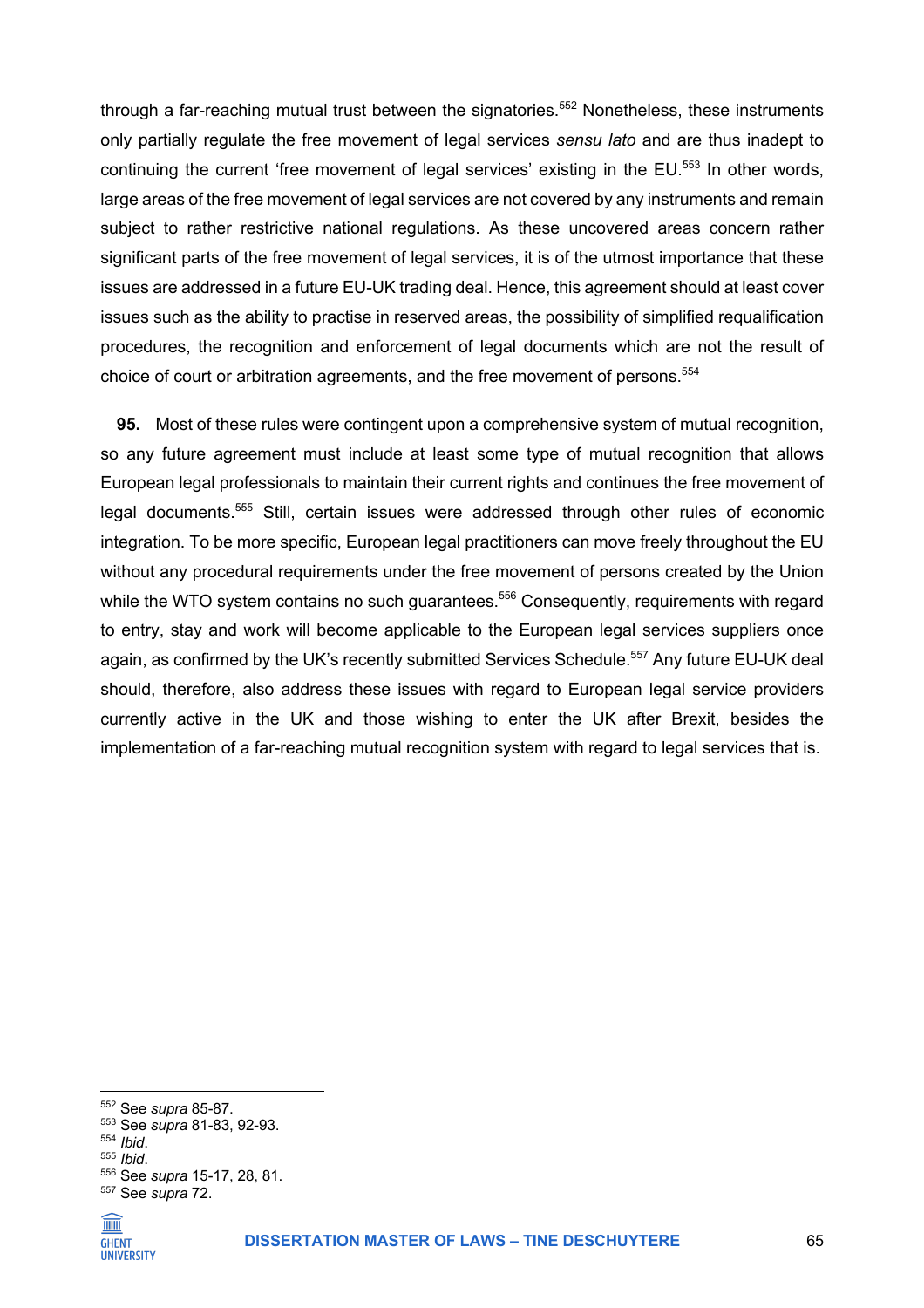through a far-reaching mutual trust between the signatories.[552] Nonetheless, these instruments only partially regulate the free movement of legal services *sensu lato* and are thus inadept to continuing the current 'free movement of legal services' existing in the EU.[553] In other words, large areas of the free movement of legal services are not covered by any instruments and remain subject to rather restrictive national regulations. As these uncovered areas concern rather significant parts of the free movement of legal services, it is of the utmost importance that these issues are addressed in a future EU-UK trading deal. Hence, this agreement should at least cover issues such as the ability to practise in reserved areas, the possibility of simplified requalification procedures, the recognition and enforcement of legal documents which are not the result of choice of court or arbitration agreements, and the free movement of persons.[554]

**95.** Most of these rules were contingent upon a comprehensive system of mutual recognition, so any future agreement must include at least some type of mutual recognition that allows European legal professionals to maintain their current rights and continues the free movement of legal documents.[555] Still, certain issues were addressed through other rules of economic integration. To be more specific, European legal practitioners can move freely throughout the EU without any procedural requirements under the free movement of persons created by the Union while the WTO system contains no such guarantees.[556] Consequently, requirements with regard to entry, stay and work will become applicable to the European legal services suppliers once again, as confirmed by the UK's recently submitted Services Schedule.[557] Any future EU-UK deal should, therefore, also address these issues with regard to European legal service providers currently active in the UK and those wishing to enter the UK after Brexit, besides the implementation of a far-reaching mutual recognition system with regard to legal services that is.

---

[552] See *supra* 85-87.
[553] See *supra* 81-83, 92-93.
[554] *Ibid*.
[555] *Ibid*.
[556] See *supra* 15-17, 28, 81.
[557] See *supra* 72.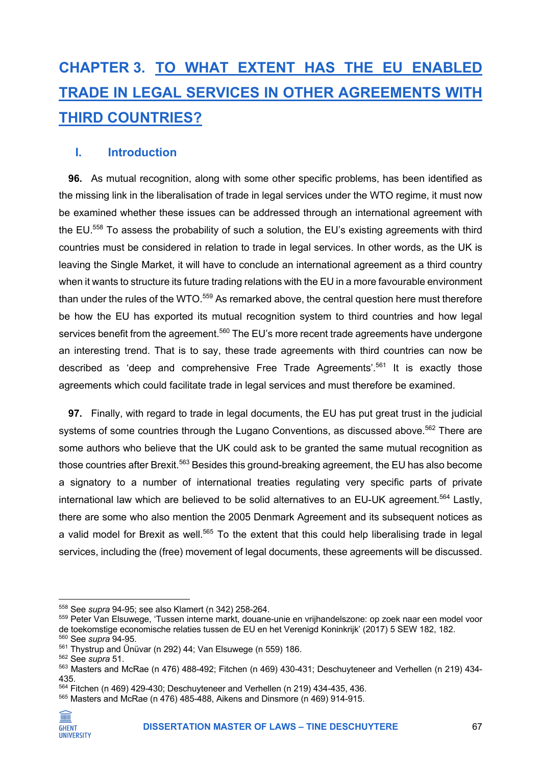# CHAPTER 3. TO WHAT EXTENT HAS THE EU ENABLED TRADE IN LEGAL SERVICES IN OTHER AGREEMENTS WITH THIRD COUNTRIES?

## I. Introduction

**96.** As mutual recognition, along with some other specific problems, has been identified as the missing link in the liberalisation of trade in legal services under the WTO regime, it must now be examined whether these issues can be addressed through an international agreement with the EU.[558] To assess the probability of such a solution, the EU's existing agreements with third countries must be considered in relation to trade in legal services. In other words, as the UK is leaving the Single Market, it will have to conclude an international agreement as a third country when it wants to structure its future trading relations with the EU in a more favourable environment than under the rules of the WTO.[559] As remarked above, the central question here must therefore be how the EU has exported its mutual recognition system to third countries and how legal services benefit from the agreement.[560] The EU's more recent trade agreements have undergone an interesting trend. That is to say, these trade agreements with third countries can now be described as 'deep and comprehensive Free Trade Agreements'.[561] It is exactly those agreements which could facilitate trade in legal services and must therefore be examined.

**97.** Finally, with regard to trade in legal documents, the EU has put great trust in the judicial systems of some countries through the Lugano Conventions, as discussed above.[562] There are some authors who believe that the UK could ask to be granted the same mutual recognition as those countries after Brexit.[563] Besides this ground-breaking agreement, the EU has also become a signatory to a number of international treaties regulating very specific parts of private international law which are believed to be solid alternatives to an EU-UK agreement.[564] Lastly, there are some who also mention the 2005 Denmark Agreement and its subsequent notices as a valid model for Brexit as well.[565] To the extent that this could help liberalising trade in legal services, including the (free) movement of legal documents, these agreements will be discussed.

---

[558] See *supra* 94-95; see also Klamert (n 342) 258-264.

[559] Peter Van Elsuwege, 'Tussen interne markt, douane-unie en vrijhandelszone: op zoek naar een model voor de toekomstige economische relaties tussen de EU en het Verenigd Koninkrijk' (2017) 5 SEW 182, 182.

[560] See *supra* 94-95.

[561] Thystrup and Ünüvar (n 292) 44; Van Elsuwege (n 559) 186.

[562] See *supra* 51.

[563] Masters and McRae (n 476) 488-492; Fitchen (n 469) 430-431; Deschuyteneer and Verhellen (n 219) 434-435.

[564] Fitchen (n 469) 429-430; Deschuyteneer and Verhellen (n 219) 434-435, 436.

[565] Masters and McRae (n 476) 485-488, Aikens and Dinsmore (n 469) 914-915.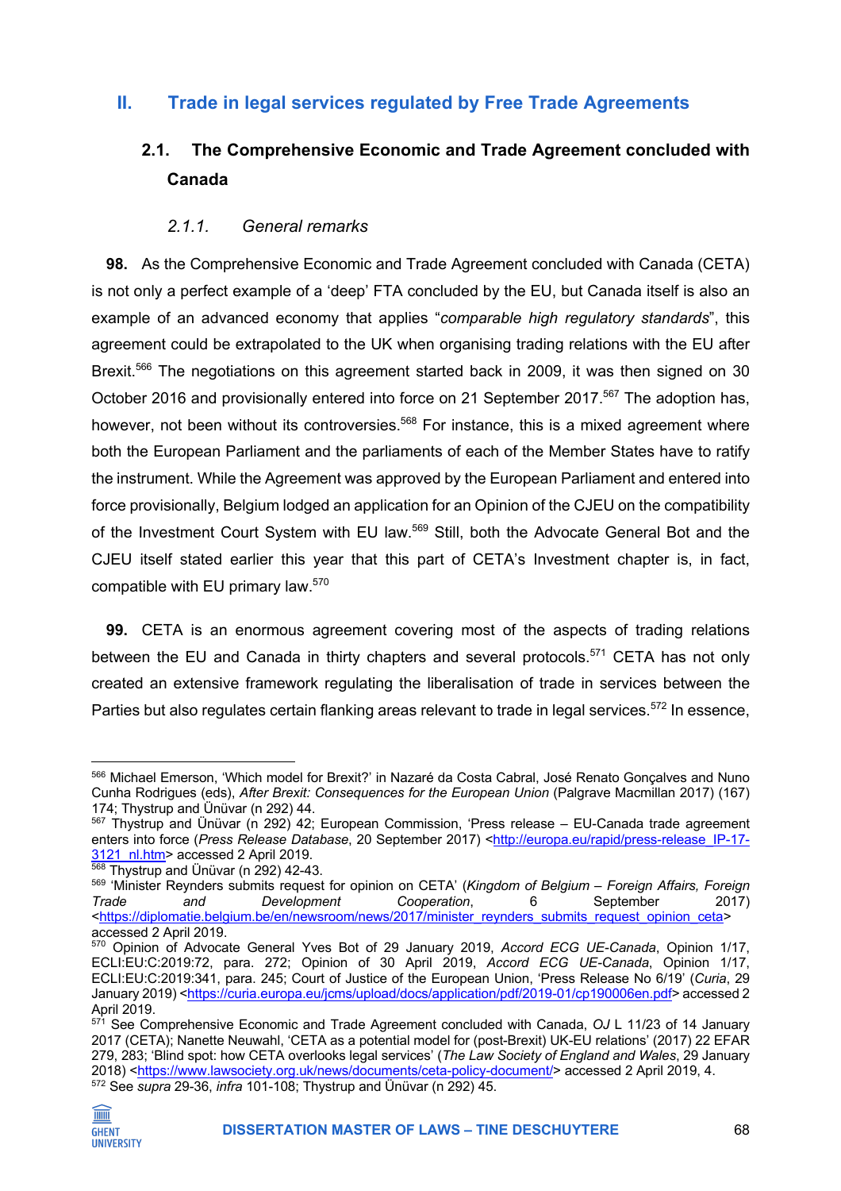## II. Trade in legal services regulated by Free Trade Agreements

### 2.1. The Comprehensive Economic and Trade Agreement concluded with Canada

#### *2.1.1. General remarks*

**98.** As the Comprehensive Economic and Trade Agreement concluded with Canada (CETA) is not only a perfect example of a 'deep' FTA concluded by the EU, but Canada itself is also an example of an advanced economy that applies "*comparable high regulatory standards*", this agreement could be extrapolated to the UK when organising trading relations with the EU after Brexit.[566] The negotiations on this agreement started back in 2009, it was then signed on 30 October 2016 and provisionally entered into force on 21 September 2017.[567] The adoption has, however, not been without its controversies.[568] For instance, this is a mixed agreement where both the European Parliament and the parliaments of each of the Member States have to ratify the instrument. While the Agreement was approved by the European Parliament and entered into force provisionally, Belgium lodged an application for an Opinion of the CJEU on the compatibility of the Investment Court System with EU law.[569] Still, both the Advocate General Bot and the CJEU itself stated earlier this year that this part of CETA's Investment chapter is, in fact, compatible with EU primary law.[570]

**99.** CETA is an enormous agreement covering most of the aspects of trading relations between the EU and Canada in thirty chapters and several protocols.[571] CETA has not only created an extensive framework regulating the liberalisation of trade in services between the Parties but also regulates certain flanking areas relevant to trade in legal services.[572] In essence,

---

[566] Michael Emerson, 'Which model for Brexit?' in Nazaré da Costa Cabral, José Renato Gonçalves and Nuno Cunha Rodrigues (eds), *After Brexit: Consequences for the European Union* (Palgrave Macmillan 2017) (167) 174; Thystrup and Ünüvar (n 292) 44.

[567] Thystrup and Ünüvar (n 292) 42; European Commission, 'Press release – EU-Canada trade agreement enters into force (*Press Release Database*, 20 September 2017) <http://europa.eu/rapid/press-release_IP-17-3121_nl.htm> accessed 2 April 2019.

[568] Thystrup and Ünüvar (n 292) 42-43.

[569] 'Minister Reynders submits request for opinion on CETA' (*Kingdom of Belgium – Foreign Affairs, Foreign Trade and Development Cooperation*, 6 September 2017) <https://diplomatie.belgium.be/en/newsroom/news/2017/minister_reynders_submits_request_opinion_ceta> accessed 2 April 2019.

[570] Opinion of Advocate General Yves Bot of 29 January 2019, *Accord ECG UE-Canada*, Opinion 1/17, ECLI:EU:C:2019:72, para. 272; Opinion of 30 April 2019, *Accord ECG UE-Canada*, Opinion 1/17, ECLI:EU:C:2019:341, para. 245; Court of Justice of the European Union, 'Press Release No 6/19' (*Curia*, 29 January 2019) <https://curia.europa.eu/jcms/upload/docs/application/pdf/2019-01/cp190006en.pdf> accessed 2 April 2019.

[571] See Comprehensive Economic and Trade Agreement concluded with Canada, *OJ* L 11/23 of 14 January 2017 (CETA); Nanette Neuwahl, 'CETA as a potential model for (post-Brexit) UK-EU relations' (2017) 22 EFAR 279, 283; 'Blind spot: how CETA overlooks legal services' (*The Law Society of England and Wales*, 29 January 2018) <https://www.lawsociety.org.uk/news/documents/ceta-policy-document/> accessed 2 April 2019, 4.

[572] See *supra* 29-36, *infra* 101-108; Thystrup and Ünüvar (n 292) 45.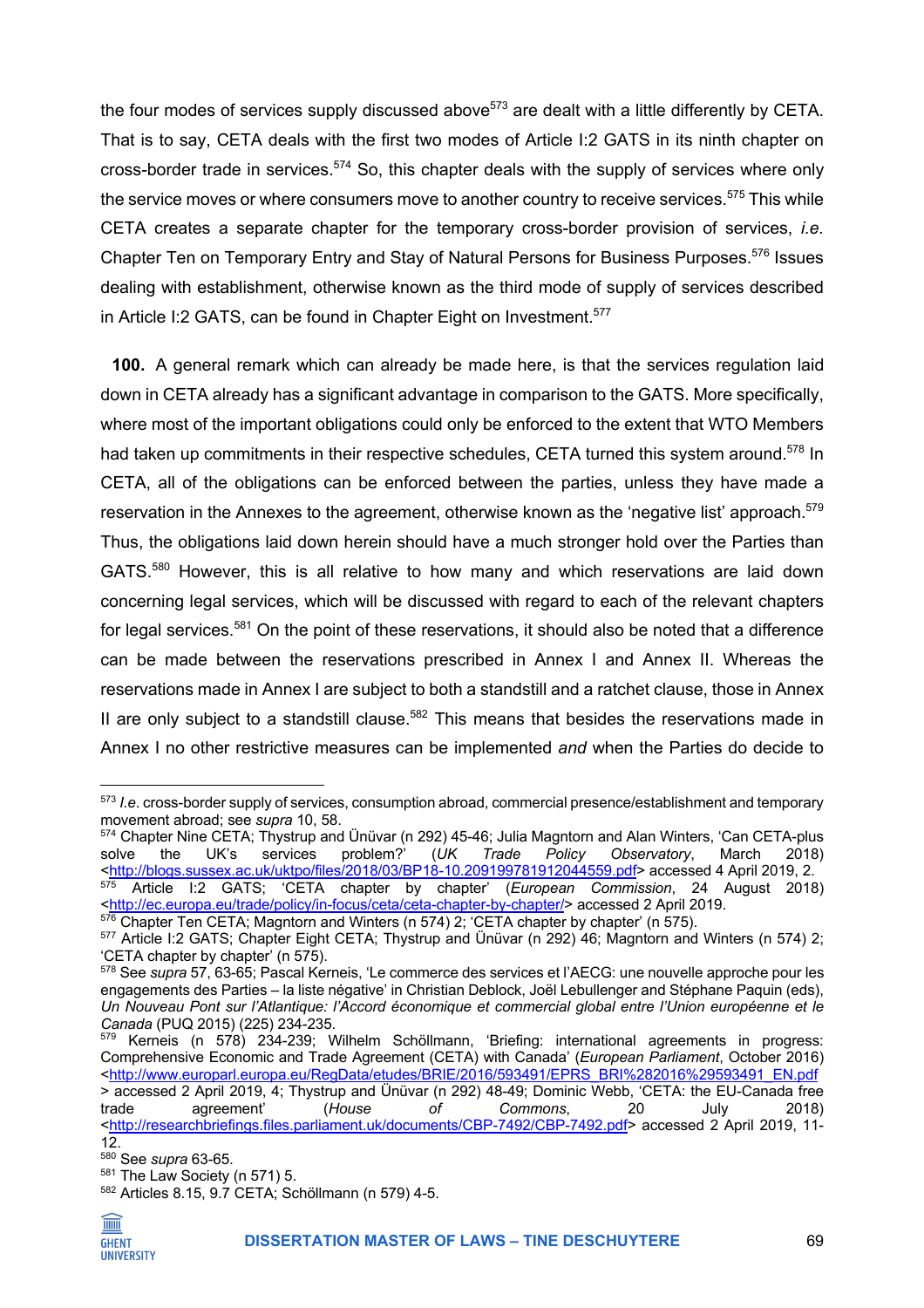the four modes of services supply discussed above[573] are dealt with a little differently by CETA. That is to say, CETA deals with the first two modes of Article I:2 GATS in its ninth chapter on cross-border trade in services.[574] So, this chapter deals with the supply of services where only the service moves or where consumers move to another country to receive services.[575] This while CETA creates a separate chapter for the temporary cross-border provision of services, *i.e.* Chapter Ten on Temporary Entry and Stay of Natural Persons for Business Purposes.[576] Issues dealing with establishment, otherwise known as the third mode of supply of services described in Article I:2 GATS, can be found in Chapter Eight on Investment.[577]

**100.** A general remark which can already be made here, is that the services regulation laid down in CETA already has a significant advantage in comparison to the GATS. More specifically, where most of the important obligations could only be enforced to the extent that WTO Members had taken up commitments in their respective schedules, CETA turned this system around.[578] In CETA, all of the obligations can be enforced between the parties, unless they have made a reservation in the Annexes to the agreement, otherwise known as the 'negative list' approach.[579] Thus, the obligations laid down herein should have a much stronger hold over the Parties than GATS.[580] However, this is all relative to how many and which reservations are laid down concerning legal services, which will be discussed with regard to each of the relevant chapters for legal services.[581] On the point of these reservations, it should also be noted that a difference can be made between the reservations prescribed in Annex I and Annex II. Whereas the reservations made in Annex I are subject to both a standstill and a ratchet clause, those in Annex II are only subject to a standstill clause.[582] This means that besides the reservations made in Annex I no other restrictive measures can be implemented *and* when the Parties do decide to

---

[573] *I.e.* cross-border supply of services, consumption abroad, commercial presence/establishment and temporary movement abroad; see *supra* 10, 58.

[574] Chapter Nine CETA; Thystrup and Ünüvar (n 292) 45-46; Julia Magntorn and Alan Winters, 'Can CETA-plus solve the UK's services problem?' (*UK Trade Policy Observatory*, March 2018) <http://blogs.sussex.ac.uk/uktpo/files/2018/03/BP18-10.209199781912044559.pdf> accessed 4 April 2019, 2.

[575] Article I:2 GATS; 'CETA chapter by chapter' (*European Commission*, 24 August 2018) <http://ec.europa.eu/trade/policy/in-focus/ceta/ceta-chapter-by-chapter/> accessed 2 April 2019.

[576] Chapter Ten CETA; Magntorn and Winters (n 574) 2; 'CETA chapter by chapter' (n 575).

[577] Article I:2 GATS; Chapter Eight CETA; Thystrup and Ünüvar (n 292) 46; Magntorn and Winters (n 574) 2; 'CETA chapter by chapter' (n 575).

[578] See *supra* 57, 63-65; Pascal Kerneis, 'Le commerce des services et l'AECG: une nouvelle approche pour les engagements des Parties – la liste négative' in Christian Deblock, Joël Lebullenger and Stéphane Paquin (eds), *Un Nouveau Pont sur l'Atlantique: l'Accord économique et commercial global entre l'Union européenne et le Canada* (PUQ 2015) (225) 234-235.

[579] Kerneis (n 578) 234-239; Wilhelm Schöllmann, 'Briefing: international agreements in progress: Comprehensive Economic and Trade Agreement (CETA) with Canada' (*European Parliament*, October 2016) <http://www.europarl.europa.eu/RegData/etudes/BRIE/2016/593491/EPRS_BRI%282016%29593491_EN.pdf> accessed 2 April 2019, 4; Thystrup and Ünüvar (n 292) 48-49; Dominic Webb, 'CETA: the EU-Canada free trade agreement' (*House of Commons*, 20 July 2018) <http://researchbriefings.files.parliament.uk/documents/CBP-7492/CBP-7492.pdf> accessed 2 April 2019, 11-12.

[580] See *supra* 63-65.

[581] The Law Society (n 571) 5.

[582] Articles 8.15, 9.7 CETA; Schöllmann (n 579) 4-5.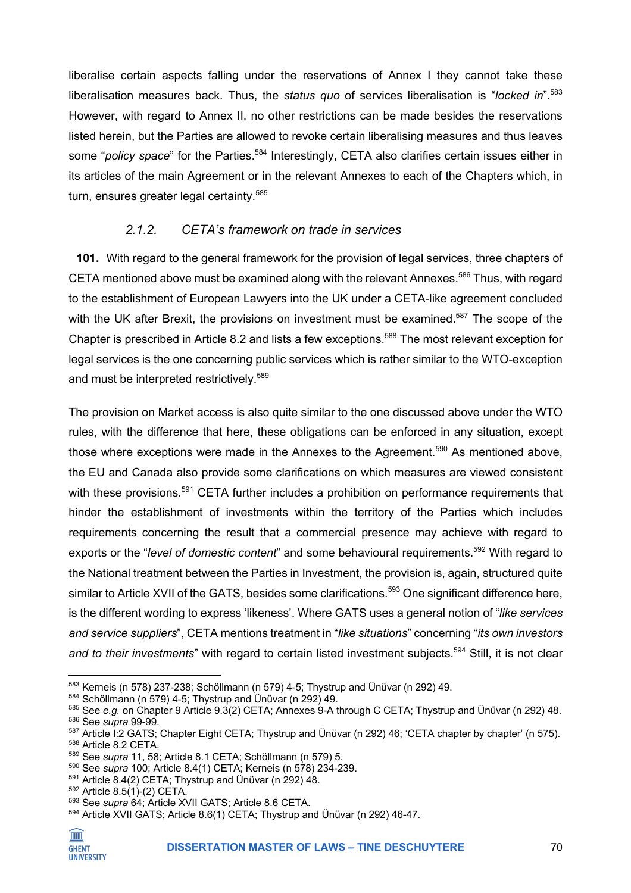liberalise certain aspects falling under the reservations of Annex I they cannot take these liberalisation measures back. Thus, the *status quo* of services liberalisation is "*locked in*".[583] However, with regard to Annex II, no other restrictions can be made besides the reservations listed herein, but the Parties are allowed to revoke certain liberalising measures and thus leaves some "*policy space*" for the Parties.[584] Interestingly, CETA also clarifies certain issues either in its articles of the main Agreement or in the relevant Annexes to each of the Chapters which, in turn, ensures greater legal certainty.[585]

### 2.1.2. *CETA's framework on trade in services*

**101.** With regard to the general framework for the provision of legal services, three chapters of CETA mentioned above must be examined along with the relevant Annexes.[586] Thus, with regard to the establishment of European Lawyers into the UK under a CETA-like agreement concluded with the UK after Brexit, the provisions on investment must be examined.[587] The scope of the Chapter is prescribed in Article 8.2 and lists a few exceptions.[588] The most relevant exception for legal services is the one concerning public services which is rather similar to the WTO-exception and must be interpreted restrictively.[589]

The provision on Market access is also quite similar to the one discussed above under the WTO rules, with the difference that here, these obligations can be enforced in any situation, except those where exceptions were made in the Annexes to the Agreement.[590] As mentioned above, the EU and Canada also provide some clarifications on which measures are viewed consistent with these provisions.[591] CETA further includes a prohibition on performance requirements that hinder the establishment of investments within the territory of the Parties which includes requirements concerning the result that a commercial presence may achieve with regard to exports or the "*level of domestic content*" and some behavioural requirements.[592] With regard to the National treatment between the Parties in Investment, the provision is, again, structured quite similar to Article XVII of the GATS, besides some clarifications.[593] One significant difference here, is the different wording to express 'likeness'. Where GATS uses a general notion of "*like services and service suppliers*", CETA mentions treatment in "*like situations*" concerning "*its own investors and to their investments*" with regard to certain listed investment subjects.[594] Still, it is not clear

---

[583] Kerneis (n 578) 237-238; Schöllmann (n 579) 4-5; Thystrup and Ünüvar (n 292) 49.
[584] Schöllmann (n 579) 4-5; Thystrup and Ünüvar (n 292) 49.
[585] See *e.g.* on Chapter 9 Article 9.3(2) CETA; Annexes 9-A through C CETA; Thystrup and Ünüvar (n 292) 48.
[586] See *supra* 99-99.
[587] Article I:2 GATS; Chapter Eight CETA; Thystrup and Ünüvar (n 292) 46; 'CETA chapter by chapter' (n 575).
[588] Article 8.2 CETA.
[589] See *supra* 11, 58; Article 8.1 CETA; Schöllmann (n 579) 5.
[590] See *supra* 100; Article 8.4(1) CETA; Kerneis (n 578) 234-239.
[591] Article 8.4(2) CETA; Thystrup and Ünüvar (n 292) 48.
[592] Article 8.5(1)-(2) CETA.
[593] See *supra* 64; Article XVII GATS; Article 8.6 CETA.
[594] Article XVII GATS; Article 8.6(1) CETA; Thystrup and Ünüvar (n 292) 46-47.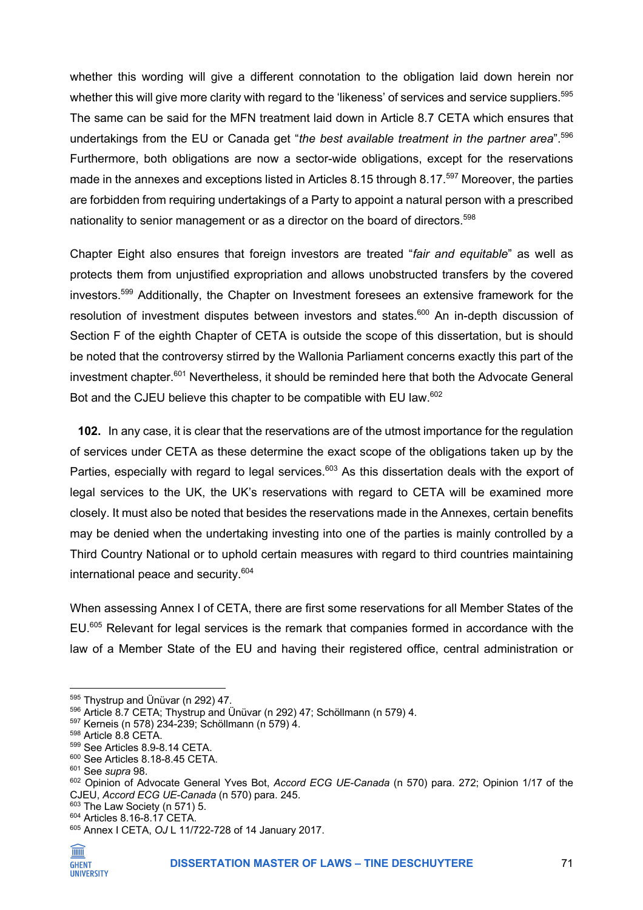whether this wording will give a different connotation to the obligation laid down herein nor whether this will give more clarity with regard to the 'likeness' of services and service suppliers.[595] The same can be said for the MFN treatment laid down in Article 8.7 CETA which ensures that undertakings from the EU or Canada get "*the best available treatment in the partner area*".[596] Furthermore, both obligations are now a sector-wide obligations, except for the reservations made in the annexes and exceptions listed in Articles 8.15 through 8.17.[597] Moreover, the parties are forbidden from requiring undertakings of a Party to appoint a natural person with a prescribed nationality to senior management or as a director on the board of directors.[598]

Chapter Eight also ensures that foreign investors are treated "*fair and equitable*" as well as protects them from unjustified expropriation and allows unobstructed transfers by the covered investors.[599] Additionally, the Chapter on Investment foresees an extensive framework for the resolution of investment disputes between investors and states.[600] An in-depth discussion of Section F of the eighth Chapter of CETA is outside the scope of this dissertation, but is should be noted that the controversy stirred by the Wallonia Parliament concerns exactly this part of the investment chapter.[601] Nevertheless, it should be reminded here that both the Advocate General Bot and the CJEU believe this chapter to be compatible with EU law.[602]

**102.** In any case, it is clear that the reservations are of the utmost importance for the regulation of services under CETA as these determine the exact scope of the obligations taken up by the Parties, especially with regard to legal services.[603] As this dissertation deals with the export of legal services to the UK, the UK's reservations with regard to CETA will be examined more closely. It must also be noted that besides the reservations made in the Annexes, certain benefits may be denied when the undertaking investing into one of the parties is mainly controlled by a Third Country National or to uphold certain measures with regard to third countries maintaining international peace and security.[604]

When assessing Annex I of CETA, there are first some reservations for all Member States of the EU.[605] Relevant for legal services is the remark that companies formed in accordance with the law of a Member State of the EU and having their registered office, central administration or

---

[595] Thystrup and Ünüvar (n 292) 47.
[596] Article 8.7 CETA; Thystrup and Ünüvar (n 292) 47; Schöllmann (n 579) 4.
[597] Kerneis (n 578) 234-239; Schöllmann (n 579) 4.
[598] Article 8.8 CETA.
[599] See Articles 8.9-8.14 CETA.
[600] See Articles 8.18-8.45 CETA.
[601] See *supra* 98.
[602] Opinion of Advocate General Yves Bot, *Accord ECG UE-Canada* (n 570) para. 272; Opinion 1/17 of the CJEU, *Accord ECG UE-Canada* (n 570) para. 245.
[603] The Law Society (n 571) 5.
[604] Articles 8.16-8.17 CETA.
[605] Annex I CETA, *OJ* L 11/722-728 of 14 January 2017.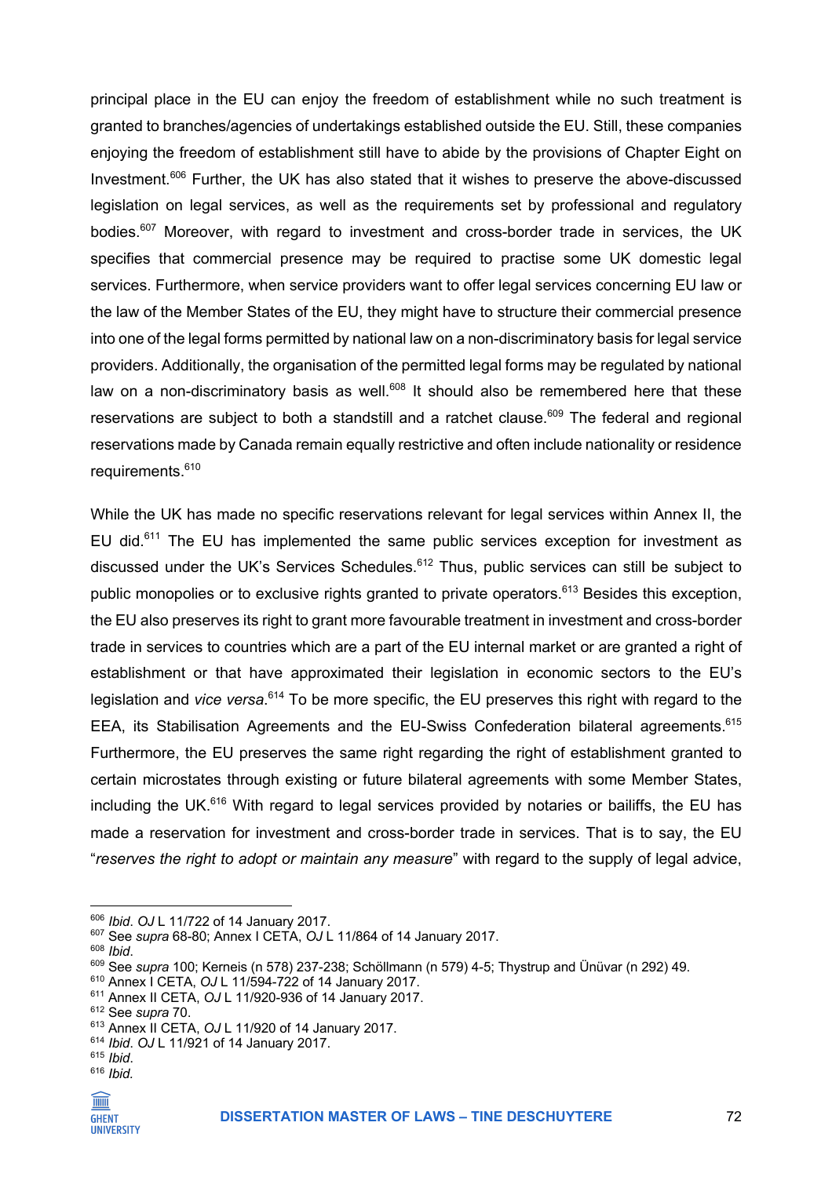principal place in the EU can enjoy the freedom of establishment while no such treatment is granted to branches/agencies of undertakings established outside the EU. Still, these companies enjoying the freedom of establishment still have to abide by the provisions of Chapter Eight on Investment.[606] Further, the UK has also stated that it wishes to preserve the above-discussed legislation on legal services, as well as the requirements set by professional and regulatory bodies.[607] Moreover, with regard to investment and cross-border trade in services, the UK specifies that commercial presence may be required to practise some UK domestic legal services. Furthermore, when service providers want to offer legal services concerning EU law or the law of the Member States of the EU, they might have to structure their commercial presence into one of the legal forms permitted by national law on a non-discriminatory basis for legal service providers. Additionally, the organisation of the permitted legal forms may be regulated by national law on a non-discriminatory basis as well.[608] It should also be remembered here that these reservations are subject to both a standstill and a ratchet clause.[609] The federal and regional reservations made by Canada remain equally restrictive and often include nationality or residence requirements.[610]

While the UK has made no specific reservations relevant for legal services within Annex II, the EU did.[611] The EU has implemented the same public services exception for investment as discussed under the UK's Services Schedules.[612] Thus, public services can still be subject to public monopolies or to exclusive rights granted to private operators.[613] Besides this exception, the EU also preserves its right to grant more favourable treatment in investment and cross-border trade in services to countries which are a part of the EU internal market or are granted a right of establishment or that have approximated their legislation in economic sectors to the EU's legislation and *vice versa*.[614] To be more specific, the EU preserves this right with regard to the EEA, its Stabilisation Agreements and the EU-Swiss Confederation bilateral agreements.[615] Furthermore, the EU preserves the same right regarding the right of establishment granted to certain microstates through existing or future bilateral agreements with some Member States, including the UK.[616] With regard to legal services provided by notaries or bailiffs, the EU has made a reservation for investment and cross-border trade in services. That is to say, the EU "*reserves the right to adopt or maintain any measure*" with regard to the supply of legal advice,

---

[606] *Ibid*. *OJ* L 11/722 of 14 January 2017.
[607] See *supra* 68-80; Annex I CETA, *OJ* L 11/864 of 14 January 2017.
[608] *Ibid*.
[609] See *supra* 100; Kerneis (n 578) 237-238; Schöllmann (n 579) 4-5; Thystrup and Ünüvar (n 292) 49.
[610] Annex I CETA, *OJ* L 11/594-722 of 14 January 2017.
[611] Annex II CETA, *OJ* L 11/920-936 of 14 January 2017.
[612] See *supra* 70.
[613] Annex II CETA, *OJ* L 11/920 of 14 January 2017.
[614] *Ibid*. *OJ* L 11/921 of 14 January 2017.
[615] *Ibid*.
[616] *Ibid*.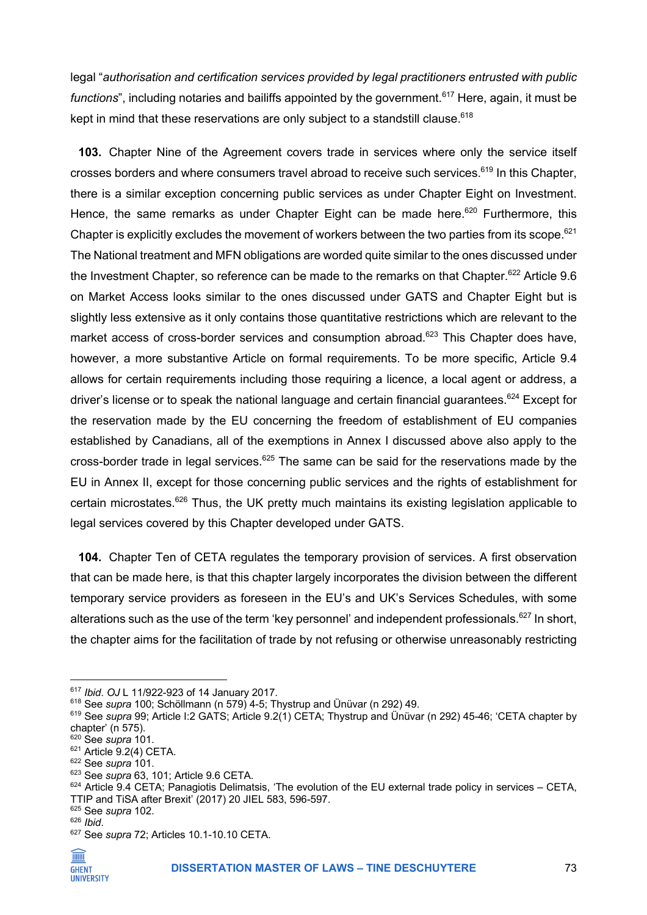legal "*authorisation and certification services provided by legal practitioners entrusted with public functions*", including notaries and bailiffs appointed by the government.[617] Here, again, it must be kept in mind that these reservations are only subject to a standstill clause.[618]

**103.** Chapter Nine of the Agreement covers trade in services where only the service itself crosses borders and where consumers travel abroad to receive such services.[619] In this Chapter, there is a similar exception concerning public services as under Chapter Eight on Investment. Hence, the same remarks as under Chapter Eight can be made here.[620] Furthermore, this Chapter is explicitly excludes the movement of workers between the two parties from its scope.[621] The National treatment and MFN obligations are worded quite similar to the ones discussed under the Investment Chapter, so reference can be made to the remarks on that Chapter.[622] Article 9.6 on Market Access looks similar to the ones discussed under GATS and Chapter Eight but is slightly less extensive as it only contains those quantitative restrictions which are relevant to the market access of cross-border services and consumption abroad.[623] This Chapter does have, however, a more substantive Article on formal requirements. To be more specific, Article 9.4 allows for certain requirements including those requiring a licence, a local agent or address, a driver's license or to speak the national language and certain financial guarantees.[624] Except for the reservation made by the EU concerning the freedom of establishment of EU companies established by Canadians, all of the exemptions in Annex I discussed above also apply to the cross-border trade in legal services.[625] The same can be said for the reservations made by the EU in Annex II, except for those concerning public services and the rights of establishment for certain microstates.[626] Thus, the UK pretty much maintains its existing legislation applicable to legal services covered by this Chapter developed under GATS.

**104.** Chapter Ten of CETA regulates the temporary provision of services. A first observation that can be made here, is that this chapter largely incorporates the division between the different temporary service providers as foreseen in the EU's and UK's Services Schedules, with some alterations such as the use of the term 'key personnel' and independent professionals.[627] In short, the chapter aims for the facilitation of trade by not refusing or otherwise unreasonably restricting

---

[617] *Ibid*. *OJ* L 11/922-923 of 14 January 2017.

[618] See *supra* 100; Schöllmann (n 579) 4-5; Thystrup and Ünüvar (n 292) 49.

[619] See *supra* 99; Article I:2 GATS; Article 9.2(1) CETA; Thystrup and Ünüvar (n 292) 45-46; 'CETA chapter by chapter' (n 575).

[620] See *supra* 101.

[621] Article 9.2(4) CETA.

[622] See *supra* 101.

[623] See *supra* 63, 101; Article 9.6 CETA.

[624] Article 9.4 CETA; Panagiotis Delimatsis, 'The evolution of the EU external trade policy in services – CETA, TTIP and TiSA after Brexit' (2017) 20 JIEL 583, 596-597.

[625] See *supra* 102.

[626] *Ibid*.

[627] See *supra* 72; Articles 10.1-10.10 CETA.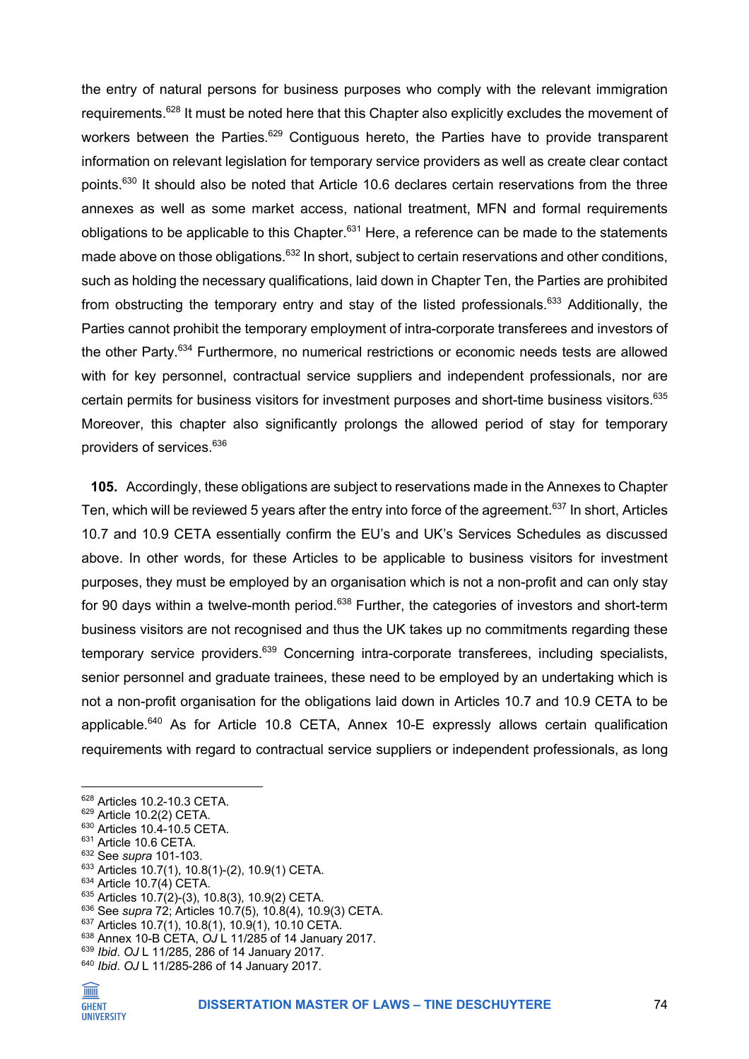the entry of natural persons for business purposes who comply with the relevant immigration requirements.[628] It must be noted here that this Chapter also explicitly excludes the movement of workers between the Parties.[629] Contiguous hereto, the Parties have to provide transparent information on relevant legislation for temporary service providers as well as create clear contact points.[630] It should also be noted that Article 10.6 declares certain reservations from the three annexes as well as some market access, national treatment, MFN and formal requirements obligations to be applicable to this Chapter.[631] Here, a reference can be made to the statements made above on those obligations.[632] In short, subject to certain reservations and other conditions, such as holding the necessary qualifications, laid down in Chapter Ten, the Parties are prohibited from obstructing the temporary entry and stay of the listed professionals.[633] Additionally, the Parties cannot prohibit the temporary employment of intra-corporate transferees and investors of the other Party.[634] Furthermore, no numerical restrictions or economic needs tests are allowed with for key personnel, contractual service suppliers and independent professionals, nor are certain permits for business visitors for investment purposes and short-time business visitors.[635] Moreover, this chapter also significantly prolongs the allowed period of stay for temporary providers of services.[636]

**105.** Accordingly, these obligations are subject to reservations made in the Annexes to Chapter Ten, which will be reviewed 5 years after the entry into force of the agreement.[637] In short, Articles 10.7 and 10.9 CETA essentially confirm the EU's and UK's Services Schedules as discussed above. In other words, for these Articles to be applicable to business visitors for investment purposes, they must be employed by an organisation which is not a non-profit and can only stay for 90 days within a twelve-month period.[638] Further, the categories of investors and short-term business visitors are not recognised and thus the UK takes up no commitments regarding these temporary service providers.[639] Concerning intra-corporate transferees, including specialists, senior personnel and graduate trainees, these need to be employed by an undertaking which is not a non-profit organisation for the obligations laid down in Articles 10.7 and 10.9 CETA to be applicable.[640] As for Article 10.8 CETA, Annex 10-E expressly allows certain qualification requirements with regard to contractual service suppliers or independent professionals, as long

---

[628] Articles 10.2-10.3 CETA.
[629] Article 10.2(2) CETA.
[630] Articles 10.4-10.5 CETA.
[631] Article 10.6 CETA.
[632] See *supra* 101-103.
[633] Articles 10.7(1), 10.8(1)-(2), 10.9(1) CETA.
[634] Article 10.7(4) CETA.
[635] Articles 10.7(2)-(3), 10.8(3), 10.9(2) CETA.
[636] See *supra* 72; Articles 10.7(5), 10.8(4), 10.9(3) CETA.
[637] Articles 10.7(1), 10.8(1), 10.9(1), 10.10 CETA.
[638] Annex 10-B CETA, *OJ* L 11/285 of 14 January 2017.
[639] *Ibid*. *OJ* L 11/285, 286 of 14 January 2017.
[640] *Ibid*. *OJ* L 11/285-286 of 14 January 2017.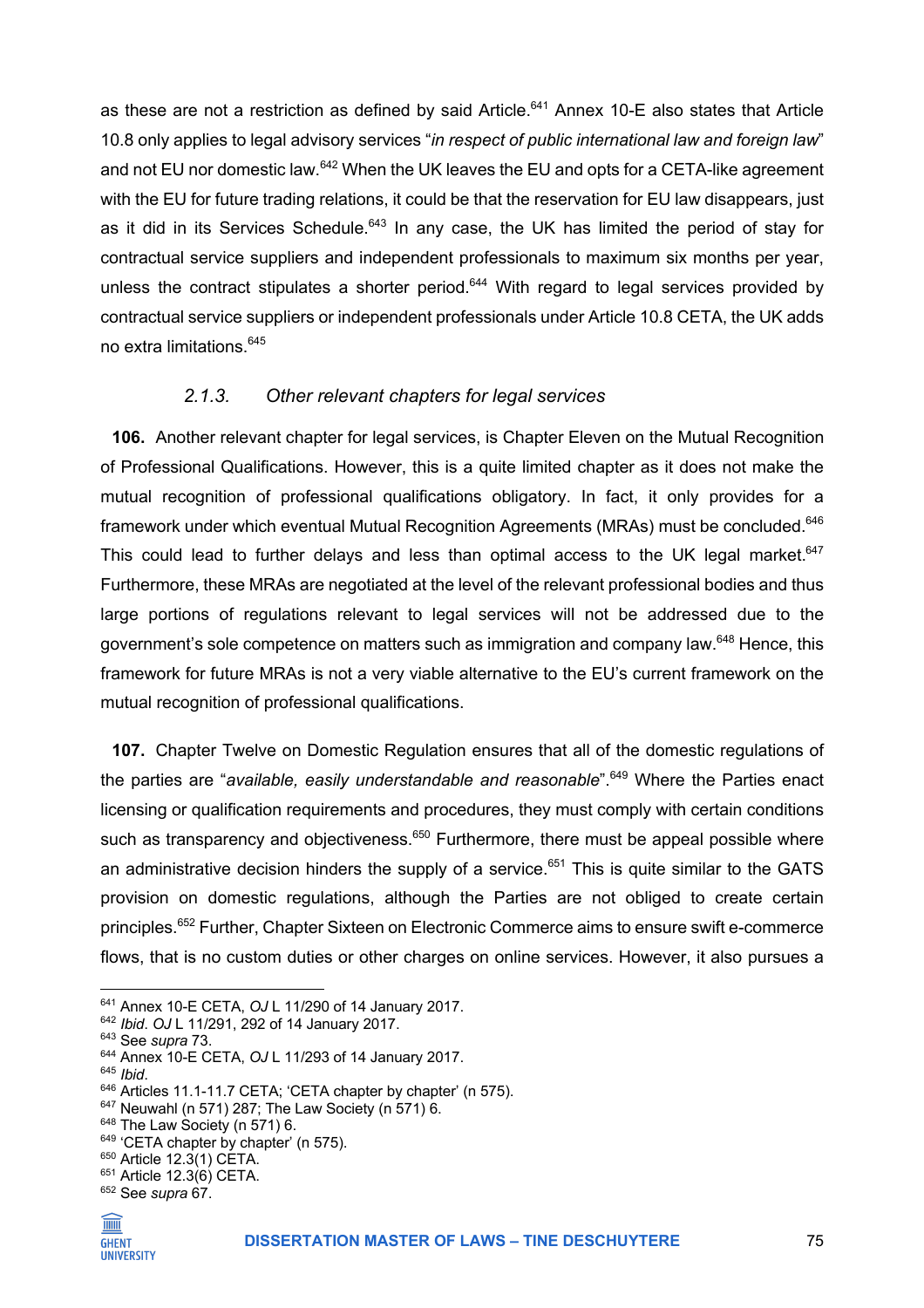as these are not a restriction as defined by said Article.[641] Annex 10-E also states that Article 10.8 only applies to legal advisory services "*in respect of public international law and foreign law*" and not EU nor domestic law.[642] When the UK leaves the EU and opts for a CETA-like agreement with the EU for future trading relations, it could be that the reservation for EU law disappears, just as it did in its Services Schedule.[643] In any case, the UK has limited the period of stay for contractual service suppliers and independent professionals to maximum six months per year, unless the contract stipulates a shorter period.[644] With regard to legal services provided by contractual service suppliers or independent professionals under Article 10.8 CETA, the UK adds no extra limitations.[645]

### *2.1.3. Other relevant chapters for legal services*

**106.** Another relevant chapter for legal services, is Chapter Eleven on the Mutual Recognition of Professional Qualifications. However, this is a quite limited chapter as it does not make the mutual recognition of professional qualifications obligatory. In fact, it only provides for a framework under which eventual Mutual Recognition Agreements (MRAs) must be concluded.[646] This could lead to further delays and less than optimal access to the UK legal market.[647] Furthermore, these MRAs are negotiated at the level of the relevant professional bodies and thus large portions of regulations relevant to legal services will not be addressed due to the government's sole competence on matters such as immigration and company law.[648] Hence, this framework for future MRAs is not a very viable alternative to the EU's current framework on the mutual recognition of professional qualifications.

**107.** Chapter Twelve on Domestic Regulation ensures that all of the domestic regulations of the parties are "*available, easily understandable and reasonable*".[649] Where the Parties enact licensing or qualification requirements and procedures, they must comply with certain conditions such as transparency and objectiveness.[650] Furthermore, there must be appeal possible where an administrative decision hinders the supply of a service.[651] This is quite similar to the GATS provision on domestic regulations, although the Parties are not obliged to create certain principles.[652] Further, Chapter Sixteen on Electronic Commerce aims to ensure swift e-commerce flows, that is no custom duties or other charges on online services. However, it also pursues a

---

[641] Annex 10-E CETA, *OJ* L 11/290 of 14 January 2017.
[642] *Ibid*. *OJ* L 11/291, 292 of 14 January 2017.
[643] See *supra* 73.
[644] Annex 10-E CETA, *OJ* L 11/293 of 14 January 2017.
[645] *Ibid*.
[646] Articles 11.1-11.7 CETA; 'CETA chapter by chapter' (n 575).
[647] Neuwahl (n 571) 287; The Law Society (n 571) 6.
[648] The Law Society (n 571) 6.
[649] 'CETA chapter by chapter' (n 575).
[650] Article 12.3(1) CETA.
[651] Article 12.3(6) CETA.
[652] See *supra* 67.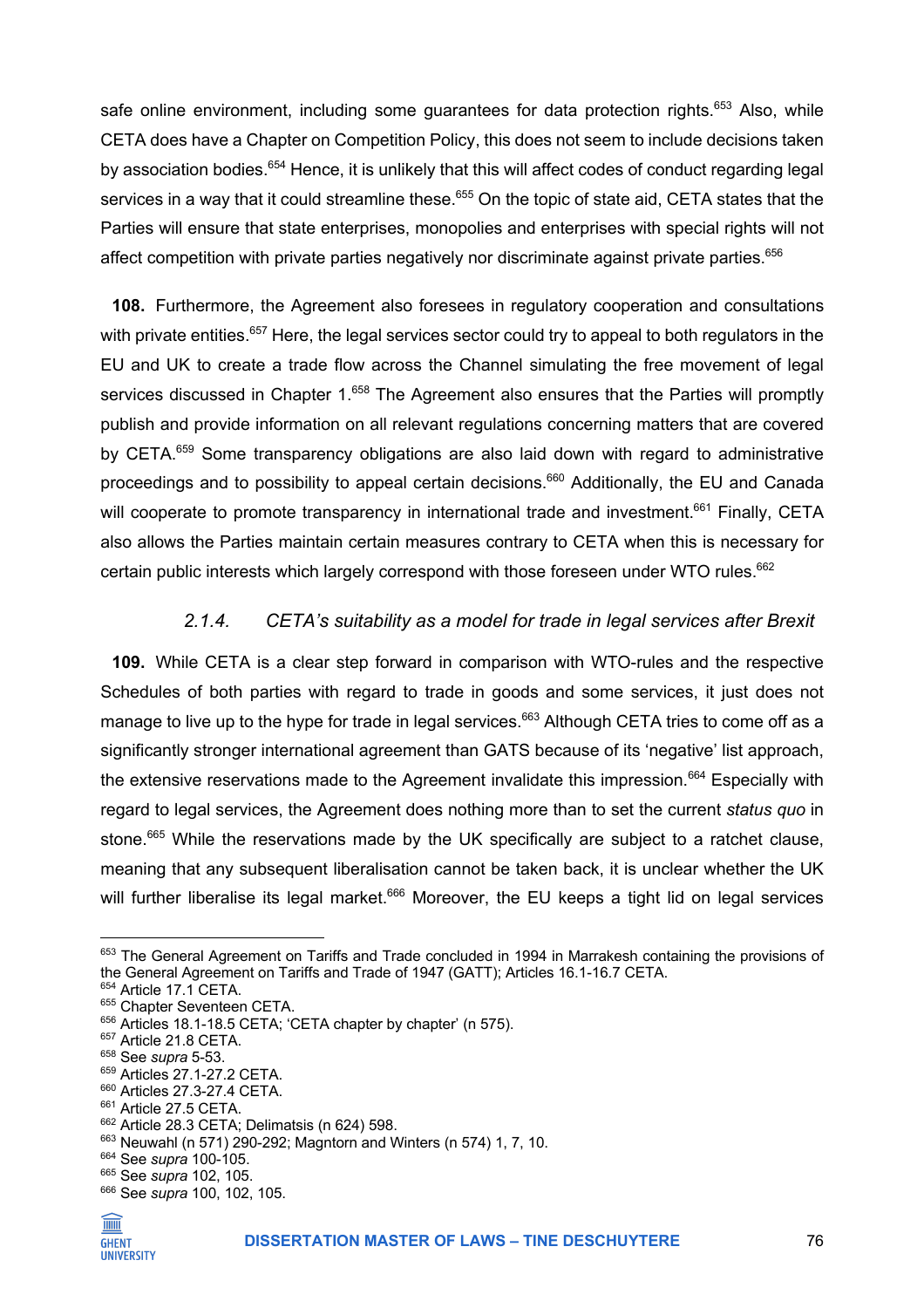safe online environment, including some guarantees for data protection rights.[653] Also, while CETA does have a Chapter on Competition Policy, this does not seem to include decisions taken by association bodies.[654] Hence, it is unlikely that this will affect codes of conduct regarding legal services in a way that it could streamline these.[655] On the topic of state aid, CETA states that the Parties will ensure that state enterprises, monopolies and enterprises with special rights will not affect competition with private parties negatively nor discriminate against private parties.[656]

**108.** Furthermore, the Agreement also foresees in regulatory cooperation and consultations with private entities.[657] Here, the legal services sector could try to appeal to both regulators in the EU and UK to create a trade flow across the Channel simulating the free movement of legal services discussed in Chapter 1.[658] The Agreement also ensures that the Parties will promptly publish and provide information on all relevant regulations concerning matters that are covered by CETA.[659] Some transparency obligations are also laid down with regard to administrative proceedings and to possibility to appeal certain decisions.[660] Additionally, the EU and Canada will cooperate to promote transparency in international trade and investment.[661] Finally, CETA also allows the Parties maintain certain measures contrary to CETA when this is necessary for certain public interests which largely correspond with those foreseen under WTO rules.[662]

#### *2.1.4. CETA's suitability as a model for trade in legal services after Brexit*

**109.** While CETA is a clear step forward in comparison with WTO-rules and the respective Schedules of both parties with regard to trade in goods and some services, it just does not manage to live up to the hype for trade in legal services.[663] Although CETA tries to come off as a significantly stronger international agreement than GATS because of its 'negative' list approach, the extensive reservations made to the Agreement invalidate this impression.[664] Especially with regard to legal services, the Agreement does nothing more than to set the current *status quo* in stone.[665] While the reservations made by the UK specifically are subject to a ratchet clause, meaning that any subsequent liberalisation cannot be taken back, it is unclear whether the UK will further liberalise its legal market.[666] Moreover, the EU keeps a tight lid on legal services

---

[653] The General Agreement on Tariffs and Trade concluded in 1994 in Marrakesh containing the provisions of the General Agreement on Tariffs and Trade of 1947 (GATT); Articles 16.1-16.7 CETA.
[654] Article 17.1 CETA.
[655] Chapter Seventeen CETA.
[656] Articles 18.1-18.5 CETA; 'CETA chapter by chapter' (n 575).
[657] Article 21.8 CETA.
[658] See *supra* 5-53.
[659] Articles 27.1-27.2 CETA.
[660] Articles 27.3-27.4 CETA.
[661] Article 27.5 CETA.
[662] Article 28.3 CETA; Delimatsis (n 624) 598.
[663] Neuwahl (n 571) 290-292; Magntorn and Winters (n 574) 1, 7, 10.
[664] See *supra* 100-105.
[665] See *supra* 102, 105.
[666] See *supra* 100, 102, 105.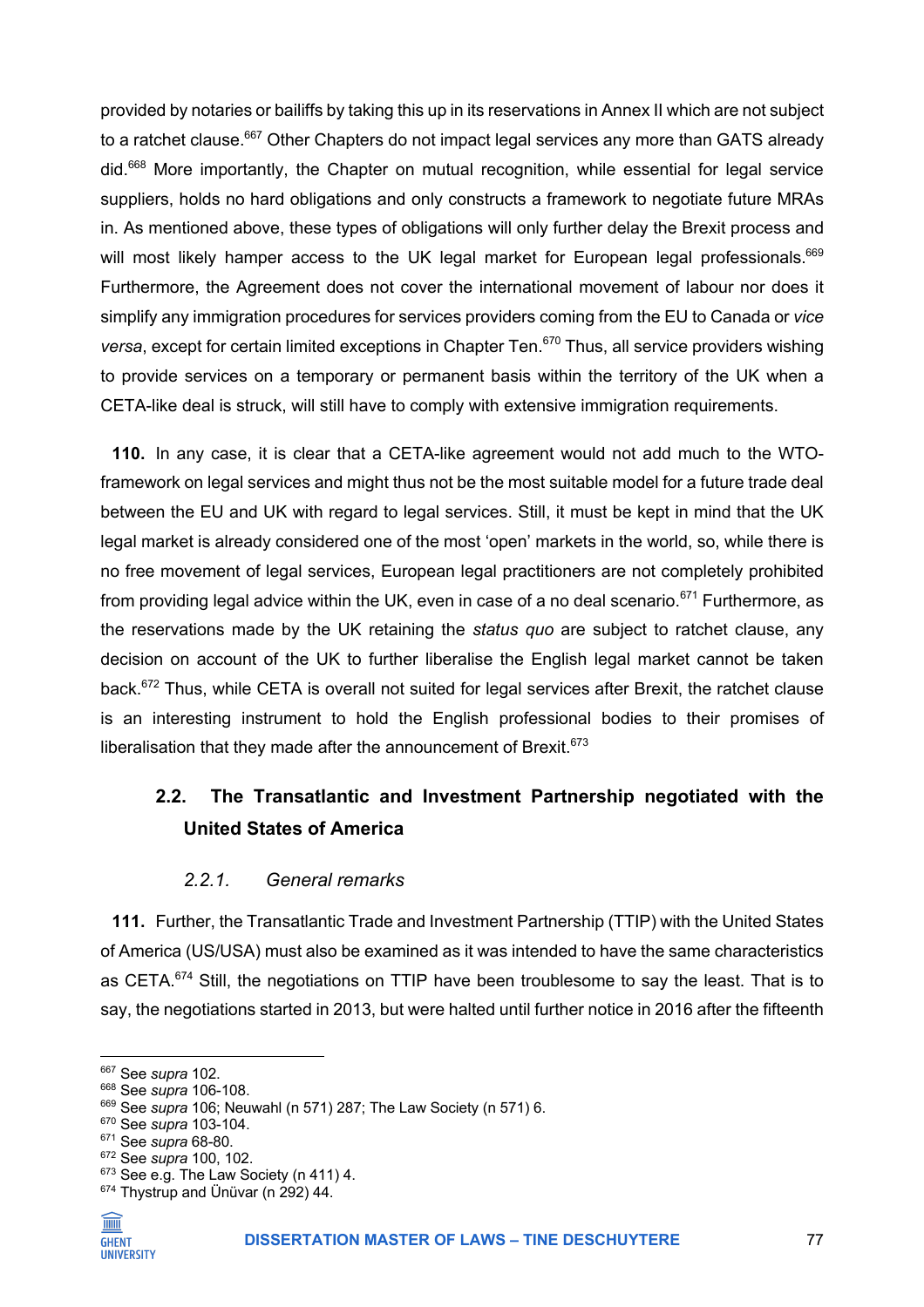provided by notaries or bailiffs by taking this up in its reservations in Annex II which are not subject to a ratchet clause.[667] Other Chapters do not impact legal services any more than GATS already did.[668] More importantly, the Chapter on mutual recognition, while essential for legal service suppliers, holds no hard obligations and only constructs a framework to negotiate future MRAs in. As mentioned above, these types of obligations will only further delay the Brexit process and will most likely hamper access to the UK legal market for European legal professionals.[669] Furthermore, the Agreement does not cover the international movement of labour nor does it simplify any immigration procedures for services providers coming from the EU to Canada or *vice versa*, except for certain limited exceptions in Chapter Ten.[670] Thus, all service providers wishing to provide services on a temporary or permanent basis within the territory of the UK when a CETA-like deal is struck, will still have to comply with extensive immigration requirements.

**110.** In any case, it is clear that a CETA-like agreement would not add much to the WTO-framework on legal services and might thus not be the most suitable model for a future trade deal between the EU and UK with regard to legal services. Still, it must be kept in mind that the UK legal market is already considered one of the most 'open' markets in the world, so, while there is no free movement of legal services, European legal practitioners are not completely prohibited from providing legal advice within the UK, even in case of a no deal scenario.[671] Furthermore, as the reservations made by the UK retaining the *status quo* are subject to ratchet clause, any decision on account of the UK to further liberalise the English legal market cannot be taken back.[672] Thus, while CETA is overall not suited for legal services after Brexit, the ratchet clause is an interesting instrument to hold the English professional bodies to their promises of liberalisation that they made after the announcement of Brexit.[673]

## 2.2. The Transatlantic and Investment Partnership negotiated with the United States of America

### *2.2.1. General remarks*

**111.** Further, the Transatlantic Trade and Investment Partnership (TTIP) with the United States of America (US/USA) must also be examined as it was intended to have the same characteristics as CETA.[674] Still, the negotiations on TTIP have been troublesome to say the least. That is to say, the negotiations started in 2013, but were halted until further notice in 2016 after the fifteenth

---

[667] See *supra* 102.
[668] See *supra* 106-108.
[669] See *supra* 106; Neuwahl (n 571) 287; The Law Society (n 571) 6.
[670] See *supra* 103-104.
[671] See *supra* 68-80.
[672] See *supra* 100, 102.
[673] See e.g. The Law Society (n 411) 4.
[674] Thystrup and Ünüvar (n 292) 44.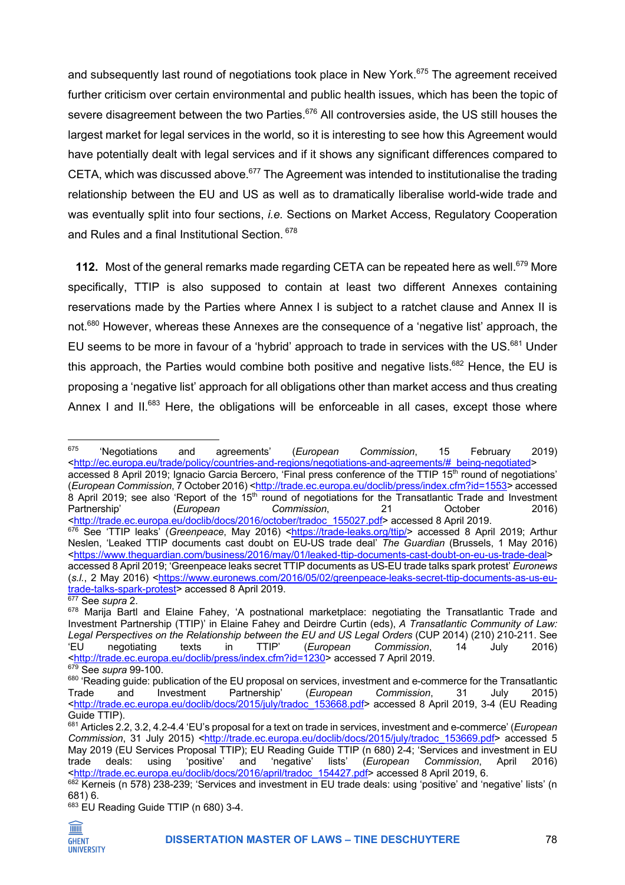and subsequently last round of negotiations took place in New York.[675] The agreement received further criticism over certain environmental and public health issues, which has been the topic of severe disagreement between the two Parties.[676] All controversies aside, the US still houses the largest market for legal services in the world, so it is interesting to see how this Agreement would have potentially dealt with legal services and if it shows any significant differences compared to CETA, which was discussed above.[677] The Agreement was intended to institutionalise the trading relationship between the EU and US as well as to dramatically liberalise world-wide trade and was eventually split into four sections, *i.e.* Sections on Market Access, Regulatory Cooperation and Rules and a final Institutional Section.[678]

**112.** Most of the general remarks made regarding CETA can be repeated here as well.[679] More specifically, TTIP is also supposed to contain at least two different Annexes containing reservations made by the Parties where Annex I is subject to a ratchet clause and Annex II is not.[680] However, whereas these Annexes are the consequence of a 'negative list' approach, the EU seems to be more in favour of a 'hybrid' approach to trade in services with the US.[681] Under this approach, the Parties would combine both positive and negative lists.[682] Hence, the EU is proposing a 'negative list' approach for all obligations other than market access and thus creating Annex I and II.[683] Here, the obligations will be enforceable in all cases, except those where

---

[675] 'Negotiations and agreements' (*European Commission*, 15 February 2019) <http://ec.europa.eu/trade/policy/countries-and-regions/negotiations-and-agreements/#_being-negotiated> accessed 8 April 2019; Ignacio Garcia Bercero, 'Final press conference of the TTIP 15th round of negotiations' (*European Commission*, 7 October 2016) <http://trade.ec.europa.eu/doclib/press/index.cfm?id=1553> accessed 8 April 2019; see also 'Report of the 15th round of negotiations for the Transatlantic Trade and Investment Partnership' (*European Commission*, 21 October 2016) <http://trade.ec.europa.eu/doclib/docs/2016/october/tradoc_155027.pdf> accessed 8 April 2019.

[676] See 'TTIP leaks' (*Greenpeace*, May 2016) <https://trade-leaks.org/ttip/> accessed 8 April 2019; Arthur Neslen, 'Leaked TTIP documents cast doubt on EU-US trade deal' *The Guardian* (Brussels, 1 May 2016) <https://www.theguardian.com/business/2016/may/01/leaked-ttip-documents-cast-doubt-on-eu-us-trade-deal> accessed 8 April 2019; 'Greenpeace leaks secret TTIP documents as US-EU trade talks spark protest' *Euronews* (*s.l.*, 2 May 2016) <https://www.euronews.com/2016/05/02/greenpeace-leaks-secret-ttip-documents-as-us-eu-trade-talks-spark-protest> accessed 8 April 2019.

[677] See *supra* 2.

[678] Marija Bartl and Elaine Fahey, 'A postnational marketplace: negotiating the Transatlantic Trade and Investment Partnership (TTIP)' in Elaine Fahey and Deirdre Curtin (eds), *A Transatlantic Community of Law: Legal Perspectives on the Relationship between the EU and US Legal Orders* (CUP 2014) (210) 210-211. See 'EU negotiating texts in TTIP' (*European Commission*, 14 July 2016) <http://trade.ec.europa.eu/doclib/press/index.cfm?id=1230> accessed 7 April 2019.

[679] See *supra* 99-100.

[680] 'Reading guide: publication of the EU proposal on services, investment and e-commerce for the Transatlantic Trade and Investment Partnership' (*European Commission*, 31 July 2015) <http://trade.ec.europa.eu/doclib/docs/2015/july/tradoc_153668.pdf> accessed 8 April 2019, 3-4 (EU Reading Guide TTIP).

[681] Articles 2.2, 3.2, 4.2-4.4 'EU's proposal for a text on trade in services, investment and e-commerce' (*European Commission*, 31 July 2015) <http://trade.ec.europa.eu/doclib/docs/2015/july/tradoc_153669.pdf> accessed 5 May 2019 (EU Services Proposal TTIP); EU Reading Guide TTIP (n 680) 2-4; 'Services and investment in EU trade deals: using 'positive' and 'negative' lists' (*European Commission*, April 2016) <http://trade.ec.europa.eu/doclib/docs/2016/april/tradoc_154427.pdf> accessed 8 April 2019, 6.

[682] Kerneis (n 578) 238-239; 'Services and investment in EU trade deals: using 'positive' and 'negative' lists' (n 681) 6.

[683] EU Reading Guide TTIP (n 680) 3-4.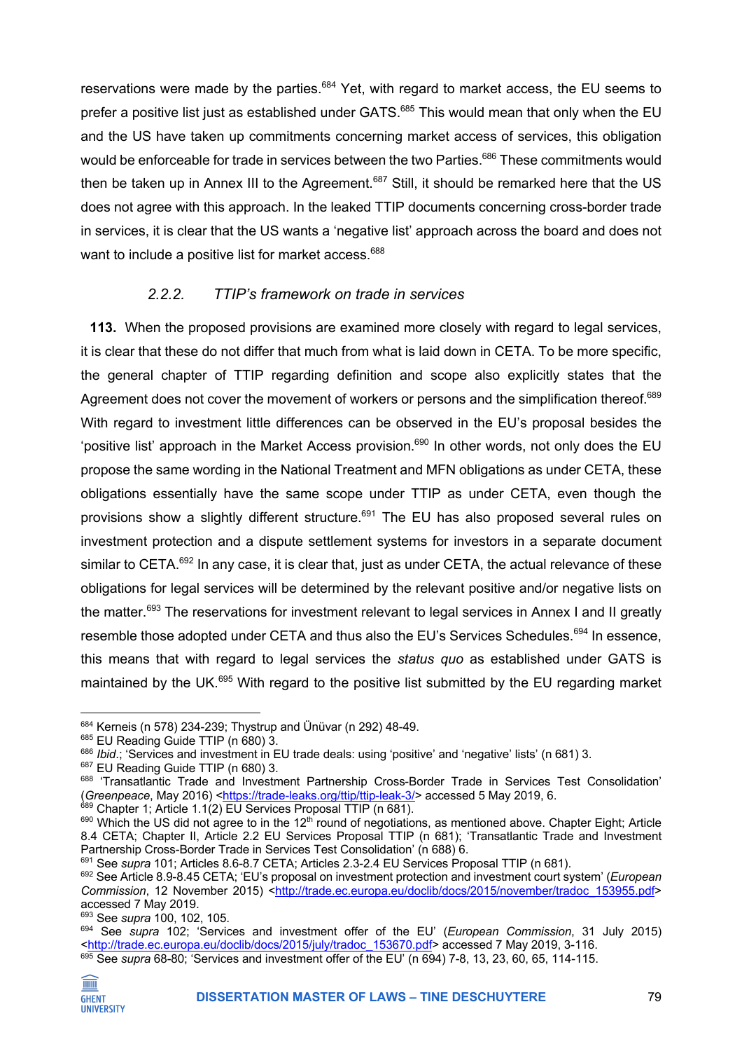reservations were made by the parties.[684] Yet, with regard to market access, the EU seems to prefer a positive list just as established under GATS.[685] This would mean that only when the EU and the US have taken up commitments concerning market access of services, this obligation would be enforceable for trade in services between the two Parties.[686] These commitments would then be taken up in Annex III to the Agreement.[687] Still, it should be remarked here that the US does not agree with this approach. In the leaked TTIP documents concerning cross-border trade in services, it is clear that the US wants a 'negative list' approach across the board and does not want to include a positive list for market access.[688]

#### *2.2.2. TTIP's framework on trade in services*

**113.** When the proposed provisions are examined more closely with regard to legal services, it is clear that these do not differ that much from what is laid down in CETA. To be more specific, the general chapter of TTIP regarding definition and scope also explicitly states that the Agreement does not cover the movement of workers or persons and the simplification thereof.[689] With regard to investment little differences can be observed in the EU's proposal besides the 'positive list' approach in the Market Access provision.[690] In other words, not only does the EU propose the same wording in the National Treatment and MFN obligations as under CETA, these obligations essentially have the same scope under TTIP as under CETA, even though the provisions show a slightly different structure.[691] The EU has also proposed several rules on investment protection and a dispute settlement systems for investors in a separate document similar to CETA.[692] In any case, it is clear that, just as under CETA, the actual relevance of these obligations for legal services will be determined by the relevant positive and/or negative lists on the matter.[693] The reservations for investment relevant to legal services in Annex I and II greatly resemble those adopted under CETA and thus also the EU's Services Schedules.[694] In essence, this means that with regard to legal services the *status quo* as established under GATS is maintained by the UK.[695] With regard to the positive list submitted by the EU regarding market

---

[684] Kerneis (n 578) 234-239; Thystrup and Ünüvar (n 292) 48-49.

[685] EU Reading Guide TTIP (n 680) 3.

[686] *Ibid*.; 'Services and investment in EU trade deals: using 'positive' and 'negative' lists' (n 681) 3.

[687] EU Reading Guide TTIP (n 680) 3.

[688] 'Transatlantic Trade and Investment Partnership Cross-Border Trade in Services Test Consolidation' (*Greenpeace*, May 2016) <https://trade-leaks.org/ttip/ttip-leak-3/> accessed 5 May 2019, 6.

[689] Chapter 1; Article 1.1(2) EU Services Proposal TTIP (n 681).

[690] Which the US did not agree to in the 12th round of negotiations, as mentioned above. Chapter Eight; Article 8.4 CETA; Chapter II, Article 2.2 EU Services Proposal TTIP (n 681); 'Transatlantic Trade and Investment Partnership Cross-Border Trade in Services Test Consolidation' (n 688) 6.

[691] See *supra* 101; Articles 8.6-8.7 CETA; Articles 2.3-2.4 EU Services Proposal TTIP (n 681).

[692] See Article 8.9-8.45 CETA; 'EU's proposal on investment protection and investment court system' (*European Commission*, 12 November 2015) <http://trade.ec.europa.eu/doclib/docs/2015/november/tradoc_153955.pdf> accessed 7 May 2019.

[693] See *supra* 100, 102, 105.

[694] See *supra* 102; 'Services and investment offer of the EU' (*European Commission*, 31 July 2015) <http://trade.ec.europa.eu/doclib/docs/2015/july/tradoc_153670.pdf> accessed 7 May 2019, 3-116.

[695] See *supra* 68-80; 'Services and investment offer of the EU' (n 694) 7-8, 13, 23, 60, 65, 114-115.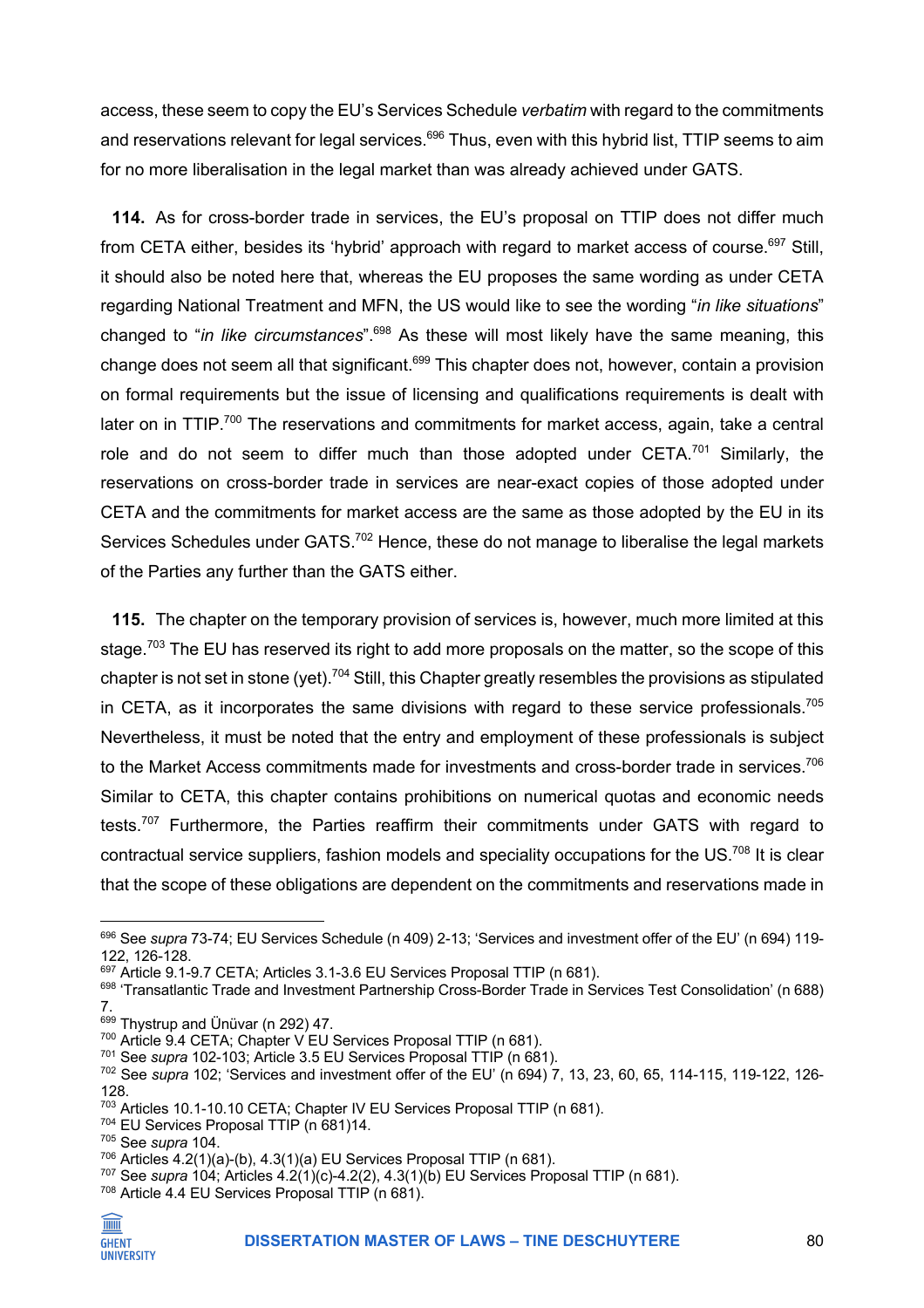access, these seem to copy the EU's Services Schedule *verbatim* with regard to the commitments and reservations relevant for legal services.[696] Thus, even with this hybrid list, TTIP seems to aim for no more liberalisation in the legal market than was already achieved under GATS.

**114.** As for cross-border trade in services, the EU's proposal on TTIP does not differ much from CETA either, besides its 'hybrid' approach with regard to market access of course.[697] Still, it should also be noted here that, whereas the EU proposes the same wording as under CETA regarding National Treatment and MFN, the US would like to see the wording "*in like situations*" changed to "*in like circumstances*".[698] As these will most likely have the same meaning, this change does not seem all that significant.[699] This chapter does not, however, contain a provision on formal requirements but the issue of licensing and qualifications requirements is dealt with later on in TTIP.[700] The reservations and commitments for market access, again, take a central role and do not seem to differ much than those adopted under CETA.[701] Similarly, the reservations on cross-border trade in services are near-exact copies of those adopted under CETA and the commitments for market access are the same as those adopted by the EU in its Services Schedules under GATS.[702] Hence, these do not manage to liberalise the legal markets of the Parties any further than the GATS either.

**115.** The chapter on the temporary provision of services is, however, much more limited at this stage.[703] The EU has reserved its right to add more proposals on the matter, so the scope of this chapter is not set in stone (yet).[704] Still, this Chapter greatly resembles the provisions as stipulated in CETA, as it incorporates the same divisions with regard to these service professionals.[705] Nevertheless, it must be noted that the entry and employment of these professionals is subject to the Market Access commitments made for investments and cross-border trade in services.[706] Similar to CETA, this chapter contains prohibitions on numerical quotas and economic needs tests.[707] Furthermore, the Parties reaffirm their commitments under GATS with regard to contractual service suppliers, fashion models and speciality occupations for the US.[708] It is clear that the scope of these obligations are dependent on the commitments and reservations made in

---

[696] See *supra* 73-74; EU Services Schedule (n 409) 2-13; 'Services and investment offer of the EU' (n 694) 119-122, 126-128.
[697] Article 9.1-9.7 CETA; Articles 3.1-3.6 EU Services Proposal TTIP (n 681).
[698] 'Transatlantic Trade and Investment Partnership Cross-Border Trade in Services Test Consolidation' (n 688) 7.
[699] Thystrup and Ünüvar (n 292) 47.
[700] Article 9.4 CETA; Chapter V EU Services Proposal TTIP (n 681).
[701] See *supra* 102-103; Article 3.5 EU Services Proposal TTIP (n 681).
[702] See *supra* 102; 'Services and investment offer of the EU' (n 694) 7, 13, 23, 60, 65, 114-115, 119-122, 126-128.
[703] Articles 10.1-10.10 CETA; Chapter IV EU Services Proposal TTIP (n 681).
[704] EU Services Proposal TTIP (n 681)14.
[705] See *supra* 104.
[706] Articles 4.2(1)(a)-(b), 4.3(1)(a) EU Services Proposal TTIP (n 681).
[707] See *supra* 104; Articles 4.2(1)(c)-4.2(2), 4.3(1)(b) EU Services Proposal TTIP (n 681).
[708] Article 4.4 EU Services Proposal TTIP (n 681).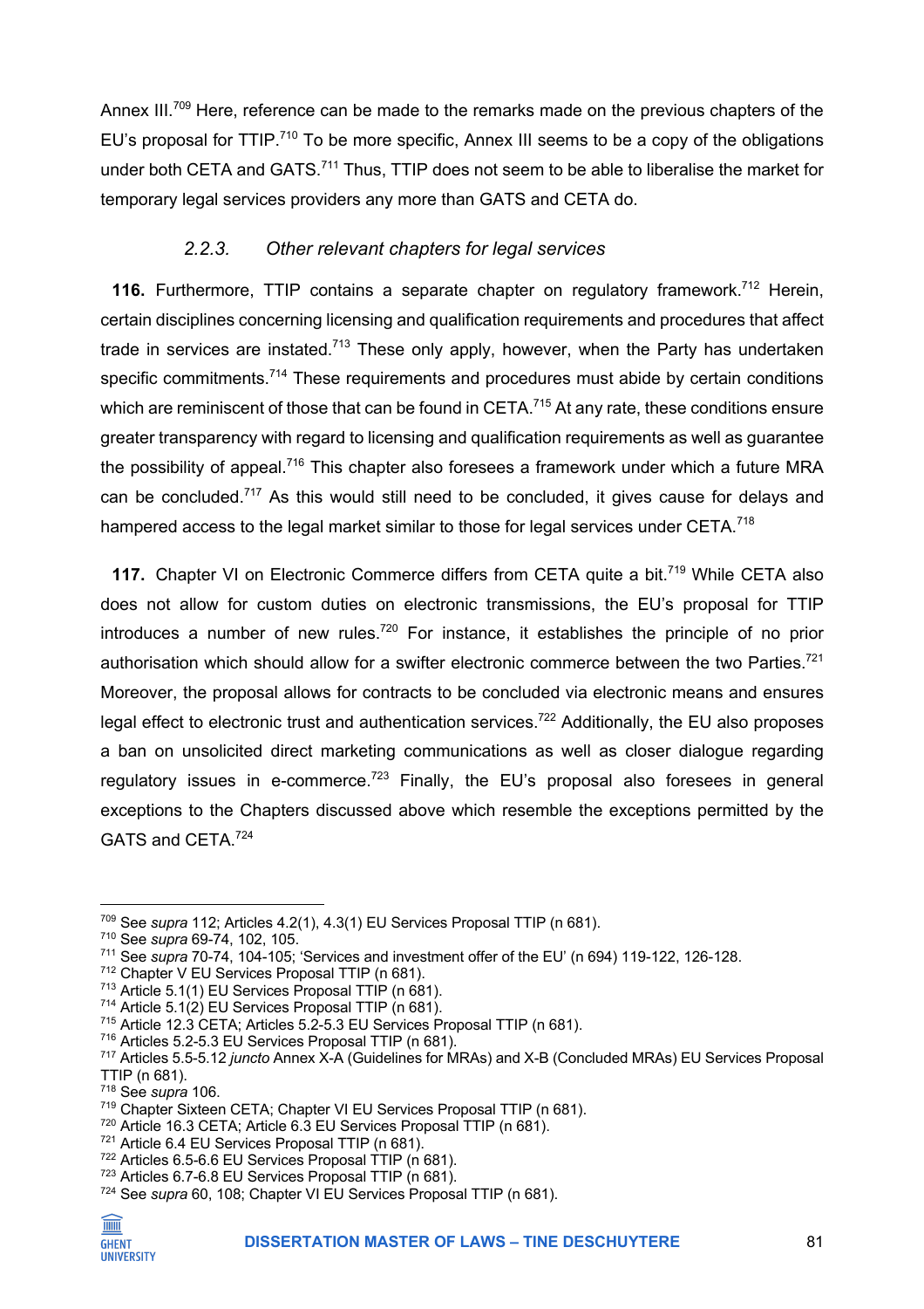Annex III.[709] Here, reference can be made to the remarks made on the previous chapters of the EU's proposal for TTIP.[710] To be more specific, Annex III seems to be a copy of the obligations under both CETA and GATS.[711] Thus, TTIP does not seem to be able to liberalise the market for temporary legal services providers any more than GATS and CETA do.

#### *2.2.3. Other relevant chapters for legal services*

**116.** Furthermore, TTIP contains a separate chapter on regulatory framework.[712] Herein, certain disciplines concerning licensing and qualification requirements and procedures that affect trade in services are instated.[713] These only apply, however, when the Party has undertaken specific commitments.[714] These requirements and procedures must abide by certain conditions which are reminiscent of those that can be found in CETA.[715] At any rate, these conditions ensure greater transparency with regard to licensing and qualification requirements as well as guarantee the possibility of appeal.[716] This chapter also foresees a framework under which a future MRA can be concluded.[717] As this would still need to be concluded, it gives cause for delays and hampered access to the legal market similar to those for legal services under CETA.[718]

**117.** Chapter VI on Electronic Commerce differs from CETA quite a bit.[719] While CETA also does not allow for custom duties on electronic transmissions, the EU's proposal for TTIP introduces a number of new rules.[720] For instance, it establishes the principle of no prior authorisation which should allow for a swifter electronic commerce between the two Parties.[721] Moreover, the proposal allows for contracts to be concluded via electronic means and ensures legal effect to electronic trust and authentication services.[722] Additionally, the EU also proposes a ban on unsolicited direct marketing communications as well as closer dialogue regarding regulatory issues in e-commerce.[723] Finally, the EU's proposal also foresees in general exceptions to the Chapters discussed above which resemble the exceptions permitted by the GATS and CETA.[724]

---

[709] See *supra* 112; Articles 4.2(1), 4.3(1) EU Services Proposal TTIP (n 681).
[710] See *supra* 69-74, 102, 105.
[711] See *supra* 70-74, 104-105; 'Services and investment offer of the EU' (n 694) 119-122, 126-128.
[712] Chapter V EU Services Proposal TTIP (n 681).
[713] Article 5.1(1) EU Services Proposal TTIP (n 681).
[714] Article 5.1(2) EU Services Proposal TTIP (n 681).
[715] Article 12.3 CETA; Articles 5.2-5.3 EU Services Proposal TTIP (n 681).
[716] Articles 5.2-5.3 EU Services Proposal TTIP (n 681).
[717] Articles 5.5-5.12 *juncto* Annex X-A (Guidelines for MRAs) and X-B (Concluded MRAs) EU Services Proposal TTIP (n 681).
[718] See *supra* 106.
[719] Chapter Sixteen CETA; Chapter VI EU Services Proposal TTIP (n 681).
[720] Article 16.3 CETA; Article 6.3 EU Services Proposal TTIP (n 681).
[721] Article 6.4 EU Services Proposal TTIP (n 681).
[722] Articles 6.5-6.6 EU Services Proposal TTIP (n 681).
[723] Articles 6.7-6.8 EU Services Proposal TTIP (n 681).
[724] See *supra* 60, 108; Chapter VI EU Services Proposal TTIP (n 681).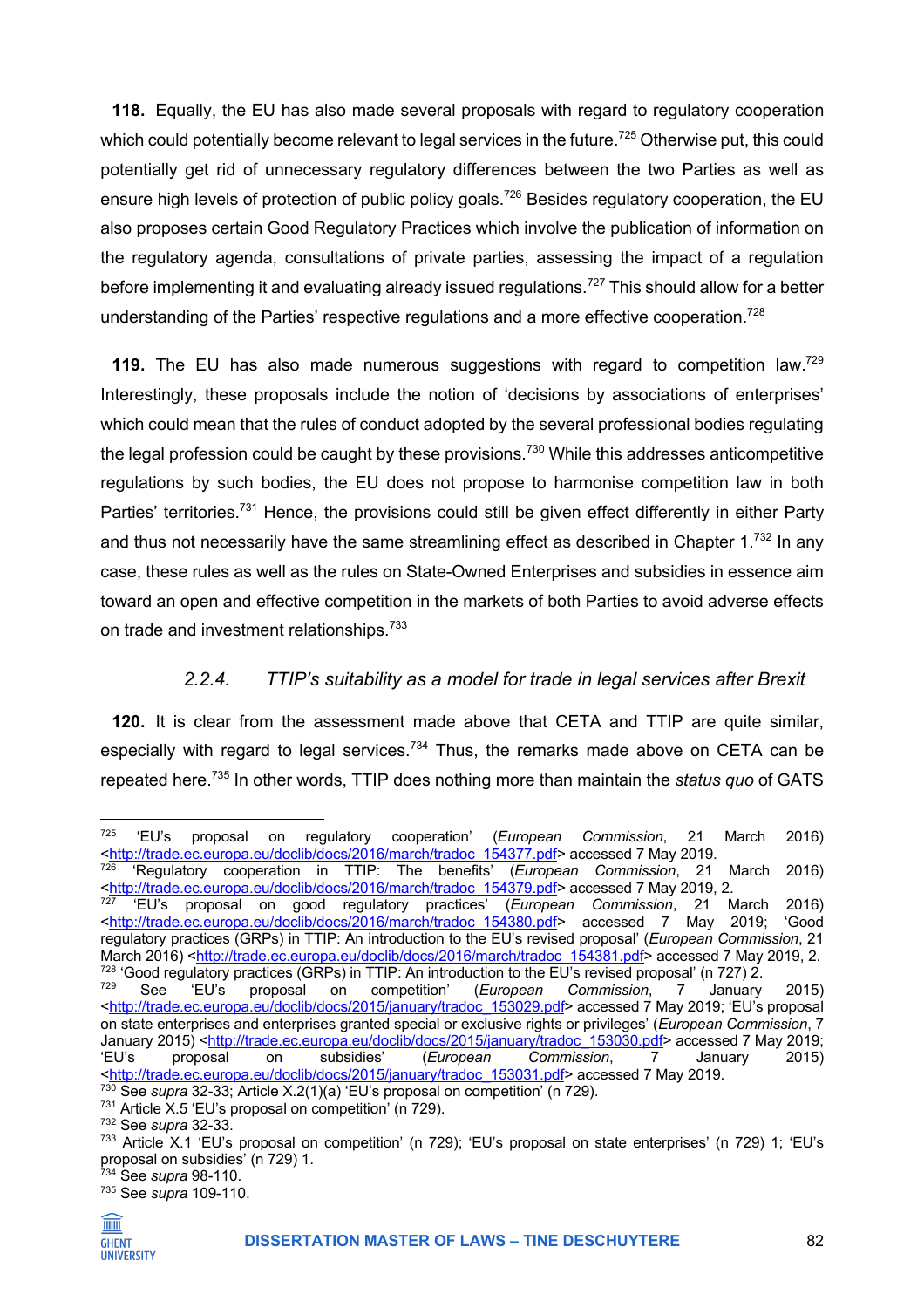**118.** Equally, the EU has also made several proposals with regard to regulatory cooperation which could potentially become relevant to legal services in the future.[725] Otherwise put, this could potentially get rid of unnecessary regulatory differences between the two Parties as well as ensure high levels of protection of public policy goals.[726] Besides regulatory cooperation, the EU also proposes certain Good Regulatory Practices which involve the publication of information on the regulatory agenda, consultations of private parties, assessing the impact of a regulation before implementing it and evaluating already issued regulations.[727] This should allow for a better understanding of the Parties' respective regulations and a more effective cooperation.[728]

**119.** The EU has also made numerous suggestions with regard to competition law.[729] Interestingly, these proposals include the notion of 'decisions by associations of enterprises' which could mean that the rules of conduct adopted by the several professional bodies regulating the legal profession could be caught by these provisions.[730] While this addresses anticompetitive regulations by such bodies, the EU does not propose to harmonise competition law in both Parties' territories.[731] Hence, the provisions could still be given effect differently in either Party and thus not necessarily have the same streamlining effect as described in Chapter 1.[732] In any case, these rules as well as the rules on State-Owned Enterprises and subsidies in essence aim toward an open and effective competition in the markets of both Parties to avoid adverse effects on trade and investment relationships.[733]

### *2.2.4. TTIP's suitability as a model for trade in legal services after Brexit*

**120.** It is clear from the assessment made above that CETA and TTIP are quite similar, especially with regard to legal services.[734] Thus, the remarks made above on CETA can be repeated here.[735] In other words, TTIP does nothing more than maintain the *status quo* of GATS

---

[725] 'EU's proposal on regulatory cooperation' (*European Commission*, 21 March 2016) <http://trade.ec.europa.eu/doclib/docs/2016/march/tradoc_154377.pdf> accessed 7 May 2019.

[726] 'Regulatory cooperation in TTIP: The benefits' (*European Commission*, 21 March 2016) <http://trade.ec.europa.eu/doclib/docs/2016/march/tradoc_154379.pdf> accessed 7 May 2019, 2.

[727] 'EU's proposal on good regulatory practices' (*European Commission*, 21 March 2016) <http://trade.ec.europa.eu/doclib/docs/2016/march/tradoc_154380.pdf> accessed 7 May 2019; 'Good regulatory practices (GRPs) in TTIP: An introduction to the EU's revised proposal' (*European Commission*, 21 March 2016) <http://trade.ec.europa.eu/doclib/docs/2016/march/tradoc_154381.pdf> accessed 7 May 2019, 2.

[728] 'Good regulatory practices (GRPs) in TTIP: An introduction to the EU's revised proposal' (n 727) 2.

[729] See 'EU's proposal on competition' (*European Commission*, 7 January 2015) <http://trade.ec.europa.eu/doclib/docs/2015/january/tradoc_153029.pdf> accessed 7 May 2019; 'EU's proposal on state enterprises and enterprises granted special or exclusive rights or privileges' (*European Commission*, 7 January 2015) <http://trade.ec.europa.eu/doclib/docs/2015/january/tradoc_153030.pdf> accessed 7 May 2019; 'EU's proposal on subsidies' (*European Commission*, 7 January 2015) <http://trade.ec.europa.eu/doclib/docs/2015/january/tradoc_153031.pdf> accessed 7 May 2019.

[730] See *supra* 32-33; Article X.2(1)(a) 'EU's proposal on competition' (n 729).

[731] Article X.5 'EU's proposal on competition' (n 729).

[732] See *supra* 32-33.

[733] Article X.1 'EU's proposal on competition' (n 729); 'EU's proposal on state enterprises' (n 729) 1; 'EU's proposal on subsidies' (n 729) 1.

[734] See *supra* 98-110.

[735] See *supra* 109-110.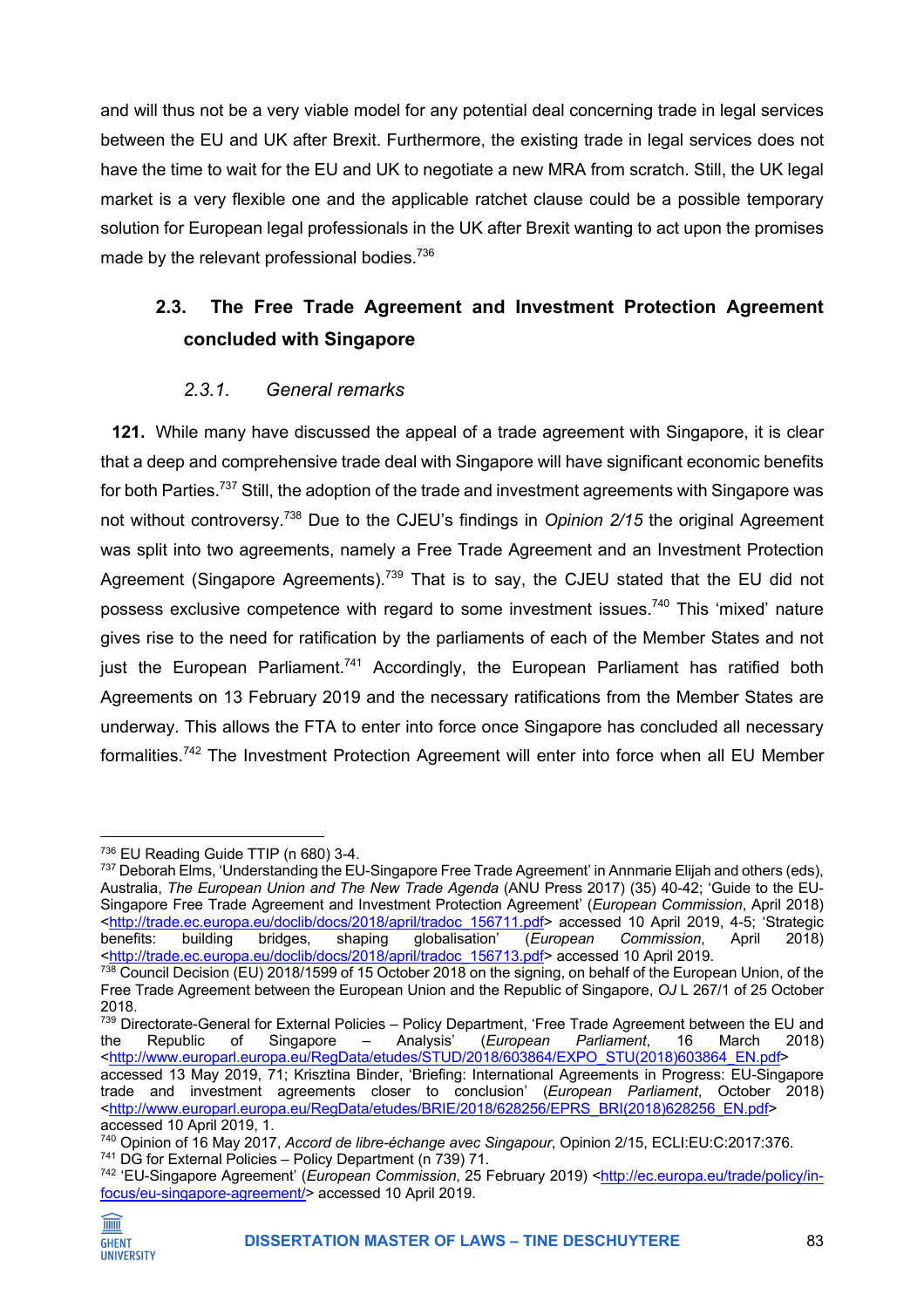and will thus not be a very viable model for any potential deal concerning trade in legal services between the EU and UK after Brexit. Furthermore, the existing trade in legal services does not have the time to wait for the EU and UK to negotiate a new MRA from scratch. Still, the UK legal market is a very flexible one and the applicable ratchet clause could be a possible temporary solution for European legal professionals in the UK after Brexit wanting to act upon the promises made by the relevant professional bodies.[736]

## 2.3. The Free Trade Agreement and Investment Protection Agreement concluded with Singapore

### *2.3.1. General remarks*

**121.** While many have discussed the appeal of a trade agreement with Singapore, it is clear that a deep and comprehensive trade deal with Singapore will have significant economic benefits for both Parties.[737] Still, the adoption of the trade and investment agreements with Singapore was not without controversy.[738] Due to the CJEU's findings in *Opinion 2/15* the original Agreement was split into two agreements, namely a Free Trade Agreement and an Investment Protection Agreement (Singapore Agreements).[739] That is to say, the CJEU stated that the EU did not possess exclusive competence with regard to some investment issues.[740] This 'mixed' nature gives rise to the need for ratification by the parliaments of each of the Member States and not just the European Parliament.[741] Accordingly, the European Parliament has ratified both Agreements on 13 February 2019 and the necessary ratifications from the Member States are underway. This allows the FTA to enter into force once Singapore has concluded all necessary formalities.[742] The Investment Protection Agreement will enter into force when all EU Member

---

[736] EU Reading Guide TTIP (n 680) 3-4.

[737] Deborah Elms, 'Understanding the EU-Singapore Free Trade Agreement' in Annmarie Elijah and others (eds), Australia, *The European Union and The New Trade Agenda* (ANU Press 2017) (35) 40-42; 'Guide to the EU-Singapore Free Trade Agreement and Investment Protection Agreement' (*European Commission*, April 2018) <http://trade.ec.europa.eu/doclib/docs/2018/april/tradoc_156711.pdf> accessed 10 April 2019, 4-5; 'Strategic benefits: building bridges, shaping globalisation' (*European Commission*, April 2018) <http://trade.ec.europa.eu/doclib/docs/2018/april/tradoc_156713.pdf> accessed 10 April 2019.

[738] Council Decision (EU) 2018/1599 of 15 October 2018 on the signing, on behalf of the European Union, of the Free Trade Agreement between the European Union and the Republic of Singapore, *OJ* L 267/1 of 25 October 2018.

[739] Directorate-General for External Policies – Policy Department, 'Free Trade Agreement between the EU and the Republic of Singapore – Analysis' (*European Parliament*, 16 March 2018) <http://www.europarl.europa.eu/RegData/etudes/STUD/2018/603864/EXPO_STU(2018)603864_EN.pdf> accessed 13 May 2019, 71; Krisztina Binder, 'Briefing: International Agreements in Progress: EU-Singapore trade and investment agreements closer to conclusion' (*European Parliament*, October 2018) <http://www.europarl.europa.eu/RegData/etudes/BRIE/2018/628256/EPRS_BRI(2018)628256_EN.pdf> accessed 10 April 2019, 1.

[740] Opinion of 16 May 2017, *Accord de libre-échange avec Singapour*, Opinion 2/15, ECLI:EU:C:2017:376.

[741] DG for External Policies – Policy Department (n 739) 71.

[742] 'EU-Singapore Agreement' (*European Commission*, 25 February 2019) <http://ec.europa.eu/trade/policy/in-focus/eu-singapore-agreement/> accessed 10 April 2019.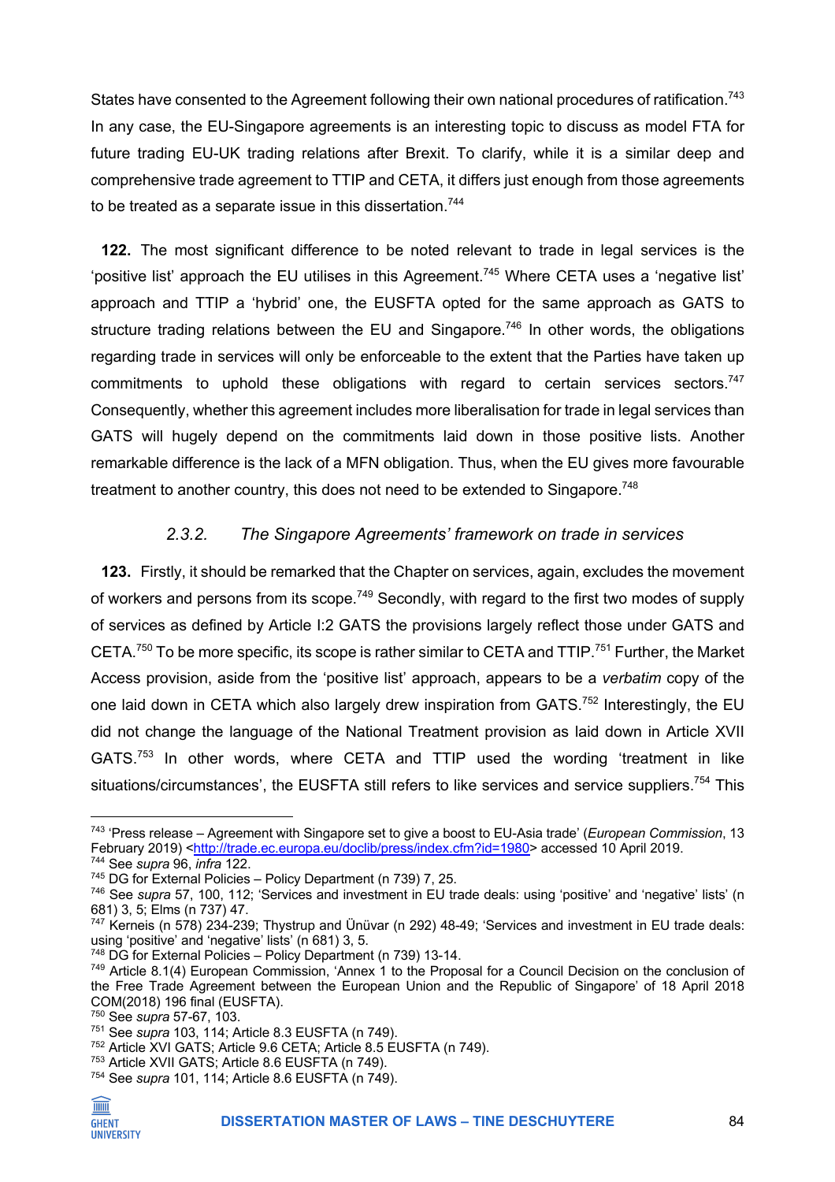States have consented to the Agreement following their own national procedures of ratification.[743] In any case, the EU-Singapore agreements is an interesting topic to discuss as model FTA for future trading EU-UK trading relations after Brexit. To clarify, while it is a similar deep and comprehensive trade agreement to TTIP and CETA, it differs just enough from those agreements to be treated as a separate issue in this dissertation.[744]

**122.** The most significant difference to be noted relevant to trade in legal services is the 'positive list' approach the EU utilises in this Agreement.[745] Where CETA uses a 'negative list' approach and TTIP a 'hybrid' one, the EUSFTA opted for the same approach as GATS to structure trading relations between the EU and Singapore.[746] In other words, the obligations regarding trade in services will only be enforceable to the extent that the Parties have taken up commitments to uphold these obligations with regard to certain services sectors.[747] Consequently, whether this agreement includes more liberalisation for trade in legal services than GATS will hugely depend on the commitments laid down in those positive lists. Another remarkable difference is the lack of a MFN obligation. Thus, when the EU gives more favourable treatment to another country, this does not need to be extended to Singapore.[748]

### *2.3.2. The Singapore Agreements' framework on trade in services*

**123.** Firstly, it should be remarked that the Chapter on services, again, excludes the movement of workers and persons from its scope.[749] Secondly, with regard to the first two modes of supply of services as defined by Article I:2 GATS the provisions largely reflect those under GATS and CETA.[750] To be more specific, its scope is rather similar to CETA and TTIP.[751] Further, the Market Access provision, aside from the 'positive list' approach, appears to be a *verbatim* copy of the one laid down in CETA which also largely drew inspiration from GATS.[752] Interestingly, the EU did not change the language of the National Treatment provision as laid down in Article XVII GATS.[753] In other words, where CETA and TTIP used the wording 'treatment in like situations/circumstances', the EUSFTA still refers to like services and service suppliers.[754] This

---

[743] 'Press release – Agreement with Singapore set to give a boost to EU-Asia trade' (*European Commission*, 13 February 2019) <http://trade.ec.europa.eu/doclib/press/index.cfm?id=1980> accessed 10 April 2019.
[744] See *supra* 96, *infra* 122.
[745] DG for External Policies – Policy Department (n 739) 7, 25.
[746] See *supra* 57, 100, 112; 'Services and investment in EU trade deals: using 'positive' and 'negative' lists' (n 681) 3, 5; Elms (n 737) 47.
[747] Kerneis (n 578) 234-239; Thystrup and Ünüvar (n 292) 48-49; 'Services and investment in EU trade deals: using 'positive' and 'negative' lists' (n 681) 3, 5.
[748] DG for External Policies – Policy Department (n 739) 13-14.
[749] Article 8.1(4) European Commission, 'Annex 1 to the Proposal for a Council Decision on the conclusion of the Free Trade Agreement between the European Union and the Republic of Singapore' of 18 April 2018 COM(2018) 196 final (EUSFTA).
[750] See *supra* 57-67, 103.
[751] See *supra* 103, 114; Article 8.3 EUSFTA (n 749).
[752] Article XVI GATS; Article 9.6 CETA; Article 8.5 EUSFTA (n 749).
[753] Article XVII GATS; Article 8.6 EUSFTA (n 749).
[754] See *supra* 101, 114; Article 8.6 EUSFTA (n 749).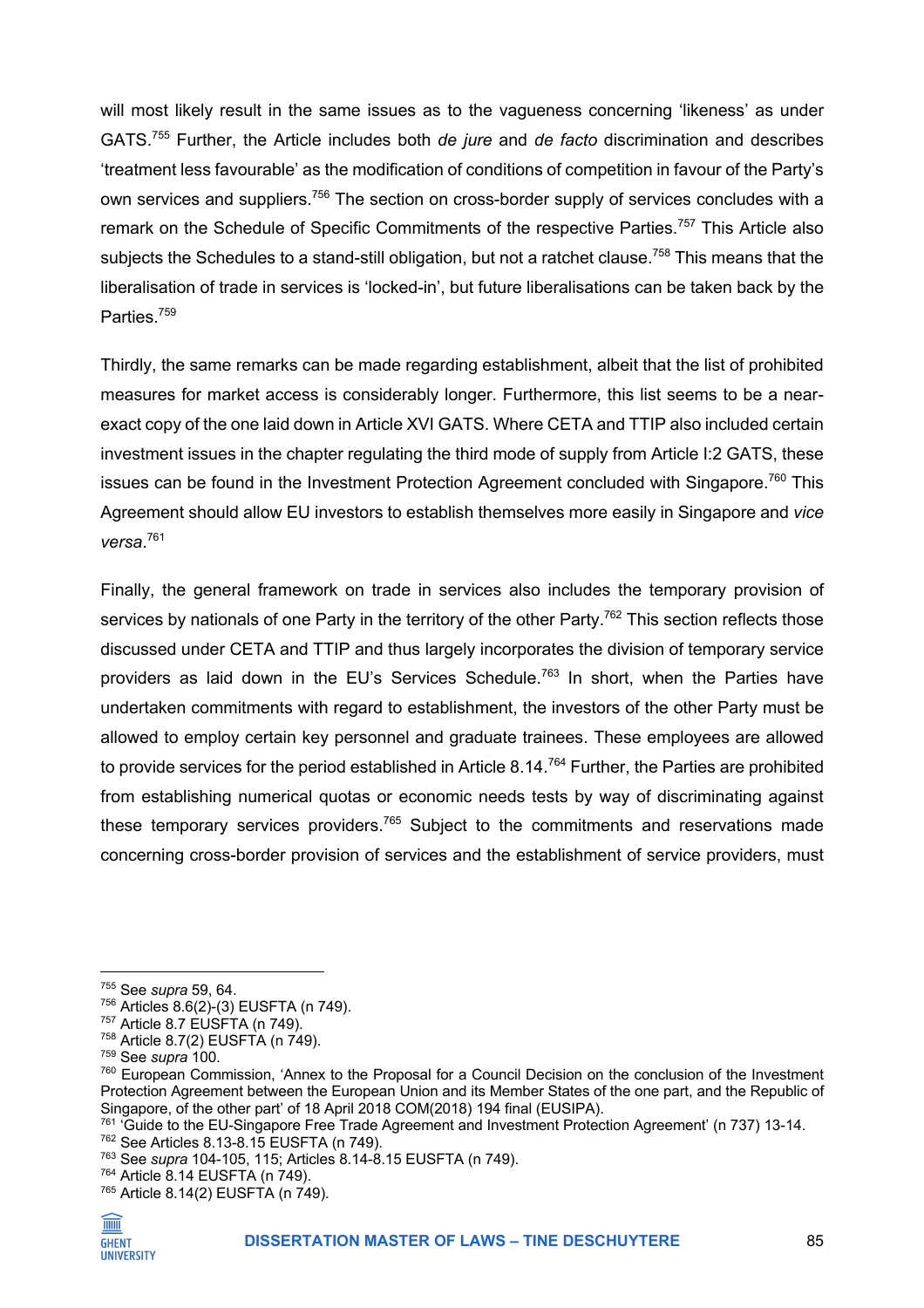will most likely result in the same issues as to the vagueness concerning 'likeness' as under GATS.[755] Further, the Article includes both *de jure* and *de facto* discrimination and describes 'treatment less favourable' as the modification of conditions of competition in favour of the Party's own services and suppliers.[756] The section on cross-border supply of services concludes with a remark on the Schedule of Specific Commitments of the respective Parties.[757] This Article also subjects the Schedules to a stand-still obligation, but not a ratchet clause.[758] This means that the liberalisation of trade in services is 'locked-in', but future liberalisations can be taken back by the Parties.[759]

Thirdly, the same remarks can be made regarding establishment, albeit that the list of prohibited measures for market access is considerably longer. Furthermore, this list seems to be a near-exact copy of the one laid down in Article XVI GATS. Where CETA and TTIP also included certain investment issues in the chapter regulating the third mode of supply from Article I:2 GATS, these issues can be found in the Investment Protection Agreement concluded with Singapore.[760] This Agreement should allow EU investors to establish themselves more easily in Singapore and *vice versa*.[761]

Finally, the general framework on trade in services also includes the temporary provision of services by nationals of one Party in the territory of the other Party.[762] This section reflects those discussed under CETA and TTIP and thus largely incorporates the division of temporary service providers as laid down in the EU's Services Schedule.[763] In short, when the Parties have undertaken commitments with regard to establishment, the investors of the other Party must be allowed to employ certain key personnel and graduate trainees. These employees are allowed to provide services for the period established in Article 8.14.[764] Further, the Parties are prohibited from establishing numerical quotas or economic needs tests by way of discriminating against these temporary services providers.[765] Subject to the commitments and reservations made concerning cross-border provision of services and the establishment of service providers, must

---

[755] See *supra* 59, 64.
[756] Articles 8.6(2)-(3) EUSFTA (n 749).
[757] Article 8.7 EUSFTA (n 749).
[758] Article 8.7(2) EUSFTA (n 749).
[759] See *supra* 100.
[760] European Commission, 'Annex to the Proposal for a Council Decision on the conclusion of the Investment Protection Agreement between the European Union and its Member States of the one part, and the Republic of Singapore, of the other part' of 18 April 2018 COM(2018) 194 final (EUSIPA).
[761] 'Guide to the EU-Singapore Free Trade Agreement and Investment Protection Agreement' (n 737) 13-14.
[762] See Articles 8.13-8.15 EUSFTA (n 749).
[763] See *supra* 104-105, 115; Articles 8.14-8.15 EUSFTA (n 749).
[764] Article 8.14 EUSFTA (n 749).
[765] Article 8.14(2) EUSFTA (n 749).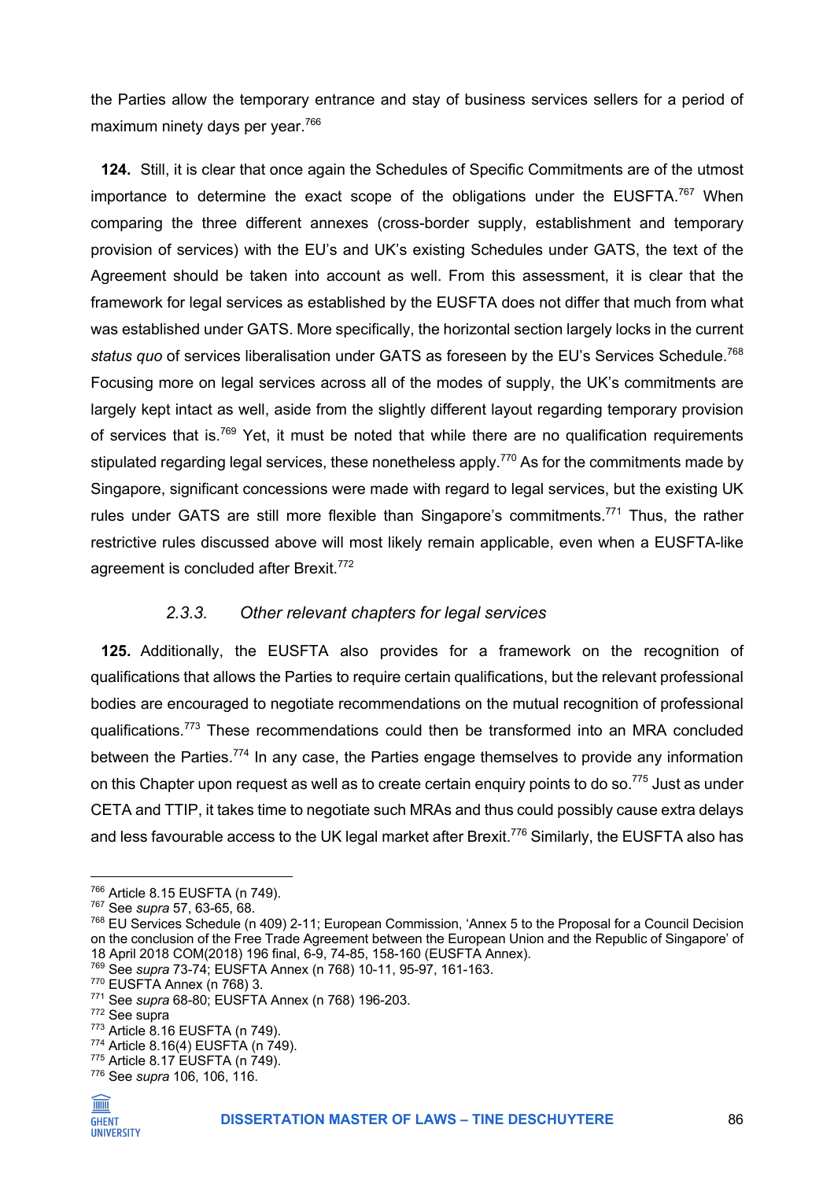the Parties allow the temporary entrance and stay of business services sellers for a period of maximum ninety days per year.[766]

**124.** Still, it is clear that once again the Schedules of Specific Commitments are of the utmost importance to determine the exact scope of the obligations under the EUSFTA.[767] When comparing the three different annexes (cross-border supply, establishment and temporary provision of services) with the EU's and UK's existing Schedules under GATS, the text of the Agreement should be taken into account as well. From this assessment, it is clear that the framework for legal services as established by the EUSFTA does not differ that much from what was established under GATS. More specifically, the horizontal section largely locks in the current *status quo* of services liberalisation under GATS as foreseen by the EU's Services Schedule.[768] Focusing more on legal services across all of the modes of supply, the UK's commitments are largely kept intact as well, aside from the slightly different layout regarding temporary provision of services that is.[769] Yet, it must be noted that while there are no qualification requirements stipulated regarding legal services, these nonetheless apply.[770] As for the commitments made by Singapore, significant concessions were made with regard to legal services, but the existing UK rules under GATS are still more flexible than Singapore's commitments.[771] Thus, the rather restrictive rules discussed above will most likely remain applicable, even when a EUSFTA-like agreement is concluded after Brexit.[772]

### *2.3.3. Other relevant chapters for legal services*

**125.** Additionally, the EUSFTA also provides for a framework on the recognition of qualifications that allows the Parties to require certain qualifications, but the relevant professional bodies are encouraged to negotiate recommendations on the mutual recognition of professional qualifications.[773] These recommendations could then be transformed into an MRA concluded between the Parties.[774] In any case, the Parties engage themselves to provide any information on this Chapter upon request as well as to create certain enquiry points to do so.[775] Just as under CETA and TTIP, it takes time to negotiate such MRAs and thus could possibly cause extra delays and less favourable access to the UK legal market after Brexit.[776] Similarly, the EUSFTA also has

---

[766] Article 8.15 EUSFTA (n 749).
[767] See *supra* 57, 63-65, 68.
[768] EU Services Schedule (n 409) 2-11; European Commission, 'Annex 5 to the Proposal for a Council Decision on the conclusion of the Free Trade Agreement between the European Union and the Republic of Singapore' of 18 April 2018 COM(2018) 196 final, 6-9, 74-85, 158-160 (EUSFTA Annex).
[769] See *supra* 73-74; EUSFTA Annex (n 768) 10-11, 95-97, 161-163.
[770] EUSFTA Annex (n 768) 3.
[771] See *supra* 68-80; EUSFTA Annex (n 768) 196-203.
[772] See supra
[773] Article 8.16 EUSFTA (n 749).
[774] Article 8.16(4) EUSFTA (n 749).
[775] Article 8.17 EUSFTA (n 749).
[776] See *supra* 106, 106, 116.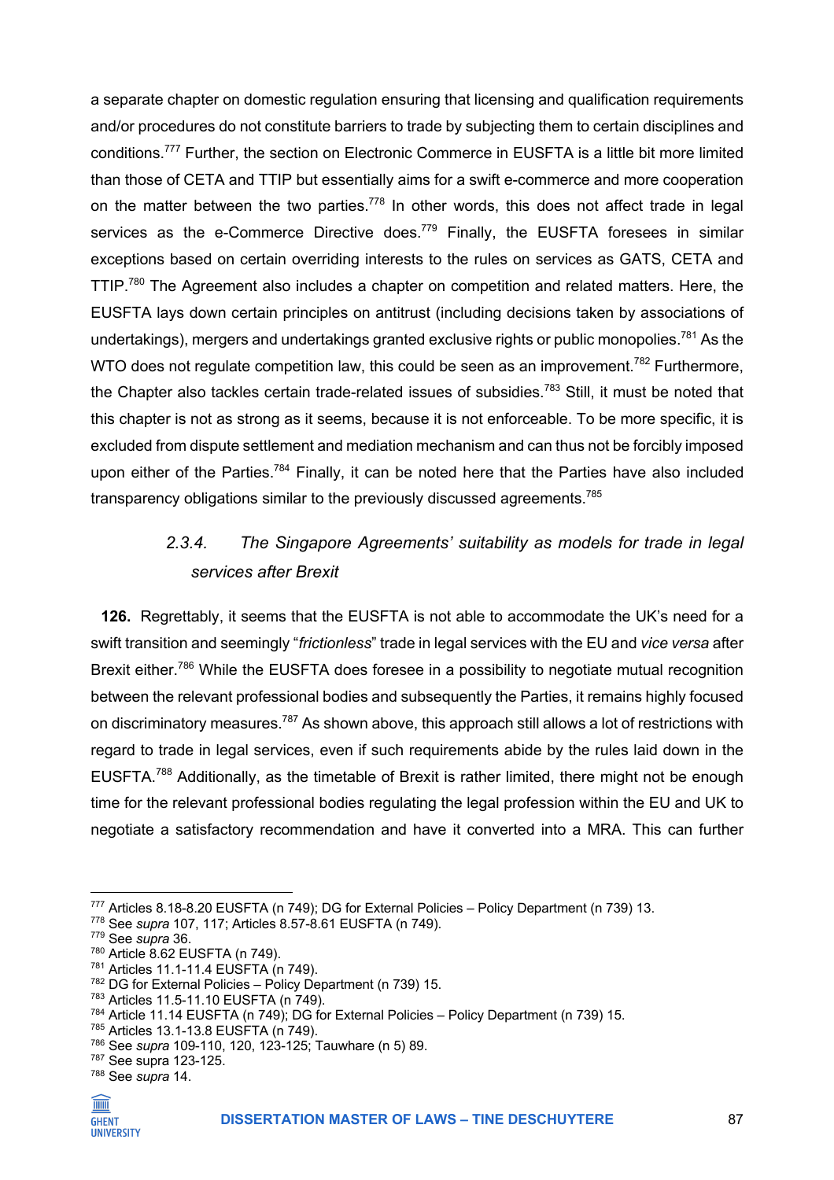a separate chapter on domestic regulation ensuring that licensing and qualification requirements and/or procedures do not constitute barriers to trade by subjecting them to certain disciplines and conditions.[777] Further, the section on Electronic Commerce in EUSFTA is a little bit more limited than those of CETA and TTIP but essentially aims for a swift e-commerce and more cooperation on the matter between the two parties.[778] In other words, this does not affect trade in legal services as the e-Commerce Directive does.[779] Finally, the EUSFTA foresees in similar exceptions based on certain overriding interests to the rules on services as GATS, CETA and TTIP.[780] The Agreement also includes a chapter on competition and related matters. Here, the EUSFTA lays down certain principles on antitrust (including decisions taken by associations of undertakings), mergers and undertakings granted exclusive rights or public monopolies.[781] As the WTO does not regulate competition law, this could be seen as an improvement.[782] Furthermore, the Chapter also tackles certain trade-related issues of subsidies.[783] Still, it must be noted that this chapter is not as strong as it seems, because it is not enforceable. To be more specific, it is excluded from dispute settlement and mediation mechanism and can thus not be forcibly imposed upon either of the Parties.[784] Finally, it can be noted here that the Parties have also included transparency obligations similar to the previously discussed agreements.[785]

#### *2.3.4. The Singapore Agreements' suitability as models for trade in legal services after Brexit*

**126.** Regrettably, it seems that the EUSFTA is not able to accommodate the UK's need for a swift transition and seemingly "*frictionless*" trade in legal services with the EU and *vice versa* after Brexit either.[786] While the EUSFTA does foresee in a possibility to negotiate mutual recognition between the relevant professional bodies and subsequently the Parties, it remains highly focused on discriminatory measures.[787] As shown above, this approach still allows a lot of restrictions with regard to trade in legal services, even if such requirements abide by the rules laid down in the EUSFTA.[788] Additionally, as the timetable of Brexit is rather limited, there might not be enough time for the relevant professional bodies regulating the legal profession within the EU and UK to negotiate a satisfactory recommendation and have it converted into a MRA. This can further

---

[777] Articles 8.18-8.20 EUSFTA (n 749); DG for External Policies – Policy Department (n 739) 13.
[778] See *supra* 107, 117; Articles 8.57-8.61 EUSFTA (n 749).
[779] See *supra* 36.
[780] Article 8.62 EUSFTA (n 749).
[781] Articles 11.1-11.4 EUSFTA (n 749).
[782] DG for External Policies – Policy Department (n 739) 15.
[783] Articles 11.5-11.10 EUSFTA (n 749).
[784] Article 11.14 EUSFTA (n 749); DG for External Policies – Policy Department (n 739) 15.
[785] Articles 13.1-13.8 EUSFTA (n 749).
[786] See *supra* 109-110, 120, 123-125; Tauwhare (n 5) 89.
[787] See supra 123-125.
[788] See *supra* 14.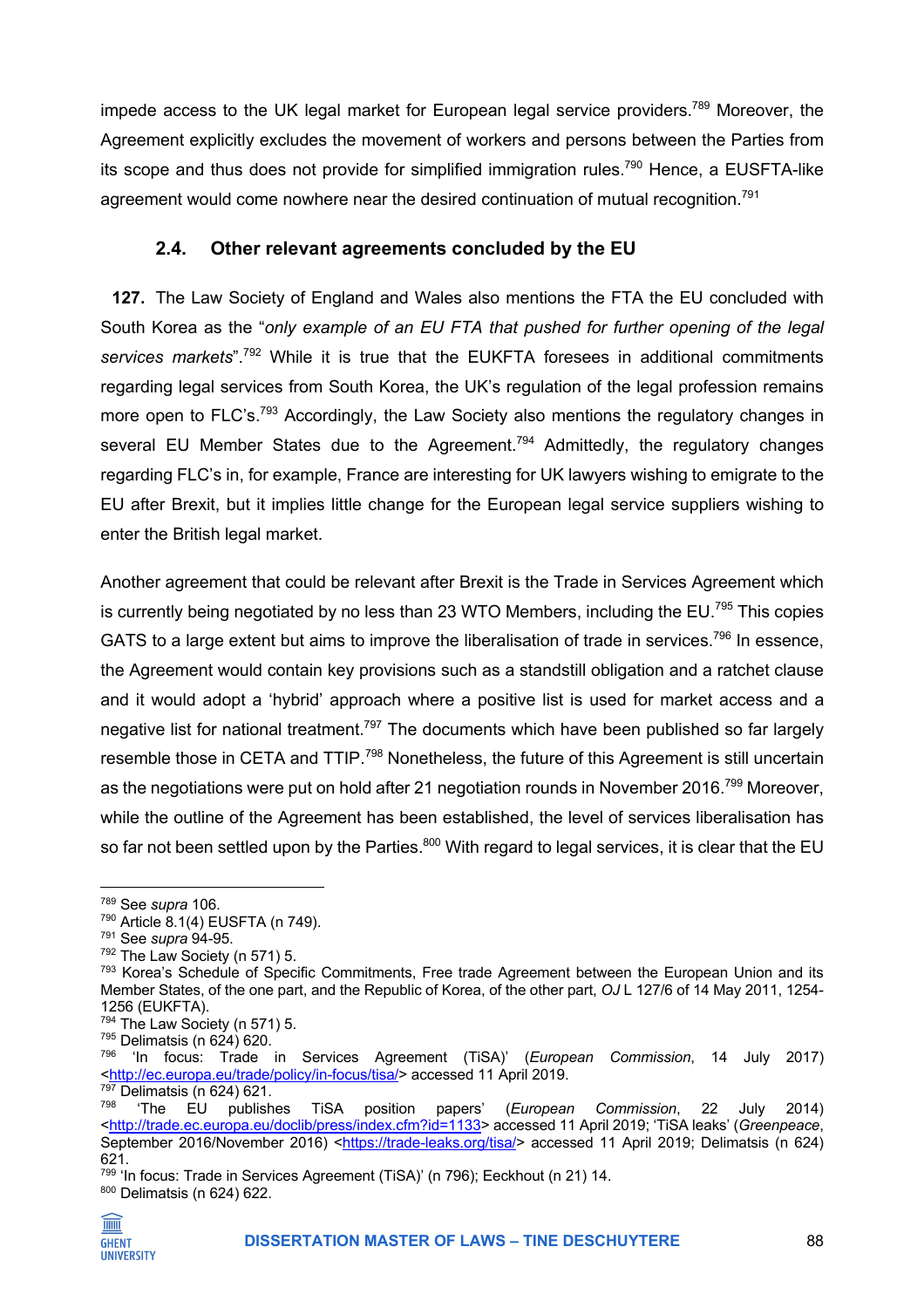impede access to the UK legal market for European legal service providers.[789] Moreover, the Agreement explicitly excludes the movement of workers and persons between the Parties from its scope and thus does not provide for simplified immigration rules.[790] Hence, a EUSFTA-like agreement would come nowhere near the desired continuation of mutual recognition.[791]

### 2.4. Other relevant agreements concluded by the EU

**127.** The Law Society of England and Wales also mentions the FTA the EU concluded with South Korea as the "*only example of an EU FTA that pushed for further opening of the legal services markets*".[792] While it is true that the EUKFTA foresees in additional commitments regarding legal services from South Korea, the UK's regulation of the legal profession remains more open to FLC's.[793] Accordingly, the Law Society also mentions the regulatory changes in several EU Member States due to the Agreement.[794] Admittedly, the regulatory changes regarding FLC's in, for example, France are interesting for UK lawyers wishing to emigrate to the EU after Brexit, but it implies little change for the European legal service suppliers wishing to enter the British legal market.

Another agreement that could be relevant after Brexit is the Trade in Services Agreement which is currently being negotiated by no less than 23 WTO Members, including the EU.[795] This copies GATS to a large extent but aims to improve the liberalisation of trade in services.[796] In essence, the Agreement would contain key provisions such as a standstill obligation and a ratchet clause and it would adopt a 'hybrid' approach where a positive list is used for market access and a negative list for national treatment.[797] The documents which have been published so far largely resemble those in CETA and TTIP.[798] Nonetheless, the future of this Agreement is still uncertain as the negotiations were put on hold after 21 negotiation rounds in November 2016.[799] Moreover, while the outline of the Agreement has been established, the level of services liberalisation has so far not been settled upon by the Parties.[800] With regard to legal services, it is clear that the EU

---

[789] See *supra* 106.
[790] Article 8.1(4) EUSFTA (n 749).
[791] See *supra* 94-95.
[792] The Law Society (n 571) 5.
[793] Korea's Schedule of Specific Commitments, Free trade Agreement between the European Union and its Member States, of the one part, and the Republic of Korea, of the other part, *OJ* L 127/6 of 14 May 2011, 1254-1256 (EUKFTA).
[794] The Law Society (n 571) 5.
[795] Delimatsis (n 624) 620.
[796] 'In focus: Trade in Services Agreement (TiSA)' (*European Commission*, 14 July 2017) <http://ec.europa.eu/trade/policy/in-focus/tisa/> accessed 11 April 2019.
[797] Delimatsis (n 624) 621.
[798] 'The EU publishes TiSA position papers' (*European Commission*, 22 July 2014) <http://trade.ec.europa.eu/doclib/press/index.cfm?id=1133> accessed 11 April 2019; 'TiSA leaks' (*Greenpeace*, September 2016/November 2016) <https://trade-leaks.org/tisa/> accessed 11 April 2019; Delimatsis (n 624) 621.
[799] 'In focus: Trade in Services Agreement (TiSA)' (n 796); Eeckhout (n 21) 14.
[800] Delimatsis (n 624) 622.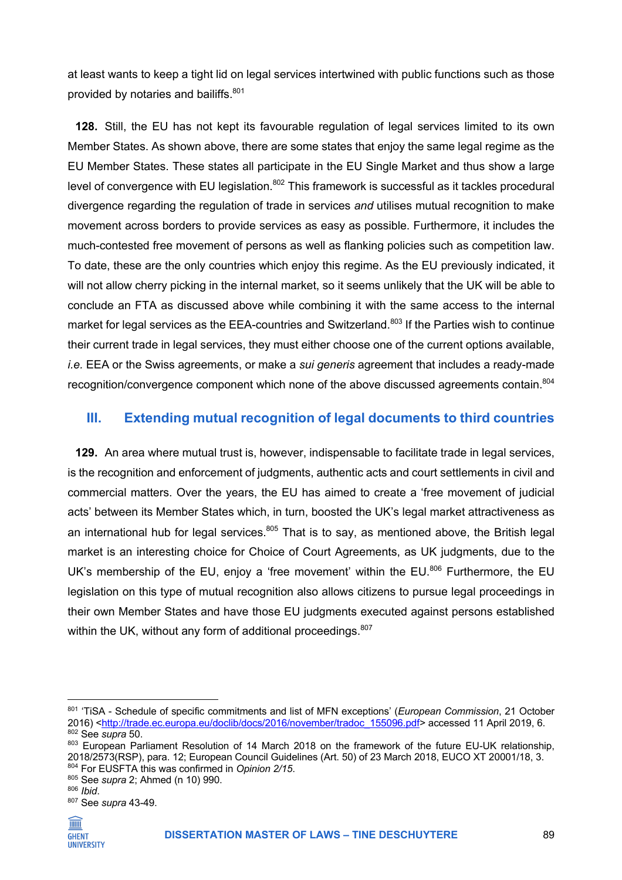at least wants to keep a tight lid on legal services intertwined with public functions such as those provided by notaries and bailiffs.[801]

**128.** Still, the EU has not kept its favourable regulation of legal services limited to its own Member States. As shown above, there are some states that enjoy the same legal regime as the EU Member States. These states all participate in the EU Single Market and thus show a large level of convergence with EU legislation.[802] This framework is successful as it tackles procedural divergence regarding the regulation of trade in services *and* utilises mutual recognition to make movement across borders to provide services as easy as possible. Furthermore, it includes the much-contested free movement of persons as well as flanking policies such as competition law. To date, these are the only countries which enjoy this regime. As the EU previously indicated, it will not allow cherry picking in the internal market, so it seems unlikely that the UK will be able to conclude an FTA as discussed above while combining it with the same access to the internal market for legal services as the EEA-countries and Switzerland.[803] If the Parties wish to continue their current trade in legal services, they must either choose one of the current options available, *i.e.* EEA or the Swiss agreements, or make a *sui generis* agreement that includes a ready-made recognition/convergence component which none of the above discussed agreements contain.[804]

## III. Extending mutual recognition of legal documents to third countries

**129.** An area where mutual trust is, however, indispensable to facilitate trade in legal services, is the recognition and enforcement of judgments, authentic acts and court settlements in civil and commercial matters. Over the years, the EU has aimed to create a 'free movement of judicial acts' between its Member States which, in turn, boosted the UK's legal market attractiveness as an international hub for legal services.[805] That is to say, as mentioned above, the British legal market is an interesting choice for Choice of Court Agreements, as UK judgments, due to the UK's membership of the EU, enjoy a 'free movement' within the EU.[806] Furthermore, the EU legislation on this type of mutual recognition also allows citizens to pursue legal proceedings in their own Member States and have those EU judgments executed against persons established within the UK, without any form of additional proceedings.[807]

---

[801] 'TiSA - Schedule of specific commitments and list of MFN exceptions' (*European Commission*, 21 October 2016) <http://trade.ec.europa.eu/doclib/docs/2016/november/tradoc_155096.pdf> accessed 11 April 2019, 6.

[802] See *supra* 50.

[803] European Parliament Resolution of 14 March 2018 on the framework of the future EU-UK relationship, 2018/2573(RSP), para. 12; European Council Guidelines (Art. 50) of 23 March 2018, EUCO XT 20001/18, 3.

[804] For EUSFTA this was confirmed in *Opinion 2/15*.

[805] See *supra* 2; Ahmed (n 10) 990.

[806] *Ibid*.

[807] See *supra* 43-49.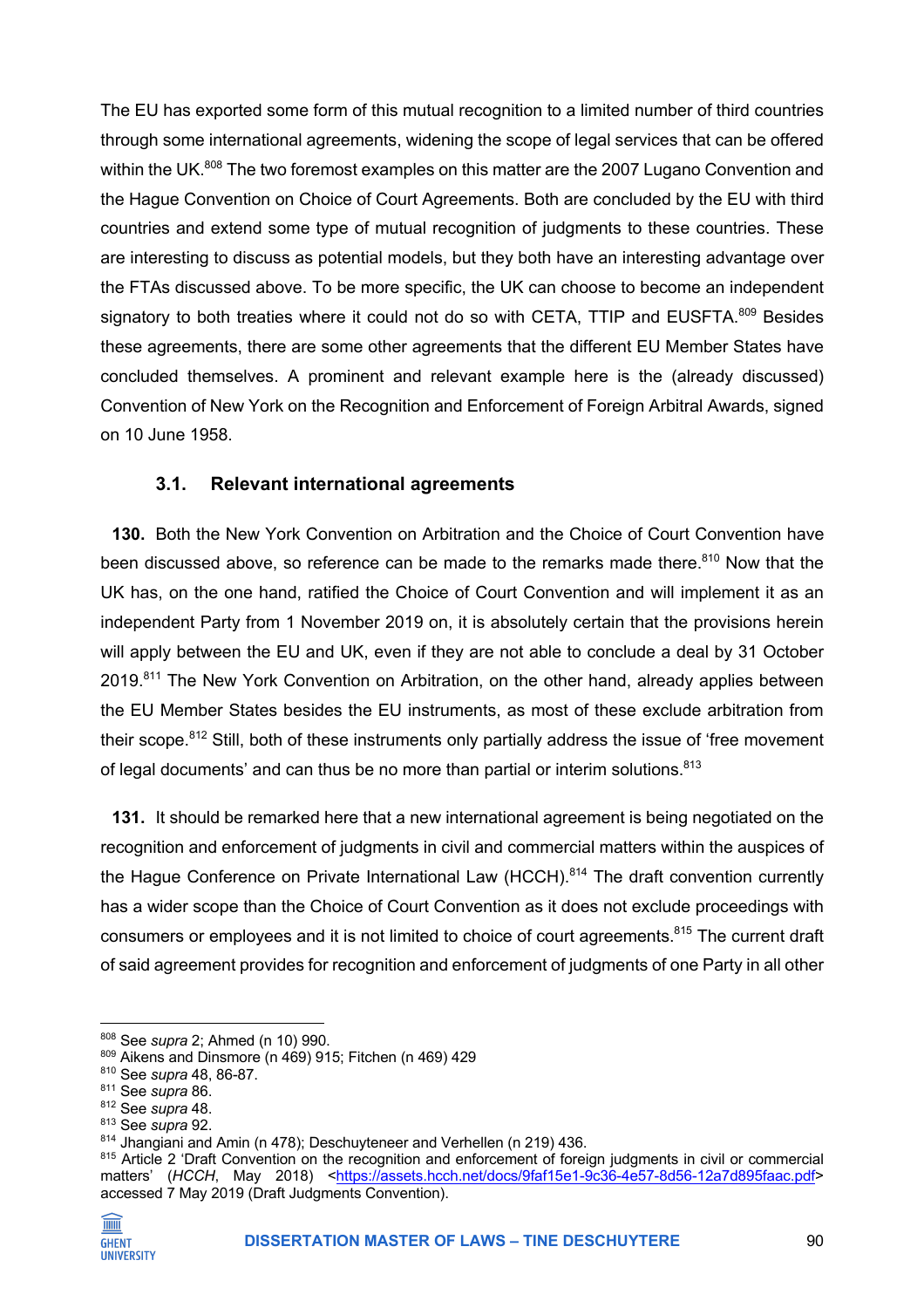The EU has exported some form of this mutual recognition to a limited number of third countries through some international agreements, widening the scope of legal services that can be offered within the UK.[808] The two foremost examples on this matter are the 2007 Lugano Convention and the Hague Convention on Choice of Court Agreements. Both are concluded by the EU with third countries and extend some type of mutual recognition of judgments to these countries. These are interesting to discuss as potential models, but they both have an interesting advantage over the FTAs discussed above. To be more specific, the UK can choose to become an independent signatory to both treaties where it could not do so with CETA, TTIP and EUSFTA.[809] Besides these agreements, there are some other agreements that the different EU Member States have concluded themselves. A prominent and relevant example here is the (already discussed) Convention of New York on the Recognition and Enforcement of Foreign Arbitral Awards, signed on 10 June 1958.

### 3.1. Relevant international agreements

**130.** Both the New York Convention on Arbitration and the Choice of Court Convention have been discussed above, so reference can be made to the remarks made there.[810] Now that the UK has, on the one hand, ratified the Choice of Court Convention and will implement it as an independent Party from 1 November 2019 on, it is absolutely certain that the provisions herein will apply between the EU and UK, even if they are not able to conclude a deal by 31 October 2019.[811] The New York Convention on Arbitration, on the other hand, already applies between the EU Member States besides the EU instruments, as most of these exclude arbitration from their scope.[812] Still, both of these instruments only partially address the issue of 'free movement of legal documents' and can thus be no more than partial or interim solutions.[813]

**131.** It should be remarked here that a new international agreement is being negotiated on the recognition and enforcement of judgments in civil and commercial matters within the auspices of the Hague Conference on Private International Law (HCCH).[814] The draft convention currently has a wider scope than the Choice of Court Convention as it does not exclude proceedings with consumers or employees and it is not limited to choice of court agreements.[815] The current draft of said agreement provides for recognition and enforcement of judgments of one Party in all other

---

[808] See *supra* 2; Ahmed (n 10) 990.

[809] Aikens and Dinsmore (n 469) 915; Fitchen (n 469) 429

[810] See *supra* 48, 86-87.

[811] See *supra* 86.

[812] See *supra* 48.

[813] See *supra* 92.

[814] Jhangiani and Amin (n 478); Deschuyteneer and Verhellen (n 219) 436.

[815] Article 2 'Draft Convention on the recognition and enforcement of foreign judgments in civil or commercial matters' (*HCCH*, May 2018) <https://assets.hcch.net/docs/9faf15e1-9c36-4e57-8d56-12a7d895faac.pdf> accessed 7 May 2019 (Draft Judgments Convention).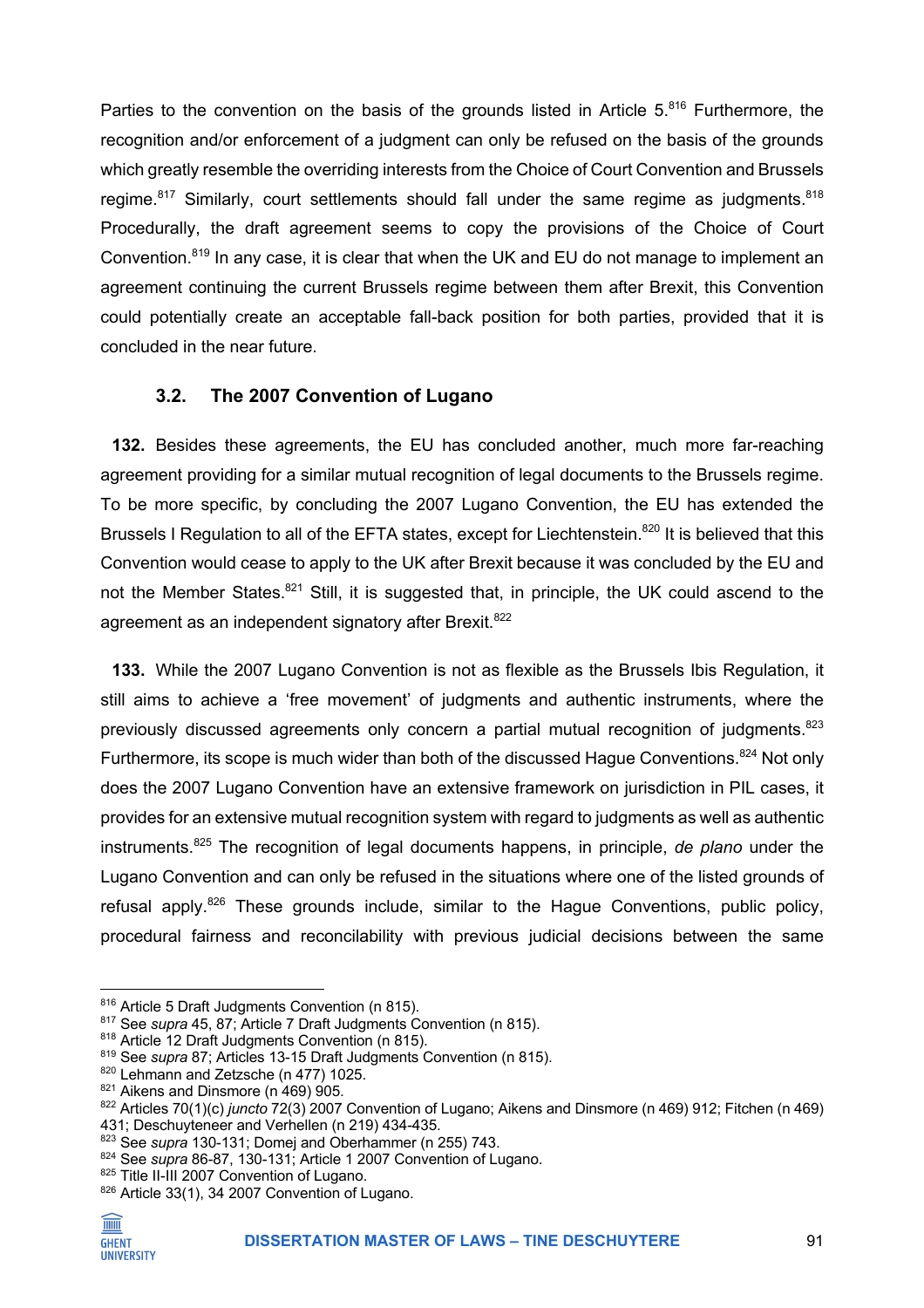Parties to the convention on the basis of the grounds listed in Article 5.[816] Furthermore, the recognition and/or enforcement of a judgment can only be refused on the basis of the grounds which greatly resemble the overriding interests from the Choice of Court Convention and Brussels regime.[817] Similarly, court settlements should fall under the same regime as judgments.[818] Procedurally, the draft agreement seems to copy the provisions of the Choice of Court Convention.[819] In any case, it is clear that when the UK and EU do not manage to implement an agreement continuing the current Brussels regime between them after Brexit, this Convention could potentially create an acceptable fall-back position for both parties, provided that it is concluded in the near future.

### 3.2. The 2007 Convention of Lugano

**132.** Besides these agreements, the EU has concluded another, much more far-reaching agreement providing for a similar mutual recognition of legal documents to the Brussels regime. To be more specific, by concluding the 2007 Lugano Convention, the EU has extended the Brussels I Regulation to all of the EFTA states, except for Liechtenstein.[820] It is believed that this Convention would cease to apply to the UK after Brexit because it was concluded by the EU and not the Member States.[821] Still, it is suggested that, in principle, the UK could ascend to the agreement as an independent signatory after Brexit.[822]

**133.** While the 2007 Lugano Convention is not as flexible as the Brussels Ibis Regulation, it still aims to achieve a 'free movement' of judgments and authentic instruments, where the previously discussed agreements only concern a partial mutual recognition of judgments.[823] Furthermore, its scope is much wider than both of the discussed Hague Conventions.[824] Not only does the 2007 Lugano Convention have an extensive framework on jurisdiction in PIL cases, it provides for an extensive mutual recognition system with regard to judgments as well as authentic instruments.[825] The recognition of legal documents happens, in principle, *de plano* under the Lugano Convention and can only be refused in the situations where one of the listed grounds of refusal apply.[826] These grounds include, similar to the Hague Conventions, public policy, procedural fairness and reconcilability with previous judicial decisions between the same

---

[816] Article 5 Draft Judgments Convention (n 815).
[817] See *supra* 45, 87; Article 7 Draft Judgments Convention (n 815).
[818] Article 12 Draft Judgments Convention (n 815).
[819] See *supra* 87; Articles 13-15 Draft Judgments Convention (n 815).
[820] Lehmann and Zetzsche (n 477) 1025.
[821] Aikens and Dinsmore (n 469) 905.
[822] Articles 70(1)(c) *juncto* 72(3) 2007 Convention of Lugano; Aikens and Dinsmore (n 469) 912; Fitchen (n 469) 431; Deschuyteneer and Verhellen (n 219) 434-435.
[823] See *supra* 130-131; Domej and Oberhammer (n 255) 743.
[824] See *supra* 86-87, 130-131; Article 1 2007 Convention of Lugano.
[825] Title II-III 2007 Convention of Lugano.
[826] Article 33(1), 34 2007 Convention of Lugano.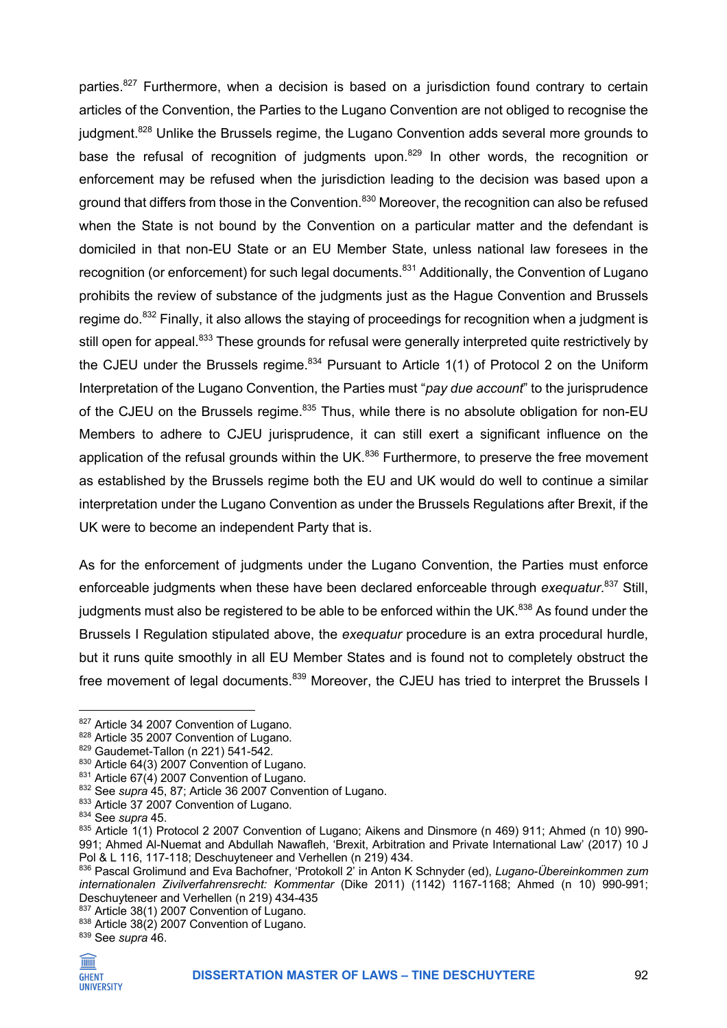parties.[827] Furthermore, when a decision is based on a jurisdiction found contrary to certain articles of the Convention, the Parties to the Lugano Convention are not obliged to recognise the judgment.[828] Unlike the Brussels regime, the Lugano Convention adds several more grounds to base the refusal of recognition of judgments upon.[829] In other words, the recognition or enforcement may be refused when the jurisdiction leading to the decision was based upon a ground that differs from those in the Convention.[830] Moreover, the recognition can also be refused when the State is not bound by the Convention on a particular matter and the defendant is domiciled in that non-EU State or an EU Member State, unless national law foresees in the recognition (or enforcement) for such legal documents.[831] Additionally, the Convention of Lugano prohibits the review of substance of the judgments just as the Hague Convention and Brussels regime do.[832] Finally, it also allows the staying of proceedings for recognition when a judgment is still open for appeal.[833] These grounds for refusal were generally interpreted quite restrictively by the CJEU under the Brussels regime.[834] Pursuant to Article 1(1) of Protocol 2 on the Uniform Interpretation of the Lugano Convention, the Parties must "*pay due account*" to the jurisprudence of the CJEU on the Brussels regime.[835] Thus, while there is no absolute obligation for non-EU Members to adhere to CJEU jurisprudence, it can still exert a significant influence on the application of the refusal grounds within the UK.[836] Furthermore, to preserve the free movement as established by the Brussels regime both the EU and UK would do well to continue a similar interpretation under the Lugano Convention as under the Brussels Regulations after Brexit, if the UK were to become an independent Party that is.

As for the enforcement of judgments under the Lugano Convention, the Parties must enforce enforceable judgments when these have been declared enforceable through *exequatur*.[837] Still, judgments must also be registered to be able to be enforced within the UK.[838] As found under the Brussels I Regulation stipulated above, the *exequatur* procedure is an extra procedural hurdle, but it runs quite smoothly in all EU Member States and is found not to completely obstruct the free movement of legal documents.[839] Moreover, the CJEU has tried to interpret the Brussels I

---

[827] Article 34 2007 Convention of Lugano.
[828] Article 35 2007 Convention of Lugano.
[829] Gaudemet-Tallon (n 221) 541-542.
[830] Article 64(3) 2007 Convention of Lugano.
[831] Article 67(4) 2007 Convention of Lugano.
[832] See *supra* 45, 87; Article 36 2007 Convention of Lugano.
[833] Article 37 2007 Convention of Lugano.
[834] See *supra* 45.
[835] Article 1(1) Protocol 2 2007 Convention of Lugano; Aikens and Dinsmore (n 469) 911; Ahmed (n 10) 990-991; Ahmed Al-Nuemat and Abdullah Nawafleh, 'Brexit, Arbitration and Private International Law' (2017) 10 J Pol & L 116, 117-118; Deschuyteneer and Verhellen (n 219) 434.
[836] Pascal Grolimund and Eva Bachofner, 'Protokoll 2' in Anton K Schnyder (ed), *Lugano-Übereinkommen zum internationalen Zivilverfahrensrecht: Kommentar* (Dike 2011) (1142) 1167-1168; Ahmed (n 10) 990-991; Deschuyteneer and Verhellen (n 219) 434-435
[837] Article 38(1) 2007 Convention of Lugano.
[838] Article 38(2) 2007 Convention of Lugano.
[839] See *supra* 46.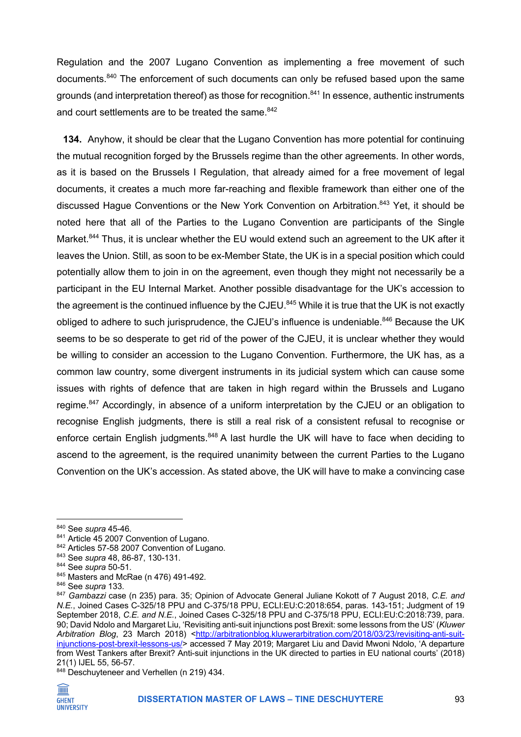Regulation and the 2007 Lugano Convention as implementing a free movement of such documents.[840] The enforcement of such documents can only be refused based upon the same grounds (and interpretation thereof) as those for recognition.[841] In essence, authentic instruments and court settlements are to be treated the same.[842]

**134.** Anyhow, it should be clear that the Lugano Convention has more potential for continuing the mutual recognition forged by the Brussels regime than the other agreements. In other words, as it is based on the Brussels I Regulation, that already aimed for a free movement of legal documents, it creates a much more far-reaching and flexible framework than either one of the discussed Hague Conventions or the New York Convention on Arbitration.[843] Yet, it should be noted here that all of the Parties to the Lugano Convention are participants of the Single Market.[844] Thus, it is unclear whether the EU would extend such an agreement to the UK after it leaves the Union. Still, as soon to be ex-Member State, the UK is in a special position which could potentially allow them to join in on the agreement, even though they might not necessarily be a participant in the EU Internal Market. Another possible disadvantage for the UK's accession to the agreement is the continued influence by the CJEU.[845] While it is true that the UK is not exactly obliged to adhere to such jurisprudence, the CJEU's influence is undeniable.[846] Because the UK seems to be so desperate to get rid of the power of the CJEU, it is unclear whether they would be willing to consider an accession to the Lugano Convention. Furthermore, the UK has, as a common law country, some divergent instruments in its judicial system which can cause some issues with rights of defence that are taken in high regard within the Brussels and Lugano regime.[847] Accordingly, in absence of a uniform interpretation by the CJEU or an obligation to recognise English judgments, there is still a real risk of a consistent refusal to recognise or enforce certain English judgments.[848] A last hurdle the UK will have to face when deciding to ascend to the agreement, is the required unanimity between the current Parties to the Lugano Convention on the UK's accession. As stated above, the UK will have to make a convincing case

---

[840] See *supra* 45-46.

[841] Article 45 2007 Convention of Lugano.

[842] Articles 57-58 2007 Convention of Lugano.

[843] See *supra* 48, 86-87, 130-131.

[844] See *supra* 50-51.

[845] Masters and McRae (n 476) 491-492.

[846] See *supra* 133.

[847] *Gambazzi* case (n 235) para. 35; Opinion of Advocate General Juliane Kokott of 7 August 2018, *C.E. and N.E.*, Joined Cases C-325/18 PPU and C-375/18 PPU, ECLI:EU:C:2018:654, paras. 143-151; Judgment of 19 September 2018, *C.E. and N.E.*, Joined Cases C-325/18 PPU and C-375/18 PPU, ECLI:EU:C:2018:739, para. 90; David Ndolo and Margaret Liu, 'Revisiting anti-suit injunctions post Brexit: some lessons from the US' (*Kluwer Arbitration Blog*, 23 March 2018) <http://arbitrationblog.kluwerarbitration.com/2018/03/23/revisiting-anti-suit-injunctions-post-brexit-lessons-us/> accessed 7 May 2019; Margaret Liu and David Mwoni Ndolo, 'A departure from West Tankers after Brexit? Anti-suit injunctions in the UK directed to parties in EU national courts' (2018) 21(1) IJEL 55, 56-57.

[848] Deschuyteneer and Verhellen (n 219) 434.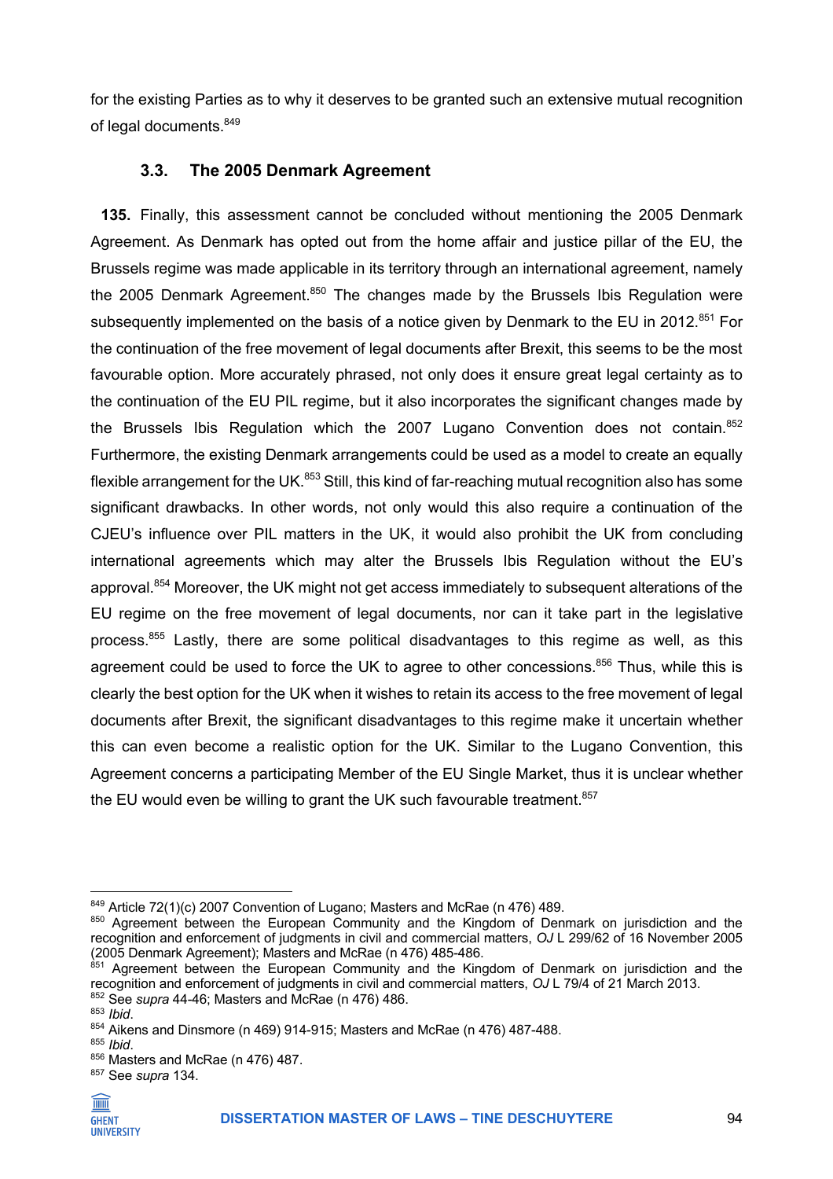for the existing Parties as to why it deserves to be granted such an extensive mutual recognition of legal documents.[849]

### 3.3. The 2005 Denmark Agreement

**135.** Finally, this assessment cannot be concluded without mentioning the 2005 Denmark Agreement. As Denmark has opted out from the home affair and justice pillar of the EU, the Brussels regime was made applicable in its territory through an international agreement, namely the 2005 Denmark Agreement.[850] The changes made by the Brussels Ibis Regulation were subsequently implemented on the basis of a notice given by Denmark to the EU in 2012.[851] For the continuation of the free movement of legal documents after Brexit, this seems to be the most favourable option. More accurately phrased, not only does it ensure great legal certainty as to the continuation of the EU PIL regime, but it also incorporates the significant changes made by the Brussels Ibis Regulation which the 2007 Lugano Convention does not contain.[852] Furthermore, the existing Denmark arrangements could be used as a model to create an equally flexible arrangement for the UK.[853] Still, this kind of far-reaching mutual recognition also has some significant drawbacks. In other words, not only would this also require a continuation of the CJEU's influence over PIL matters in the UK, it would also prohibit the UK from concluding international agreements which may alter the Brussels Ibis Regulation without the EU's approval.[854] Moreover, the UK might not get access immediately to subsequent alterations of the EU regime on the free movement of legal documents, nor can it take part in the legislative process.[855] Lastly, there are some political disadvantages to this regime as well, as this agreement could be used to force the UK to agree to other concessions.[856] Thus, while this is clearly the best option for the UK when it wishes to retain its access to the free movement of legal documents after Brexit, the significant disadvantages to this regime make it uncertain whether this can even become a realistic option for the UK. Similar to the Lugano Convention, this Agreement concerns a participating Member of the EU Single Market, thus it is unclear whether the EU would even be willing to grant the UK such favourable treatment.[857]

---

[849] Article 72(1)(c) 2007 Convention of Lugano; Masters and McRae (n 476) 489.

[850] Agreement between the European Community and the Kingdom of Denmark on jurisdiction and the recognition and enforcement of judgments in civil and commercial matters, *OJ* L 299/62 of 16 November 2005 (2005 Denmark Agreement); Masters and McRae (n 476) 485-486.

[851] Agreement between the European Community and the Kingdom of Denmark on jurisdiction and the recognition and enforcement of judgments in civil and commercial matters, *OJ* L 79/4 of 21 March 2013.

[852] See *supra* 44-46; Masters and McRae (n 476) 486.

[853] *Ibid*.

[854] Aikens and Dinsmore (n 469) 914-915; Masters and McRae (n 476) 487-488.

[855] *Ibid*.

[856] Masters and McRae (n 476) 487.

[857] See *supra* 134.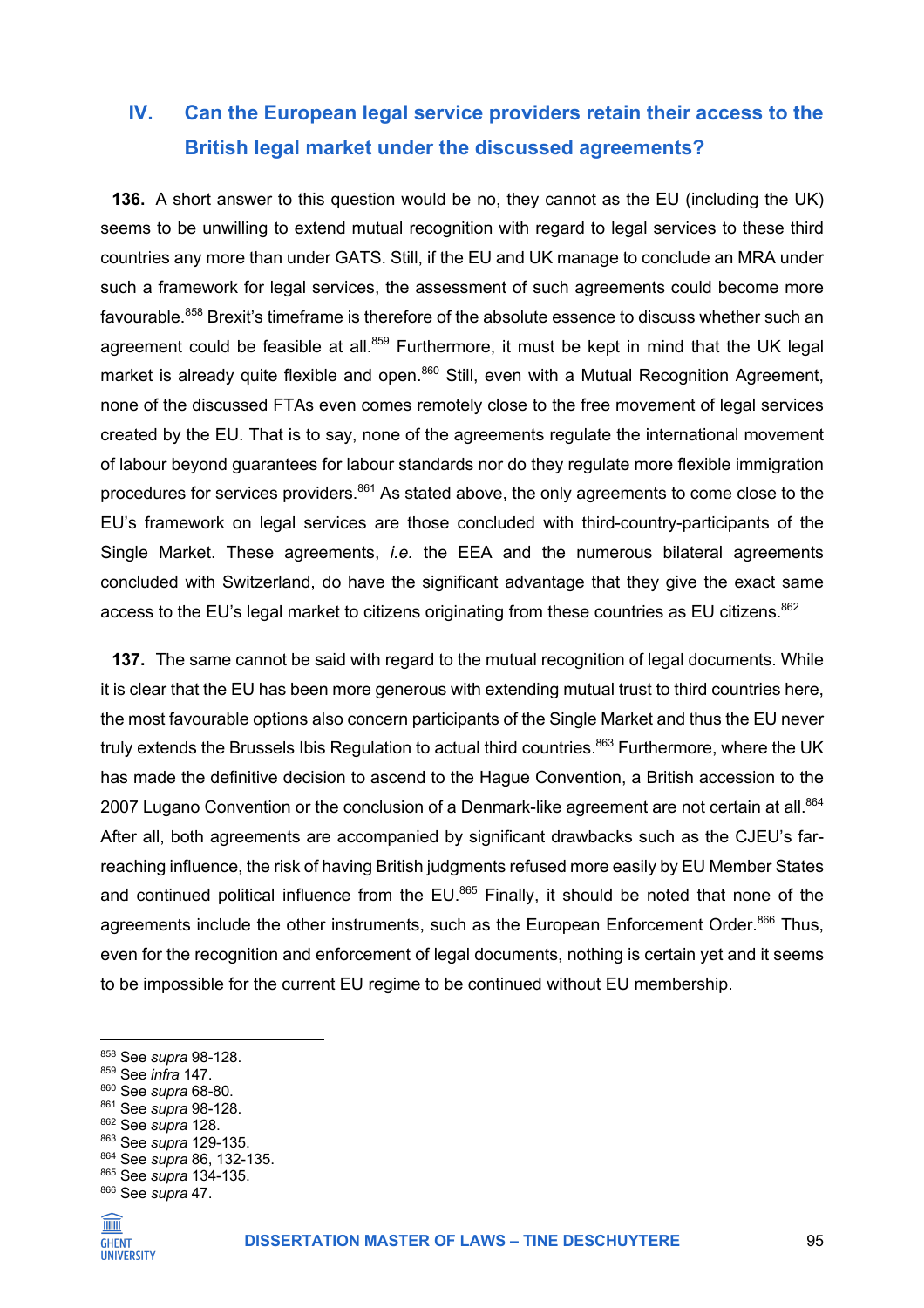## IV. Can the European legal service providers retain their access to the British legal market under the discussed agreements?

**136.** A short answer to this question would be no, they cannot as the EU (including the UK) seems to be unwilling to extend mutual recognition with regard to legal services to these third countries any more than under GATS. Still, if the EU and UK manage to conclude an MRA under such a framework for legal services, the assessment of such agreements could become more favourable.[858] Brexit's timeframe is therefore of the absolute essence to discuss whether such an agreement could be feasible at all.[859] Furthermore, it must be kept in mind that the UK legal market is already quite flexible and open.[860] Still, even with a Mutual Recognition Agreement, none of the discussed FTAs even comes remotely close to the free movement of legal services created by the EU. That is to say, none of the agreements regulate the international movement of labour beyond guarantees for labour standards nor do they regulate more flexible immigration procedures for services providers.[861] As stated above, the only agreements to come close to the EU's framework on legal services are those concluded with third-country-participants of the Single Market. These agreements, *i.e.* the EEA and the numerous bilateral agreements concluded with Switzerland, do have the significant advantage that they give the exact same access to the EU's legal market to citizens originating from these countries as EU citizens.[862]

**137.** The same cannot be said with regard to the mutual recognition of legal documents. While it is clear that the EU has been more generous with extending mutual trust to third countries here, the most favourable options also concern participants of the Single Market and thus the EU never truly extends the Brussels Ibis Regulation to actual third countries.[863] Furthermore, where the UK has made the definitive decision to ascend to the Hague Convention, a British accession to the 2007 Lugano Convention or the conclusion of a Denmark-like agreement are not certain at all.[864] After all, both agreements are accompanied by significant drawbacks such as the CJEU's far-reaching influence, the risk of having British judgments refused more easily by EU Member States and continued political influence from the EU.[865] Finally, it should be noted that none of the agreements include the other instruments, such as the European Enforcement Order.[866] Thus, even for the recognition and enforcement of legal documents, nothing is certain yet and it seems to be impossible for the current EU regime to be continued without EU membership.

---

[858] See *supra* 98-128.
[859] See *infra* 147.
[860] See *supra* 68-80.
[861] See *supra* 98-128.
[862] See *supra* 128.
[863] See *supra* 129-135.
[864] See *supra* 86, 132-135.
[865] See *supra* 134-135.
[866] See *supra* 47.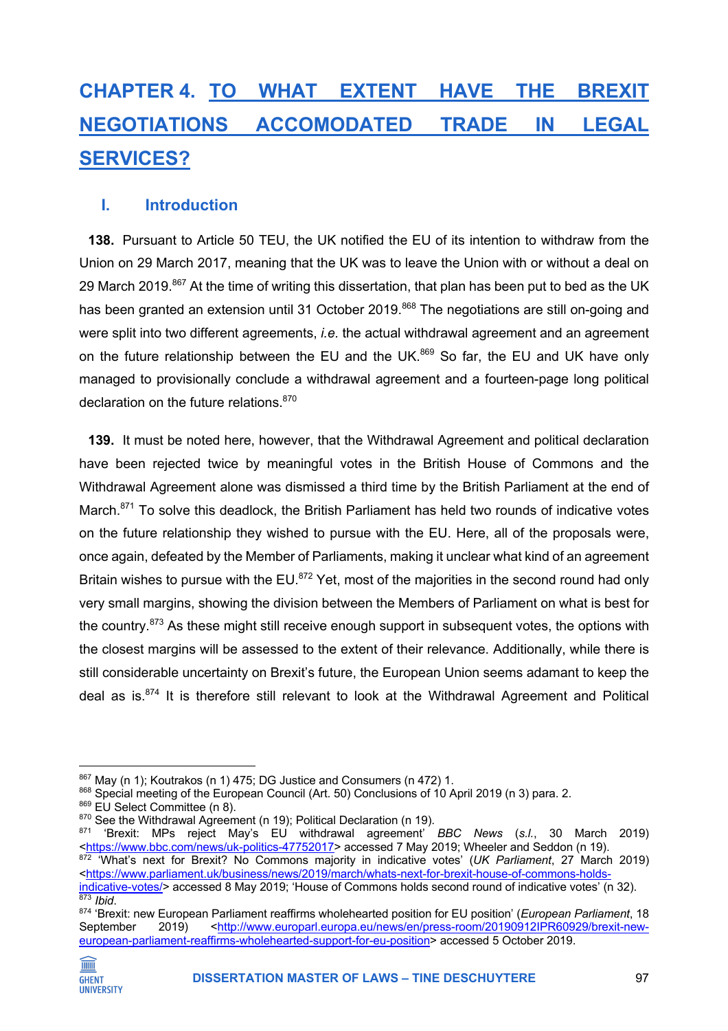# CHAPTER 4. TO WHAT EXTENT HAVE THE BREXIT NEGOTIATIONS ACCOMODATED TRADE IN LEGAL SERVICES?

## I. Introduction

**138.** Pursuant to Article 50 TEU, the UK notified the EU of its intention to withdraw from the Union on 29 March 2017, meaning that the UK was to leave the Union with or without a deal on 29 March 2019.[867] At the time of writing this dissertation, that plan has been put to bed as the UK has been granted an extension until 31 October 2019.[868] The negotiations are still on-going and were split into two different agreements, *i.e.* the actual withdrawal agreement and an agreement on the future relationship between the EU and the UK.[869] So far, the EU and UK have only managed to provisionally conclude a withdrawal agreement and a fourteen-page long political declaration on the future relations.[870]

**139.** It must be noted here, however, that the Withdrawal Agreement and political declaration have been rejected twice by meaningful votes in the British House of Commons and the Withdrawal Agreement alone was dismissed a third time by the British Parliament at the end of March.[871] To solve this deadlock, the British Parliament has held two rounds of indicative votes on the future relationship they wished to pursue with the EU. Here, all of the proposals were, once again, defeated by the Member of Parliaments, making it unclear what kind of an agreement Britain wishes to pursue with the EU.[872] Yet, most of the majorities in the second round had only very small margins, showing the division between the Members of Parliament on what is best for the country.[873] As these might still receive enough support in subsequent votes, the options with the closest margins will be assessed to the extent of their relevance. Additionally, while there is still considerable uncertainty on Brexit's future, the European Union seems adamant to keep the deal as is.[874] It is therefore still relevant to look at the Withdrawal Agreement and Political

---

[867] May (n 1); Koutrakos (n 1) 475; DG Justice and Consumers (n 472) 1.

[868] Special meeting of the European Council (Art. 50) Conclusions of 10 April 2019 (n 3) para. 2.

[869] EU Select Committee (n 8).

[870] See the Withdrawal Agreement (n 19); Political Declaration (n 19).

[871] 'Brexit: MPs reject May's EU withdrawal agreement' *BBC News* (*s.l.*, 30 March 2019) <https://www.bbc.com/news/uk-politics-47752017> accessed 7 May 2019; Wheeler and Seddon (n 19).

[872] 'What's next for Brexit? No Commons majority in indicative votes' (*UK Parliament*, 27 March 2019) <https://www.parliament.uk/business/news/2019/march/whats-next-for-brexit-house-of-commons-holds-indicative-votes/> accessed 8 May 2019; 'House of Commons holds second round of indicative votes' (n 32).

[873] *Ibid*.

[874] 'Brexit: new European Parliament reaffirms wholehearted position for EU position' (*European Parliament*, 18 September 2019) <http://www.europarl.europa.eu/news/en/press-room/20190912IPR60929/brexit-new-european-parliament-reaffirms-wholehearted-support-for-eu-position> accessed 5 October 2019.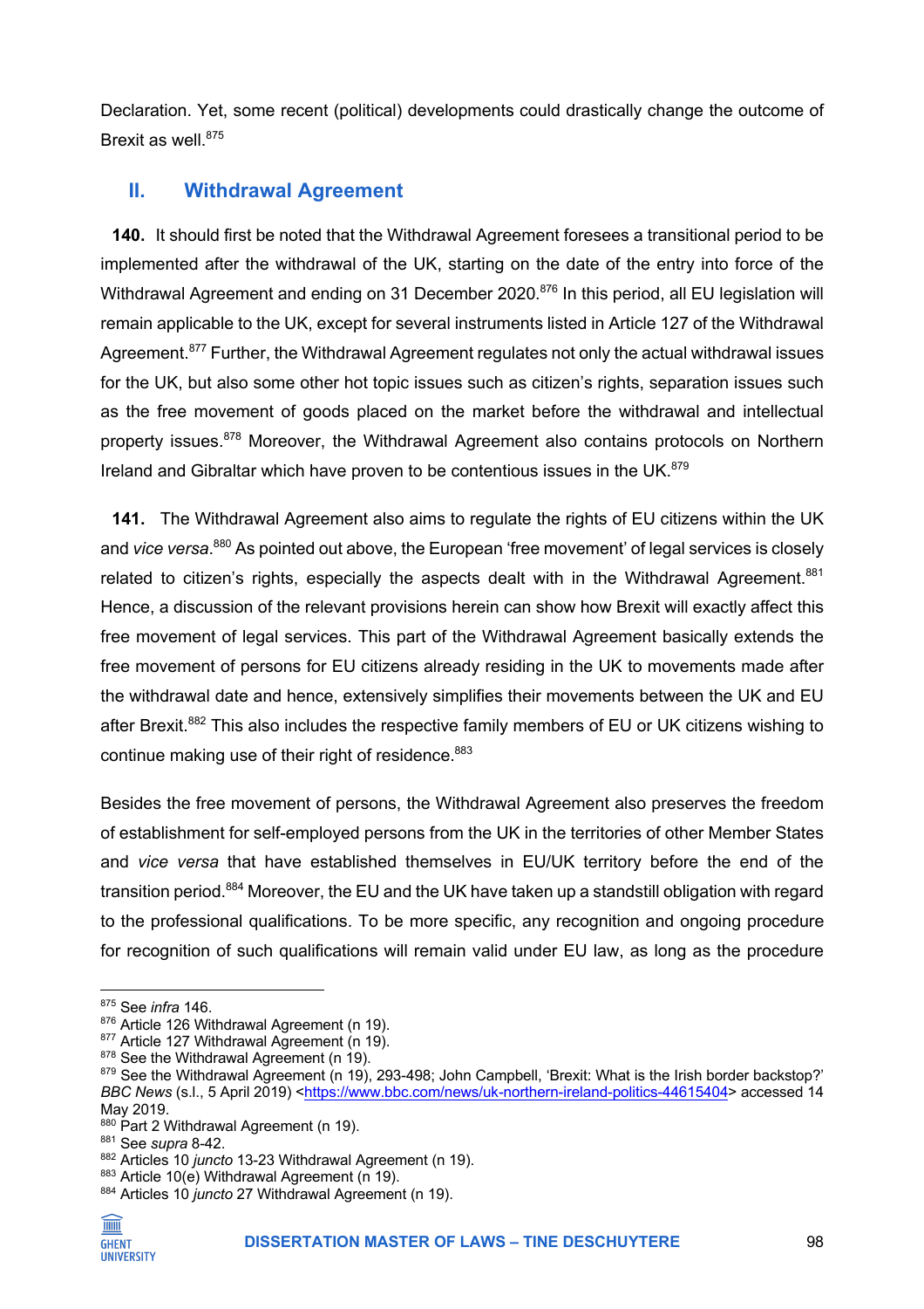Declaration. Yet, some recent (political) developments could drastically change the outcome of Brexit as well.[875]

## II. Withdrawal Agreement

**140.** It should first be noted that the Withdrawal Agreement foresees a transitional period to be implemented after the withdrawal of the UK, starting on the date of the entry into force of the Withdrawal Agreement and ending on 31 December 2020.[876] In this period, all EU legislation will remain applicable to the UK, except for several instruments listed in Article 127 of the Withdrawal Agreement.[877] Further, the Withdrawal Agreement regulates not only the actual withdrawal issues for the UK, but also some other hot topic issues such as citizen's rights, separation issues such as the free movement of goods placed on the market before the withdrawal and intellectual property issues.[878] Moreover, the Withdrawal Agreement also contains protocols on Northern Ireland and Gibraltar which have proven to be contentious issues in the UK.[879]

**141.** The Withdrawal Agreement also aims to regulate the rights of EU citizens within the UK and *vice versa*.[880] As pointed out above, the European 'free movement' of legal services is closely related to citizen's rights, especially the aspects dealt with in the Withdrawal Agreement.[881] Hence, a discussion of the relevant provisions herein can show how Brexit will exactly affect this free movement of legal services. This part of the Withdrawal Agreement basically extends the free movement of persons for EU citizens already residing in the UK to movements made after the withdrawal date and hence, extensively simplifies their movements between the UK and EU after Brexit.[882] This also includes the respective family members of EU or UK citizens wishing to continue making use of their right of residence.[883]

Besides the free movement of persons, the Withdrawal Agreement also preserves the freedom of establishment for self-employed persons from the UK in the territories of other Member States and *vice versa* that have established themselves in EU/UK territory before the end of the transition period.[884] Moreover, the EU and the UK have taken up a standstill obligation with regard to the professional qualifications. To be more specific, any recognition and ongoing procedure for recognition of such qualifications will remain valid under EU law, as long as the procedure

---

[875] See *infra* 146.
[876] Article 126 Withdrawal Agreement (n 19).
[877] Article 127 Withdrawal Agreement (n 19).
[878] See the Withdrawal Agreement (n 19).
[879] See the Withdrawal Agreement (n 19), 293-498; John Campbell, 'Brexit: What is the Irish border backstop?' *BBC News* (s.l., 5 April 2019) <https://www.bbc.com/news/uk-northern-ireland-politics-44615404> accessed 14 May 2019.
[880] Part 2 Withdrawal Agreement (n 19).
[881] See *supra* 8-42.
[882] Articles 10 *juncto* 13-23 Withdrawal Agreement (n 19).
[883] Article 10(e) Withdrawal Agreement (n 19).
[884] Articles 10 *juncto* 27 Withdrawal Agreement (n 19).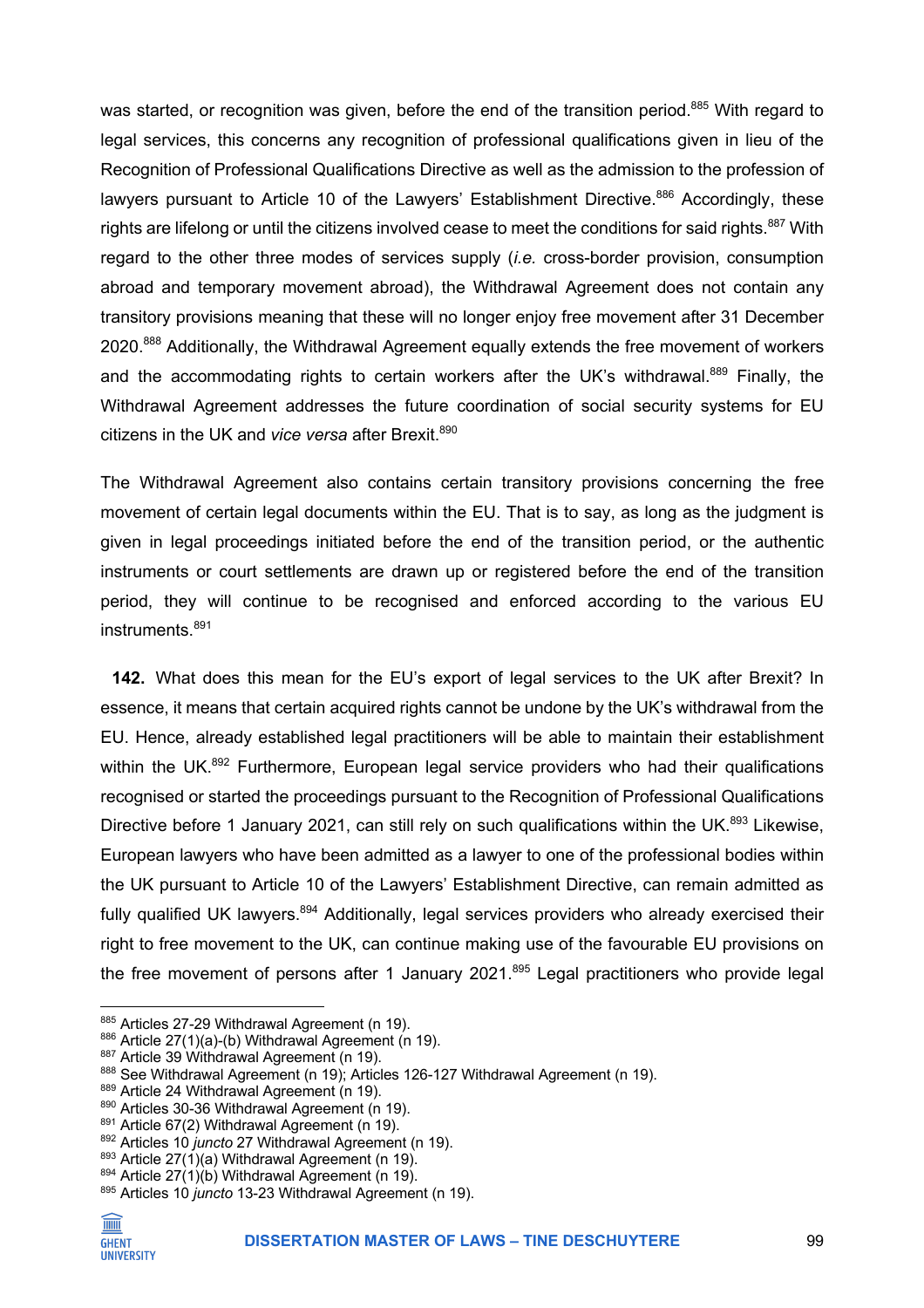was started, or recognition was given, before the end of the transition period.[885] With regard to legal services, this concerns any recognition of professional qualifications given in lieu of the Recognition of Professional Qualifications Directive as well as the admission to the profession of lawyers pursuant to Article 10 of the Lawyers' Establishment Directive.[886] Accordingly, these rights are lifelong or until the citizens involved cease to meet the conditions for said rights.[887] With regard to the other three modes of services supply (*i.e.* cross-border provision, consumption abroad and temporary movement abroad), the Withdrawal Agreement does not contain any transitory provisions meaning that these will no longer enjoy free movement after 31 December 2020.[888] Additionally, the Withdrawal Agreement equally extends the free movement of workers and the accommodating rights to certain workers after the UK's withdrawal.[889] Finally, the Withdrawal Agreement addresses the future coordination of social security systems for EU citizens in the UK and *vice versa* after Brexit.[890]

The Withdrawal Agreement also contains certain transitory provisions concerning the free movement of certain legal documents within the EU. That is to say, as long as the judgment is given in legal proceedings initiated before the end of the transition period, or the authentic instruments or court settlements are drawn up or registered before the end of the transition period, they will continue to be recognised and enforced according to the various EU instruments.[891]

**142.** What does this mean for the EU's export of legal services to the UK after Brexit? In essence, it means that certain acquired rights cannot be undone by the UK's withdrawal from the EU. Hence, already established legal practitioners will be able to maintain their establishment within the UK.[892] Furthermore, European legal service providers who had their qualifications recognised or started the proceedings pursuant to the Recognition of Professional Qualifications Directive before 1 January 2021, can still rely on such qualifications within the UK.[893] Likewise, European lawyers who have been admitted as a lawyer to one of the professional bodies within the UK pursuant to Article 10 of the Lawyers' Establishment Directive, can remain admitted as fully qualified UK lawyers.[894] Additionally, legal services providers who already exercised their right to free movement to the UK, can continue making use of the favourable EU provisions on the free movement of persons after 1 January 2021.[895] Legal practitioners who provide legal

---

[885] Articles 27-29 Withdrawal Agreement (n 19).
[886] Article 27(1)(a)-(b) Withdrawal Agreement (n 19).
[887] Article 39 Withdrawal Agreement (n 19).
[888] See Withdrawal Agreement (n 19); Articles 126-127 Withdrawal Agreement (n 19).
[889] Article 24 Withdrawal Agreement (n 19).
[890] Articles 30-36 Withdrawal Agreement (n 19).
[891] Article 67(2) Withdrawal Agreement (n 19).
[892] Articles 10 *juncto* 27 Withdrawal Agreement (n 19).
[893] Article 27(1)(a) Withdrawal Agreement (n 19).
[894] Article 27(1)(b) Withdrawal Agreement (n 19).
[895] Articles 10 *juncto* 13-23 Withdrawal Agreement (n 19).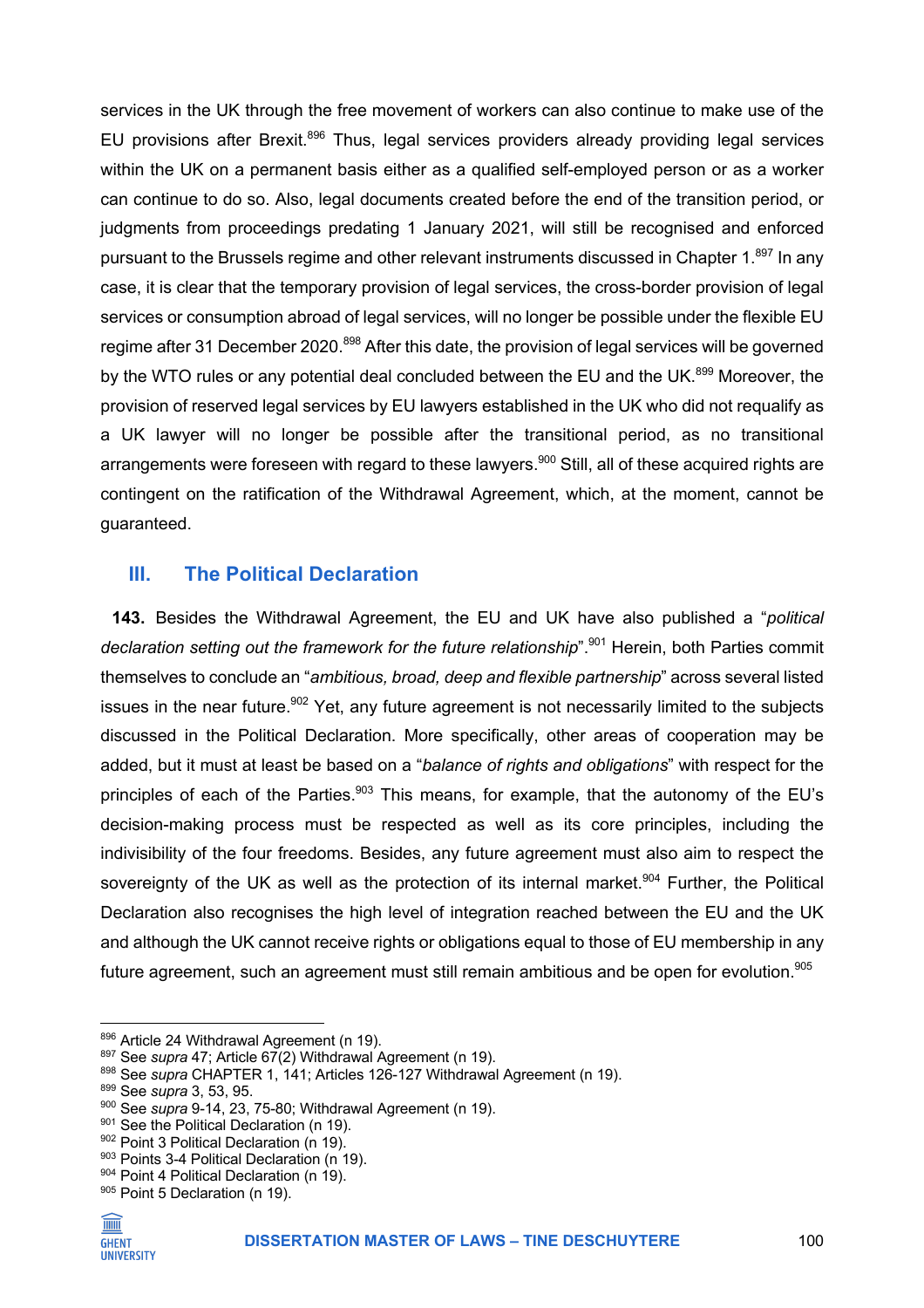services in the UK through the free movement of workers can also continue to make use of the EU provisions after Brexit.[896] Thus, legal services providers already providing legal services within the UK on a permanent basis either as a qualified self-employed person or as a worker can continue to do so. Also, legal documents created before the end of the transition period, or judgments from proceedings predating 1 January 2021, will still be recognised and enforced pursuant to the Brussels regime and other relevant instruments discussed in Chapter 1.[897] In any case, it is clear that the temporary provision of legal services, the cross-border provision of legal services or consumption abroad of legal services, will no longer be possible under the flexible EU regime after 31 December 2020.[898] After this date, the provision of legal services will be governed by the WTO rules or any potential deal concluded between the EU and the UK.[899] Moreover, the provision of reserved legal services by EU lawyers established in the UK who did not requalify as a UK lawyer will no longer be possible after the transitional period, as no transitional arrangements were foreseen with regard to these lawyers.[900] Still, all of these acquired rights are contingent on the ratification of the Withdrawal Agreement, which, at the moment, cannot be guaranteed.

## III. The Political Declaration

**143.** Besides the Withdrawal Agreement, the EU and UK have also published a "*political declaration setting out the framework for the future relationship*".[901] Herein, both Parties commit themselves to conclude an "*ambitious, broad, deep and flexible partnership*" across several listed issues in the near future.[902] Yet, any future agreement is not necessarily limited to the subjects discussed in the Political Declaration. More specifically, other areas of cooperation may be added, but it must at least be based on a "*balance of rights and obligations*" with respect for the principles of each of the Parties.[903] This means, for example, that the autonomy of the EU's decision-making process must be respected as well as its core principles, including the indivisibility of the four freedoms. Besides, any future agreement must also aim to respect the sovereignty of the UK as well as the protection of its internal market.[904] Further, the Political Declaration also recognises the high level of integration reached between the EU and the UK and although the UK cannot receive rights or obligations equal to those of EU membership in any future agreement, such an agreement must still remain ambitious and be open for evolution.[905]

---

[896] Article 24 Withdrawal Agreement (n 19).
[897] See *supra* 47; Article 67(2) Withdrawal Agreement (n 19).
[898] See *supra* CHAPTER 1, 141; Articles 126-127 Withdrawal Agreement (n 19).
[899] See *supra* 3, 53, 95.
[900] See *supra* 9-14, 23, 75-80; Withdrawal Agreement (n 19).
[901] See the Political Declaration (n 19).
[902] Point 3 Political Declaration (n 19).
[903] Points 3-4 Political Declaration (n 19).
[904] Point 4 Political Declaration (n 19).
[905] Point 5 Declaration (n 19).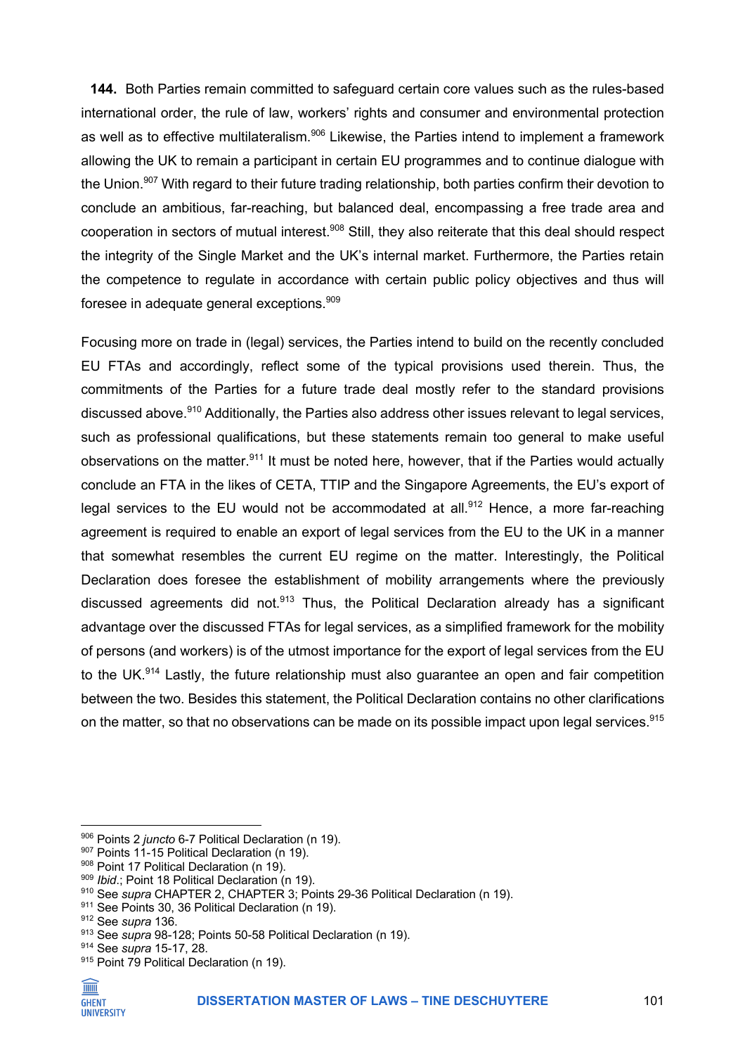**144.** Both Parties remain committed to safeguard certain core values such as the rules-based international order, the rule of law, workers' rights and consumer and environmental protection as well as to effective multilateralism.[906] Likewise, the Parties intend to implement a framework allowing the UK to remain a participant in certain EU programmes and to continue dialogue with the Union.[907] With regard to their future trading relationship, both parties confirm their devotion to conclude an ambitious, far-reaching, but balanced deal, encompassing a free trade area and cooperation in sectors of mutual interest.[908] Still, they also reiterate that this deal should respect the integrity of the Single Market and the UK's internal market. Furthermore, the Parties retain the competence to regulate in accordance with certain public policy objectives and thus will foresee in adequate general exceptions.[909]

Focusing more on trade in (legal) services, the Parties intend to build on the recently concluded EU FTAs and accordingly, reflect some of the typical provisions used therein. Thus, the commitments of the Parties for a future trade deal mostly refer to the standard provisions discussed above.[910] Additionally, the Parties also address other issues relevant to legal services, such as professional qualifications, but these statements remain too general to make useful observations on the matter.[911] It must be noted here, however, that if the Parties would actually conclude an FTA in the likes of CETA, TTIP and the Singapore Agreements, the EU's export of legal services to the EU would not be accommodated at all.[912] Hence, a more far-reaching agreement is required to enable an export of legal services from the EU to the UK in a manner that somewhat resembles the current EU regime on the matter. Interestingly, the Political Declaration does foresee the establishment of mobility arrangements where the previously discussed agreements did not.[913] Thus, the Political Declaration already has a significant advantage over the discussed FTAs for legal services, as a simplified framework for the mobility of persons (and workers) is of the utmost importance for the export of legal services from the EU to the UK.[914] Lastly, the future relationship must also guarantee an open and fair competition between the two. Besides this statement, the Political Declaration contains no other clarifications on the matter, so that no observations can be made on its possible impact upon legal services.[915]

---

[906] Points 2 *juncto* 6-7 Political Declaration (n 19).
[907] Points 11-15 Political Declaration (n 19).
[908] Point 17 Political Declaration (n 19).
[909] *Ibid*.; Point 18 Political Declaration (n 19).
[910] See *supra* CHAPTER 2, CHAPTER 3; Points 29-36 Political Declaration (n 19).
[911] See Points 30, 36 Political Declaration (n 19).
[912] See *supra* 136.
[913] See *supra* 98-128; Points 50-58 Political Declaration (n 19).
[914] See *supra* 15-17, 28.
[915] Point 79 Political Declaration (n 19).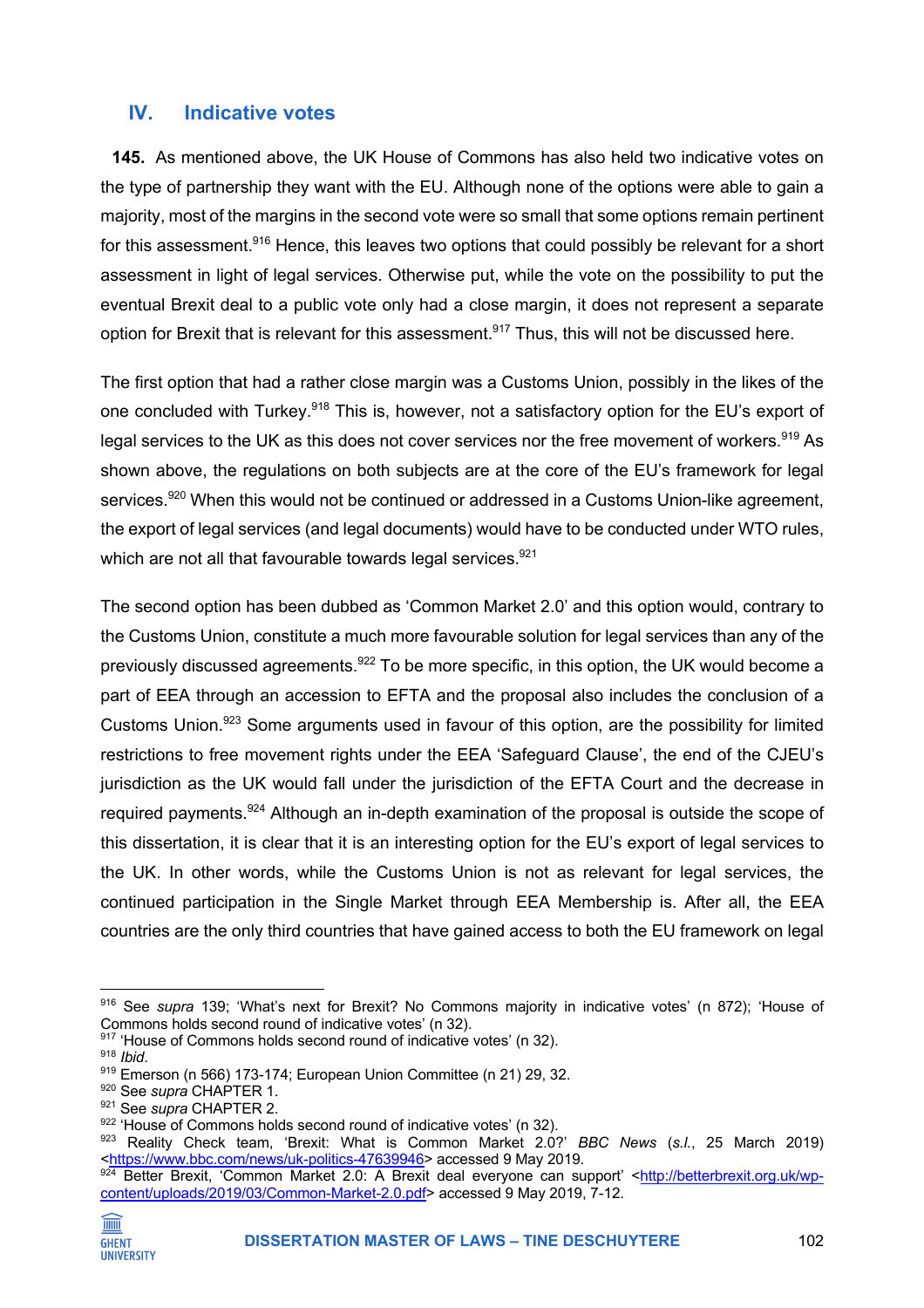## IV. Indicative votes

**145.** As mentioned above, the UK House of Commons has also held two indicative votes on the type of partnership they want with the EU. Although none of the options were able to gain a majority, most of the margins in the second vote were so small that some options remain pertinent for this assessment.[916] Hence, this leaves two options that could possibly be relevant for a short assessment in light of legal services. Otherwise put, while the vote on the possibility to put the eventual Brexit deal to a public vote only had a close margin, it does not represent a separate option for Brexit that is relevant for this assessment.[917] Thus, this will not be discussed here.

The first option that had a rather close margin was a Customs Union, possibly in the likes of the one concluded with Turkey.[918] This is, however, not a satisfactory option for the EU's export of legal services to the UK as this does not cover services nor the free movement of workers.[919] As shown above, the regulations on both subjects are at the core of the EU's framework for legal services.[920] When this would not be continued or addressed in a Customs Union-like agreement, the export of legal services (and legal documents) would have to be conducted under WTO rules, which are not all that favourable towards legal services.[921]

The second option has been dubbed as 'Common Market 2.0' and this option would, contrary to the Customs Union, constitute a much more favourable solution for legal services than any of the previously discussed agreements.[922] To be more specific, in this option, the UK would become a part of EEA through an accession to EFTA and the proposal also includes the conclusion of a Customs Union.[923] Some arguments used in favour of this option, are the possibility for limited restrictions to free movement rights under the EEA 'Safeguard Clause', the end of the CJEU's jurisdiction as the UK would fall under the jurisdiction of the EFTA Court and the decrease in required payments.[924] Although an in-depth examination of the proposal is outside the scope of this dissertation, it is clear that it is an interesting option for the EU's export of legal services to the UK. In other words, while the Customs Union is not as relevant for legal services, the continued participation in the Single Market through EEA Membership is. After all, the EEA countries are the only third countries that have gained access to both the EU framework on legal

---

[916] See *supra* 139; 'What's next for Brexit? No Commons majority in indicative votes' (n 872); 'House of Commons holds second round of indicative votes' (n 32).

[917] 'House of Commons holds second round of indicative votes' (n 32).

[918] *Ibid*.

[919] Emerson (n 566) 173-174; European Union Committee (n 21) 29, 32.

[920] See *supra* CHAPTER 1.

[921] See *supra* CHAPTER 2.

[922] 'House of Commons holds second round of indicative votes' (n 32).

[923] Reality Check team, 'Brexit: What is Common Market 2.0?' *BBC News* (*s.l.*, 25 March 2019) <https://www.bbc.com/news/uk-politics-47639946> accessed 9 May 2019.

[924] Better Brexit, 'Common Market 2.0: A Brexit deal everyone can support' <http://betterbrexit.org.uk/wp-content/uploads/2019/03/Common-Market-2.0.pdf> accessed 9 May 2019, 7-12.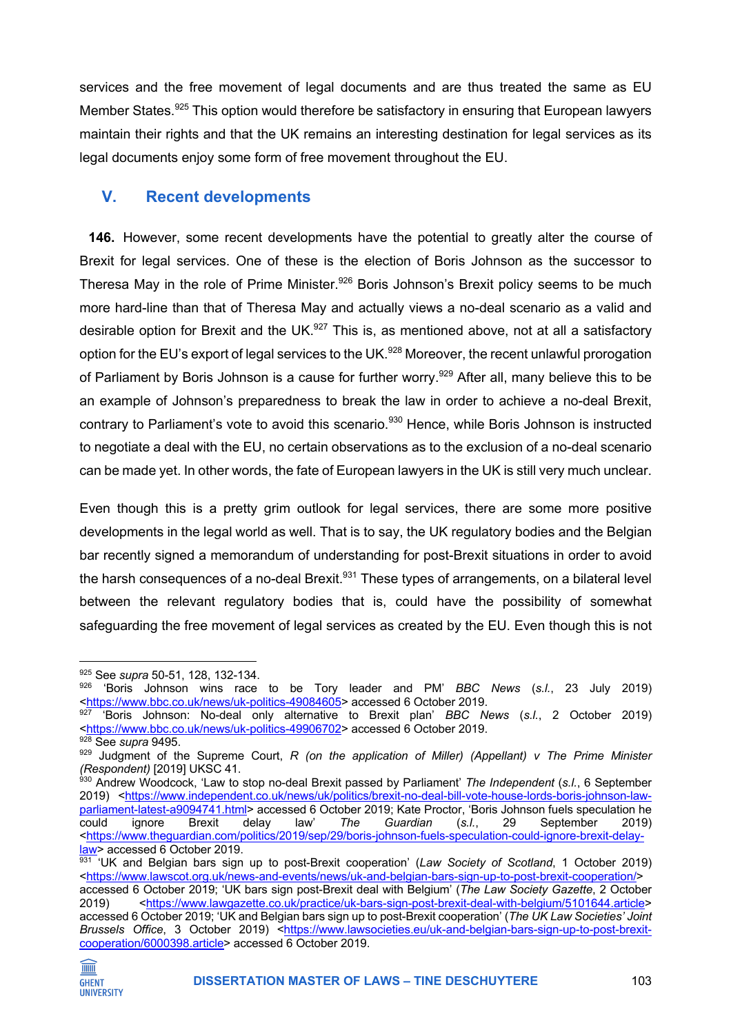services and the free movement of legal documents and are thus treated the same as EU Member States.[925] This option would therefore be satisfactory in ensuring that European lawyers maintain their rights and that the UK remains an interesting destination for legal services as its legal documents enjoy some form of free movement throughout the EU.

## V. Recent developments

**146.** However, some recent developments have the potential to greatly alter the course of Brexit for legal services. One of these is the election of Boris Johnson as the successor to Theresa May in the role of Prime Minister.[926] Boris Johnson's Brexit policy seems to be much more hard-line than that of Theresa May and actually views a no-deal scenario as a valid and desirable option for Brexit and the UK.[927] This is, as mentioned above, not at all a satisfactory option for the EU's export of legal services to the UK.[928] Moreover, the recent unlawful prorogation of Parliament by Boris Johnson is a cause for further worry.[929] After all, many believe this to be an example of Johnson's preparedness to break the law in order to achieve a no-deal Brexit, contrary to Parliament's vote to avoid this scenario.[930] Hence, while Boris Johnson is instructed to negotiate a deal with the EU, no certain observations as to the exclusion of a no-deal scenario can be made yet. In other words, the fate of European lawyers in the UK is still very much unclear.

Even though this is a pretty grim outlook for legal services, there are some more positive developments in the legal world as well. That is to say, the UK regulatory bodies and the Belgian bar recently signed a memorandum of understanding for post-Brexit situations in order to avoid the harsh consequences of a no-deal Brexit.[931] These types of arrangements, on a bilateral level between the relevant regulatory bodies that is, could have the possibility of somewhat safeguarding the free movement of legal services as created by the EU. Even though this is not

---

[925] See *supra* 50-51, 128, 132-134.

[926] 'Boris Johnson wins race to be Tory leader and PM' *BBC News* (*s.l.*, 23 July 2019) <https://www.bbc.co.uk/news/uk-politics-49084605> accessed 6 October 2019.

[927] 'Boris Johnson: No-deal only alternative to Brexit plan' *BBC News* (*s.l.*, 2 October 2019) <https://www.bbc.co.uk/news/uk-politics-49906702> accessed 6 October 2019.

[928] See *supra* 9495.

[929] Judgment of the Supreme Court, *R (on the application of Miller) (Appellant) v The Prime Minister (Respondent)* [2019] UKSC 41.

[930] Andrew Woodcock, 'Law to stop no-deal Brexit passed by Parliament' *The Independent* (*s.l.*, 6 September 2019) <https://www.independent.co.uk/news/uk/politics/brexit-no-deal-bill-vote-house-lords-boris-johnson-law-parliament-latest-a9094741.html> accessed 6 October 2019; Kate Proctor, 'Boris Johnson fuels speculation he could ignore Brexit delay law' *The Guardian* (*s.l.*, 29 September 2019) <https://www.theguardian.com/politics/2019/sep/29/boris-johnson-fuels-speculation-could-ignore-brexit-delay-law> accessed 6 October 2019.

[931] 'UK and Belgian bars sign up to post-Brexit cooperation' (*Law Society of Scotland*, 1 October 2019) <https://www.lawscot.org.uk/news-and-events/news/uk-and-belgian-bars-sign-up-to-post-brexit-cooperation/> accessed 6 October 2019; 'UK bars sign post-Brexit deal with Belgium' (*The Law Society Gazette*, 2 October 2019) <https://www.lawgazette.co.uk/practice/uk-bars-sign-post-brexit-deal-with-belgium/5101644.article> accessed 6 October 2019; 'UK and Belgian bars sign up to post-Brexit cooperation' (*The UK Law Societies' Joint Brussels Office*, 3 October 2019) <https://www.lawsocieties.eu/uk-and-belgian-bars-sign-up-to-post-brexit-cooperation/6000398.article> accessed 6 October 2019.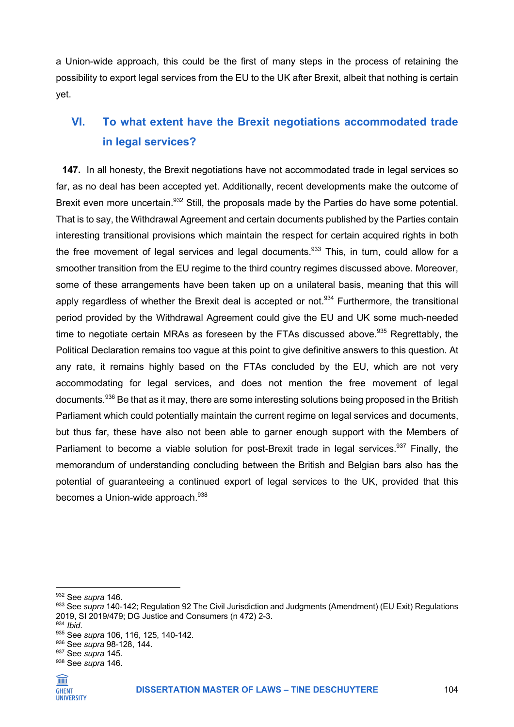a Union-wide approach, this could be the first of many steps in the process of retaining the possibility to export legal services from the EU to the UK after Brexit, albeit that nothing is certain yet.

## VI. To what extent have the Brexit negotiations accommodated trade in legal services?

**147.** In all honesty, the Brexit negotiations have not accommodated trade in legal services so far, as no deal has been accepted yet. Additionally, recent developments make the outcome of Brexit even more uncertain.[932] Still, the proposals made by the Parties do have some potential. That is to say, the Withdrawal Agreement and certain documents published by the Parties contain interesting transitional provisions which maintain the respect for certain acquired rights in both the free movement of legal services and legal documents.[933] This, in turn, could allow for a smoother transition from the EU regime to the third country regimes discussed above. Moreover, some of these arrangements have been taken up on a unilateral basis, meaning that this will apply regardless of whether the Brexit deal is accepted or not.[934] Furthermore, the transitional period provided by the Withdrawal Agreement could give the EU and UK some much-needed time to negotiate certain MRAs as foreseen by the FTAs discussed above.[935] Regrettably, the Political Declaration remains too vague at this point to give definitive answers to this question. At any rate, it remains highly based on the FTAs concluded by the EU, which are not very accommodating for legal services, and does not mention the free movement of legal documents.[936] Be that as it may, there are some interesting solutions being proposed in the British Parliament which could potentially maintain the current regime on legal services and documents, but thus far, these have also not been able to garner enough support with the Members of Parliament to become a viable solution for post-Brexit trade in legal services.[937] Finally, the memorandum of understanding concluding between the British and Belgian bars also has the potential of guaranteeing a continued export of legal services to the UK, provided that this becomes a Union-wide approach.[938]

---

[932] See *supra* 146.

[933] See *supra* 140-142; Regulation 92 The Civil Jurisdiction and Judgments (Amendment) (EU Exit) Regulations 2019, SI 2019/479; DG Justice and Consumers (n 472) 2-3.

[934] *Ibid*.

[935] See *supra* 106, 116, 125, 140-142.

[936] See *supra* 98-128, 144.

[937] See *supra* 145.

[938] See *supra* 146.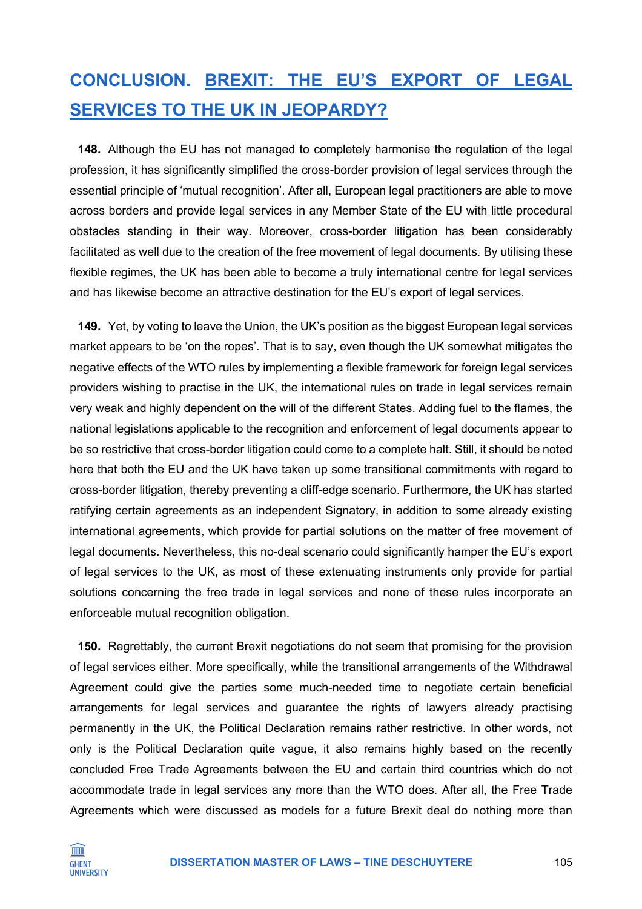# CONCLUSION. BREXIT: THE EU'S EXPORT OF LEGAL SERVICES TO THE UK IN JEOPARDY?

**148.** Although the EU has not managed to completely harmonise the regulation of the legal profession, it has significantly simplified the cross-border provision of legal services through the essential principle of 'mutual recognition'. After all, European legal practitioners are able to move across borders and provide legal services in any Member State of the EU with little procedural obstacles standing in their way. Moreover, cross-border litigation has been considerably facilitated as well due to the creation of the free movement of legal documents. By utilising these flexible regimes, the UK has been able to become a truly international centre for legal services and has likewise become an attractive destination for the EU's export of legal services.

**149.** Yet, by voting to leave the Union, the UK's position as the biggest European legal services market appears to be 'on the ropes'. That is to say, even though the UK somewhat mitigates the negative effects of the WTO rules by implementing a flexible framework for foreign legal services providers wishing to practise in the UK, the international rules on trade in legal services remain very weak and highly dependent on the will of the different States. Adding fuel to the flames, the national legislations applicable to the recognition and enforcement of legal documents appear to be so restrictive that cross-border litigation could come to a complete halt. Still, it should be noted here that both the EU and the UK have taken up some transitional commitments with regard to cross-border litigation, thereby preventing a cliff-edge scenario. Furthermore, the UK has started ratifying certain agreements as an independent Signatory, in addition to some already existing international agreements, which provide for partial solutions on the matter of free movement of legal documents. Nevertheless, this no-deal scenario could significantly hamper the EU's export of legal services to the UK, as most of these extenuating instruments only provide for partial solutions concerning the free trade in legal services and none of these rules incorporate an enforceable mutual recognition obligation.

**150.** Regrettably, the current Brexit negotiations do not seem that promising for the provision of legal services either. More specifically, while the transitional arrangements of the Withdrawal Agreement could give the parties some much-needed time to negotiate certain beneficial arrangements for legal services and guarantee the rights of lawyers already practising permanently in the UK, the Political Declaration remains rather restrictive. In other words, not only is the Political Declaration quite vague, it also remains highly based on the recently concluded Free Trade Agreements between the EU and certain third countries which do not accommodate trade in legal services any more than the WTO does. After all, the Free Trade Agreements which were discussed as models for a future Brexit deal do nothing more than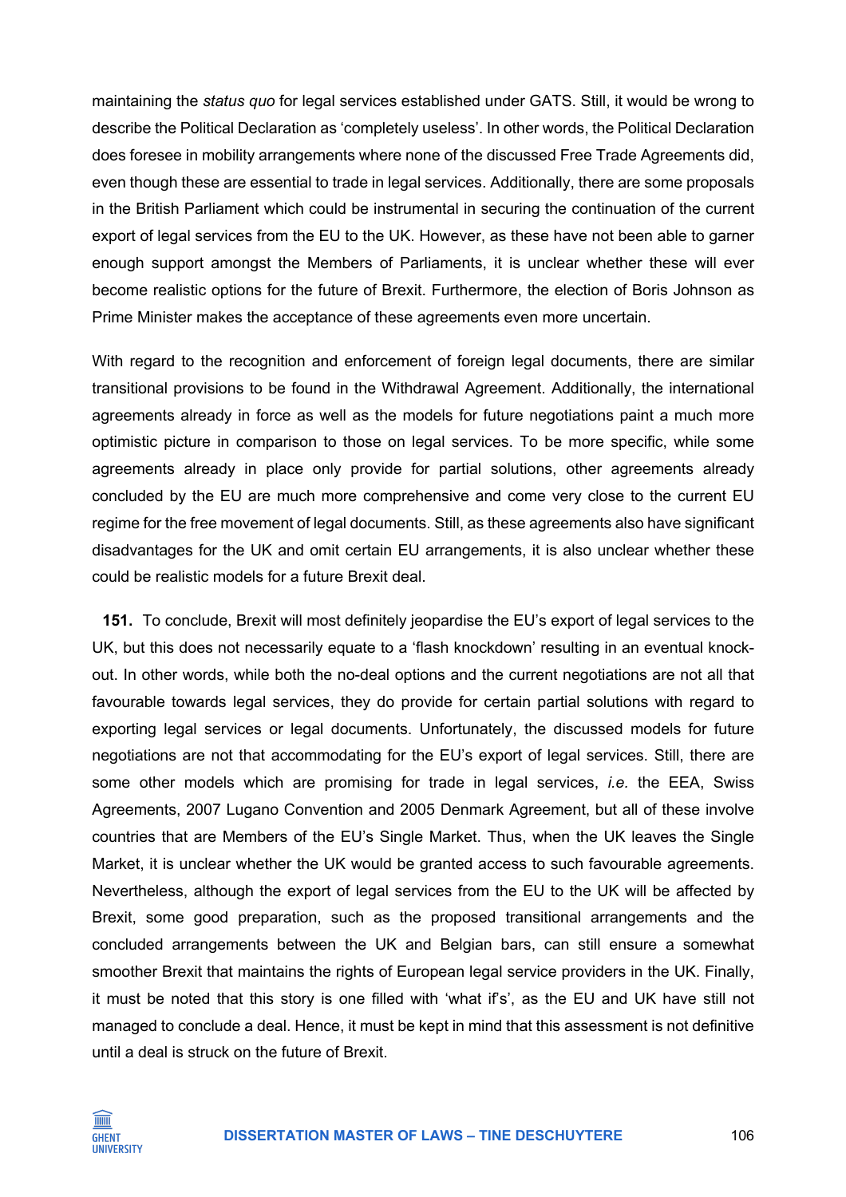maintaining the *status quo* for legal services established under GATS. Still, it would be wrong to describe the Political Declaration as 'completely useless'. In other words, the Political Declaration does foresee in mobility arrangements where none of the discussed Free Trade Agreements did, even though these are essential to trade in legal services. Additionally, there are some proposals in the British Parliament which could be instrumental in securing the continuation of the current export of legal services from the EU to the UK. However, as these have not been able to garner enough support amongst the Members of Parliaments, it is unclear whether these will ever become realistic options for the future of Brexit. Furthermore, the election of Boris Johnson as Prime Minister makes the acceptance of these agreements even more uncertain.

With regard to the recognition and enforcement of foreign legal documents, there are similar transitional provisions to be found in the Withdrawal Agreement. Additionally, the international agreements already in force as well as the models for future negotiations paint a much more optimistic picture in comparison to those on legal services. To be more specific, while some agreements already in place only provide for partial solutions, other agreements already concluded by the EU are much more comprehensive and come very close to the current EU regime for the free movement of legal documents. Still, as these agreements also have significant disadvantages for the UK and omit certain EU arrangements, it is also unclear whether these could be realistic models for a future Brexit deal.

**151.** To conclude, Brexit will most definitely jeopardise the EU's export of legal services to the UK, but this does not necessarily equate to a 'flash knockdown' resulting in an eventual knock-out. In other words, while both the no-deal options and the current negotiations are not all that favourable towards legal services, they do provide for certain partial solutions with regard to exporting legal services or legal documents. Unfortunately, the discussed models for future negotiations are not that accommodating for the EU's export of legal services. Still, there are some other models which are promising for trade in legal services, *i.e.* the EEA, Swiss Agreements, 2007 Lugano Convention and 2005 Denmark Agreement, but all of these involve countries that are Members of the EU's Single Market. Thus, when the UK leaves the Single Market, it is unclear whether the UK would be granted access to such favourable agreements. Nevertheless, although the export of legal services from the EU to the UK will be affected by Brexit, some good preparation, such as the proposed transitional arrangements and the concluded arrangements between the UK and Belgian bars, can still ensure a somewhat smoother Brexit that maintains the rights of European legal service providers in the UK. Finally, it must be noted that this story is one filled with 'what if's', as the EU and UK have still not managed to conclude a deal. Hence, it must be kept in mind that this assessment is not definitive until a deal is struck on the future of Brexit.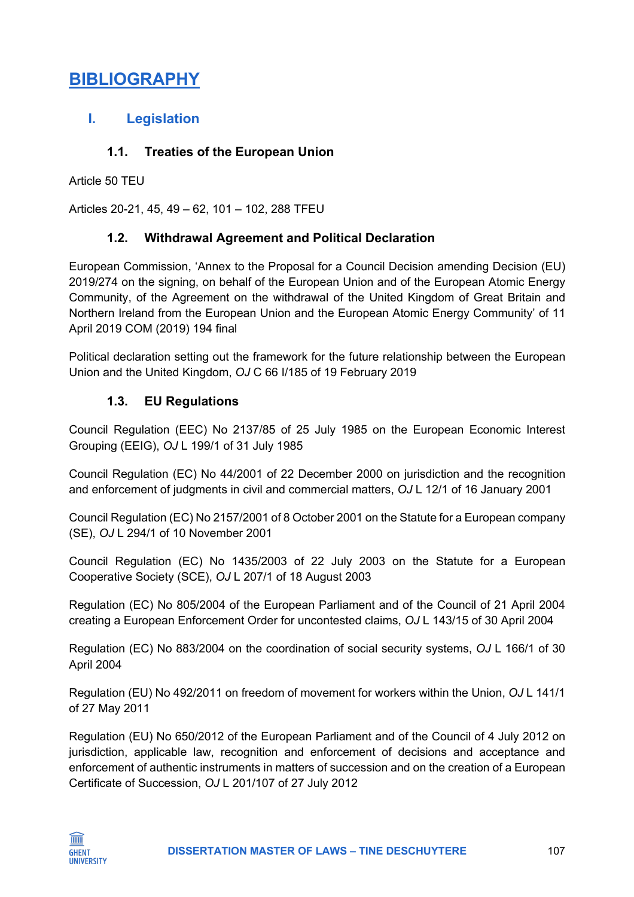# BIBLIOGRAPHY

## I. Legislation

### 1.1. Treaties of the European Union

Article 50 TEU

Articles 20-21, 45, 49 – 62, 101 – 102, 288 TFEU

### 1.2. Withdrawal Agreement and Political Declaration

European Commission, 'Annex to the Proposal for a Council Decision amending Decision (EU) 2019/274 on the signing, on behalf of the European Union and of the European Atomic Energy Community, of the Agreement on the withdrawal of the United Kingdom of Great Britain and Northern Ireland from the European Union and the European Atomic Energy Community' of 11 April 2019 COM (2019) 194 final

Political declaration setting out the framework for the future relationship between the European Union and the United Kingdom, *OJ* C 66 I/185 of 19 February 2019

### 1.3. EU Regulations

Council Regulation (EEC) No 2137/85 of 25 July 1985 on the European Economic Interest Grouping (EEIG), *OJ* L 199/1 of 31 July 1985

Council Regulation (EC) No 44/2001 of 22 December 2000 on jurisdiction and the recognition and enforcement of judgments in civil and commercial matters, *OJ* L 12/1 of 16 January 2001

Council Regulation (EC) No 2157/2001 of 8 October 2001 on the Statute for a European company (SE), *OJ* L 294/1 of 10 November 2001

Council Regulation (EC) No 1435/2003 of 22 July 2003 on the Statute for a European Cooperative Society (SCE), *OJ* L 207/1 of 18 August 2003

Regulation (EC) No 805/2004 of the European Parliament and of the Council of 21 April 2004 creating a European Enforcement Order for uncontested claims, *OJ* L 143/15 of 30 April 2004

Regulation (EC) No 883/2004 on the coordination of social security systems, *OJ* L 166/1 of 30 April 2004

Regulation (EU) No 492/2011 on freedom of movement for workers within the Union, *OJ* L 141/1 of 27 May 2011

Regulation (EU) No 650/2012 of the European Parliament and of the Council of 4 July 2012 on jurisdiction, applicable law, recognition and enforcement of decisions and acceptance and enforcement of authentic instruments in matters of succession and on the creation of a European Certificate of Succession, *OJ* L 201/107 of 27 July 2012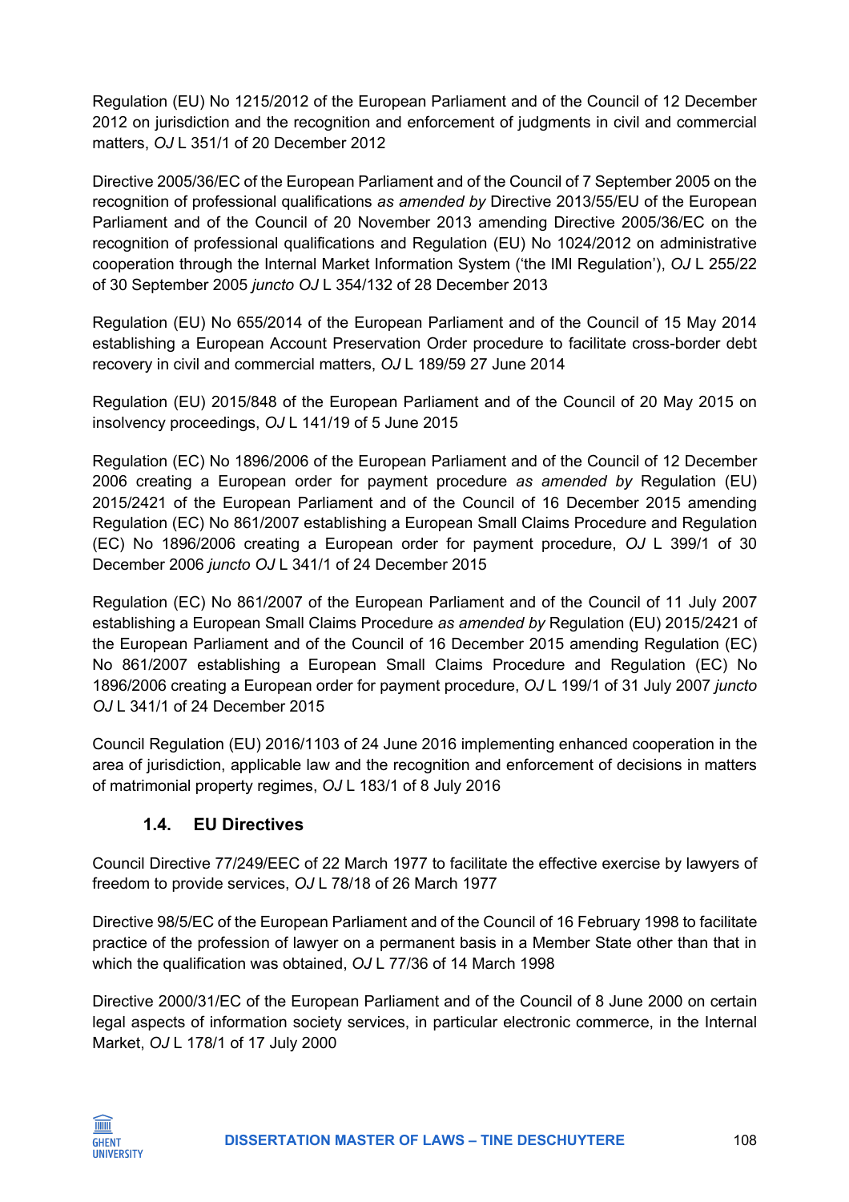Regulation (EU) No 1215/2012 of the European Parliament and of the Council of 12 December 2012 on jurisdiction and the recognition and enforcement of judgments in civil and commercial matters, *OJ* L 351/1 of 20 December 2012

Directive 2005/36/EC of the European Parliament and of the Council of 7 September 2005 on the recognition of professional qualifications *as amended by* Directive 2013/55/EU of the European Parliament and of the Council of 20 November 2013 amending Directive 2005/36/EC on the recognition of professional qualifications and Regulation (EU) No 1024/2012 on administrative cooperation through the Internal Market Information System ('the IMI Regulation'), *OJ* L 255/22 of 30 September 2005 *juncto OJ* L 354/132 of 28 December 2013

Regulation (EU) No 655/2014 of the European Parliament and of the Council of 15 May 2014 establishing a European Account Preservation Order procedure to facilitate cross-border debt recovery in civil and commercial matters, *OJ* L 189/59 27 June 2014

Regulation (EU) 2015/848 of the European Parliament and of the Council of 20 May 2015 on insolvency proceedings, *OJ* L 141/19 of 5 June 2015

Regulation (EC) No 1896/2006 of the European Parliament and of the Council of 12 December 2006 creating a European order for payment procedure *as amended by* Regulation (EU) 2015/2421 of the European Parliament and of the Council of 16 December 2015 amending Regulation (EC) No 861/2007 establishing a European Small Claims Procedure and Regulation (EC) No 1896/2006 creating a European order for payment procedure, *OJ* L 399/1 of 30 December 2006 *juncto OJ* L 341/1 of 24 December 2015

Regulation (EC) No 861/2007 of the European Parliament and of the Council of 11 July 2007 establishing a European Small Claims Procedure *as amended by* Regulation (EU) 2015/2421 of the European Parliament and of the Council of 16 December 2015 amending Regulation (EC) No 861/2007 establishing a European Small Claims Procedure and Regulation (EC) No 1896/2006 creating a European order for payment procedure, *OJ* L 199/1 of 31 July 2007 *juncto OJ* L 341/1 of 24 December 2015

Council Regulation (EU) 2016/1103 of 24 June 2016 implementing enhanced cooperation in the area of jurisdiction, applicable law and the recognition and enforcement of decisions in matters of matrimonial property regimes, *OJ* L 183/1 of 8 July 2016

### 1.4. EU Directives

Council Directive 77/249/EEC of 22 March 1977 to facilitate the effective exercise by lawyers of freedom to provide services, *OJ* L 78/18 of 26 March 1977

Directive 98/5/EC of the European Parliament and of the Council of 16 February 1998 to facilitate practice of the profession of lawyer on a permanent basis in a Member State other than that in which the qualification was obtained, *OJ* L 77/36 of 14 March 1998

Directive 2000/31/EC of the European Parliament and of the Council of 8 June 2000 on certain legal aspects of information society services, in particular electronic commerce, in the Internal Market, *OJ* L 178/1 of 17 July 2000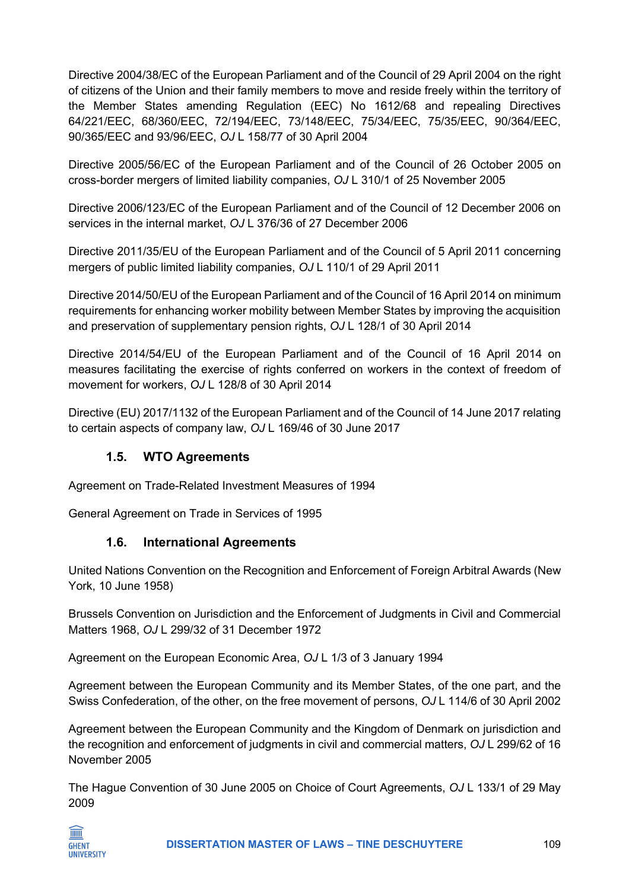Directive 2004/38/EC of the European Parliament and of the Council of 29 April 2004 on the right of citizens of the Union and their family members to move and reside freely within the territory of the Member States amending Regulation (EEC) No 1612/68 and repealing Directives 64/221/EEC, 68/360/EEC, 72/194/EEC, 73/148/EEC, 75/34/EEC, 75/35/EEC, 90/364/EEC, 90/365/EEC and 93/96/EEC, *OJ* L 158/77 of 30 April 2004

Directive 2005/56/EC of the European Parliament and of the Council of 26 October 2005 on cross-border mergers of limited liability companies, *OJ* L 310/1 of 25 November 2005

Directive 2006/123/EC of the European Parliament and of the Council of 12 December 2006 on services in the internal market, *OJ* L 376/36 of 27 December 2006

Directive 2011/35/EU of the European Parliament and of the Council of 5 April 2011 concerning mergers of public limited liability companies, *OJ* L 110/1 of 29 April 2011

Directive 2014/50/EU of the European Parliament and of the Council of 16 April 2014 on minimum requirements for enhancing worker mobility between Member States by improving the acquisition and preservation of supplementary pension rights, *OJ* L 128/1 of 30 April 2014

Directive 2014/54/EU of the European Parliament and of the Council of 16 April 2014 on measures facilitating the exercise of rights conferred on workers in the context of freedom of movement for workers, *OJ* L 128/8 of 30 April 2014

Directive (EU) 2017/1132 of the European Parliament and of the Council of 14 June 2017 relating to certain aspects of company law, *OJ* L 169/46 of 30 June 2017

### 1.5. WTO Agreements

Agreement on Trade-Related Investment Measures of 1994

General Agreement on Trade in Services of 1995

### 1.6. International Agreements

United Nations Convention on the Recognition and Enforcement of Foreign Arbitral Awards (New York, 10 June 1958)

Brussels Convention on Jurisdiction and the Enforcement of Judgments in Civil and Commercial Matters 1968, *OJ* L 299/32 of 31 December 1972

Agreement on the European Economic Area, *OJ* L 1/3 of 3 January 1994

Agreement between the European Community and its Member States, of the one part, and the Swiss Confederation, of the other, on the free movement of persons, *OJ* L 114/6 of 30 April 2002

Agreement between the European Community and the Kingdom of Denmark on jurisdiction and the recognition and enforcement of judgments in civil and commercial matters, *OJ* L 299/62 of 16 November 2005

The Hague Convention of 30 June 2005 on Choice of Court Agreements, *OJ* L 133/1 of 29 May 2009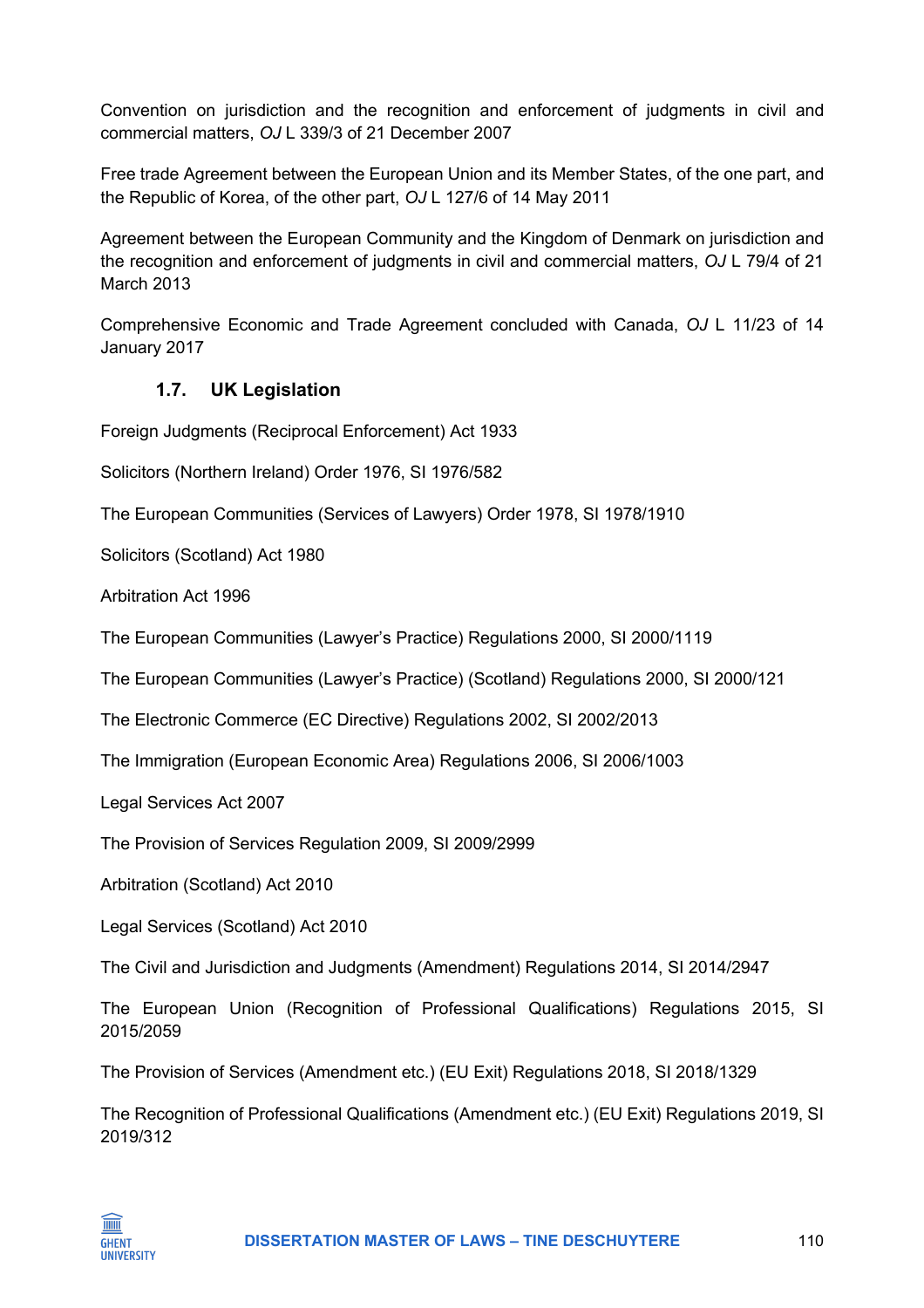Convention on jurisdiction and the recognition and enforcement of judgments in civil and commercial matters, *OJ* L 339/3 of 21 December 2007

Free trade Agreement between the European Union and its Member States, of the one part, and the Republic of Korea, of the other part, *OJ* L 127/6 of 14 May 2011

Agreement between the European Community and the Kingdom of Denmark on jurisdiction and the recognition and enforcement of judgments in civil and commercial matters, *OJ* L 79/4 of 21 March 2013

Comprehensive Economic and Trade Agreement concluded with Canada, *OJ* L 11/23 of 14 January 2017

### 1.7. UK Legislation

Foreign Judgments (Reciprocal Enforcement) Act 1933

Solicitors (Northern Ireland) Order 1976, SI 1976/582

The European Communities (Services of Lawyers) Order 1978, SI 1978/1910

Solicitors (Scotland) Act 1980

Arbitration Act 1996

The European Communities (Lawyer's Practice) Regulations 2000, SI 2000/1119

The European Communities (Lawyer's Practice) (Scotland) Regulations 2000, SI 2000/121

The Electronic Commerce (EC Directive) Regulations 2002, SI 2002/2013

The Immigration (European Economic Area) Regulations 2006, SI 2006/1003

Legal Services Act 2007

The Provision of Services Regulation 2009, SI 2009/2999

Arbitration (Scotland) Act 2010

Legal Services (Scotland) Act 2010

The Civil and Jurisdiction and Judgments (Amendment) Regulations 2014, SI 2014/2947

The European Union (Recognition of Professional Qualifications) Regulations 2015, SI 2015/2059

The Provision of Services (Amendment etc.) (EU Exit) Regulations 2018, SI 2018/1329

The Recognition of Professional Qualifications (Amendment etc.) (EU Exit) Regulations 2019, SI 2019/312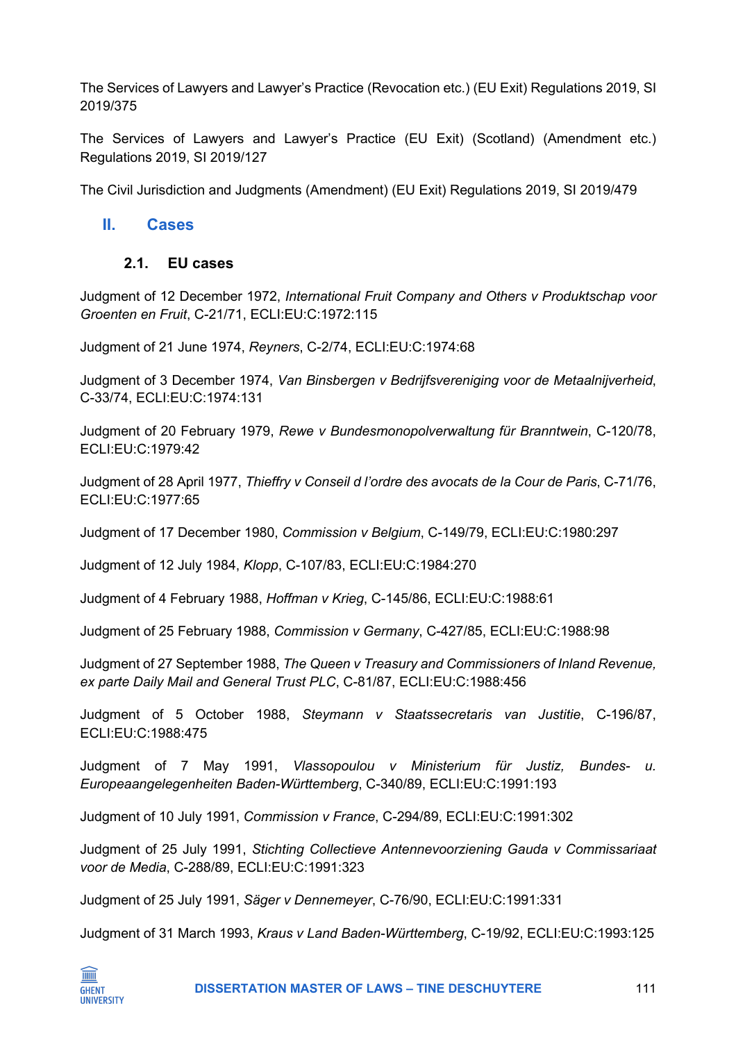The Services of Lawyers and Lawyer's Practice (Revocation etc.) (EU Exit) Regulations 2019, SI 2019/375

The Services of Lawyers and Lawyer's Practice (EU Exit) (Scotland) (Amendment etc.) Regulations 2019, SI 2019/127

The Civil Jurisdiction and Judgments (Amendment) (EU Exit) Regulations 2019, SI 2019/479

## II. Cases

### 2.1. EU cases

Judgment of 12 December 1972, *International Fruit Company and Others v Produktschap voor Groenten en Fruit*, C-21/71, ECLI:EU:C:1972:115

Judgment of 21 June 1974, *Reyners*, C-2/74, ECLI:EU:C:1974:68

Judgment of 3 December 1974, *Van Binsbergen v Bedrijfsvereniging voor de Metaalnijverheid*, C-33/74, ECLI:EU:C:1974:131

Judgment of 20 February 1979, *Rewe v Bundesmonopolverwaltung für Branntwein*, C-120/78, ECLI:EU:C:1979:42

Judgment of 28 April 1977, *Thieffry v Conseil d l'ordre des avocats de la Cour de Paris*, C-71/76, ECLI:EU:C:1977:65

Judgment of 17 December 1980, *Commission v Belgium*, C-149/79, ECLI:EU:C:1980:297

Judgment of 12 July 1984, *Klopp*, C-107/83, ECLI:EU:C:1984:270

Judgment of 4 February 1988, *Hoffman v Krieg*, C-145/86, ECLI:EU:C:1988:61

Judgment of 25 February 1988, *Commission v Germany*, C-427/85, ECLI:EU:C:1988:98

Judgment of 27 September 1988, *The Queen v Treasury and Commissioners of Inland Revenue, ex parte Daily Mail and General Trust PLC*, C-81/87, ECLI:EU:C:1988:456

Judgment of 5 October 1988, *Steymann v Staatssecretaris van Justitie*, C-196/87, ECLI:EU:C:1988:475

Judgment of 7 May 1991, *Vlassopoulou v Ministerium für Justiz, Bundes- u. Europeaangelegenheiten Baden-Württemberg*, C-340/89, ECLI:EU:C:1991:193

Judgment of 10 July 1991, *Commission v France*, C-294/89, ECLI:EU:C:1991:302

Judgment of 25 July 1991, *Stichting Collectieve Antennevoorziening Gauda v Commissariaat voor de Media*, C-288/89, ECLI:EU:C:1991:323

Judgment of 25 July 1991, *Säger v Dennemeyer*, C-76/90, ECLI:EU:C:1991:331

Judgment of 31 March 1993, *Kraus v Land Baden-Württemberg*, C-19/92, ECLI:EU:C:1993:125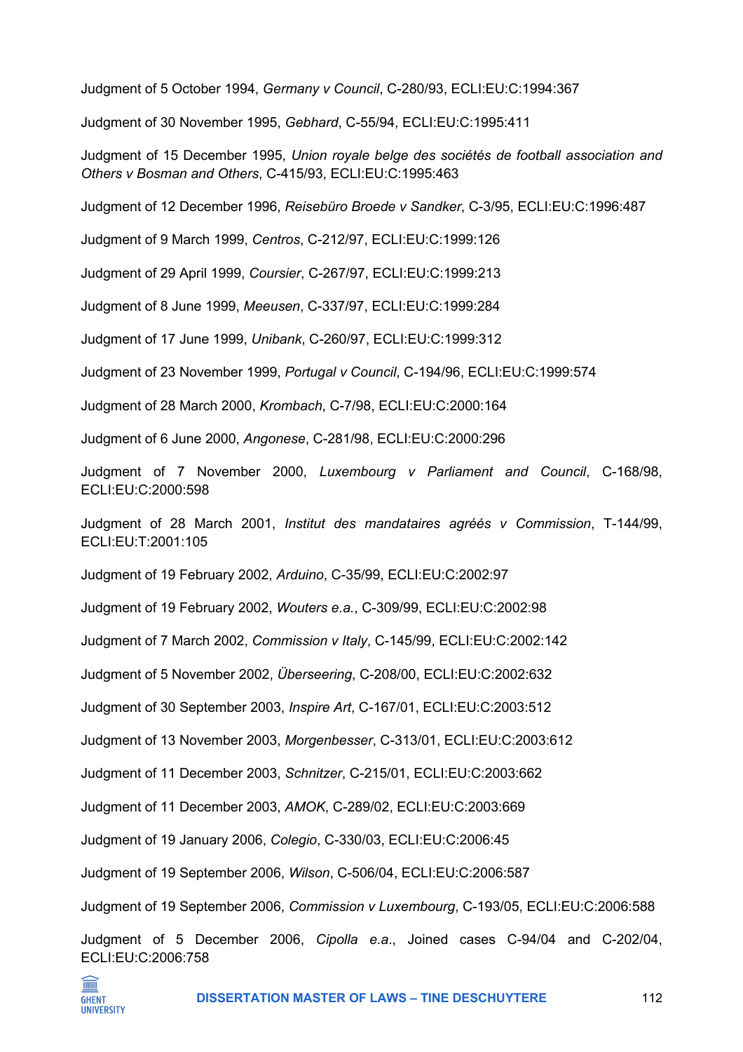Judgment of 5 October 1994, *Germany v Council*, C-280/93, ECLI:EU:C:1994:367

Judgment of 30 November 1995, *Gebhard*, C-55/94, ECLI:EU:C:1995:411

Judgment of 15 December 1995, *Union royale belge des sociétés de football association and Others v Bosman and Others*, C-415/93, ECLI:EU:C:1995:463

Judgment of 12 December 1996, *Reisebüro Broede v Sandker*, C-3/95, ECLI:EU:C:1996:487

Judgment of 9 March 1999, *Centros*, C-212/97, ECLI:EU:C:1999:126

Judgment of 29 April 1999, *Coursier*, C-267/97, ECLI:EU:C:1999:213

Judgment of 8 June 1999, *Meeusen*, C-337/97, ECLI:EU:C:1999:284

Judgment of 17 June 1999, *Unibank*, C-260/97, ECLI:EU:C:1999:312

Judgment of 23 November 1999, *Portugal v Council*, C-194/96, ECLI:EU:C:1999:574

Judgment of 28 March 2000, *Krombach*, C-7/98, ECLI:EU:C:2000:164

Judgment of 6 June 2000, *Angonese*, C-281/98, ECLI:EU:C:2000:296

Judgment of 7 November 2000, *Luxembourg v Parliament and Council*, C-168/98, ECLI:EU:C:2000:598

Judgment of 28 March 2001, *Institut des mandataires agréés v Commission*, T-144/99, ECLI:EU:T:2001:105

Judgment of 19 February 2002, *Arduino*, C-35/99, ECLI:EU:C:2002:97

Judgment of 19 February 2002, *Wouters e.a.*, C-309/99, ECLI:EU:C:2002:98

Judgment of 7 March 2002, *Commission v Italy*, C-145/99, ECLI:EU:C:2002:142

Judgment of 5 November 2002, *Überseering*, C-208/00, ECLI:EU:C:2002:632

Judgment of 30 September 2003, *Inspire Art*, C-167/01, ECLI:EU:C:2003:512

Judgment of 13 November 2003, *Morgenbesser*, C-313/01, ECLI:EU:C:2003:612

Judgment of 11 December 2003, *Schnitzer*, C-215/01, ECLI:EU:C:2003:662

Judgment of 11 December 2003, *AMOK*, C-289/02, ECLI:EU:C:2003:669

Judgment of 19 January 2006, *Colegio*, C-330/03, ECLI:EU:C:2006:45

Judgment of 19 September 2006, *Wilson*, C-506/04, ECLI:EU:C:2006:587

Judgment of 19 September 2006, *Commission v Luxembourg*, C-193/05, ECLI:EU:C:2006:588

Judgment of 5 December 2006, *Cipolla e.a.*, Joined cases C-94/04 and C-202/04, ECLI:EU:C:2006:758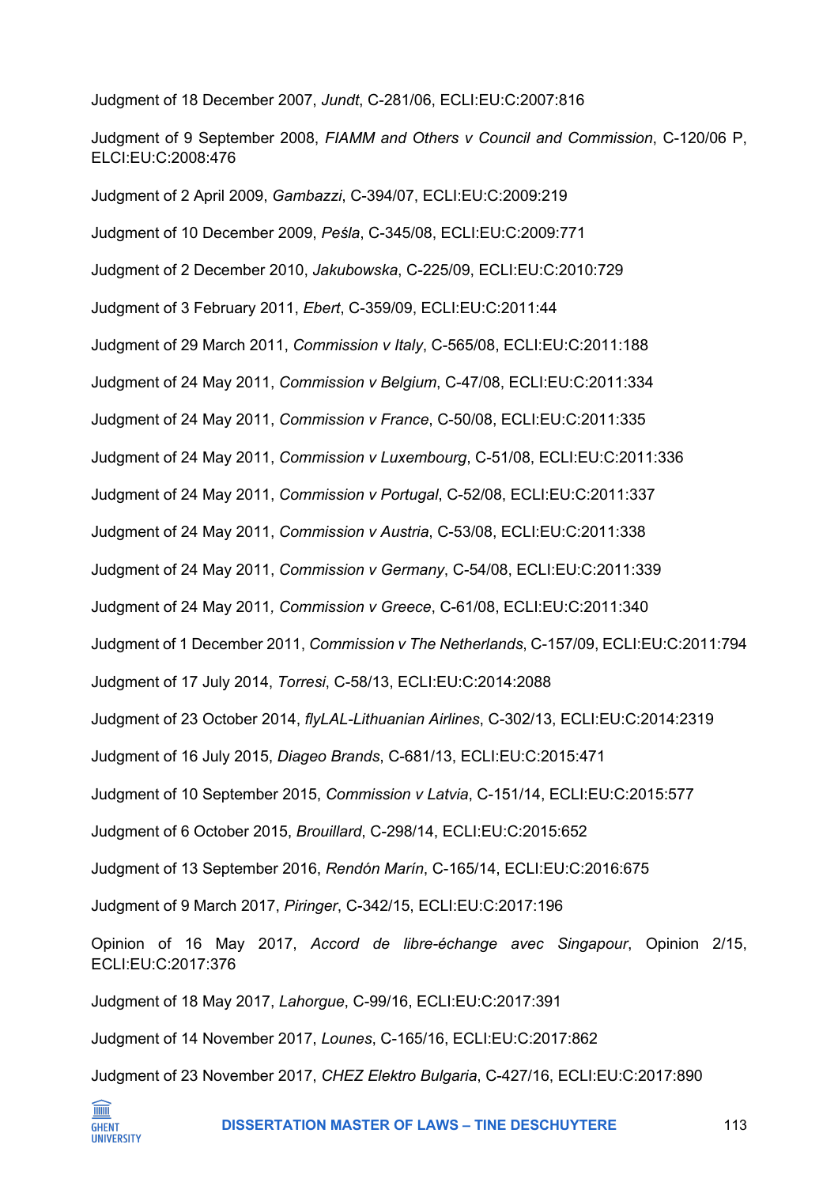Judgment of 18 December 2007, *Jundt*, C-281/06, ECLI:EU:C:2007:816

Judgment of 9 September 2008, *FIAMM and Others v Council and Commission*, C-120/06 P, ELCI:EU:C:2008:476

Judgment of 2 April 2009, *Gambazzi*, C-394/07, ECLI:EU:C:2009:219

Judgment of 10 December 2009, *Peśla*, C-345/08, ECLI:EU:C:2009:771

Judgment of 2 December 2010, *Jakubowska*, C-225/09, ECLI:EU:C:2010:729

Judgment of 3 February 2011, *Ebert*, C-359/09, ECLI:EU:C:2011:44

Judgment of 29 March 2011, *Commission v Italy*, C-565/08, ECLI:EU:C:2011:188

Judgment of 24 May 2011, *Commission v Belgium*, C-47/08, ECLI:EU:C:2011:334

Judgment of 24 May 2011, *Commission v France*, C-50/08, ECLI:EU:C:2011:335

Judgment of 24 May 2011, *Commission v Luxembourg*, C-51/08, ECLI:EU:C:2011:336

Judgment of 24 May 2011, *Commission v Portugal*, C-52/08, ECLI:EU:C:2011:337

Judgment of 24 May 2011, *Commission v Austria*, C-53/08, ECLI:EU:C:2011:338

Judgment of 24 May 2011, *Commission v Germany*, C-54/08, ECLI:EU:C:2011:339

Judgment of 24 May 2011, *Commission v Greece*, C-61/08, ECLI:EU:C:2011:340

Judgment of 1 December 2011, *Commission v The Netherlands*, C-157/09, ECLI:EU:C:2011:794

Judgment of 17 July 2014, *Torresi*, C-58/13, ECLI:EU:C:2014:2088

Judgment of 23 October 2014, *flyLAL-Lithuanian Airlines*, C-302/13, ECLI:EU:C:2014:2319

Judgment of 16 July 2015, *Diageo Brands*, C-681/13, ECLI:EU:C:2015:471

Judgment of 10 September 2015, *Commission v Latvia*, C-151/14, ECLI:EU:C:2015:577

Judgment of 6 October 2015, *Brouillard*, C-298/14, ECLI:EU:C:2015:652

Judgment of 13 September 2016, *Rendón Marín*, C-165/14, ECLI:EU:C:2016:675

Judgment of 9 March 2017, *Piringer*, C-342/15, ECLI:EU:C:2017:196

Opinion of 16 May 2017, *Accord de libre-échange avec Singapour*, Opinion 2/15, ECLI:EU:C:2017:376

Judgment of 18 May 2017, *Lahorgue*, C-99/16, ECLI:EU:C:2017:391

Judgment of 14 November 2017, *Lounes*, C-165/16, ECLI:EU:C:2017:862

Judgment of 23 November 2017, *CHEZ Elektro Bulgaria*, C-427/16, ECLI:EU:C:2017:890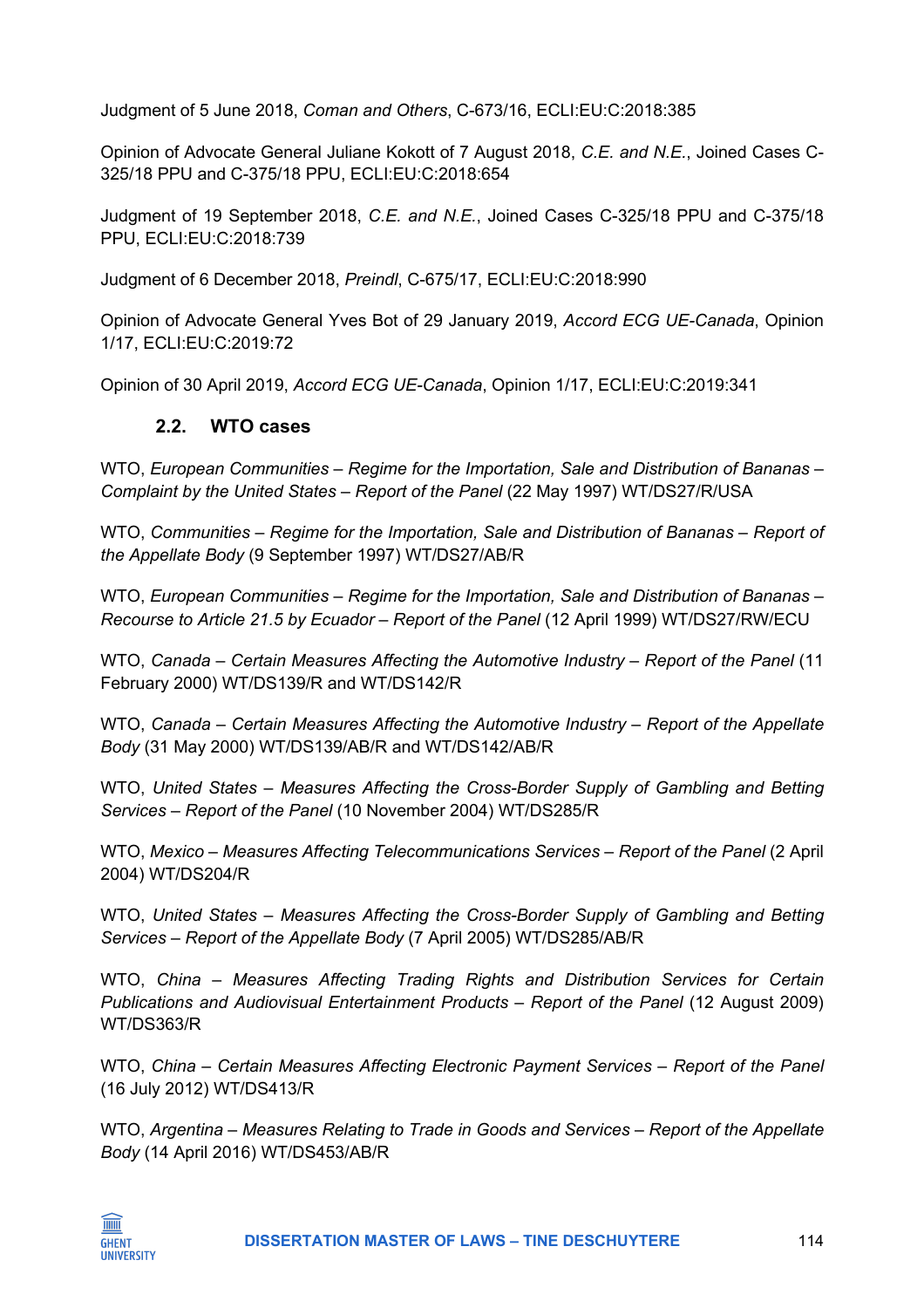Judgment of 5 June 2018, *Coman and Others*, C-673/16, ECLI:EU:C:2018:385

Opinion of Advocate General Juliane Kokott of 7 August 2018, *C.E. and N.E.*, Joined Cases C-325/18 PPU and C-375/18 PPU, ECLI:EU:C:2018:654

Judgment of 19 September 2018, *C.E. and N.E.*, Joined Cases C-325/18 PPU and C-375/18 PPU, ECLI:EU:C:2018:739

Judgment of 6 December 2018, *Preindl*, C-675/17, ECLI:EU:C:2018:990

Opinion of Advocate General Yves Bot of 29 January 2019, *Accord ECG UE-Canada*, Opinion 1/17, ECLI:EU:C:2019:72

Opinion of 30 April 2019, *Accord ECG UE-Canada*, Opinion 1/17, ECLI:EU:C:2019:341

### 2.2. WTO cases

WTO, *European Communities – Regime for the Importation, Sale and Distribution of Bananas – Complaint by the United States – Report of the Panel* (22 May 1997) WT/DS27/R/USA

WTO, *Communities – Regime for the Importation, Sale and Distribution of Bananas – Report of the Appellate Body* (9 September 1997) WT/DS27/AB/R

WTO, *European Communities – Regime for the Importation, Sale and Distribution of Bananas – Recourse to Article 21.5 by Ecuador – Report of the Panel* (12 April 1999) WT/DS27/RW/ECU

WTO, *Canada – Certain Measures Affecting the Automotive Industry – Report of the Panel* (11 February 2000) WT/DS139/R and WT/DS142/R

WTO, *Canada – Certain Measures Affecting the Automotive Industry – Report of the Appellate Body* (31 May 2000) WT/DS139/AB/R and WT/DS142/AB/R

WTO, *United States – Measures Affecting the Cross-Border Supply of Gambling and Betting Services – Report of the Panel* (10 November 2004) WT/DS285/R

WTO, *Mexico – Measures Affecting Telecommunications Services – Report of the Panel* (2 April 2004) WT/DS204/R

WTO, *United States – Measures Affecting the Cross-Border Supply of Gambling and Betting Services – Report of the Appellate Body* (7 April 2005) WT/DS285/AB/R

WTO, *China – Measures Affecting Trading Rights and Distribution Services for Certain Publications and Audiovisual Entertainment Products – Report of the Panel* (12 August 2009) WT/DS363/R

WTO, *China – Certain Measures Affecting Electronic Payment Services – Report of the Panel* (16 July 2012) WT/DS413/R

WTO, *Argentina – Measures Relating to Trade in Goods and Services – Report of the Appellate Body* (14 April 2016) WT/DS453/AB/R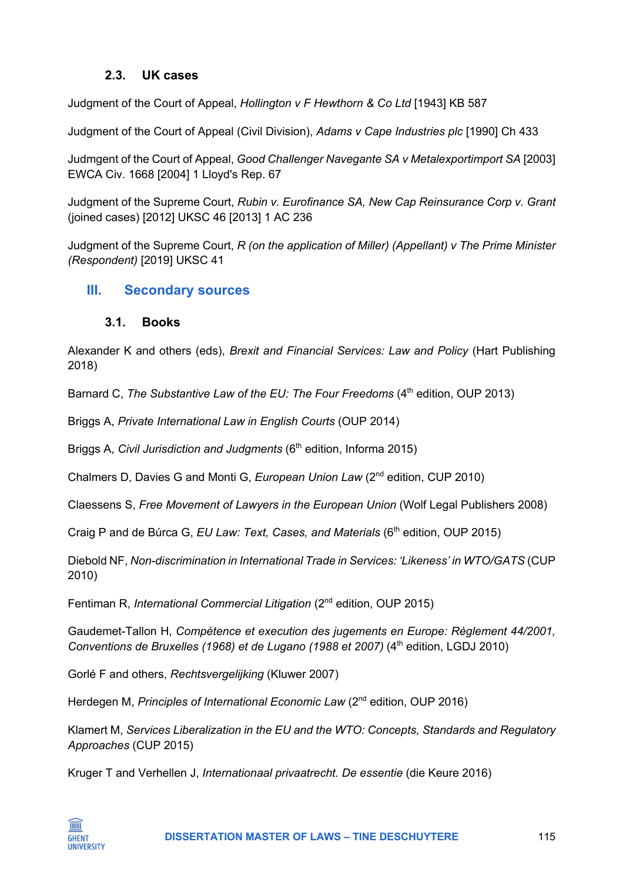### 2.3. UK cases

Judgment of the Court of Appeal, *Hollington v F Hewthorn & Co Ltd* [1943] KB 587

Judgment of the Court of Appeal (Civil Division), *Adams v Cape Industries plc* [1990] Ch 433

Judmgent of the Court of Appeal, *Good Challenger Navegante SA v Metalexportimport SA* [2003] EWCA Civ. 1668 [2004] 1 Lloyd's Rep. 67

Judgment of the Supreme Court, *Rubin v. Eurofinance SA, New Cap Reinsurance Corp v. Grant* (joined cases) [2012] UKSC 46 [2013] 1 AC 236

Judgment of the Supreme Court, *R (on the application of Miller) (Appellant) v The Prime Minister (Respondent)* [2019] UKSC 41

## III. Secondary sources

### 3.1. Books

Alexander K and others (eds), *Brexit and Financial Services: Law and Policy* (Hart Publishing 2018)

Barnard C, *The Substantive Law of the EU: The Four Freedoms* (4th edition, OUP 2013)

Briggs A, *Private International Law in English Courts* (OUP 2014)

Briggs A, *Civil Jurisdiction and Judgments* (6th edition, Informa 2015)

Chalmers D, Davies G and Monti G, *European Union Law* (2nd edition, CUP 2010)

Claessens S, *Free Movement of Lawyers in the European Union* (Wolf Legal Publishers 2008)

Craig P and de Búrca G, *EU Law: Text, Cases, and Materials* (6th edition, OUP 2015)

Diebold NF, *Non-discrimination in International Trade in Services: 'Likeness' in WTO/GATS* (CUP 2010)

Fentiman R, *International Commercial Litigation* (2nd edition, OUP 2015)

Gaudemet-Tallon H, *Compétence et execution des jugements en Europe: Règlement 44/2001, Conventions de Bruxelles (1968) et de Lugano (1988 et 2007)* (4th edition, LGDJ 2010)

Gorlé F and others, *Rechtsvergelijking* (Kluwer 2007)

Herdegen M, *Principles of International Economic Law* (2nd edition, OUP 2016)

Klamert M, *Services Liberalization in the EU and the WTO: Concepts, Standards and Regulatory Approaches* (CUP 2015)

Kruger T and Verhellen J, *Internationaal privaatrecht. De essentie* (die Keure 2016)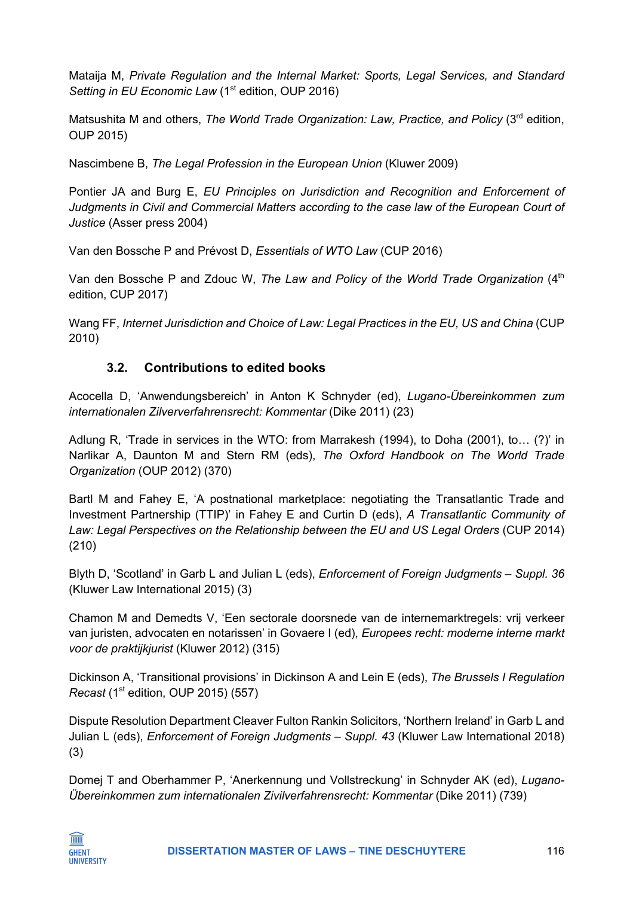Mataija M, *Private Regulation and the Internal Market: Sports, Legal Services, and Standard Setting in EU Economic Law* (1st edition, OUP 2016)

Matsushita M and others, *The World Trade Organization: Law, Practice, and Policy* (3rd edition, OUP 2015)

Nascimbene B, *The Legal Profession in the European Union* (Kluwer 2009)

Pontier JA and Burg E, *EU Principles on Jurisdiction and Recognition and Enforcement of Judgments in Civil and Commercial Matters according to the case law of the European Court of Justice* (Asser press 2004)

Van den Bossche P and Prévost D, *Essentials of WTO Law* (CUP 2016)

Van den Bossche P and Zdouc W, *The Law and Policy of the World Trade Organization* (4th edition, CUP 2017)

Wang FF, *Internet Jurisdiction and Choice of Law: Legal Practices in the EU, US and China* (CUP 2010)

### 3.2. Contributions to edited books

Acocella D, 'Anwendungsbereich' in Anton K Schnyder (ed), *Lugano-Übereinkommen zum internationalen Zilververfahrensrecht: Kommentar* (Dike 2011) (23)

Adlung R, 'Trade in services in the WTO: from Marrakesh (1994), to Doha (2001), to… (?)' in Narlikar A, Daunton M and Stern RM (eds), *The Oxford Handbook on The World Trade Organization* (OUP 2012) (370)

Bartl M and Fahey E, 'A postnational marketplace: negotiating the Transatlantic Trade and Investment Partnership (TTIP)' in Fahey E and Curtin D (eds), *A Transatlantic Community of Law: Legal Perspectives on the Relationship between the EU and US Legal Orders* (CUP 2014) (210)

Blyth D, 'Scotland' in Garb L and Julian L (eds), *Enforcement of Foreign Judgments – Suppl. 36* (Kluwer Law International 2015) (3)

Chamon M and Demedts V, 'Een sectorale doorsnede van de internemarktregels: vrij verkeer van juristen, advocaten en notarissen' in Govaere I (ed), *Europees recht: moderne interne markt voor de praktijkjurist* (Kluwer 2012) (315)

Dickinson A, 'Transitional provisions' in Dickinson A and Lein E (eds), *The Brussels I Regulation Recast* (1st edition, OUP 2015) (557)

Dispute Resolution Department Cleaver Fulton Rankin Solicitors, 'Northern Ireland' in Garb L and Julian L (eds), *Enforcement of Foreign Judgments – Suppl. 43* (Kluwer Law International 2018) (3)

Domej T and Oberhammer P, 'Anerkennung und Vollstreckung' in Schnyder AK (ed), *Lugano-Übereinkommen zum internationalen Zivilverfahrensrecht: Kommentar* (Dike 2011) (739)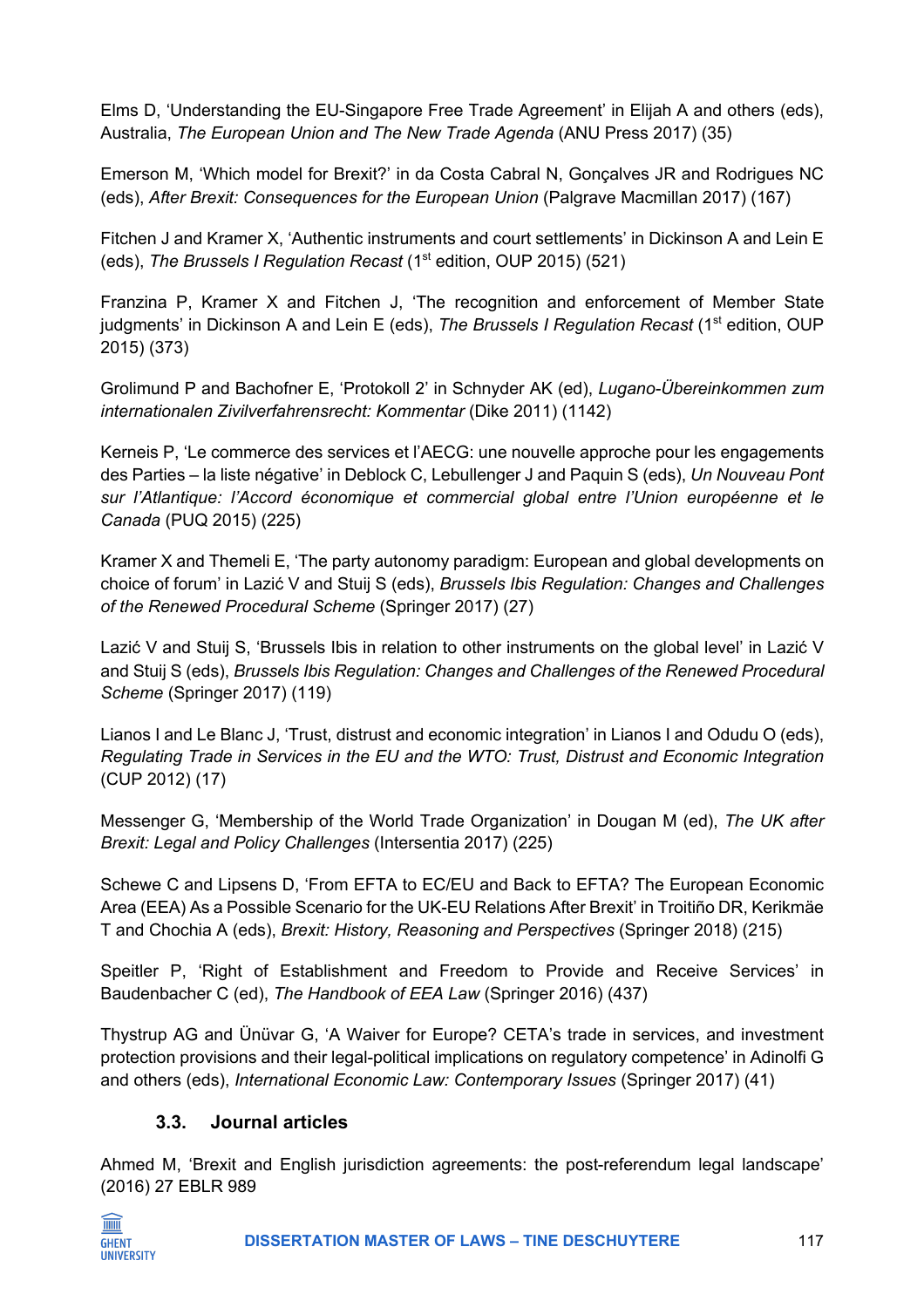Elms D, 'Understanding the EU-Singapore Free Trade Agreement' in Elijah A and others (eds), Australia, *The European Union and The New Trade Agenda* (ANU Press 2017) (35)

Emerson M, 'Which model for Brexit?' in da Costa Cabral N, Gonçalves JR and Rodrigues NC (eds), *After Brexit: Consequences for the European Union* (Palgrave Macmillan 2017) (167)

Fitchen J and Kramer X, 'Authentic instruments and court settlements' in Dickinson A and Lein E (eds), *The Brussels I Regulation Recast* (1st edition, OUP 2015) (521)

Franzina P, Kramer X and Fitchen J, 'The recognition and enforcement of Member State judgments' in Dickinson A and Lein E (eds), *The Brussels I Regulation Recast* (1st edition, OUP 2015) (373)

Grolimund P and Bachofner E, 'Protokoll 2' in Schnyder AK (ed), *Lugano-Übereinkommen zum internationalen Zivilverfahrensrecht: Kommentar* (Dike 2011) (1142)

Kerneis P, 'Le commerce des services et l'AECG: une nouvelle approche pour les engagements des Parties – la liste négative' in Deblock C, Lebullenger J and Paquin S (eds), *Un Nouveau Pont sur l'Atlantique: l'Accord économique et commercial global entre l'Union européenne et le Canada* (PUQ 2015) (225)

Kramer X and Themeli E, 'The party autonomy paradigm: European and global developments on choice of forum' in Lazić V and Stuij S (eds), *Brussels Ibis Regulation: Changes and Challenges of the Renewed Procedural Scheme* (Springer 2017) (27)

Lazić V and Stuij S, 'Brussels Ibis in relation to other instruments on the global level' in Lazić V and Stuij S (eds), *Brussels Ibis Regulation: Changes and Challenges of the Renewed Procedural Scheme* (Springer 2017) (119)

Lianos I and Le Blanc J, 'Trust, distrust and economic integration' in Lianos I and Odudu O (eds), *Regulating Trade in Services in the EU and the WTO: Trust, Distrust and Economic Integration* (CUP 2012) (17)

Messenger G, 'Membership of the World Trade Organization' in Dougan M (ed), *The UK after Brexit: Legal and Policy Challenges* (Intersentia 2017) (225)

Schewe C and Lipsens D, 'From EFTA to EC/EU and Back to EFTA? The European Economic Area (EEA) As a Possible Scenario for the UK-EU Relations After Brexit' in Troitiño DR, Kerikmäe T and Chochia A (eds), *Brexit: History, Reasoning and Perspectives* (Springer 2018) (215)

Speitler P, 'Right of Establishment and Freedom to Provide and Receive Services' in Baudenbacher C (ed), *The Handbook of EEA Law* (Springer 2016) (437)

Thystrup AG and Ünüvar G, 'A Waiver for Europe? CETA's trade in services, and investment protection provisions and their legal-political implications on regulatory competence' in Adinolfi G and others (eds), *International Economic Law: Contemporary Issues* (Springer 2017) (41)

### 3.3. Journal articles

Ahmed M, 'Brexit and English jurisdiction agreements: the post-referendum legal landscape' (2016) 27 EBLR 989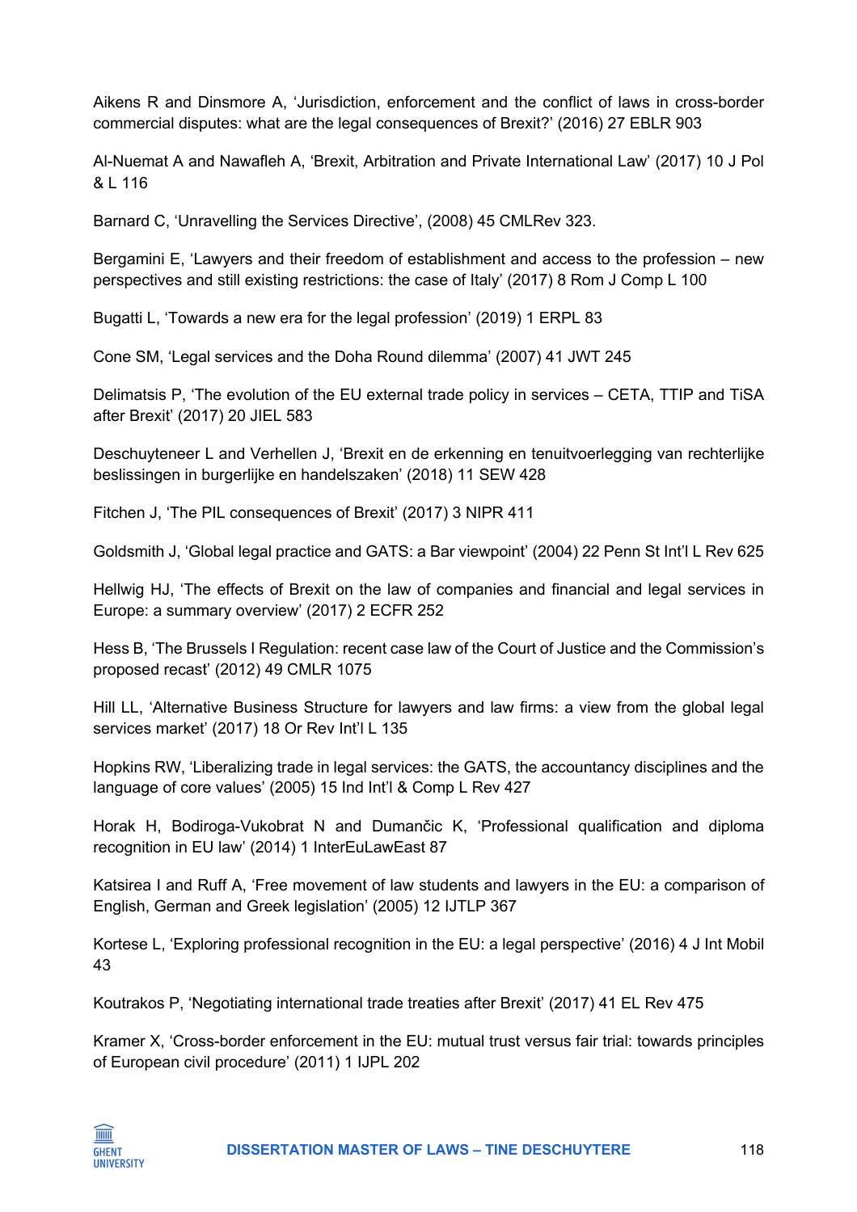Aikens R and Dinsmore A, 'Jurisdiction, enforcement and the conflict of laws in cross-border commercial disputes: what are the legal consequences of Brexit?' (2016) 27 EBLR 903

Al-Nuemat A and Nawafleh A, 'Brexit, Arbitration and Private International Law' (2017) 10 J Pol & L 116

Barnard C, 'Unravelling the Services Directive', (2008) 45 CMLRev 323.

Bergamini E, 'Lawyers and their freedom of establishment and access to the profession – new perspectives and still existing restrictions: the case of Italy' (2017) 8 Rom J Comp L 100

Bugatti L, 'Towards a new era for the legal profession' (2019) 1 ERPL 83

Cone SM, 'Legal services and the Doha Round dilemma' (2007) 41 JWT 245

Delimatsis P, 'The evolution of the EU external trade policy in services – CETA, TTIP and TiSA after Brexit' (2017) 20 JIEL 583

Deschuyteneer L and Verhellen J, 'Brexit en de erkenning en tenuitvoerlegging van rechterlijke beslissingen in burgerlijke en handelszaken' (2018) 11 SEW 428

Fitchen J, 'The PIL consequences of Brexit' (2017) 3 NIPR 411

Goldsmith J, 'Global legal practice and GATS: a Bar viewpoint' (2004) 22 Penn St Int'l L Rev 625

Hellwig HJ, 'The effects of Brexit on the law of companies and financial and legal services in Europe: a summary overview' (2017) 2 ECFR 252

Hess B, 'The Brussels I Regulation: recent case law of the Court of Justice and the Commission's proposed recast' (2012) 49 CMLR 1075

Hill LL, 'Alternative Business Structure for lawyers and law firms: a view from the global legal services market' (2017) 18 Or Rev Int'l L 135

Hopkins RW, 'Liberalizing trade in legal services: the GATS, the accountancy disciplines and the language of core values' (2005) 15 Ind Int'l & Comp L Rev 427

Horak H, Bodiroga-Vukobrat N and Dumančic K, 'Professional qualification and diploma recognition in EU law' (2014) 1 InterEuLawEast 87

Katsirea I and Ruff A, 'Free movement of law students and lawyers in the EU: a comparison of English, German and Greek legislation' (2005) 12 IJTLP 367

Kortese L, 'Exploring professional recognition in the EU: a legal perspective' (2016) 4 J Int Mobil 43

Koutrakos P, 'Negotiating international trade treaties after Brexit' (2017) 41 EL Rev 475

Kramer X, 'Cross-border enforcement in the EU: mutual trust versus fair trial: towards principles of European civil procedure' (2011) 1 IJPL 202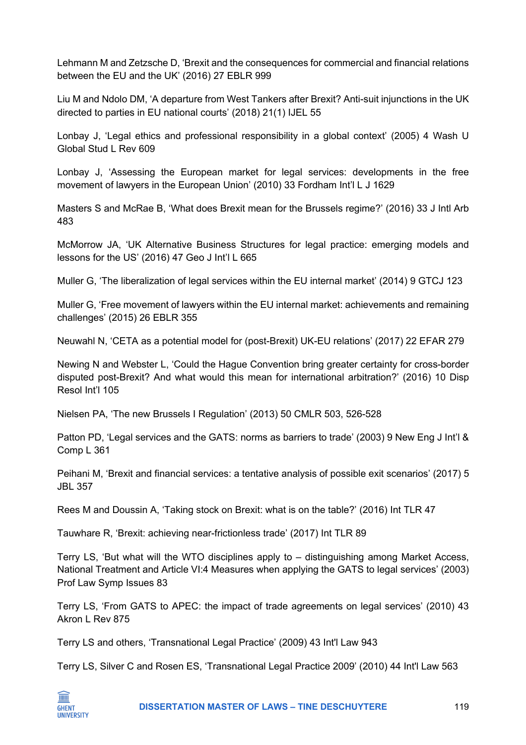Lehmann M and Zetzsche D, ‘Brexit and the consequences for commercial and financial relations between the EU and the UK’ (2016) 27 EBLR 999

Liu M and Ndolo DM, ‘A departure from West Tankers after Brexit? Anti-suit injunctions in the UK directed to parties in EU national courts’ (2018) 21(1) IJEL 55

Lonbay J, ‘Legal ethics and professional responsibility in a global context’ (2005) 4 Wash U Global Stud L Rev 609

Lonbay J, ‘Assessing the European market for legal services: developments in the free movement of lawyers in the European Union’ (2010) 33 Fordham Int’l L J 1629

Masters S and McRae B, ‘What does Brexit mean for the Brussels regime?’ (2016) 33 J Intl Arb 483

McMorrow JA, ‘UK Alternative Business Structures for legal practice: emerging models and lessons for the US’ (2016) 47 Geo J Int’l L 665

Muller G, ‘The liberalization of legal services within the EU internal market’ (2014) 9 GTCJ 123

Muller G, ‘Free movement of lawyers within the EU internal market: achievements and remaining challenges’ (2015) 26 EBLR 355

Neuwahl N, ‘CETA as a potential model for (post-Brexit) UK-EU relations’ (2017) 22 EFAR 279

Newing N and Webster L, ‘Could the Hague Convention bring greater certainty for cross-border disputed post-Brexit? And what would this mean for international arbitration?’ (2016) 10 Disp Resol Int’l 105

Nielsen PA, ‘The new Brussels I Regulation’ (2013) 50 CMLR 503, 526-528

Patton PD, ‘Legal services and the GATS: norms as barriers to trade’ (2003) 9 New Eng J Int’l & Comp L 361

Peihani M, ‘Brexit and financial services: a tentative analysis of possible exit scenarios’ (2017) 5 JBL 357

Rees M and Doussin A, ‘Taking stock on Brexit: what is on the table?’ (2016) Int TLR 47

Tauwhare R, ‘Brexit: achieving near-frictionless trade’ (2017) Int TLR 89

Terry LS, ‘But what will the WTO disciplines apply to – distinguishing among Market Access, National Treatment and Article VI:4 Measures when applying the GATS to legal services’ (2003) Prof Law Symp Issues 83

Terry LS, ‘From GATS to APEC: the impact of trade agreements on legal services’ (2010) 43 Akron L Rev 875

Terry LS and others, ‘Transnational Legal Practice’ (2009) 43 Int'l Law 943

Terry LS, Silver C and Rosen ES, ‘Transnational Legal Practice 2009’ (2010) 44 Int'l Law 563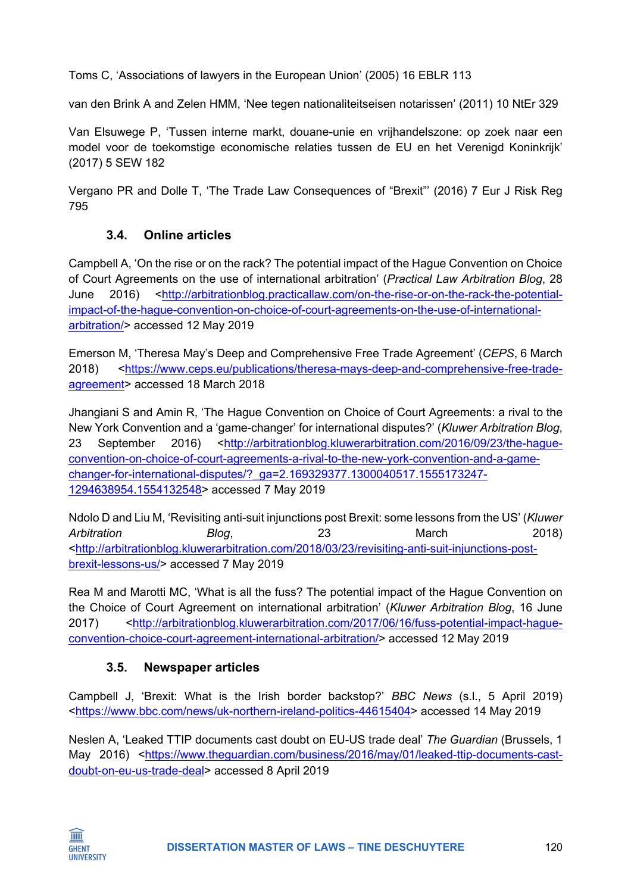Toms C, 'Associations of lawyers in the European Union' (2005) 16 EBLR 113

van den Brink A and Zelen HMM, 'Nee tegen nationaliteitseisen notarissen' (2011) 10 NtEr 329

Van Elsuwege P, 'Tussen interne markt, douane-unie en vrijhandelszone: op zoek naar een model voor de toekomstige economische relaties tussen de EU en het Verenigd Koninkrijk' (2017) 5 SEW 182

Vergano PR and Dolle T, 'The Trade Law Consequences of "Brexit"' (2016) 7 Eur J Risk Reg 795

### 3.4. Online articles

Campbell A, 'On the rise or on the rack? The potential impact of the Hague Convention on Choice of Court Agreements on the use of international arbitration' (*Practical Law Arbitration Blog*, 28 June 2016) <http://arbitrationblog.practicallaw.com/on-the-rise-or-on-the-rack-the-potential-impact-of-the-hague-convention-on-choice-of-court-agreements-on-the-use-of-international-arbitration/> accessed 12 May 2019

Emerson M, 'Theresa May's Deep and Comprehensive Free Trade Agreement' (*CEPS*, 6 March 2018) <https://www.ceps.eu/publications/theresa-mays-deep-and-comprehensive-free-trade-agreement> accessed 18 March 2018

Jhangiani S and Amin R, 'The Hague Convention on Choice of Court Agreements: a rival to the New York Convention and a 'game-changer' for international disputes?' (*Kluwer Arbitration Blog*, 23 September 2016) <http://arbitrationblog.kluwerarbitration.com/2016/09/23/the-hague-convention-on-choice-of-court-agreements-a-rival-to-the-new-york-convention-and-a-game-changer-for-international-disputes/?_ga=2.169329377.1300040517.1555173247-1294638954.1554132548> accessed 7 May 2019

Ndolo D and Liu M, 'Revisiting anti-suit injunctions post Brexit: some lessons from the US' (*Kluwer Arbitration Blog*, 23 March 2018) <http://arbitrationblog.kluwerarbitration.com/2018/03/23/revisiting-anti-suit-injunctions-post-brexit-lessons-us/> accessed 7 May 2019

Rea M and Marotti MC, 'What is all the fuss? The potential impact of the Hague Convention on the Choice of Court Agreement on international arbitration' (*Kluwer Arbitration Blog*, 16 June 2017) <http://arbitrationblog.kluwerarbitration.com/2017/06/16/fuss-potential-impact-hague-convention-choice-court-agreement-international-arbitration/> accessed 12 May 2019

### 3.5. Newspaper articles

Campbell J, 'Brexit: What is the Irish border backstop?' *BBC News* (s.l., 5 April 2019) <https://www.bbc.com/news/uk-northern-ireland-politics-44615404> accessed 14 May 2019

Neslen A, 'Leaked TTIP documents cast doubt on EU-US trade deal' *The Guardian* (Brussels, 1 May 2016) <https://www.theguardian.com/business/2016/may/01/leaked-ttip-documents-cast-doubt-on-eu-us-trade-deal> accessed 8 April 2019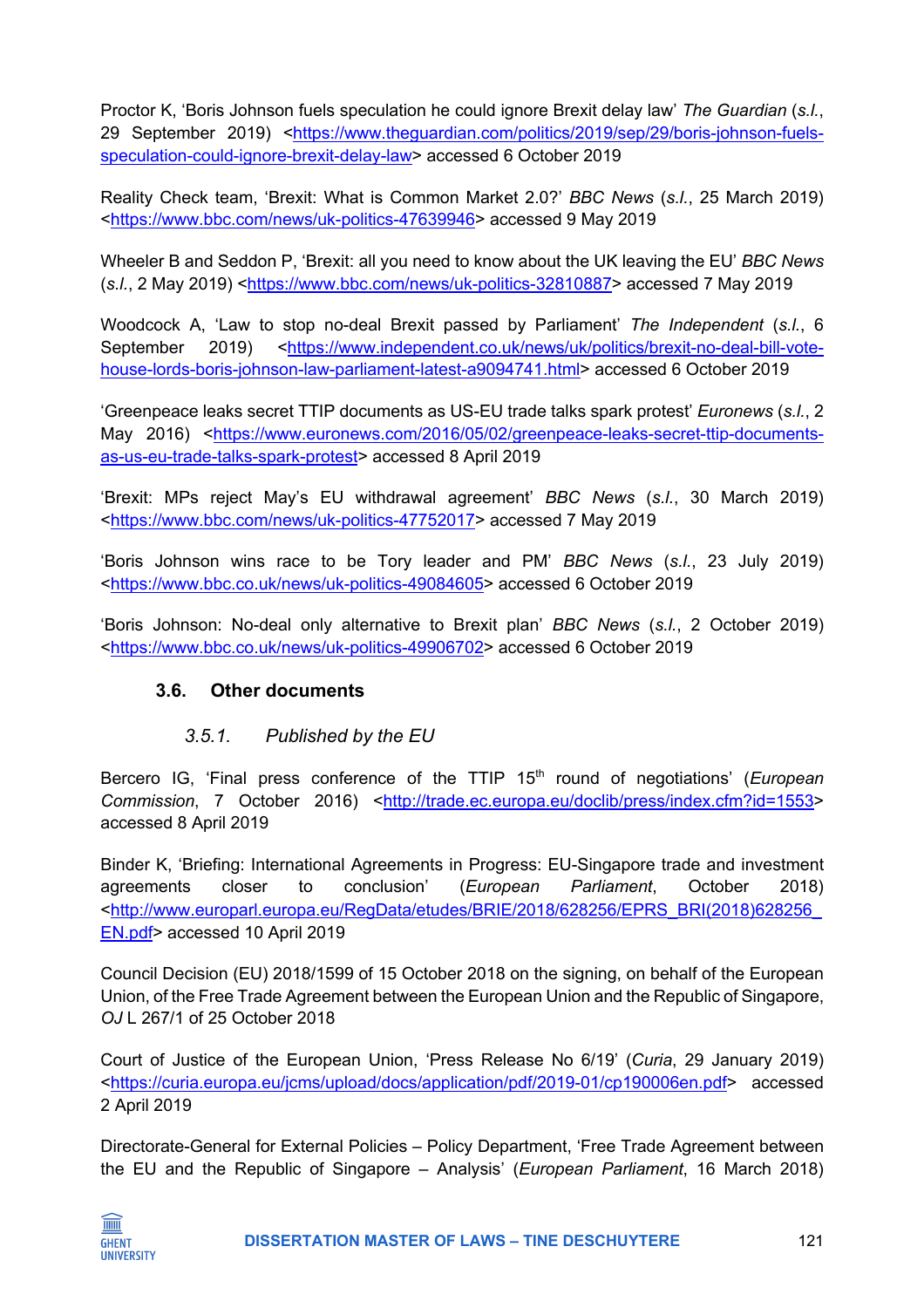Proctor K, 'Boris Johnson fuels speculation he could ignore Brexit delay law' *The Guardian* (*s.l.*, 29 September 2019) <https://www.theguardian.com/politics/2019/sep/29/boris-johnson-fuels-speculation-could-ignore-brexit-delay-law> accessed 6 October 2019

Reality Check team, 'Brexit: What is Common Market 2.0?' *BBC News* (*s.l.*, 25 March 2019) <https://www.bbc.com/news/uk-politics-47639946> accessed 9 May 2019

Wheeler B and Seddon P, 'Brexit: all you need to know about the UK leaving the EU' *BBC News* (*s.l.*, 2 May 2019) <https://www.bbc.com/news/uk-politics-32810887> accessed 7 May 2019

Woodcock A, 'Law to stop no-deal Brexit passed by Parliament' *The Independent* (*s.l.*, 6 September 2019) <https://www.independent.co.uk/news/uk/politics/brexit-no-deal-bill-vote-house-lords-boris-johnson-law-parliament-latest-a9094741.html> accessed 6 October 2019

'Greenpeace leaks secret TTIP documents as US-EU trade talks spark protest' *Euronews* (*s.l.*, 2 May 2016) <https://www.euronews.com/2016/05/02/greenpeace-leaks-secret-ttip-documents-as-us-eu-trade-talks-spark-protest> accessed 8 April 2019

'Brexit: MPs reject May's EU withdrawal agreement' *BBC News* (*s.l.*, 30 March 2019) <https://www.bbc.com/news/uk-politics-47752017> accessed 7 May 2019

'Boris Johnson wins race to be Tory leader and PM' *BBC News* (*s.l.*, 23 July 2019) <https://www.bbc.co.uk/news/uk-politics-49084605> accessed 6 October 2019

'Boris Johnson: No-deal only alternative to Brexit plan' *BBC News* (*s.l.*, 2 October 2019) <https://www.bbc.co.uk/news/uk-politics-49906702> accessed 6 October 2019

### 3.6. Other documents

#### *3.5.1. Published by the EU*

Bercero IG, 'Final press conference of the TTIP 15th round of negotiations' (*European Commission*, 7 October 2016) <http://trade.ec.europa.eu/doclib/press/index.cfm?id=1553> accessed 8 April 2019

Binder K, 'Briefing: International Agreements in Progress: EU-Singapore trade and investment agreements closer to conclusion' (*European Parliament*, October 2018) <http://www.europarl.europa.eu/RegData/etudes/BRIE/2018/628256/EPRS_BRI(2018)628256_EN.pdf> accessed 10 April 2019

Council Decision (EU) 2018/1599 of 15 October 2018 on the signing, on behalf of the European Union, of the Free Trade Agreement between the European Union and the Republic of Singapore, *OJ* L 267/1 of 25 October 2018

Court of Justice of the European Union, 'Press Release No 6/19' (*Curia*, 29 January 2019) <https://curia.europa.eu/jcms/upload/docs/application/pdf/2019-01/cp190006en.pdf> accessed 2 April 2019

Directorate-General for External Policies – Policy Department, 'Free Trade Agreement between the EU and the Republic of Singapore – Analysis' (*European Parliament*, 16 March 2018)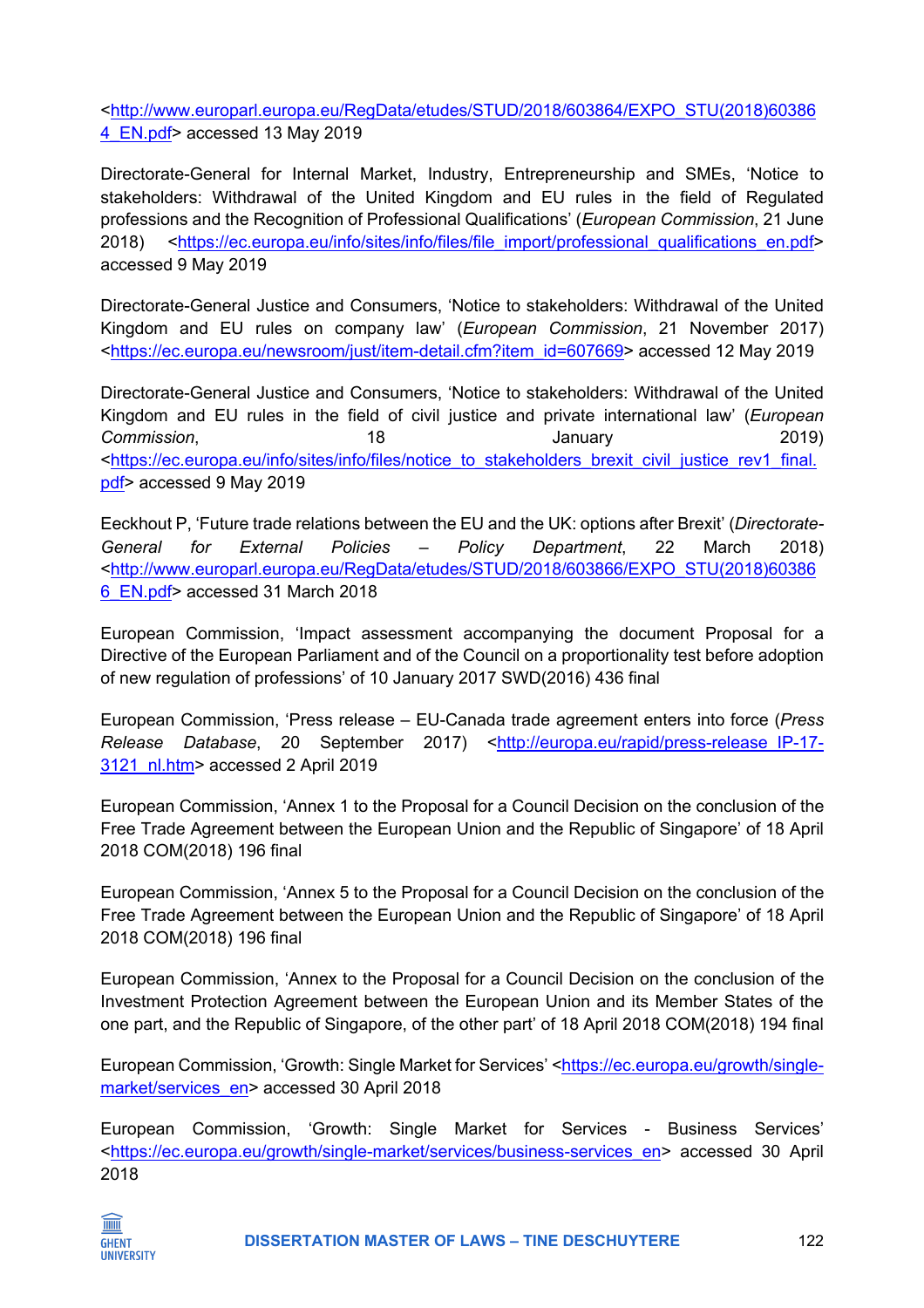<http://www.europarl.europa.eu/RegData/etudes/STUD/2018/603864/EXPO_STU(2018)603864_EN.pdf> accessed 13 May 2019

Directorate-General for Internal Market, Industry, Entrepreneurship and SMEs, 'Notice to stakeholders: Withdrawal of the United Kingdom and EU rules in the field of Regulated professions and the Recognition of Professional Qualifications' (*European Commission*, 21 June 2018) <https://ec.europa.eu/info/sites/info/files/file_import/professional_qualifications_en.pdf> accessed 9 May 2019

Directorate-General Justice and Consumers, 'Notice to stakeholders: Withdrawal of the United Kingdom and EU rules on company law' (*European Commission*, 21 November 2017) <https://ec.europa.eu/newsroom/just/item-detail.cfm?item_id=607669> accessed 12 May 2019

Directorate-General Justice and Consumers, 'Notice to stakeholders: Withdrawal of the United Kingdom and EU rules in the field of civil justice and private international law' (*European Commission*, 18 January 2019) <https://ec.europa.eu/info/sites/info/files/notice_to_stakeholders_brexit_civil_justice_rev1_final.pdf> accessed 9 May 2019

Eeckhout P, 'Future trade relations between the EU and the UK: options after Brexit' (*Directorate-General for External Policies – Policy Department*, 22 March 2018) <http://www.europarl.europa.eu/RegData/etudes/STUD/2018/603866/EXPO_STU(2018)603866_EN.pdf> accessed 31 March 2018

European Commission, 'Impact assessment accompanying the document Proposal for a Directive of the European Parliament and of the Council on a proportionality test before adoption of new regulation of professions' of 10 January 2017 SWD(2016) 436 final

European Commission, 'Press release – EU-Canada trade agreement enters into force (*Press Release Database*, 20 September 2017) <http://europa.eu/rapid/press-release_IP-17-3121_nl.htm> accessed 2 April 2019

European Commission, 'Annex 1 to the Proposal for a Council Decision on the conclusion of the Free Trade Agreement between the European Union and the Republic of Singapore' of 18 April 2018 COM(2018) 196 final

European Commission, 'Annex 5 to the Proposal for a Council Decision on the conclusion of the Free Trade Agreement between the European Union and the Republic of Singapore' of 18 April 2018 COM(2018) 196 final

European Commission, 'Annex to the Proposal for a Council Decision on the conclusion of the Investment Protection Agreement between the European Union and its Member States of the one part, and the Republic of Singapore, of the other part' of 18 April 2018 COM(2018) 194 final

European Commission, 'Growth: Single Market for Services' <https://ec.europa.eu/growth/single-market/services_en> accessed 30 April 2018

European Commission, 'Growth: Single Market for Services - Business Services' <https://ec.europa.eu/growth/single-market/services/business-services_en> accessed 30 April 2018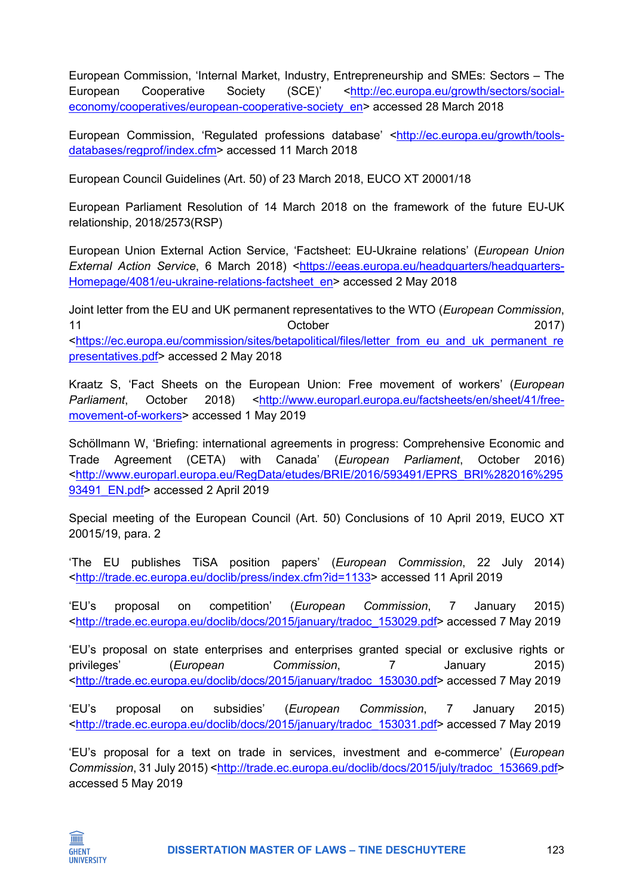European Commission, 'Internal Market, Industry, Entrepreneurship and SMEs: Sectors – The European Cooperative Society (SCE)' <http://ec.europa.eu/growth/sectors/social-economy/cooperatives/european-cooperative-society_en> accessed 28 March 2018

European Commission, 'Regulated professions database' <http://ec.europa.eu/growth/tools-databases/regprof/index.cfm> accessed 11 March 2018

European Council Guidelines (Art. 50) of 23 March 2018, EUCO XT 20001/18

European Parliament Resolution of 14 March 2018 on the framework of the future EU-UK relationship, 2018/2573(RSP)

European Union External Action Service, 'Factsheet: EU-Ukraine relations' (*European Union External Action Service*, 6 March 2018) <https://eeas.europa.eu/headquarters/headquarters-Homepage/4081/eu-ukraine-relations-factsheet_en> accessed 2 May 2018

Joint letter from the EU and UK permanent representatives to the WTO (*European Commission*, 11 October 2017) <https://ec.europa.eu/commission/sites/betapolitical/files/letter_from_eu_and_uk_permanent_representatives.pdf> accessed 2 May 2018

Kraatz S, 'Fact Sheets on the European Union: Free movement of workers' (*European Parliament*, October 2018) <http://www.europarl.europa.eu/factsheets/en/sheet/41/free-movement-of-workers> accessed 1 May 2019

Schöllmann W, 'Briefing: international agreements in progress: Comprehensive Economic and Trade Agreement (CETA) with Canada' (*European Parliament*, October 2016) <http://www.europarl.europa.eu/RegData/etudes/BRIE/2016/593491/EPRS_BRI%282016%29593491_EN.pdf> accessed 2 April 2019

Special meeting of the European Council (Art. 50) Conclusions of 10 April 2019, EUCO XT 20015/19, para. 2

'The EU publishes TiSA position papers' (*European Commission*, 22 July 2014) <http://trade.ec.europa.eu/doclib/press/index.cfm?id=1133> accessed 11 April 2019

'EU's proposal on competition' (*European Commission*, 7 January 2015) <http://trade.ec.europa.eu/doclib/docs/2015/january/tradoc_153029.pdf> accessed 7 May 2019

'EU's proposal on state enterprises and enterprises granted special or exclusive rights or privileges' (*European Commission*, 7 January 2015) <http://trade.ec.europa.eu/doclib/docs/2015/january/tradoc_153030.pdf> accessed 7 May 2019

'EU's proposal on subsidies' (*European Commission*, 7 January 2015) <http://trade.ec.europa.eu/doclib/docs/2015/january/tradoc_153031.pdf> accessed 7 May 2019

'EU's proposal for a text on trade in services, investment and e-commerce' (*European Commission*, 31 July 2015) <http://trade.ec.europa.eu/doclib/docs/2015/july/tradoc_153669.pdf> accessed 5 May 2019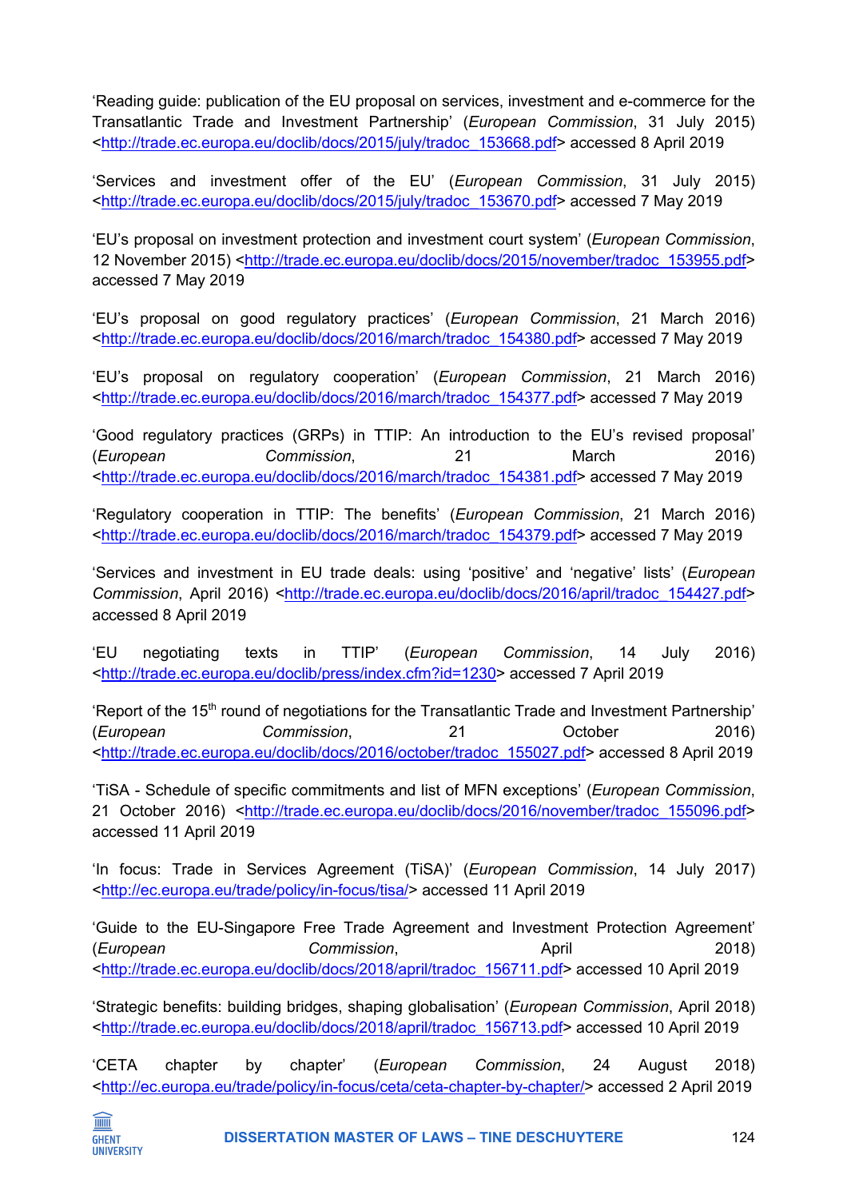'Reading guide: publication of the EU proposal on services, investment and e-commerce for the Transatlantic Trade and Investment Partnership' (*European Commission*, 31 July 2015) <http://trade.ec.europa.eu/doclib/docs/2015/july/tradoc_153668.pdf> accessed 8 April 2019

'Services and investment offer of the EU' (*European Commission*, 31 July 2015) <http://trade.ec.europa.eu/doclib/docs/2015/july/tradoc_153670.pdf> accessed 7 May 2019

'EU's proposal on investment protection and investment court system' (*European Commission*, 12 November 2015) <http://trade.ec.europa.eu/doclib/docs/2015/november/tradoc_153955.pdf> accessed 7 May 2019

'EU's proposal on good regulatory practices' (*European Commission*, 21 March 2016) <http://trade.ec.europa.eu/doclib/docs/2016/march/tradoc_154380.pdf> accessed 7 May 2019

'EU's proposal on regulatory cooperation' (*European Commission*, 21 March 2016) <http://trade.ec.europa.eu/doclib/docs/2016/march/tradoc_154377.pdf> accessed 7 May 2019

'Good regulatory practices (GRPs) in TTIP: An introduction to the EU's revised proposal' (*European Commission*, 21 March 2016) <http://trade.ec.europa.eu/doclib/docs/2016/march/tradoc_154381.pdf> accessed 7 May 2019

'Regulatory cooperation in TTIP: The benefits' (*European Commission*, 21 March 2016) <http://trade.ec.europa.eu/doclib/docs/2016/march/tradoc_154379.pdf> accessed 7 May 2019

'Services and investment in EU trade deals: using 'positive' and 'negative' lists' (*European Commission*, April 2016) <http://trade.ec.europa.eu/doclib/docs/2016/april/tradoc_154427.pdf> accessed 8 April 2019

'EU negotiating texts in TTIP' (*European Commission*, 14 July 2016) <http://trade.ec.europa.eu/doclib/press/index.cfm?id=1230> accessed 7 April 2019

'Report of the 15th round of negotiations for the Transatlantic Trade and Investment Partnership' (*European Commission*, 21 October 2016) <http://trade.ec.europa.eu/doclib/docs/2016/october/tradoc_155027.pdf> accessed 8 April 2019

'TiSA - Schedule of specific commitments and list of MFN exceptions' (*European Commission*, 21 October 2016) <http://trade.ec.europa.eu/doclib/docs/2016/november/tradoc_155096.pdf> accessed 11 April 2019

'In focus: Trade in Services Agreement (TiSA)' (*European Commission*, 14 July 2017) <http://ec.europa.eu/trade/policy/in-focus/tisa/> accessed 11 April 2019

'Guide to the EU-Singapore Free Trade Agreement and Investment Protection Agreement' (*European Commission*, April 2018) <http://trade.ec.europa.eu/doclib/docs/2018/april/tradoc_156711.pdf> accessed 10 April 2019

'Strategic benefits: building bridges, shaping globalisation' (*European Commission*, April 2018) <http://trade.ec.europa.eu/doclib/docs/2018/april/tradoc_156713.pdf> accessed 10 April 2019

'CETA chapter by chapter' (*European Commission*, 24 August 2018) <http://ec.europa.eu/trade/policy/in-focus/ceta/ceta-chapter-by-chapter/> accessed 2 April 2019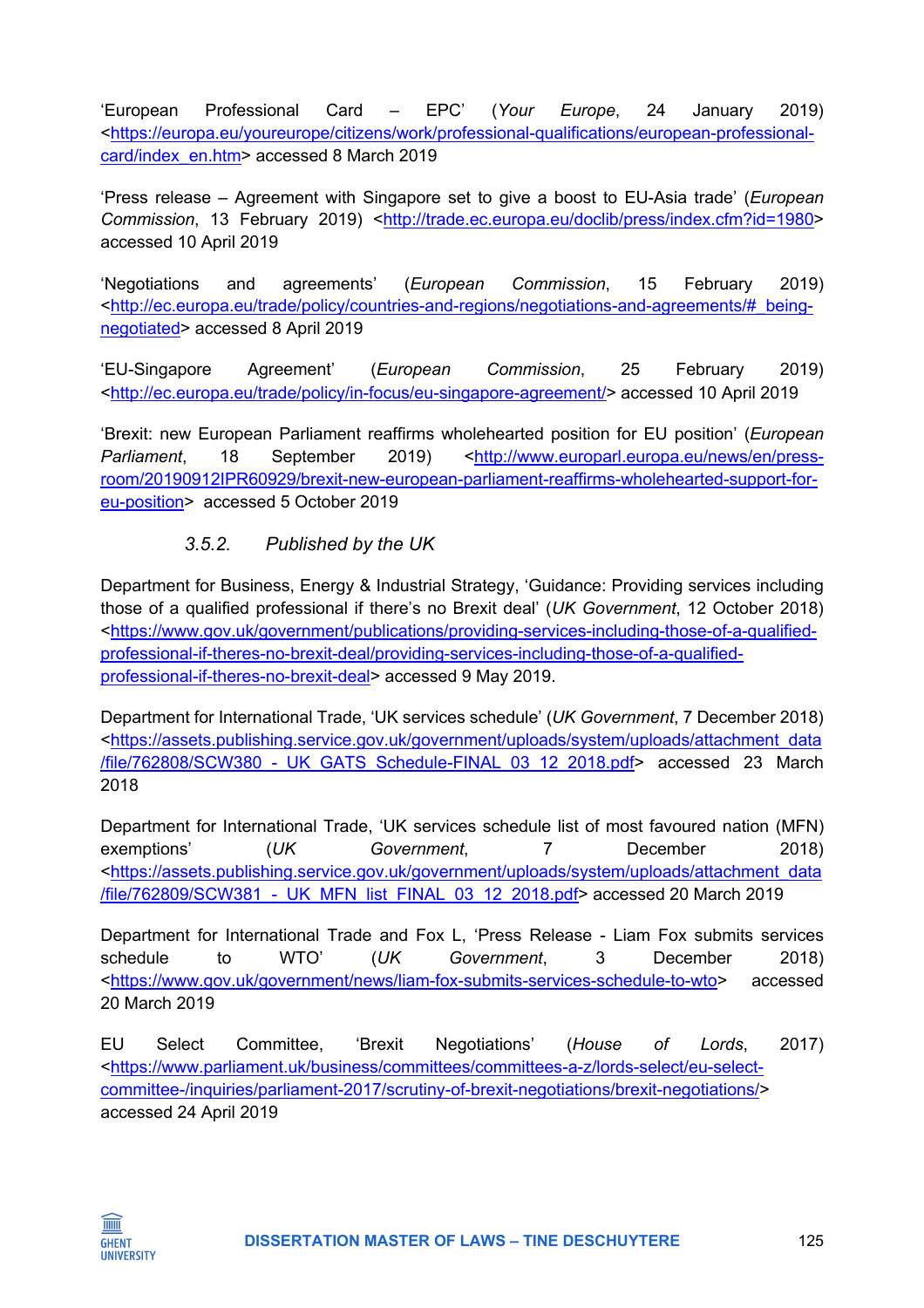'European Professional Card – EPC' (*Your Europe*, 24 January 2019) <https://europa.eu/youreurope/citizens/work/professional-qualifications/european-professional-card/index_en.htm> accessed 8 March 2019

'Press release – Agreement with Singapore set to give a boost to EU-Asia trade' (*European Commission*, 13 February 2019) <http://trade.ec.europa.eu/doclib/press/index.cfm?id=1980> accessed 10 April 2019

'Negotiations and agreements' (*European Commission*, 15 February 2019) <http://ec.europa.eu/trade/policy/countries-and-regions/negotiations-and-agreements/#_being-negotiated> accessed 8 April 2019

'EU-Singapore Agreement' (*European Commission*, 25 February 2019) <http://ec.europa.eu/trade/policy/in-focus/eu-singapore-agreement/> accessed 10 April 2019

'Brexit: new European Parliament reaffirms wholehearted position for EU position' (*European Parliament*, 18 September 2019) <http://www.europarl.europa.eu/news/en/press-room/20190912IPR60929/brexit-new-european-parliament-reaffirms-wholehearted-support-for-eu-position> accessed 5 October 2019

### *3.5.2. Published by the UK*

Department for Business, Energy & Industrial Strategy, 'Guidance: Providing services including those of a qualified professional if there's no Brexit deal' (*UK Government*, 12 October 2018) <https://www.gov.uk/government/publications/providing-services-including-those-of-a-qualified-professional-if-theres-no-brexit-deal/providing-services-including-those-of-a-qualified-professional-if-theres-no-brexit-deal> accessed 9 May 2019.

Department for International Trade, 'UK services schedule' (*UK Government*, 7 December 2018) <https://assets.publishing.service.gov.uk/government/uploads/system/uploads/attachment_data/file/762808/SCW380_-_UK_GATS_Schedule-FINAL_03_12_2018.pdf> accessed 23 March 2018

Department for International Trade, 'UK services schedule list of most favoured nation (MFN) exemptions' (*UK Government*, 7 December 2018) <https://assets.publishing.service.gov.uk/government/uploads/system/uploads/attachment_data/file/762809/SCW381_-_UK_MFN_list_FINAL_03_12_2018.pdf> accessed 20 March 2019

Department for International Trade and Fox L, 'Press Release - Liam Fox submits services schedule to WTO' (*UK Government*, 3 December 2018) <https://www.gov.uk/government/news/liam-fox-submits-services-schedule-to-wto> accessed 20 March 2019

EU Select Committee, 'Brexit Negotiations' (*House of Lords*, 2017) <https://www.parliament.uk/business/committees/committees-a-z/lords-select/eu-select-committee-/inquiries/parliament-2017/scrutiny-of-brexit-negotiations/brexit-negotiations/> accessed 24 April 2019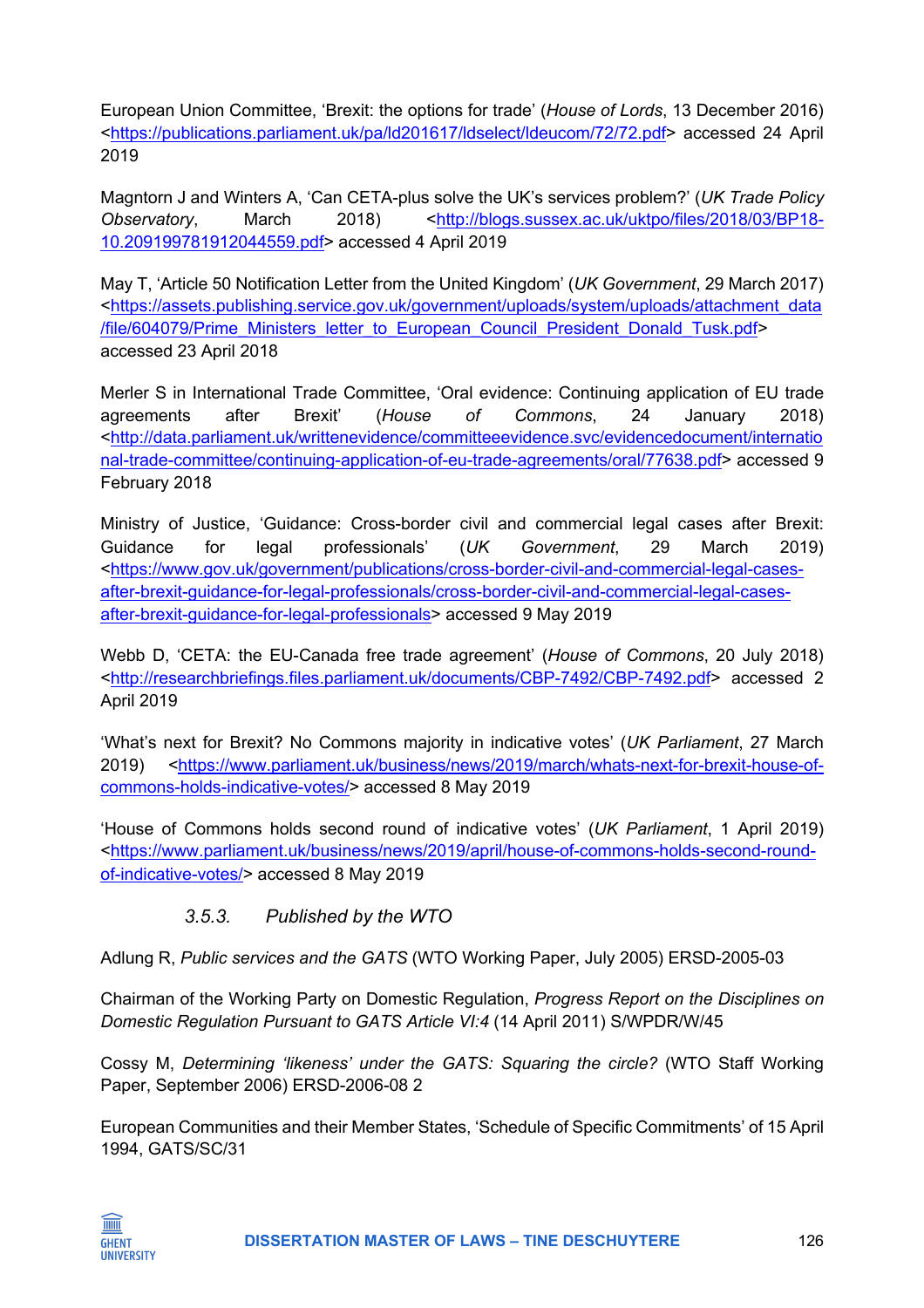European Union Committee, 'Brexit: the options for trade' (*House of Lords*, 13 December 2016) <https://publications.parliament.uk/pa/ld201617/ldselect/ldeucom/72/72.pdf> accessed 24 April 2019

Magntorn J and Winters A, 'Can CETA-plus solve the UK's services problem?' (*UK Trade Policy Observatory*, March 2018) <http://blogs.sussex.ac.uk/uktpo/files/2018/03/BP18-10.209199781912044559.pdf> accessed 4 April 2019

May T, 'Article 50 Notification Letter from the United Kingdom' (*UK Government*, 29 March 2017) <https://assets.publishing.service.gov.uk/government/uploads/system/uploads/attachment_data/file/604079/Prime_Ministers_letter_to_European_Council_President_Donald_Tusk.pdf> accessed 23 April 2018

Merler S in International Trade Committee, 'Oral evidence: Continuing application of EU trade agreements after Brexit' (*House of Commons*, 24 January 2018) <http://data.parliament.uk/writtenevidence/committeeevidence.svc/evidencedocument/international-trade-committee/continuing-application-of-eu-trade-agreements/oral/77638.pdf> accessed 9 February 2018

Ministry of Justice, 'Guidance: Cross-border civil and commercial legal cases after Brexit: Guidance for legal professionals' (*UK Government*, 29 March 2019) <https://www.gov.uk/government/publications/cross-border-civil-and-commercial-legal-cases-after-brexit-guidance-for-legal-professionals/cross-border-civil-and-commercial-legal-cases-after-brexit-guidance-for-legal-professionals> accessed 9 May 2019

Webb D, 'CETA: the EU-Canada free trade agreement' (*House of Commons*, 20 July 2018) <http://researchbriefings.files.parliament.uk/documents/CBP-7492/CBP-7492.pdf> accessed 2 April 2019

'What's next for Brexit? No Commons majority in indicative votes' (*UK Parliament*, 27 March 2019) <https://www.parliament.uk/business/news/2019/march/whats-next-for-brexit-house-of-commons-holds-indicative-votes/> accessed 8 May 2019

'House of Commons holds second round of indicative votes' (*UK Parliament*, 1 April 2019) <https://www.parliament.uk/business/news/2019/april/house-of-commons-holds-second-round-of-indicative-votes/> accessed 8 May 2019

### *3.5.3. Published by the WTO*

Adlung R, *Public services and the GATS* (WTO Working Paper, July 2005) ERSD-2005-03

Chairman of the Working Party on Domestic Regulation, *Progress Report on the Disciplines on Domestic Regulation Pursuant to GATS Article VI:4* (14 April 2011) S/WPDR/W/45

Cossy M, *Determining 'likeness' under the GATS: Squaring the circle?* (WTO Staff Working Paper, September 2006) ERSD-2006-08 2

European Communities and their Member States, 'Schedule of Specific Commitments' of 15 April 1994, GATS/SC/31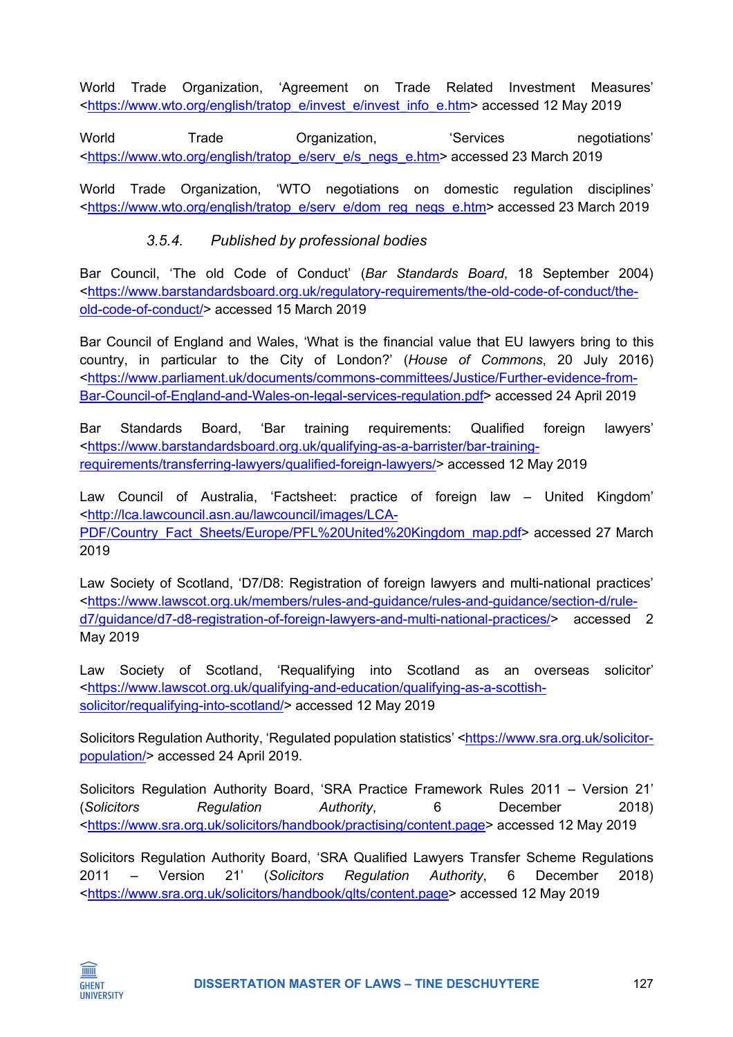World Trade Organization, 'Agreement on Trade Related Investment Measures' <https://www.wto.org/english/tratop_e/invest_e/invest_info_e.htm> accessed 12 May 2019

World Trade Organization, 'Services negotiations' <https://www.wto.org/english/tratop_e/serv_e/s_negs_e.htm> accessed 23 March 2019

World Trade Organization, 'WTO negotiations on domestic regulation disciplines' <https://www.wto.org/english/tratop_e/serv_e/dom_reg_negs_e.htm> accessed 23 March 2019

#### *3.5.4. Published by professional bodies*

Bar Council, 'The old Code of Conduct' (*Bar Standards Board*, 18 September 2004) <https://www.barstandardsboard.org.uk/regulatory-requirements/the-old-code-of-conduct/the-old-code-of-conduct/> accessed 15 March 2019

Bar Council of England and Wales, 'What is the financial value that EU lawyers bring to this country, in particular to the City of London?' (*House of Commons*, 20 July 2016) <https://www.parliament.uk/documents/commons-committees/Justice/Further-evidence-from-Bar-Council-of-England-and-Wales-on-legal-services-regulation.pdf> accessed 24 April 2019

Bar Standards Board, 'Bar training requirements: Qualified foreign lawyers' <https://www.barstandardsboard.org.uk/qualifying-as-a-barrister/bar-training-requirements/transferring-lawyers/qualified-foreign-lawyers/> accessed 12 May 2019

Law Council of Australia, 'Factsheet: practice of foreign law – United Kingdom' <http://lca.lawcouncil.asn.au/lawcouncil/images/LCA-PDF/Country_Fact_Sheets/Europe/PFL%20United%20Kingdom_map.pdf> accessed 27 March 2019

Law Society of Scotland, 'D7/D8: Registration of foreign lawyers and multi-national practices' <https://www.lawscot.org.uk/members/rules-and-guidance/rules-and-guidance/section-d/rule-d7/guidance/d7-d8-registration-of-foreign-lawyers-and-multi-national-practices/> accessed 2 May 2019

Law Society of Scotland, 'Requalifying into Scotland as an overseas solicitor' <https://www.lawscot.org.uk/qualifying-and-education/qualifying-as-a-scottish-solicitor/requalifying-into-scotland/> accessed 12 May 2019

Solicitors Regulation Authority, 'Regulated population statistics' <https://www.sra.org.uk/solicitor-population/> accessed 24 April 2019.

Solicitors Regulation Authority Board, 'SRA Practice Framework Rules 2011 – Version 21' (*Solicitors Regulation Authority*, 6 December 2018) <https://www.sra.org.uk/solicitors/handbook/practising/content.page> accessed 12 May 2019

Solicitors Regulation Authority Board, 'SRA Qualified Lawyers Transfer Scheme Regulations 2011 – Version 21' (*Solicitors Regulation Authority*, 6 December 2018) <https://www.sra.org.uk/solicitors/handbook/qlts/content.page> accessed 12 May 2019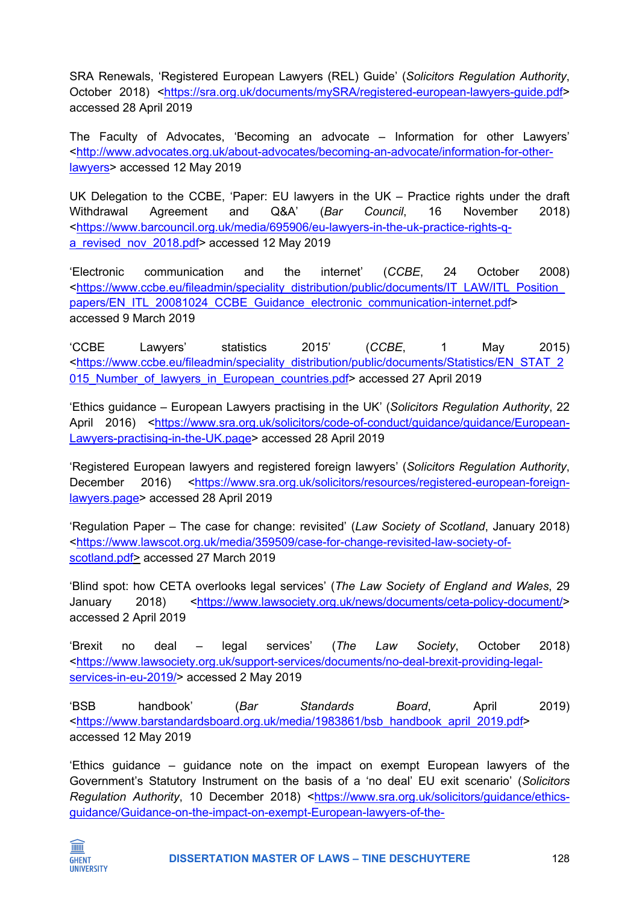SRA Renewals, 'Registered European Lawyers (REL) Guide' (*Solicitors Regulation Authority*, October 2018) <https://sra.org.uk/documents/mySRA/registered-european-lawyers-guide.pdf> accessed 28 April 2019

The Faculty of Advocates, 'Becoming an advocate – Information for other Lawyers' <http://www.advocates.org.uk/about-advocates/becoming-an-advocate/information-for-other-lawyers> accessed 12 May 2019

UK Delegation to the CCBE, 'Paper: EU lawyers in the UK – Practice rights under the draft Withdrawal Agreement and Q&A' (*Bar Council*, 16 November 2018) <https://www.barcouncil.org.uk/media/695906/eu-lawyers-in-the-uk-practice-rights-q-a_revised_nov_2018.pdf> accessed 12 May 2019

'Electronic communication and the internet' (*CCBE*, 24 October 2008) <https://www.ccbe.eu/fileadmin/speciality_distribution/public/documents/IT_LAW/ITL_Position_papers/EN_ITL_20081024_CCBE_Guidance_electronic_communication-internet.pdf> accessed 9 March 2019

'CCBE Lawyers' statistics 2015' (*CCBE*, 1 May 2015) <https://www.ccbe.eu/fileadmin/speciality_distribution/public/documents/Statistics/EN_STAT_2015_Number_of_lawyers_in_European_countries.pdf> accessed 27 April 2019

'Ethics guidance – European Lawyers practising in the UK' (*Solicitors Regulation Authority*, 22 April 2016) <https://www.sra.org.uk/solicitors/code-of-conduct/guidance/guidance/European-Lawyers-practising-in-the-UK.page> accessed 28 April 2019

'Registered European lawyers and registered foreign lawyers' (*Solicitors Regulation Authority*, December 2016) <https://www.sra.org.uk/solicitors/resources/registered-european-foreign-lawyers.page> accessed 28 April 2019

'Regulation Paper – The case for change: revisited' (*Law Society of Scotland*, January 2018) <https://www.lawscot.org.uk/media/359509/case-for-change-revisited-law-society-of-scotland.pdf> accessed 27 March 2019

'Blind spot: how CETA overlooks legal services' (*The Law Society of England and Wales*, 29 January 2018) <https://www.lawsociety.org.uk/news/documents/ceta-policy-document/> accessed 2 April 2019

'Brexit no deal – legal services' (*The Law Society*, October 2018) <https://www.lawsociety.org.uk/support-services/documents/no-deal-brexit-providing-legal-services-in-eu-2019/> accessed 2 May 2019

'BSB handbook' (*Bar Standards Board*, April 2019) <https://www.barstandardsboard.org.uk/media/1983861/bsb_handbook_april_2019.pdf> accessed 12 May 2019

'Ethics guidance – guidance note on the impact on exempt European lawyers of the Government's Statutory Instrument on the basis of a 'no deal' EU exit scenario' (*Solicitors Regulation Authority*, 10 December 2018) <https://www.sra.org.uk/solicitors/guidance/ethics-guidance/Guidance-on-the-impact-on-exempt-European-lawyers-of-the-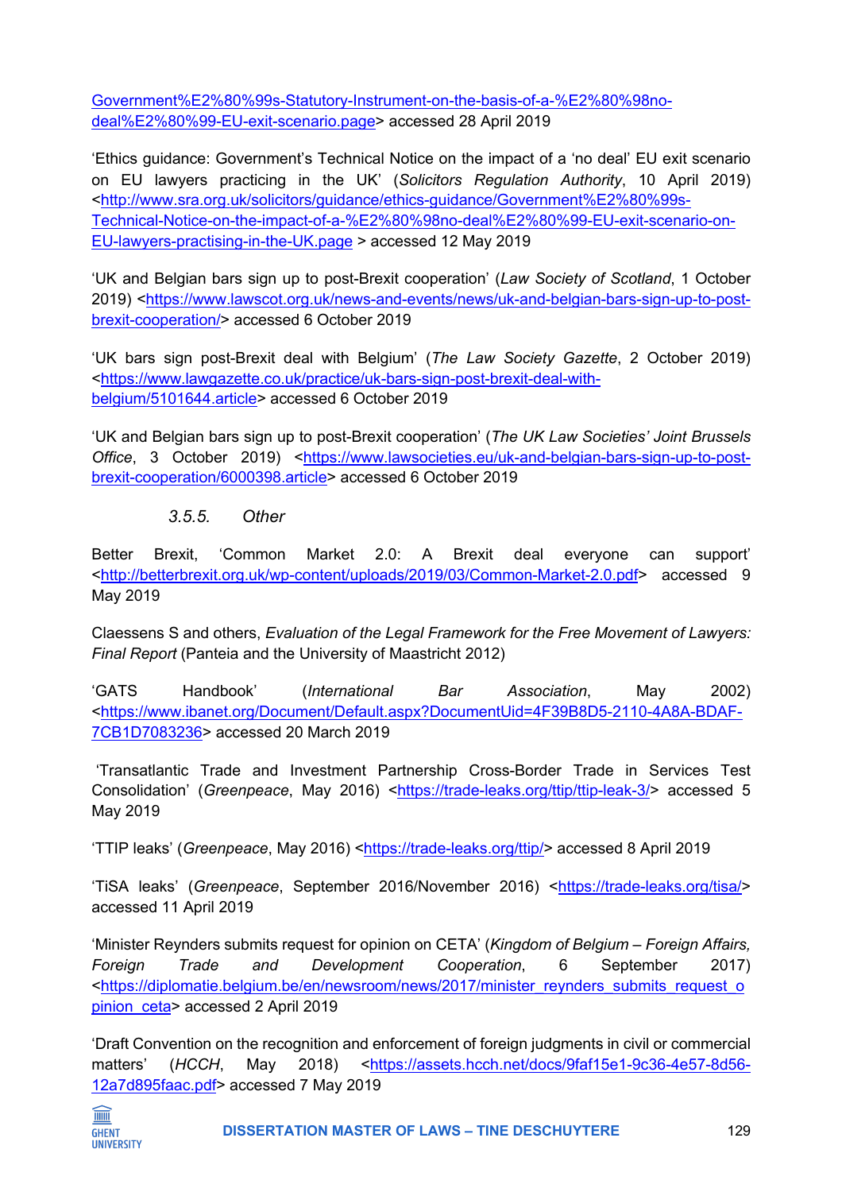Government%E2%80%99s-Statutory-Instrument-on-the-basis-of-a-%E2%80%98no-deal%E2%80%99-EU-exit-scenario.page> accessed 28 April 2019

'Ethics guidance: Government's Technical Notice on the impact of a 'no deal' EU exit scenario on EU lawyers practicing in the UK' (*Solicitors Regulation Authority*, 10 April 2019) <http://www.sra.org.uk/solicitors/guidance/ethics-guidance/Government%E2%80%99s-Technical-Notice-on-the-impact-of-a-%E2%80%98no-deal%E2%80%99-EU-exit-scenario-on-EU-lawyers-practising-in-the-UK.page > accessed 12 May 2019

'UK and Belgian bars sign up to post-Brexit cooperation' (*Law Society of Scotland*, 1 October 2019) <https://www.lawscot.org.uk/news-and-events/news/uk-and-belgian-bars-sign-up-to-post-brexit-cooperation/> accessed 6 October 2019

'UK bars sign post-Brexit deal with Belgium' (*The Law Society Gazette*, 2 October 2019) <https://www.lawgazette.co.uk/practice/uk-bars-sign-post-brexit-deal-with-belgium/5101644.article> accessed 6 October 2019

'UK and Belgian bars sign up to post-Brexit cooperation' (*The UK Law Societies' Joint Brussels Office*, 3 October 2019) <https://www.lawsocieties.eu/uk-and-belgian-bars-sign-up-to-post-brexit-cooperation/6000398.article> accessed 6 October 2019

#### *3.5.5. Other*

Better Brexit, 'Common Market 2.0: A Brexit deal everyone can support' <http://betterbrexit.org.uk/wp-content/uploads/2019/03/Common-Market-2.0.pdf> accessed 9 May 2019

Claessens S and others, *Evaluation of the Legal Framework for the Free Movement of Lawyers: Final Report* (Panteia and the University of Maastricht 2012)

'GATS Handbook' (*International Bar Association*, May 2002) <https://www.ibanet.org/Document/Default.aspx?DocumentUid=4F39B8D5-2110-4A8A-BDAF-7CB1D7083236> accessed 20 March 2019

'Transatlantic Trade and Investment Partnership Cross-Border Trade in Services Test Consolidation' (*Greenpeace*, May 2016) <https://trade-leaks.org/ttip/ttip-leak-3/> accessed 5 May 2019

'TTIP leaks' (*Greenpeace*, May 2016) <https://trade-leaks.org/ttip/> accessed 8 April 2019

'TiSA leaks' (*Greenpeace*, September 2016/November 2016) <https://trade-leaks.org/tisa/> accessed 11 April 2019

'Minister Reynders submits request for opinion on CETA' (*Kingdom of Belgium – Foreign Affairs, Foreign Trade and Development Cooperation*, 6 September 2017) <https://diplomatie.belgium.be/en/newsroom/news/2017/minister_reynders_submits_request_opinion_ceta> accessed 2 April 2019

'Draft Convention on the recognition and enforcement of foreign judgments in civil or commercial matters' (*HCCH*, May 2018) <https://assets.hcch.net/docs/9faf15e1-9c36-4e57-8d56-12a7d895faac.pdf> accessed 7 May 2019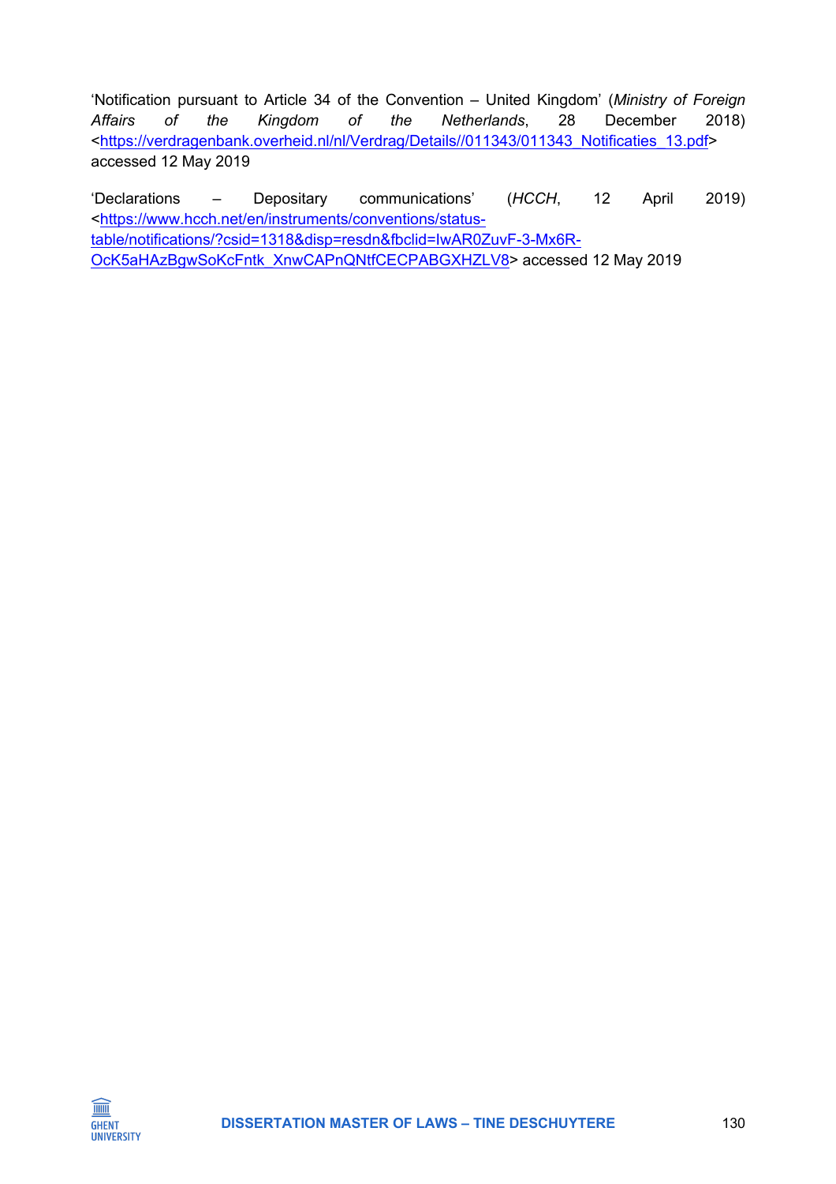'Notification pursuant to Article 34 of the Convention – United Kingdom' (*Ministry of Foreign Affairs of the Kingdom of the Netherlands*, 28 December 2018) <https://verdragenbank.overheid.nl/nl/Verdrag/Details//011343/011343_Notificaties_13.pdf> accessed 12 May 2019

'Declarations – Depositary communications' (*HCCH*, 12 April 2019) <https://www.hcch.net/en/instruments/conventions/status-table/notifications/?csid=1318&disp=resdn&fbclid=IwAR0ZuvF-3-Mx6R-OcK5aHAzBgwSoKcFntk_XnwCAPnQNtfCECPABGXHZLV8> accessed 12 May 2019